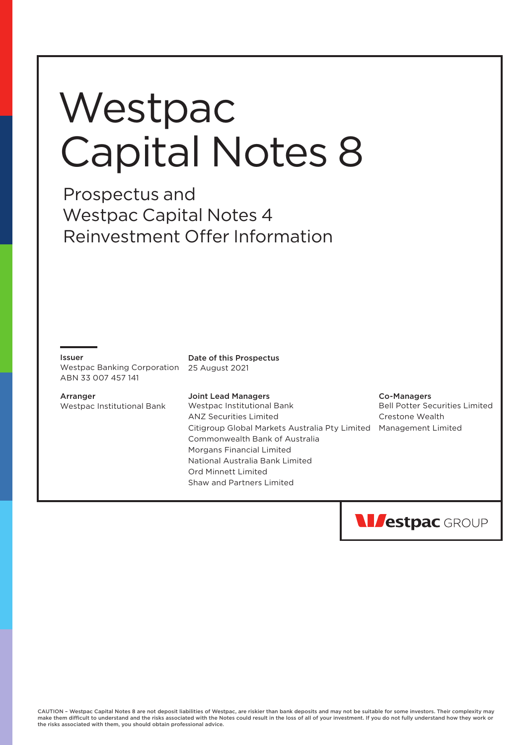# Westpac Capital Notes 8

## Prospectus and Westpac Capital Notes 4 Reinvestment Offer Information

**Issuer**
Westpac Banking Corporation
ABN 33 007 457 141

**Date of this Prospectus**
25 August 2021

**Arranger**
Westpac Institutional Bank

**Joint Lead Managers**
Westpac Institutional Bank
ANZ Securities Limited
Citigroup Global Markets Australia Pty Limited
Commonwealth Bank of Australia
Morgans Financial Limited
National Australia Bank Limited
Ord Minnett Limited
Shaw and Partners Limited

**Co-Managers**
Bell Potter Securities Limited
Crestone Wealth Management Limited

Westpac GROUP

CAUTION – Westpac Capital Notes 8 are not deposit liabilities of Westpac, are riskier than bank deposits and may not be suitable for some investors. Their complexity may make them difficult to understand and the risks associated with the Notes could result in the loss of all of your investment. If you do not fully understand how they work or the risks associated with them, you should obtain professional advice.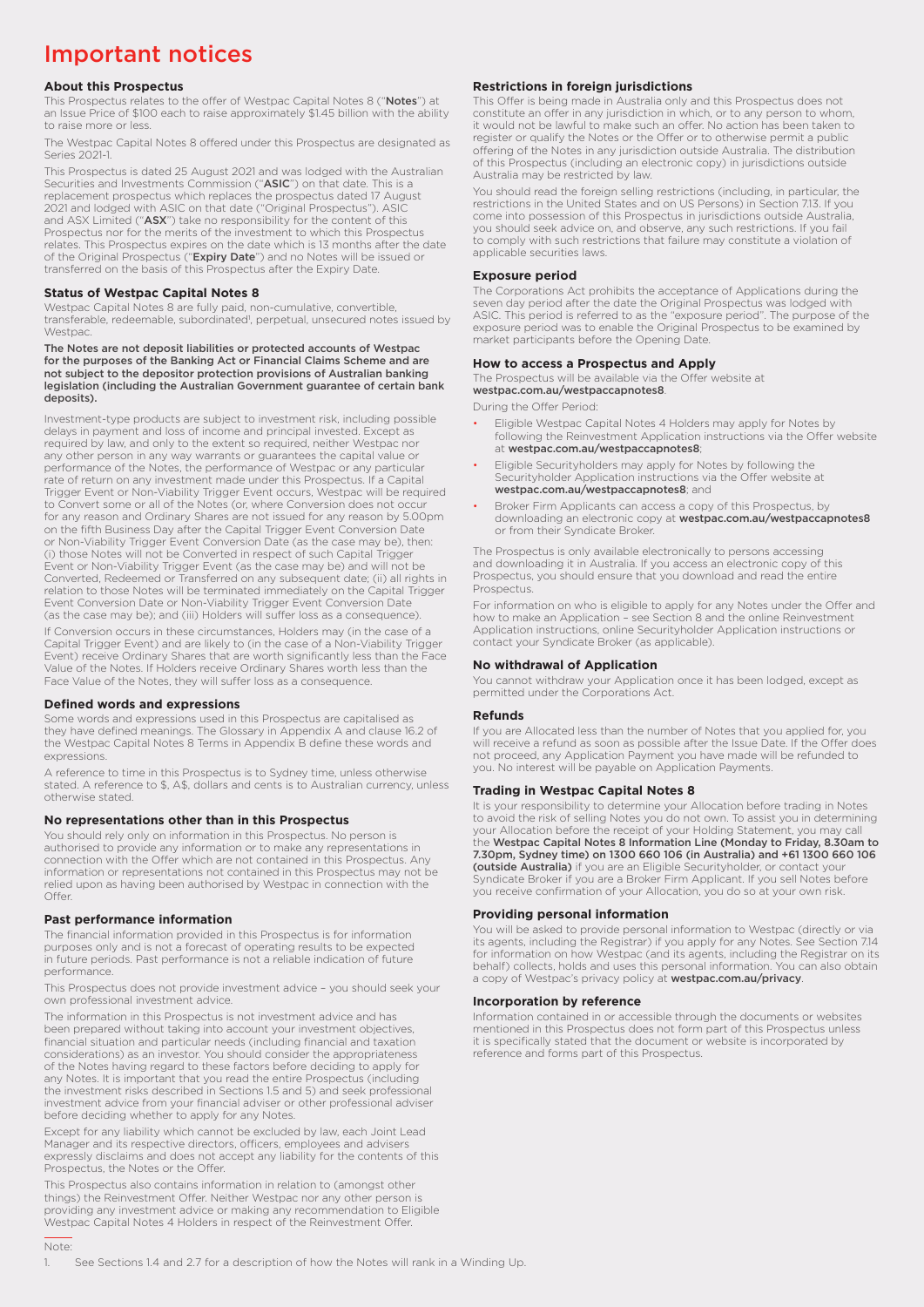# Important notices

### About this Prospectus

This Prospectus relates to the offer of Westpac Capital Notes 8 ("**Notes**") at an Issue Price of $100 each to raise approximately $1.45 billion with the ability to raise more or less.

The Westpac Capital Notes 8 offered under this Prospectus are designated as Series 2021-1.

This Prospectus is dated 25 August 2021 and was lodged with the Australian Securities and Investments Commission ("**ASIC**") on that date. This is a replacement prospectus which replaces the prospectus dated 17 August 2021 and lodged with ASIC on that date ("Original Prospectus"). ASIC and ASX Limited ("**ASX**") take no responsibility for the content of this Prospectus nor for the merits of the investment to which this Prospectus relates. This Prospectus expires on the date which is 13 months after the date of the Original Prospectus ("**Expiry Date**") and no Notes will be issued or transferred on the basis of this Prospectus after the Expiry Date.

### Status of Westpac Capital Notes 8

Westpac Capital Notes 8 are fully paid, non-cumulative, convertible, transferable, redeemable, subordinated[1], perpetual, unsecured notes issued by Westpac.

**The Notes are not deposit liabilities or protected accounts of Westpac for the purposes of the Banking Act or Financial Claims Scheme and are not subject to the depositor protection provisions of Australian banking legislation (including the Australian Government guarantee of certain bank deposits).**

Investment-type products are subject to investment risk, including possible delays in payment and loss of income and principal invested. Except as required by law, and only to the extent so required, neither Westpac nor any other person in any way warrants or guarantees the capital value or performance of the Notes, the performance of Westpac or any particular rate of return on any investment made under this Prospectus. If a Capital Trigger Event or Non-Viability Trigger Event occurs, Westpac will be required to Convert some or all of the Notes (or, where Conversion does not occur for any reason and Ordinary Shares are not issued for any reason by 5.00pm on the fifth Business Day after the Capital Trigger Event Conversion Date or Non-Viability Trigger Event Conversion Date (as the case may be), then: (i) those Notes will not be Converted in respect of such Capital Trigger Event or Non-Viability Trigger Event (as the case may be) and will not be Converted, Redeemed or Transferred on any subsequent date; (ii) all rights in relation to those Notes will be terminated immediately on the Capital Trigger Event Conversion Date or Non-Viability Trigger Event Conversion Date (as the case may be); and (iii) Holders will suffer loss as a consequence).

If Conversion occurs in these circumstances, Holders may (in the case of a Capital Trigger Event) and are likely to (in the case of a Non-Viability Trigger Event) receive Ordinary Shares that are worth significantly less than the Face Value of the Notes. If Holders receive Ordinary Shares worth less than the Face Value of the Notes, they will suffer loss as a consequence.

### Defined words and expressions

Some words and expressions used in this Prospectus are capitalised as they have defined meanings. The Glossary in Appendix A and clause 16.2 of the Westpac Capital Notes 8 Terms in Appendix B define these words and expressions.

A reference to time in this Prospectus is to Sydney time, unless otherwise stated. A reference to $, A$, dollars and cents is to Australian currency, unless otherwise stated.

### No representations other than in this Prospectus

You should rely only on information in this Prospectus. No person is authorised to provide any information or to make any representations in connection with the Offer which are not contained in this Prospectus. Any information or representations not contained in this Prospectus may not be relied upon as having been authorised by Westpac in connection with the Offer.

### Past performance information

The financial information provided in this Prospectus is for information purposes only and is not a forecast of operating results to be expected in future periods. Past performance is not a reliable indication of future performance.

This Prospectus does not provide investment advice – you should seek your own professional investment advice.

The information in this Prospectus is not investment advice and has been prepared without taking into account your investment objectives, financial situation and particular needs (including financial and taxation considerations) as an investor. You should consider the appropriateness of the Notes having regard to these factors before deciding to apply for any Notes. It is important that you read the entire Prospectus (including the investment risks described in Sections 1.5 and 5) and seek professional investment advice from your financial adviser or other professional adviser before deciding whether to apply for any Notes.

Except for any liability which cannot be excluded by law, each Joint Lead Manager and its respective directors, officers, employees and advisers expressly disclaims and does not accept any liability for the contents of this Prospectus, the Notes or the Offer.

This Prospectus also contains information in relation to (amongst other things) the Reinvestment Offer. Neither Westpac nor any other person is providing any investment advice or making any recommendation to Eligible Westpac Capital Notes 4 Holders in respect of the Reinvestment Offer.

### Restrictions in foreign jurisdictions

This Offer is being made in Australia only and this Prospectus does not constitute an offer in any jurisdiction in which, or to any person to whom, it would not be lawful to make such an offer. No action has been taken to register or qualify the Notes or the Offer or to otherwise permit a public offering of the Notes in any jurisdiction outside Australia. The distribution of this Prospectus (including an electronic copy) in jurisdictions outside Australia may be restricted by law.

You should read the foreign selling restrictions (including, in particular, the restrictions in the United States and on US Persons) in Section 7.13. If you come into possession of this Prospectus in jurisdictions outside Australia, you should seek advice on, and observe, any such restrictions. If you fail to comply with such restrictions that failure may constitute a violation of applicable securities laws.

### Exposure period

The Corporations Act prohibits the acceptance of Applications during the seven day period after the date the Original Prospectus was lodged with ASIC. This period is referred to as the "exposure period". The purpose of the exposure period was to enable the Original Prospectus to be examined by market participants before the Opening Date.

### How to access a Prospectus and Apply

The Prospectus will be available via the Offer website at **westpac.com.au/westpaccapnotes8**.

During the Offer Period:

- Eligible Westpac Capital Notes 4 Holders may apply for Notes by following the Reinvestment Application instructions via the Offer website at **westpac.com.au/westpaccapnotes8**;
- Eligible Securityholders may apply for Notes by following the Securityholder Application instructions via the Offer website at **westpac.com.au/westpaccapnotes8**; and
- Broker Firm Applicants can access a copy of this Prospectus, by downloading an electronic copy at **westpac.com.au/westpaccapnotes8** or from their Syndicate Broker.

The Prospectus is only available electronically to persons accessing and downloading it in Australia. If you access an electronic copy of this Prospectus, you should ensure that you download and read the entire Prospectus.

For information on who is eligible to apply for any Notes under the Offer and how to make an Application – see Section 8 and the online Reinvestment Application instructions, online Securityholder Application instructions or contact your Syndicate Broker (as applicable).

### No withdrawal of Application

You cannot withdraw your Application once it has been lodged, except as permitted under the Corporations Act.

### Refunds

If you are Allocated less than the number of Notes that you applied for, you will receive a refund as soon as possible after the Issue Date. If the Offer does not proceed, any Application Payment you have made will be refunded to you. No interest will be payable on Application Payments.

### Trading in Westpac Capital Notes 8

It is your responsibility to determine your Allocation before trading in Notes to avoid the risk of selling Notes you do not own. To assist you in determining your Allocation before the receipt of your Holding Statement, you may call the **Westpac Capital Notes 8 Information Line (Monday to Friday, 8.30am to 7.30pm, Sydney time) on 1300 660 106 (in Australia) and +61 1300 660 106 (outside Australia)** if you are an Eligible Securityholder, or contact your Syndicate Broker if you are a Broker Firm Applicant. If you sell Notes before you receive confirmation of your Allocation, you do so at your own risk.

### Providing personal information

You will be asked to provide personal information to Westpac (directly or via its agents, including the Registrar) if you apply for any Notes. See Section 7.14 for information on how Westpac (and its agents, including the Registrar on its behalf) collects, holds and uses this personal information. You can also obtain a copy of Westpac's privacy policy at **westpac.com.au/privacy**.

### Incorporation by reference

Information contained in or accessible through the documents or websites mentioned in this Prospectus does not form part of this Prospectus unless it is specifically stated that the document or website is incorporated by reference and forms part of this Prospectus.

---

Note:

1. See Sections 1.4 and 2.7 for a description of how the Notes will rank in a Winding Up.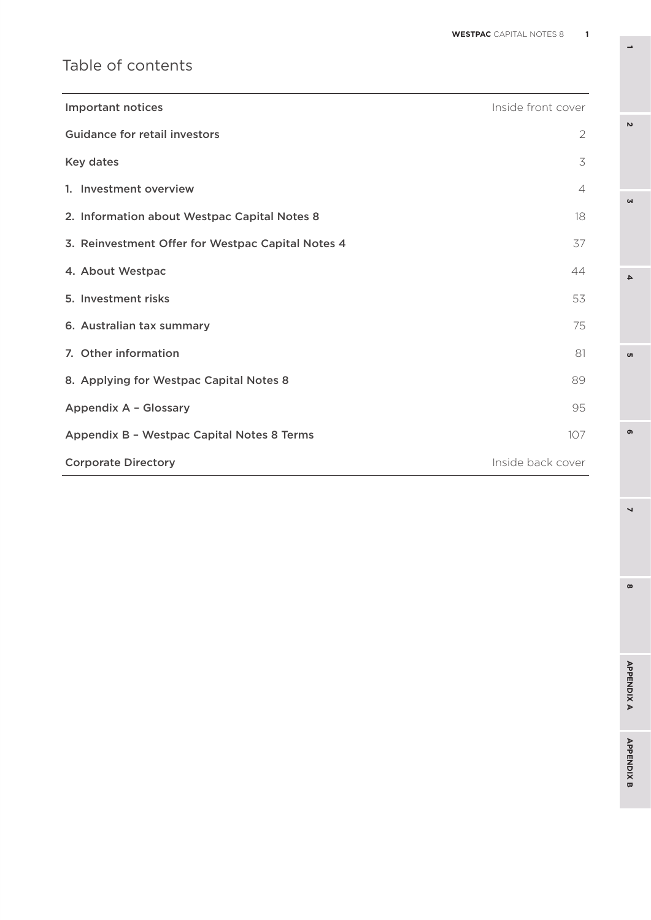# Table of contents

| | |
|---|---|
| Important notices | Inside front cover |
| Guidance for retail investors | 2 |
| Key dates | 3 |
| 1. Investment overview | 4 |
| 2. Information about Westpac Capital Notes 8 | 18 |
| 3. Reinvestment Offer for Westpac Capital Notes 4 | 37 |
| 4. About Westpac | 44 |
| 5. Investment risks | 53 |
| 6. Australian tax summary | 75 |
| 7. Other information | 81 |
| 8. Applying for Westpac Capital Notes 8 | 89 |
| Appendix A – Glossary | 95 |
| Appendix B – Westpac Capital Notes 8 Terms | 107 |
| Corporate Directory | Inside back cover |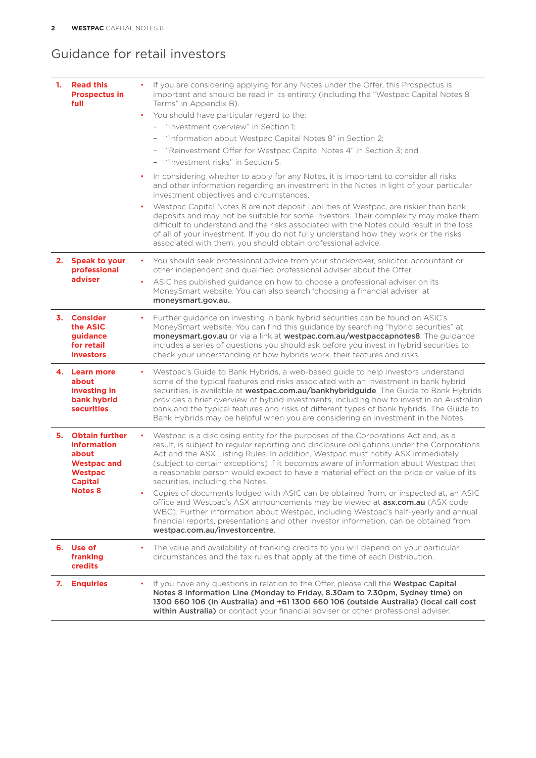# Guidance for retail investors

| | |
|---|---|
| **1. Read this Prospectus in full** | • If you are considering applying for any Notes under the Offer, this Prospectus is important and should be read in its entirety (including the "Westpac Capital Notes 8 Terms" in Appendix B).<br>• You should have particular regard to the:<br>– "Investment overview" in Section 1;<br>– "Information about Westpac Capital Notes 8" in Section 2;<br>– "Reinvestment Offer for Westpac Capital Notes 4" in Section 3; and<br>– "Investment risks" in Section 5.<br>• In considering whether to apply for any Notes, it is important to consider all risks and other information regarding an investment in the Notes in light of your particular investment objectives and circumstances.<br>• Westpac Capital Notes 8 are not deposit liabilities of Westpac, are riskier than bank deposits and may not be suitable for some investors. Their complexity may make them difficult to understand and the risks associated with the Notes could result in the loss of all of your investment. If you do not fully understand how they work or the risks associated with them, you should obtain professional advice. |
| **2. Speak to your professional adviser** | • You should seek professional advice from your stockbroker, solicitor, accountant or other independent and qualified professional adviser about the Offer.<br>• ASIC has published guidance on how to choose a professional adviser on its MoneySmart website. You can also search 'choosing a financial adviser' at **moneysmart.gov.au.** |
| **3. Consider the ASIC guidance for retail investors** | • Further guidance on investing in bank hybrid securities can be found on ASIC's MoneySmart website. You can find this guidance by searching "hybrid securities" at **moneysmart.gov.au** or via a link at **westpac.com.au/westpaccapnotes8**. The guidance includes a series of questions you should ask before you invest in hybrid securities to check your understanding of how hybrids work, their features and risks. |
| **4. Learn more about investing in bank hybrid securities** | • Westpac's Guide to Bank Hybrids, a web-based guide to help investors understand some of the typical features and risks associated with an investment in bank hybrid securities, is available at **westpac.com.au/bankhybridguide**. The Guide to Bank Hybrids provides a brief overview of hybrid investments, including how to invest in an Australian bank and the typical features and risks of different types of bank hybrids. The Guide to Bank Hybrids may be helpful when you are considering an investment in the Notes. |
| **5. Obtain further information about Westpac and Westpac Capital Notes 8** | • Westpac is a disclosing entity for the purposes of the Corporations Act and, as a result, is subject to regular reporting and disclosure obligations under the Corporations Act and the ASX Listing Rules. In addition, Westpac must notify ASX immediately (subject to certain exceptions) if it becomes aware of information about Westpac that a reasonable person would expect to have a material effect on the price or value of its securities, including the Notes.<br>• Copies of documents lodged with ASIC can be obtained from, or inspected at, an ASIC office and Westpac's ASX announcements may be viewed at **asx.com.au** (ASX code WBC). Further information about Westpac, including Westpac's half-yearly and annual financial reports, presentations and other investor information, can be obtained from **westpac.com.au/investorcentre**. |
| **6. Use of franking credits** | • The value and availability of franking credits to you will depend on your particular circumstances and the tax rules that apply at the time of each Distribution. |
| **7. Enquiries** | • If you have any questions in relation to the Offer, please call the **Westpac Capital Notes 8 Information Line (Monday to Friday, 8.30am to 7.30pm, Sydney time) on 1300 660 106 (in Australia) and +61 1300 660 106 (outside Australia) (local call cost within Australia)** or contact your financial adviser or other professional adviser. |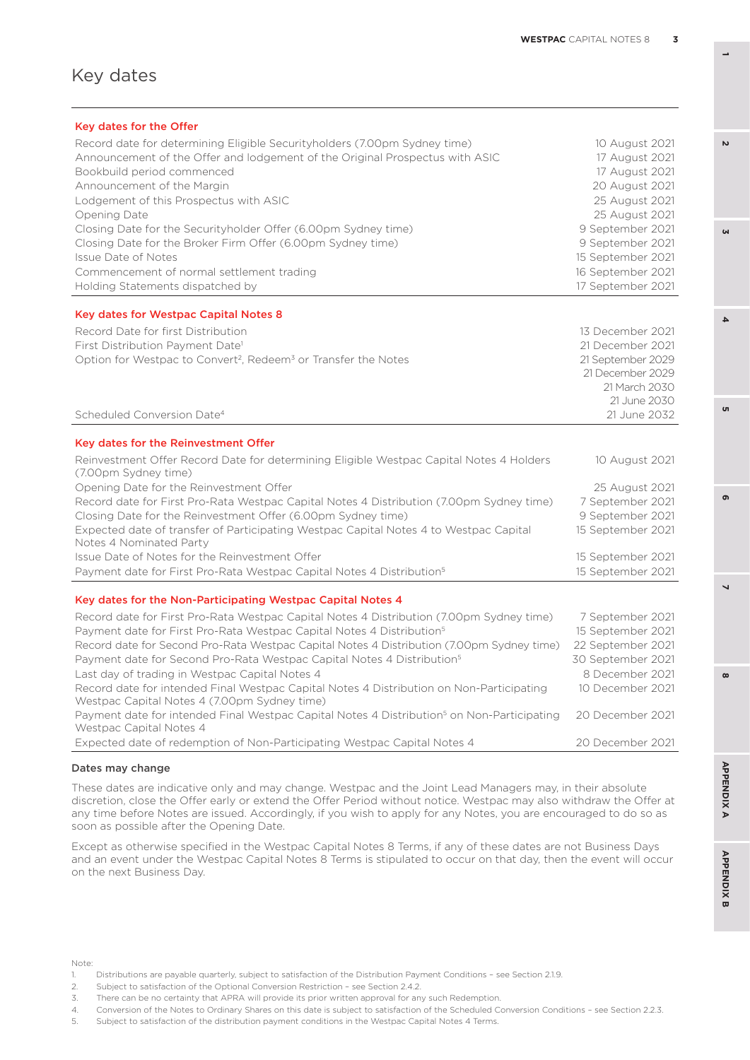# Key dates

| Key dates for the Offer | |
|---|---|
| Record date for determining Eligible Securityholders (7.00pm Sydney time) | 10 August 2021 |
| Announcement of the Offer and lodgement of the Original Prospectus with ASIC | 17 August 2021 |
| Bookbuild period commenced | 17 August 2021 |
| Announcement of the Margin | 20 August 2021 |
| Lodgement of this Prospectus with ASIC | 25 August 2021 |
| Opening Date | 25 August 2021 |
| Closing Date for the Securityholder Offer (6.00pm Sydney time) | 9 September 2021 |
| Closing Date for the Broker Firm Offer (6.00pm Sydney time) | 9 September 2021 |
| Issue Date of Notes | 15 September 2021 |
| Commencement of normal settlement trading | 16 September 2021 |
| Holding Statements dispatched by | 17 September 2021 |

| Key dates for Westpac Capital Notes 8 | |
|---|---|
| Record Date for first Distribution | 13 December 2021 |
| First Distribution Payment Date[1] | 21 December 2021 |
| Option for Westpac to Convert[2], Redeem[3] or Transfer the Notes | 21 September 2029<br>21 December 2029<br>21 March 2030<br>21 June 2030 |
| Scheduled Conversion Date[4] | 21 June 2032 |

| Key dates for the Reinvestment Offer | |
|---|---|
| Reinvestment Offer Record Date for determining Eligible Westpac Capital Notes 4 Holders (7.00pm Sydney time) | 10 August 2021 |
| Opening Date for the Reinvestment Offer | 25 August 2021 |
| Record date for First Pro-Rata Westpac Capital Notes 4 Distribution (7.00pm Sydney time) | 7 September 2021 |
| Closing Date for the Reinvestment Offer (6.00pm Sydney time) | 9 September 2021 |
| Expected date of transfer of Participating Westpac Capital Notes 4 to Westpac Capital Notes 4 Nominated Party | 15 September 2021 |
| Issue Date of Notes for the Reinvestment Offer | 15 September 2021 |
| Payment date for First Pro-Rata Westpac Capital Notes 4 Distribution[5] | 15 September 2021 |

| Key dates for the Non-Participating Westpac Capital Notes 4 | |
|---|---|
| Record date for First Pro-Rata Westpac Capital Notes 4 Distribution (7.00pm Sydney time) | 7 September 2021 |
| Payment date for First Pro-Rata Westpac Capital Notes 4 Distribution[5] | 15 September 2021 |
| Record date for Second Pro-Rata Westpac Capital Notes 4 Distribution (7.00pm Sydney time) | 22 September 2021 |
| Payment date for Second Pro-Rata Westpac Capital Notes 4 Distribution[5] | 30 September 2021 |
| Last day of trading in Westpac Capital Notes 4 | 8 December 2021 |
| Record date for intended Final Westpac Capital Notes 4 Distribution on Non-Participating Westpac Capital Notes 4 (7.00pm Sydney time) | 10 December 2021 |
| Payment date for intended Final Westpac Capital Notes 4 Distribution[5] on Non-Participating Westpac Capital Notes 4 | 20 December 2021 |
| Expected date of redemption of Non-Participating Westpac Capital Notes 4 | 20 December 2021 |

**Dates may change**

These dates are indicative only and may change. Westpac and the Joint Lead Managers may, in their absolute discretion, close the Offer early or extend the Offer Period without notice. Westpac may also withdraw the Offer at any time before Notes are issued. Accordingly, if you wish to apply for any Notes, you are encouraged to do so as soon as possible after the Opening Date.

Except as otherwise specified in the Westpac Capital Notes 8 Terms, if any of these dates are not Business Days and an event under the Westpac Capital Notes 8 Terms is stipulated to occur on that day, then the event will occur on the next Business Day.

Note:

1. Distributions are payable quarterly, subject to satisfaction of the Distribution Payment Conditions – see Section 2.1.9.
2. Subject to satisfaction of the Optional Conversion Restriction – see Section 2.4.2.
3. There can be no certainty that APRA will provide its prior written approval for any such Redemption.
4. Conversion of the Notes to Ordinary Shares on this date is subject to satisfaction of the Scheduled Conversion Conditions – see Section 2.2.3.
5. Subject to satisfaction of the distribution payment conditions in the Westpac Capital Notes 4 Terms.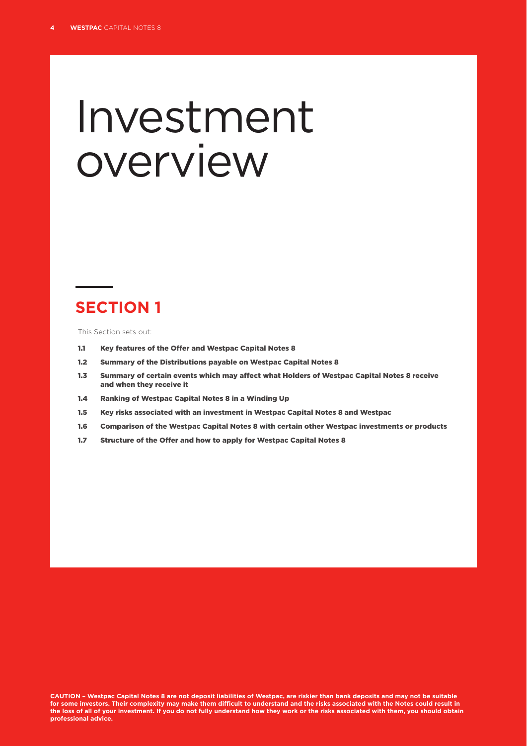# Investment overview

## SECTION 1

This Section sets out:

- **1.1 Key features of the Offer and Westpac Capital Notes 8**
- **1.2 Summary of the Distributions payable on Westpac Capital Notes 8**
- **1.3 Summary of certain events which may affect what Holders of Westpac Capital Notes 8 receive and when they receive it**
- **1.4 Ranking of Westpac Capital Notes 8 in a Winding Up**
- **1.5 Key risks associated with an investment in Westpac Capital Notes 8 and Westpac**
- **1.6 Comparison of the Westpac Capital Notes 8 with certain other Westpac investments or products**
- **1.7 Structure of the Offer and how to apply for Westpac Capital Notes 8**

**CAUTION – Westpac Capital Notes 8 are not deposit liabilities of Westpac, are riskier than bank deposits and may not be suitable for some investors. Their complexity may make them difficult to understand and the risks associated with the Notes could result in the loss of all of your investment. If you do not fully understand how they work or the risks associated with them, you should obtain professional advice.**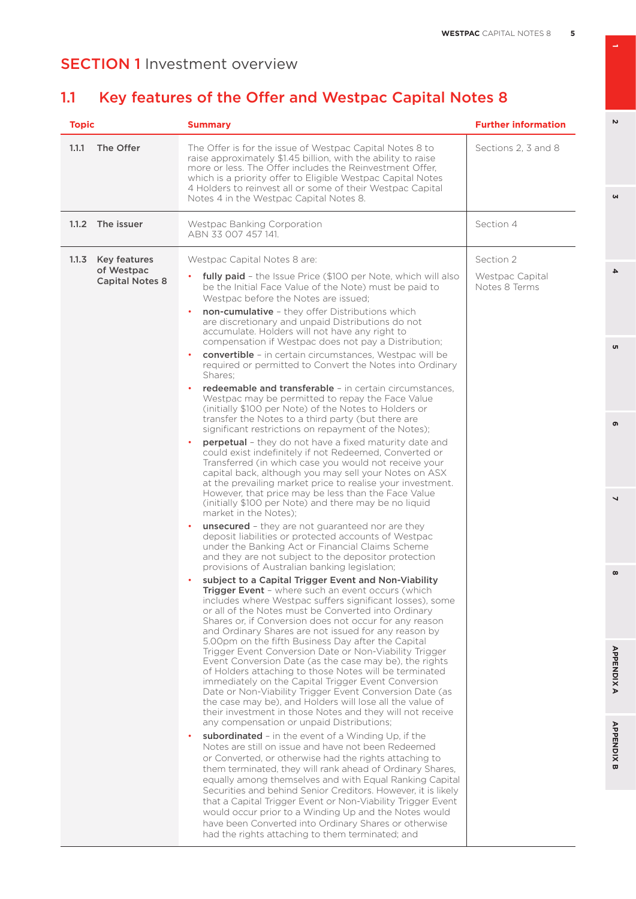# SECTION 1 Investment overview

## 1.1 Key features of the Offer and Westpac Capital Notes 8

| Topic | Summary | Further information |
|---|---|---|
| 1.1.1 The Offer | The Offer is for the issue of Westpac Capital Notes 8 to raise approximately $1.45 billion, with the ability to raise more or less. The Offer includes the Reinvestment Offer, which is a priority offer to Eligible Westpac Capital Notes 4 Holders to reinvest all or some of their Westpac Capital Notes 4 in the Westpac Capital Notes 8. | Sections 2, 3 and 8 |
| 1.1.2 The issuer | Westpac Banking Corporation ABN 33 007 457 141. | Section 4 |
| 1.1.3 Key features of Westpac Capital Notes 8 | Westpac Capital Notes 8 are:<br>• **fully paid** – the Issue Price ($100 per Note, which will also be the Initial Face Value of the Note) must be paid to Westpac before the Notes are issued;<br>• **non-cumulative** – they offer Distributions which are discretionary and unpaid Distributions do not accumulate. Holders will not have any right to compensation if Westpac does not pay a Distribution;<br>• **convertible** – in certain circumstances, Westpac will be required or permitted to Convert the Notes into Ordinary Shares;<br>• **redeemable and transferable** – in certain circumstances, Westpac may be permitted to repay the Face Value (initially $100 per Note) of the Notes to Holders or transfer the Notes to a third party (but there are significant restrictions on repayment of the Notes);<br>• **perpetual** – they do not have a fixed maturity date and could exist indefinitely if not Redeemed, Converted or Transferred (in which case you would not receive your capital back, although you may sell your Notes on ASX at the prevailing market price to realise your investment. However, that price may be less than the Face Value (initially $100 per Note) and there may be no liquid market in the Notes);<br>• **unsecured** – they are not guaranteed nor are they deposit liabilities or protected accounts of Westpac under the Banking Act or Financial Claims Scheme and they are not subject to the depositor protection provisions of Australian banking legislation;<br>• **subject to a Capital Trigger Event and Non-Viability Trigger Event** – where such an event occurs (which includes where Westpac suffers significant losses), some or all of the Notes must be Converted into Ordinary Shares or, if Conversion does not occur for any reason and Ordinary Shares are not issued for any reason by 5.00pm on the fifth Business Day after the Capital Trigger Event Conversion Date or Non-Viability Trigger Event Conversion Date (as the case may be), the rights of Holders attaching to those Notes will be terminated immediately on the Capital Trigger Event Conversion Date or Non-Viability Trigger Event Conversion Date (as the case may be), and Holders will lose all the value of their investment in those Notes and they will not receive any compensation or unpaid Distributions;<br>• **subordinated** – in the event of a Winding Up, if the Notes are still on issue and have not been Redeemed or Converted, or otherwise had the rights attaching to them terminated, they will rank ahead of Ordinary Shares, equally among themselves and with Equal Ranking Capital Securities and behind Senior Creditors. However, it is likely that a Capital Trigger Event or Non-Viability Trigger Event would occur prior to a Winding Up and the Notes would have been Converted into Ordinary Shares or otherwise had the rights attaching to them terminated; and | Section 2<br><br>Westpac Capital Notes 8 Terms |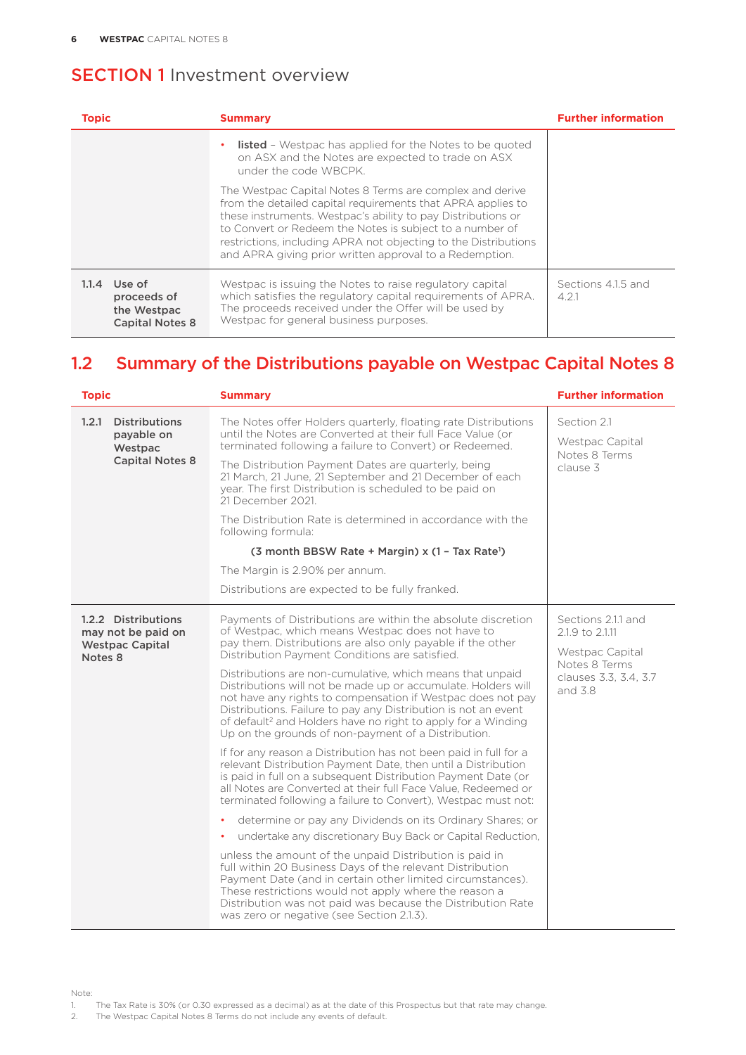## SECTION 1 Investment overview

| Topic | Summary | Further information |
|---|---|---|
| | • **listed** – Westpac has applied for the Notes to be quoted on ASX and the Notes are expected to trade on ASX under the code WBCPK.<br><br>The Westpac Capital Notes 8 Terms are complex and derive from the detailed capital requirements that APRA applies to these instruments. Westpac's ability to pay Distributions or to Convert or Redeem the Notes is subject to a number of restrictions, including APRA not objecting to the Distributions and APRA giving prior written approval to a Redemption. | |
| **1.1.4 Use of proceeds of the Westpac Capital Notes 8** | Westpac is issuing the Notes to raise regulatory capital which satisfies the regulatory capital requirements of APRA. The proceeds received under the Offer will be used by Westpac for general business purposes. | Sections 4.1.5 and 4.2.1 |

## 1.2 Summary of the Distributions payable on Westpac Capital Notes 8

| Topic | Summary | Further information |
|---|---|---|
| **1.2.1 Distributions payable on Westpac Capital Notes 8** | The Notes offer Holders quarterly, floating rate Distributions until the Notes are Converted at their full Face Value (or terminated following a failure to Convert) or Redeemed.<br><br>The Distribution Payment Dates are quarterly, being 21 March, 21 June, 21 September and 21 December of each year. The first Distribution is scheduled to be paid on 21 December 2021.<br><br>The Distribution Rate is determined in accordance with the following formula:<br><br>**(3 month BBSW Rate + Margin) x (1 – Tax Rate[1])**<br><br>The Margin is 2.90% per annum.<br><br>Distributions are expected to be fully franked. | Section 2.1<br><br>Westpac Capital Notes 8 Terms clause 3 |
| **1.2.2 Distributions may not be paid on Westpac Capital Notes 8** | Payments of Distributions are within the absolute discretion of Westpac, which means Westpac does not have to pay them. Distributions are also only payable if the other Distribution Payment Conditions are satisfied.<br><br>Distributions are non-cumulative, which means that unpaid Distributions will not be made up or accumulate. Holders will not have any rights to compensation if Westpac does not pay Distributions. Failure to pay any Distribution is not an event of default[2] and Holders have no right to apply for a Winding Up on the grounds of non-payment of a Distribution.<br><br>If for any reason a Distribution has not been paid in full for a relevant Distribution Payment Date, then until a Distribution is paid in full on a subsequent Distribution Payment Date (or all Notes are Converted at their full Face Value, Redeemed or terminated following a failure to Convert), Westpac must not:<br><br>• determine or pay any Dividends on its Ordinary Shares; or<br>• undertake any discretionary Buy Back or Capital Reduction,<br><br>unless the amount of the unpaid Distribution is paid in full within 20 Business Days of the relevant Distribution Payment Date (and in certain other limited circumstances). These restrictions would not apply where the reason a Distribution was not paid was because the Distribution Rate was zero or negative (see Section 2.1.3). | Sections 2.1.1 and 2.1.9 to 2.1.11<br><br>Westpac Capital Notes 8 Terms clauses 3.3, 3.4, 3.7 and 3.8 |

Note:
1. The Tax Rate is 30% (or 0.30 expressed as a decimal) as at the date of this Prospectus but that rate may change.
2. The Westpac Capital Notes 8 Terms do not include any events of default.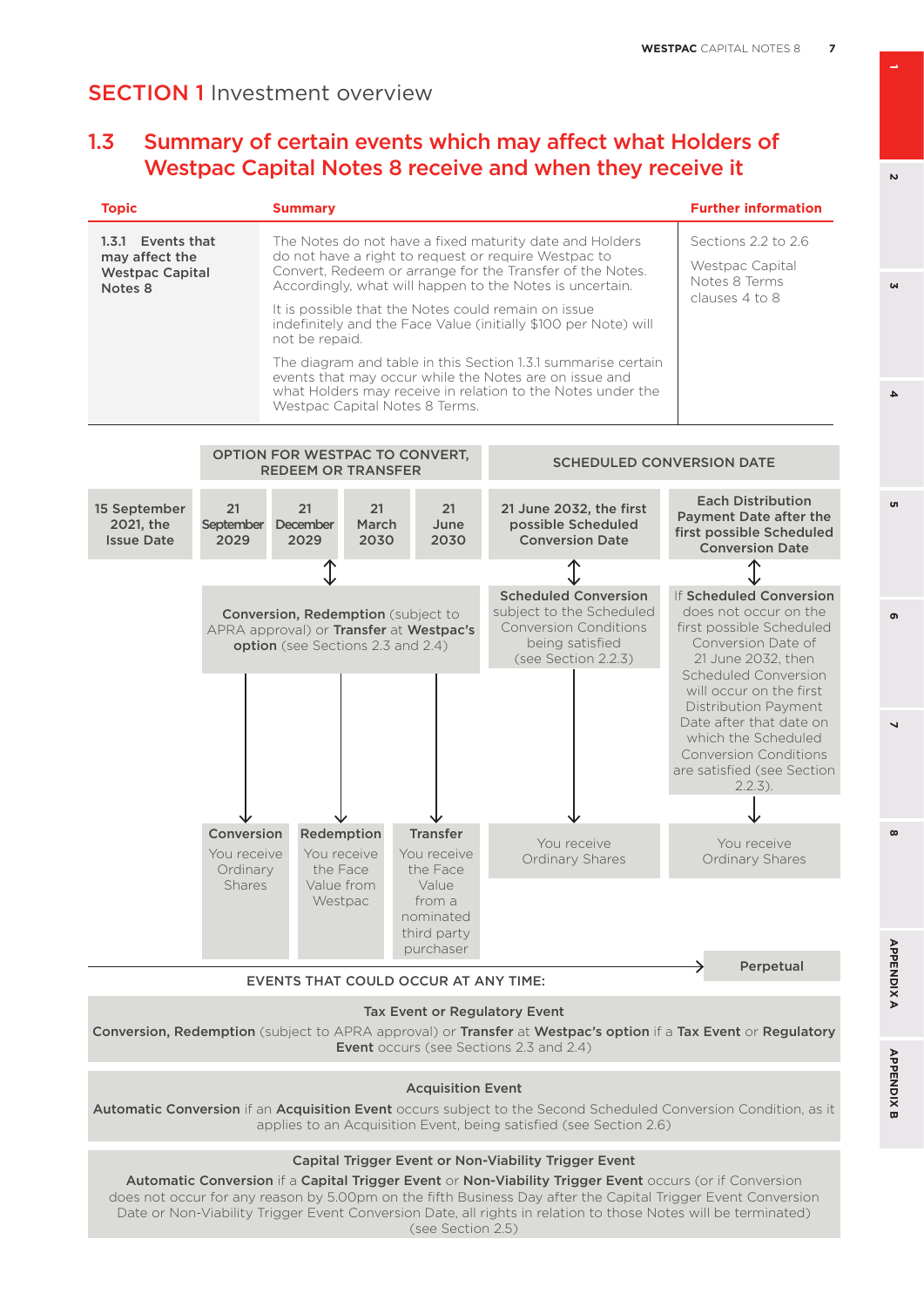# SECTION 1 Investment overview

## 1.3 Summary of certain events which may affect what Holders of Westpac Capital Notes 8 receive and when they receive it

| Topic | Summary | Further information |
|---|---|---|
| **1.3.1 Events that may affect the Westpac Capital Notes 8** | The Notes do not have a fixed maturity date and Holders do not have a right to request or require Westpac to Convert, Redeem or arrange for the Transfer of the Notes. Accordingly, what will happen to the Notes is uncertain.<br><br>It is possible that the Notes could remain on issue indefinitely and the Face Value (initially $100 per Note) will not be repaid.<br><br>The diagram and table in this Section 1.3.1 summarise certain events that may occur while the Notes are on issue and what Holders may receive in relation to the Notes under the Westpac Capital Notes 8 Terms. | Sections 2.2 to 2.6<br><br>Westpac Capital Notes 8 Terms clauses 4 to 8 |

**OPTION FOR WESTPAC TO CONVERT, REDEEM OR TRANSFER**

**SCHEDULED CONVERSION DATE**

**15 September 2021, the Issue Date**

**21 September 2029** | **21 December 2029** | **21 March 2030** | **21 June 2030**

↕ **Conversion, Redemption** (subject to APRA approval) or **Transfer** at **Westpac's option** (see Sections 2.3 and 2.4)

- **Conversion** – You receive Ordinary Shares
- **Redemption** – You receive the Face Value from Westpac
- **Transfer** – You receive the Face Value from a nominated third party purchaser

**21 June 2032, the first possible Scheduled Conversion Date**

↕ **Scheduled Conversion** subject to the Scheduled Conversion Conditions being satisfied (see Section 2.2.3)

→ You receive Ordinary Shares

**Each Distribution Payment Date after the first possible Scheduled Conversion Date**

↕ If **Scheduled Conversion** does not occur on the first possible Scheduled Conversion Date of 21 June 2032, then Scheduled Conversion will occur on the first Distribution Payment Date after that date on which the Scheduled Conversion Conditions are satisfied (see Section 2.2.3).

→ You receive Ordinary Shares

**Perpetual**

EVENTS THAT COULD OCCUR AT ANY TIME:

**Tax Event or Regulatory Event**

**Conversion, Redemption** (subject to APRA approval) or **Transfer** at **Westpac's option** if a **Tax Event** or **Regulatory Event** occurs (see Sections 2.3 and 2.4)

**Acquisition Event**

**Automatic Conversion** if an **Acquisition Event** occurs subject to the Second Scheduled Conversion Condition, as it applies to an Acquisition Event, being satisfied (see Section 2.6)

**Capital Trigger Event or Non-Viability Trigger Event**

**Automatic Conversion** if a **Capital Trigger Event** or **Non-Viability Trigger Event** occurs (or if Conversion does not occur for any reason by 5.00pm on the fifth Business Day after the Capital Trigger Event Conversion Date or Non-Viability Trigger Event Conversion Date, all rights in relation to those Notes will be terminated) (see Section 2.5)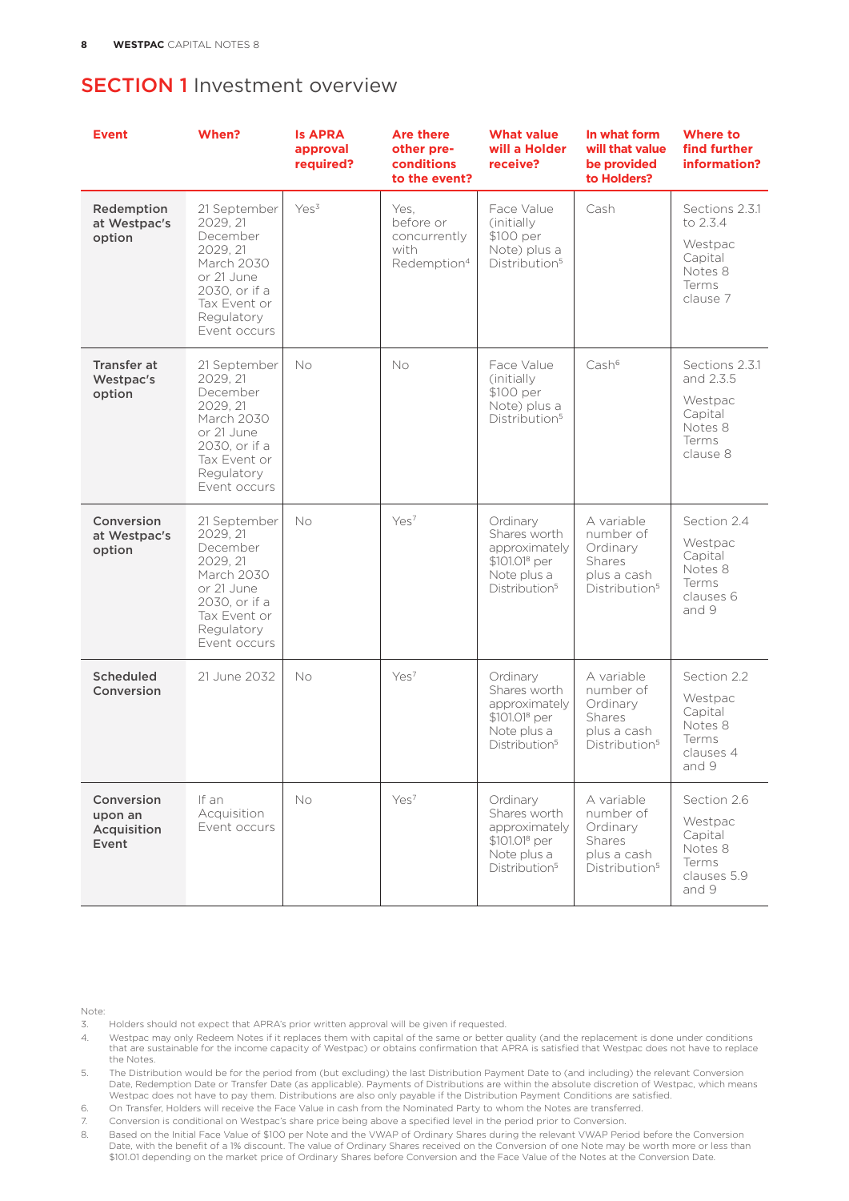# SECTION 1 Investment overview

| Event | When? | Is APRA approval required? | Are there other pre-conditions to the event? | What value will a Holder receive? | In what form will that value be provided to Holders? | Where to find further information? |
|---|---|---|---|---|---|---|
| **Redemption at Westpac's option** | 21 September 2029, 21 December 2029, 21 March 2030 or 21 June 2030, or if a Tax Event or Regulatory Event occurs | Yes[3] | Yes, before or concurrently with Redemption[4] | Face Value (initially $100 per Note) plus a Distribution[5] | Cash | Sections 2.3.1 to 2.3.4<br><br>Westpac Capital Notes 8 Terms clause 7 |
| **Transfer at Westpac's option** | 21 September 2029, 21 December 2029, 21 March 2030 or 21 June 2030, or if a Tax Event or Regulatory Event occurs | No | No | Face Value (initially $100 per Note) plus a Distribution[5] | Cash[6] | Sections 2.3.1 and 2.3.5<br><br>Westpac Capital Notes 8 Terms clause 8 |
| **Conversion at Westpac's option** | 21 September 2029, 21 December 2029, 21 March 2030 or 21 June 2030, or if a Tax Event or Regulatory Event occurs | No | Yes[7] | Ordinary Shares worth approximately $101.01[8] per Note plus a Distribution[5] | A variable number of Ordinary Shares plus a cash Distribution[5] | Section 2.4<br><br>Westpac Capital Notes 8 Terms clauses 6 and 9 |
| **Scheduled Conversion** | 21 June 2032 | No | Yes[7] | Ordinary Shares worth approximately $101.01[8] per Note plus a Distribution[5] | A variable number of Ordinary Shares plus a cash Distribution[5] | Section 2.2<br><br>Westpac Capital Notes 8 Terms clauses 4 and 9 |
| **Conversion upon an Acquisition Event** | If an Acquisition Event occurs | No | Yes[7] | Ordinary Shares worth approximately $101.01[8] per Note plus a Distribution[5] | A variable number of Ordinary Shares plus a cash Distribution[5] | Section 2.6<br><br>Westpac Capital Notes 8 Terms clauses 5.9 and 9 |

Note:

3. Holders should not expect that APRA's prior written approval will be given if requested.
4. Westpac may only Redeem Notes if it replaces them with capital of the same or better quality (and the replacement is done under conditions that are sustainable for the income capacity of Westpac) or obtains confirmation that APRA is satisfied that Westpac does not have to replace the Notes.
5. The Distribution would be for the period from (but excluding) the last Distribution Payment Date to (and including) the relevant Conversion Date, Redemption Date or Transfer Date (as applicable). Payments of Distributions are within the absolute discretion of Westpac, which means Westpac does not have to pay them. Distributions are also only payable if the Distribution Payment Conditions are satisfied.
6. On Transfer, Holders will receive the Face Value in cash from the Nominated Party to whom the Notes are transferred.
7. Conversion is conditional on Westpac's share price being above a specified level in the period prior to Conversion.
8. Based on the Initial Face Value of $100 per Note and the VWAP of Ordinary Shares during the relevant VWAP Period before the Conversion Date, with the benefit of a 1% discount. The value of Ordinary Shares received on the Conversion of one Note may be worth more or less than $101.01 depending on the market price of Ordinary Shares before Conversion and the Face Value of the Notes at the Conversion Date.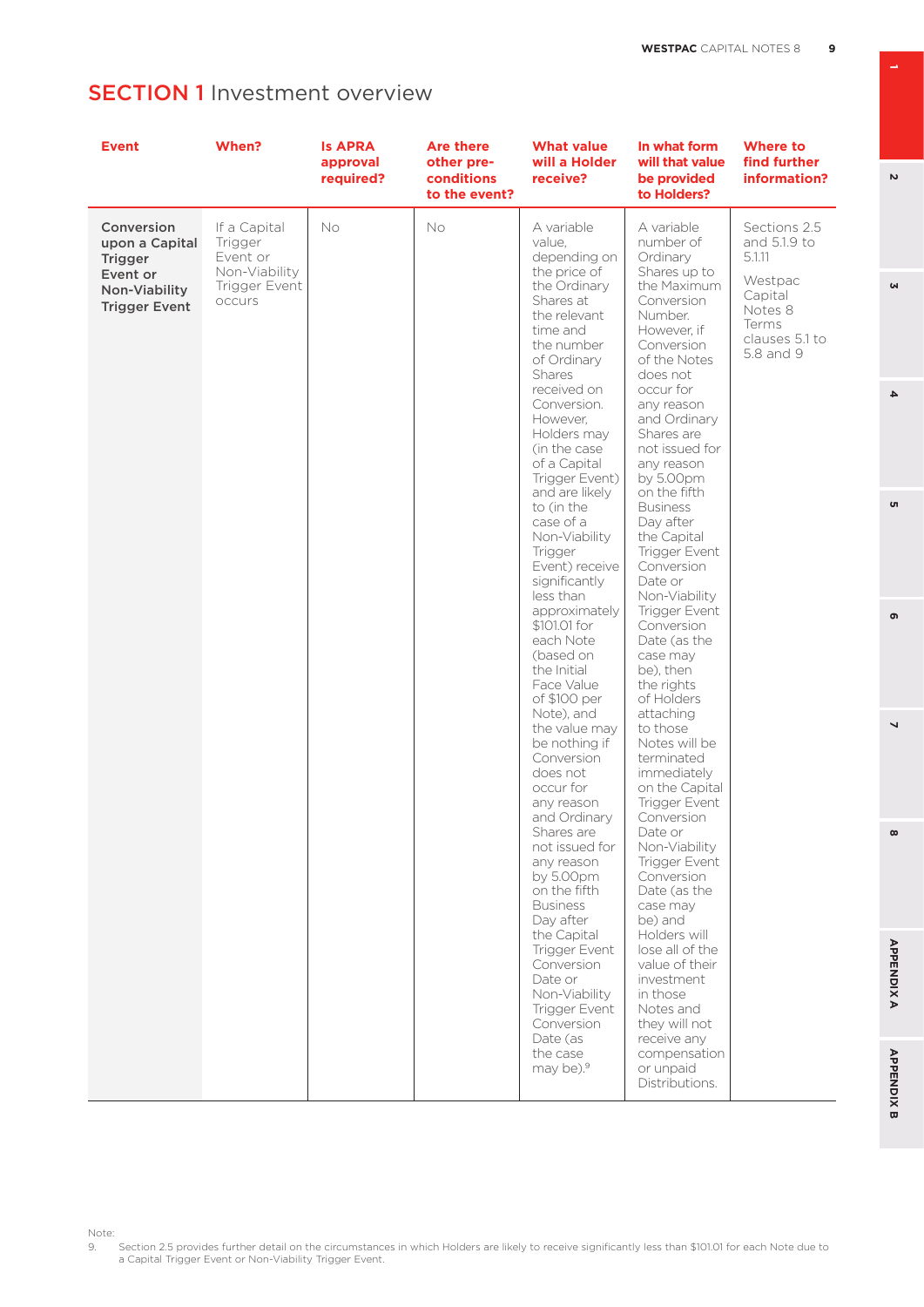# SECTION 1 Investment overview

| Event | When? | Is APRA approval required? | Are there other pre-conditions to the event? | What value will a Holder receive? | In what form will that value be provided to Holders? | Where to find further information? |
|---|---|---|---|---|---|---|
| **Conversion upon a Capital Trigger Event or Non-Viability Trigger Event** | If a Capital Trigger Event or Non-Viability Trigger Event occurs | No | No | A variable value, depending on the price of the Ordinary Shares at the relevant time and the number of Ordinary Shares received on Conversion. However, Holders may (in the case of a Capital Trigger Event) and are likely to (in the case of a Non-Viability Trigger Event) receive significantly less than approximately $101.01 for each Note (based on the Initial Face Value of $100 per Note), and the value may be nothing if Conversion does not occur for any reason and Ordinary Shares are not issued for any reason by 5.00pm on the fifth Business Day after the Capital Trigger Event Conversion Date or Non-Viability Trigger Event Conversion Date (as the case may be).[9] | A variable number of Ordinary Shares up to the Maximum Conversion Number. However, if Conversion of the Notes does not occur for any reason and Ordinary Shares are not issued for any reason by 5.00pm on the fifth Business Day after the Capital Trigger Event Conversion Date or Non-Viability Trigger Event Conversion Date (as the case may be), then the rights of Holders attaching to those Notes will be terminated immediately on the Capital Trigger Event Conversion Date or Non-Viability Trigger Event Conversion Date (as the case may be) and Holders will lose all of the value of their investment in those Notes and they will not receive any compensation or unpaid Distributions. | Sections 2.5 and 5.1.9 to 5.1.11<br><br>Westpac Capital Notes 8 Terms clauses 5.1 to 5.8 and 9 |

Note:

9. Section 2.5 provides further detail on the circumstances in which Holders are likely to receive significantly less than $101.01 for each Note due to a Capital Trigger Event or Non-Viability Trigger Event.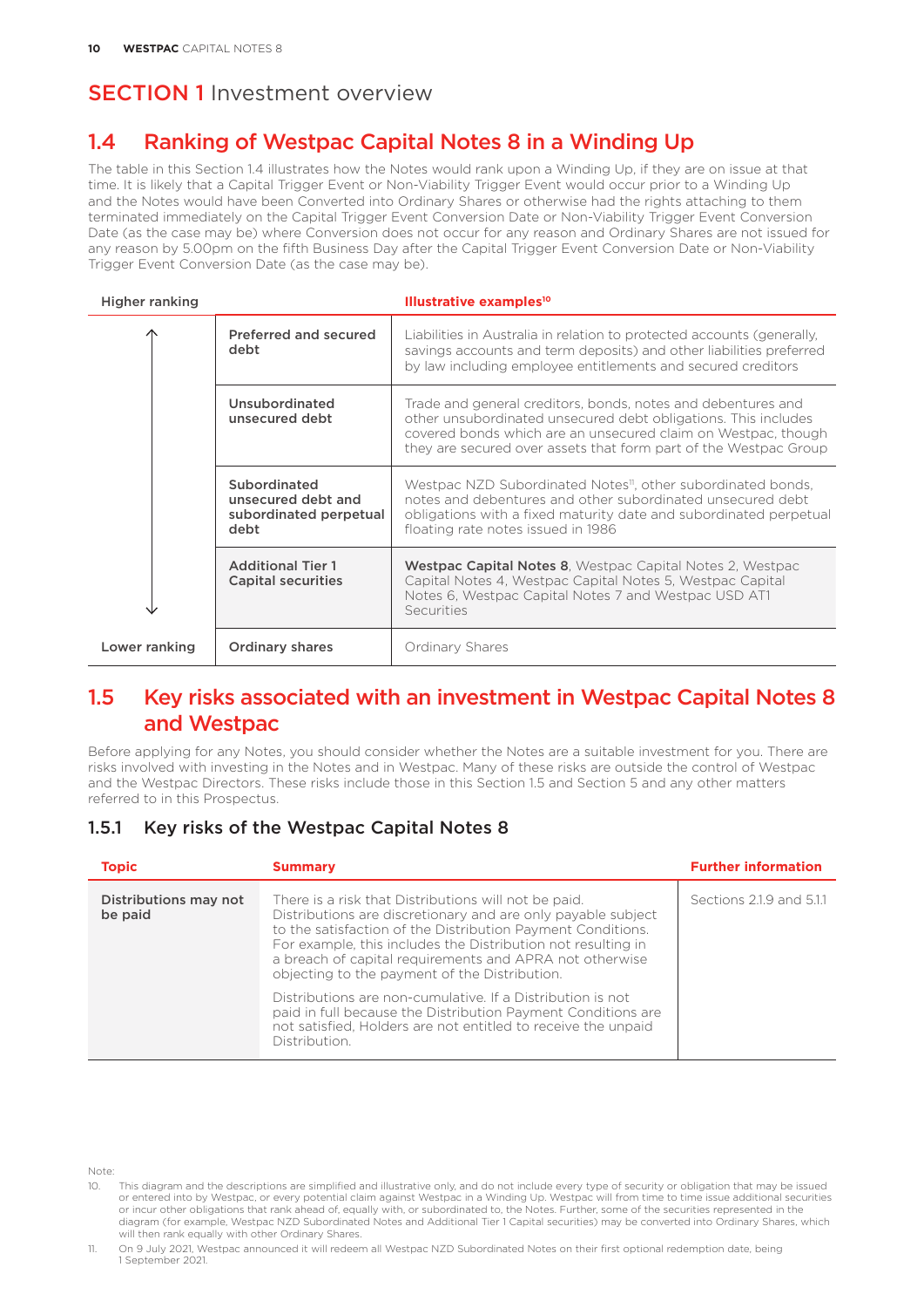# SECTION 1 Investment overview

## 1.4 Ranking of Westpac Capital Notes 8 in a Winding Up

The table in this Section 1.4 illustrates how the Notes would rank upon a Winding Up, if they are on issue at that time. It is likely that a Capital Trigger Event or Non-Viability Trigger Event would occur prior to a Winding Up and the Notes would have been Converted into Ordinary Shares or otherwise had the rights attaching to them terminated immediately on the Capital Trigger Event Conversion Date or Non-Viability Trigger Event Conversion Date (as the case may be) where Conversion does not occur for any reason and Ordinary Shares are not issued for any reason by 5.00pm on the fifth Business Day after the Capital Trigger Event Conversion Date or Non-Viability Trigger Event Conversion Date (as the case may be).

| Higher ranking | | Illustrative examples[10] |
|---|---|---|
| ↑ | **Preferred and secured debt** | Liabilities in Australia in relation to protected accounts (generally, savings accounts and term deposits) and other liabilities preferred by law including employee entitlements and secured creditors |
| | **Unsubordinated unsecured debt** | Trade and general creditors, bonds, notes and debentures and other unsubordinated unsecured debt obligations. This includes covered bonds which are an unsecured claim on Westpac, though they are secured over assets that form part of the Westpac Group |
| | **Subordinated unsecured debt and subordinated perpetual debt** | Westpac NZD Subordinated Notes[11], other subordinated bonds, notes and debentures and other subordinated unsecured debt obligations with a fixed maturity date and subordinated perpetual floating rate notes issued in 1986 |
| ↓ | **Additional Tier 1 Capital securities** | **Westpac Capital Notes 8**, Westpac Capital Notes 2, Westpac Capital Notes 4, Westpac Capital Notes 5, Westpac Capital Notes 6, Westpac Capital Notes 7 and Westpac USD AT1 Securities |
| Lower ranking | **Ordinary shares** | Ordinary Shares |

## 1.5 Key risks associated with an investment in Westpac Capital Notes 8 and Westpac

Before applying for any Notes, you should consider whether the Notes are a suitable investment for you. There are risks involved with investing in the Notes and in Westpac. Many of these risks are outside the control of Westpac and the Westpac Directors. These risks include those in this Section 1.5 and Section 5 and any other matters referred to in this Prospectus.

### 1.5.1 Key risks of the Westpac Capital Notes 8

| Topic | Summary | Further information |
|---|---|---|
| **Distributions may not be paid** | There is a risk that Distributions will not be paid. Distributions are discretionary and are only payable subject to the satisfaction of the Distribution Payment Conditions. For example, this includes the Distribution not resulting in a breach of capital requirements and APRA not otherwise objecting to the payment of the Distribution.<br><br>Distributions are non-cumulative. If a Distribution is not paid in full because the Distribution Payment Conditions are not satisfied, Holders are not entitled to receive the unpaid Distribution. | Sections 2.1.9 and 5.1.1 |

Note:

10. This diagram and the descriptions are simplified and illustrative only, and do not include every type of security or obligation that may be issued or entered into by Westpac, or every potential claim against Westpac in a Winding Up. Westpac will from time to time issue additional securities or incur other obligations that rank ahead of, equally with, or subordinated to, the Notes. Further, some of the securities represented in the diagram (for example, Westpac NZD Subordinated Notes and Additional Tier 1 Capital securities) may be converted into Ordinary Shares, which will then rank equally with other Ordinary Shares.
11. On 9 July 2021, Westpac announced it will redeem all Westpac NZD Subordinated Notes on their first optional redemption date, being 1 September 2021.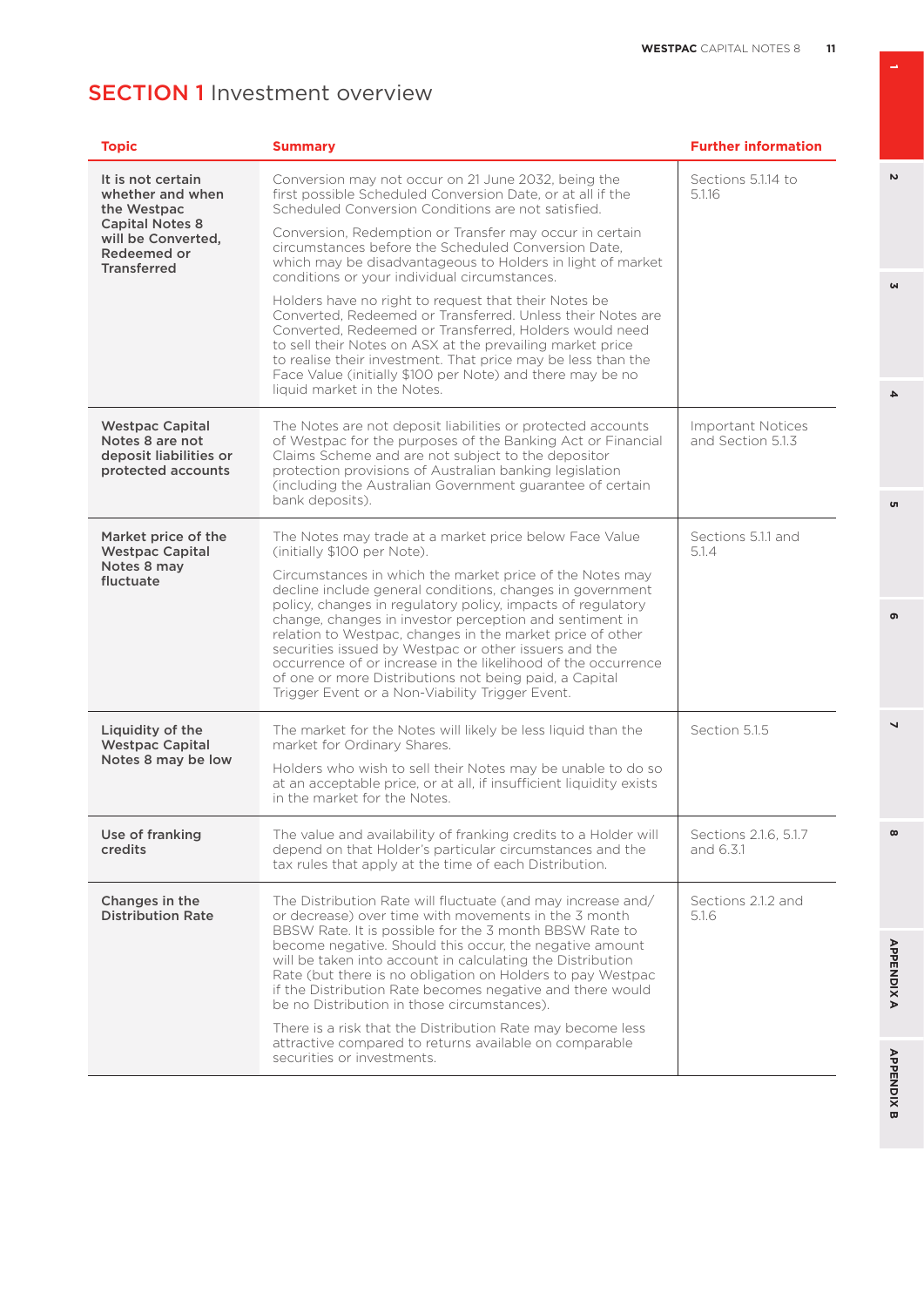# SECTION 1 Investment overview

| Topic | Summary | Further information |
|---|---|---|
| **It is not certain whether and when the Westpac Capital Notes 8 will be Converted, Redeemed or Transferred** | Conversion may not occur on 21 June 2032, being the first possible Scheduled Conversion Date, or at all if the Scheduled Conversion Conditions are not satisfied.<br><br>Conversion, Redemption or Transfer may occur in certain circumstances before the Scheduled Conversion Date, which may be disadvantageous to Holders in light of market conditions or your individual circumstances.<br><br>Holders have no right to request that their Notes be Converted, Redeemed or Transferred. Unless their Notes are Converted, Redeemed or Transferred, Holders would need to sell their Notes on ASX at the prevailing market price to realise their investment. That price may be less than the Face Value (initially $100 per Note) and there may be no liquid market in the Notes. | Sections 5.1.14 to 5.1.16 |
| **Westpac Capital Notes 8 are not deposit liabilities or protected accounts** | The Notes are not deposit liabilities or protected accounts of Westpac for the purposes of the Banking Act or Financial Claims Scheme and are not subject to the depositor protection provisions of Australian banking legislation (including the Australian Government guarantee of certain bank deposits). | Important Notices and Section 5.1.3 |
| **Market price of the Westpac Capital Notes 8 may fluctuate** | The Notes may trade at a market price below Face Value (initially $100 per Note).<br><br>Circumstances in which the market price of the Notes may decline include general conditions, changes in government policy, changes in regulatory policy, impacts of regulatory change, changes in investor perception and sentiment in relation to Westpac, changes in the market price of other securities issued by Westpac or other issuers and the occurrence of or increase in the likelihood of the occurrence of one or more Distributions not being paid, a Capital Trigger Event or a Non-Viability Trigger Event. | Sections 5.1.1 and 5.1.4 |
| **Liquidity of the Westpac Capital Notes 8 may be low** | The market for the Notes will likely be less liquid than the market for Ordinary Shares.<br><br>Holders who wish to sell their Notes may be unable to do so at an acceptable price, or at all, if insufficient liquidity exists in the market for the Notes. | Section 5.1.5 |
| **Use of franking credits** | The value and availability of franking credits to a Holder will depend on that Holder's particular circumstances and the tax rules that apply at the time of each Distribution. | Sections 2.1.6, 5.1.7 and 6.3.1 |
| **Changes in the Distribution Rate** | The Distribution Rate will fluctuate (and may increase and/or decrease) over time with movements in the 3 month BBSW Rate. It is possible for the 3 month BBSW Rate to become negative. Should this occur, the negative amount will be taken into account in calculating the Distribution Rate (but there is no obligation on Holders to pay Westpac if the Distribution Rate becomes negative and there would be no Distribution in those circumstances).<br><br>There is a risk that the Distribution Rate may become less attractive compared to returns available on comparable securities or investments. | Sections 2.1.2 and 5.1.6 |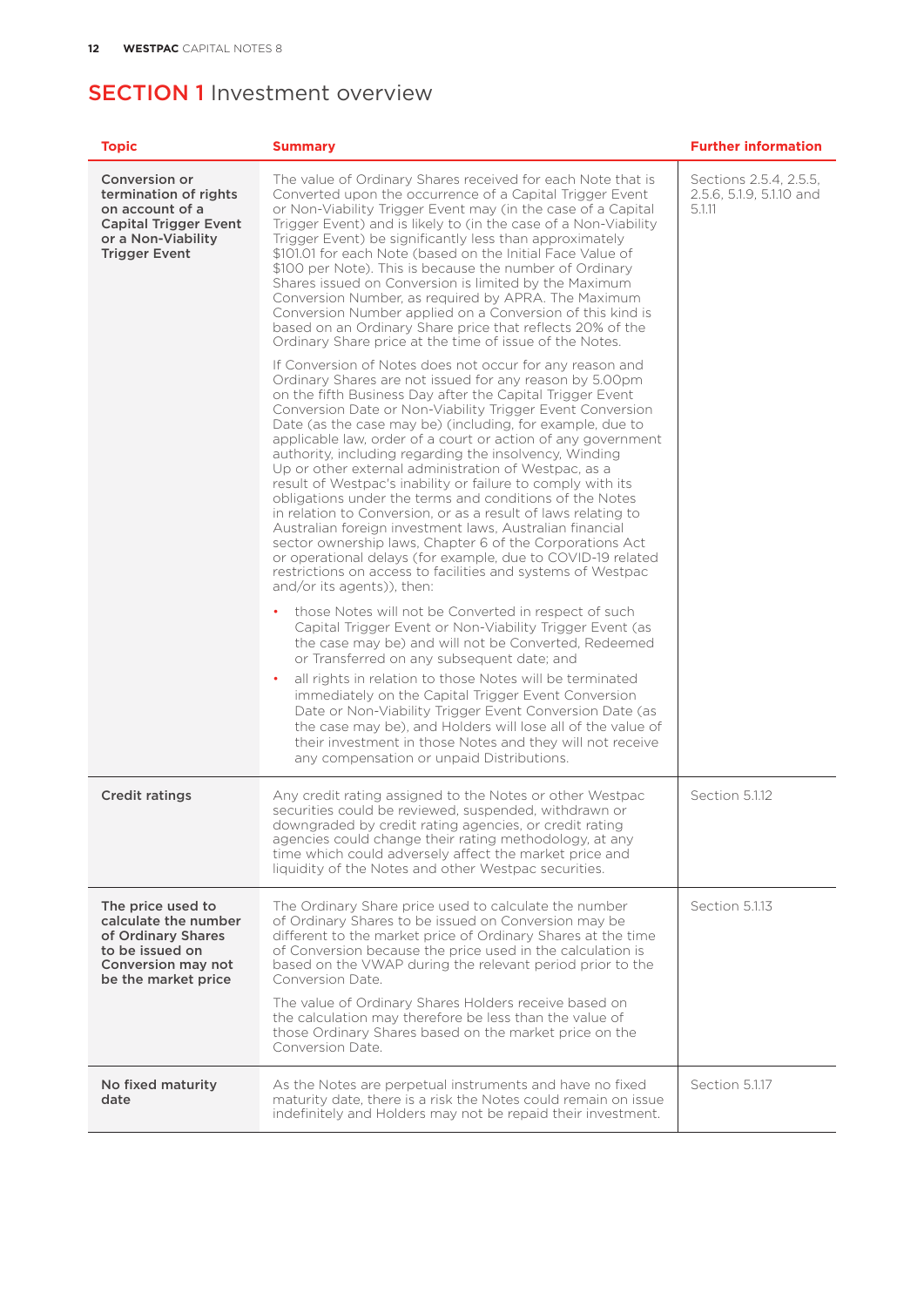# SECTION 1 Investment overview

| Topic | Summary | Further information |
|---|---|---|
| **Conversion or termination of rights on account of a Capital Trigger Event or a Non-Viability Trigger Event** | The value of Ordinary Shares received for each Note that is Converted upon the occurrence of a Capital Trigger Event or Non-Viability Trigger Event may (in the case of a Capital Trigger Event) and is likely to (in the case of a Non-Viability Trigger Event) be significantly less than approximately $101.01 for each Note (based on the Initial Face Value of $100 per Note). This is because the number of Ordinary Shares issued on Conversion is limited by the Maximum Conversion Number, as required by APRA. The Maximum Conversion Number applied on a Conversion of this kind is based on an Ordinary Share price that reflects 20% of the Ordinary Share price at the time of issue of the Notes.<br><br>If Conversion of Notes does not occur for any reason and Ordinary Shares are not issued for any reason by 5.00pm on the fifth Business Day after the Capital Trigger Event Conversion Date or Non-Viability Trigger Event Conversion Date (as the case may be) (including, for example, due to applicable law, order of a court or action of any government authority, including regarding the insolvency, Winding Up or other external administration of Westpac, as a result of Westpac's inability or failure to comply with its obligations under the terms and conditions of the Notes in relation to Conversion, or as a result of laws relating to Australian foreign investment laws, Australian financial sector ownership laws, Chapter 6 of the Corporations Act or operational delays (for example, due to COVID-19 related restrictions on access to facilities and systems of Westpac and/or its agents)), then:<br><br>• those Notes will not be Converted in respect of such Capital Trigger Event or Non-Viability Trigger Event (as the case may be) and will not be Converted, Redeemed or Transferred on any subsequent date; and<br>• all rights in relation to those Notes will be terminated immediately on the Capital Trigger Event Conversion Date or Non-Viability Trigger Event Conversion Date (as the case may be), and Holders will lose all of the value of their investment in those Notes and they will not receive any compensation or unpaid Distributions. | Sections 2.5.4, 2.5.5, 2.5.6, 5.1.9, 5.1.10 and 5.1.11 |
| **Credit ratings** | Any credit rating assigned to the Notes or other Westpac securities could be reviewed, suspended, withdrawn or downgraded by credit rating agencies, or credit rating agencies could change their rating methodology, at any time which could adversely affect the market price and liquidity of the Notes and other Westpac securities. | Section 5.1.12 |
| **The price used to calculate the number of Ordinary Shares to be issued on Conversion may not be the market price** | The Ordinary Share price used to calculate the number of Ordinary Shares to be issued on Conversion may be different to the market price of Ordinary Shares at the time of Conversion because the price used in the calculation is based on the VWAP during the relevant period prior to the Conversion Date.<br><br>The value of Ordinary Shares Holders receive based on the calculation may therefore be less than the value of those Ordinary Shares based on the market price on the Conversion Date. | Section 5.1.13 |
| **No fixed maturity date** | As the Notes are perpetual instruments and have no fixed maturity date, there is a risk the Notes could remain on issue indefinitely and Holders may not be repaid their investment. | Section 5.1.17 |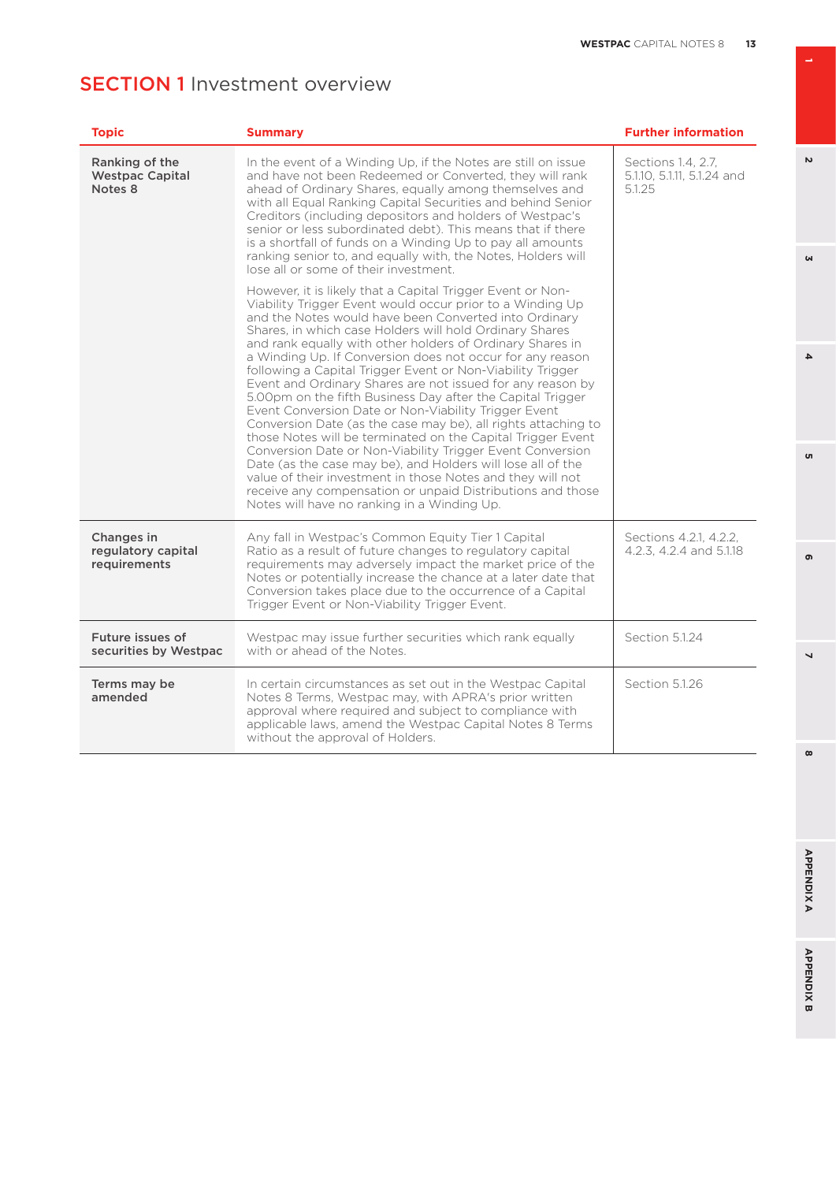# SECTION 1 Investment overview

| Topic | Summary | Further information |
|---|---|---|
| **Ranking of the Westpac Capital Notes 8** | In the event of a Winding Up, if the Notes are still on issue and have not been Redeemed or Converted, they will rank ahead of Ordinary Shares, equally among themselves and with all Equal Ranking Capital Securities and behind Senior Creditors (including depositors and holders of Westpac's senior or less subordinated debt). This means that if there is a shortfall of funds on a Winding Up to pay all amounts ranking senior to, and equally with, the Notes, Holders will lose all or some of their investment.<br><br>However, it is likely that a Capital Trigger Event or Non-Viability Trigger Event would occur prior to a Winding Up and the Notes would have been Converted into Ordinary Shares, in which case Holders will hold Ordinary Shares and rank equally with other holders of Ordinary Shares in a Winding Up. If Conversion does not occur for any reason following a Capital Trigger Event or Non-Viability Trigger Event and Ordinary Shares are not issued for any reason by 5.00pm on the fifth Business Day after the Capital Trigger Event Conversion Date or Non-Viability Trigger Event Conversion Date (as the case may be), all rights attaching to those Notes will be terminated on the Capital Trigger Event Conversion Date or Non-Viability Trigger Event Conversion Date (as the case may be), and Holders will lose all of the value of their investment in those Notes and they will not receive any compensation or unpaid Distributions and those Notes will have no ranking in a Winding Up. | Sections 1.4, 2.7, 5.1.10, 5.1.11, 5.1.24 and 5.1.25 |
| **Changes in regulatory capital requirements** | Any fall in Westpac's Common Equity Tier 1 Capital Ratio as a result of future changes to regulatory capital requirements may adversely impact the market price of the Notes or potentially increase the chance at a later date that Conversion takes place due to the occurrence of a Capital Trigger Event or Non-Viability Trigger Event. | Sections 4.2.1, 4.2.2, 4.2.3, 4.2.4 and 5.1.18 |
| **Future issues of securities by Westpac** | Westpac may issue further securities which rank equally with or ahead of the Notes. | Section 5.1.24 |
| **Terms may be amended** | In certain circumstances as set out in the Westpac Capital Notes 8 Terms, Westpac may, with APRA's prior written approval where required and subject to compliance with applicable laws, amend the Westpac Capital Notes 8 Terms without the approval of Holders. | Section 5.1.26 |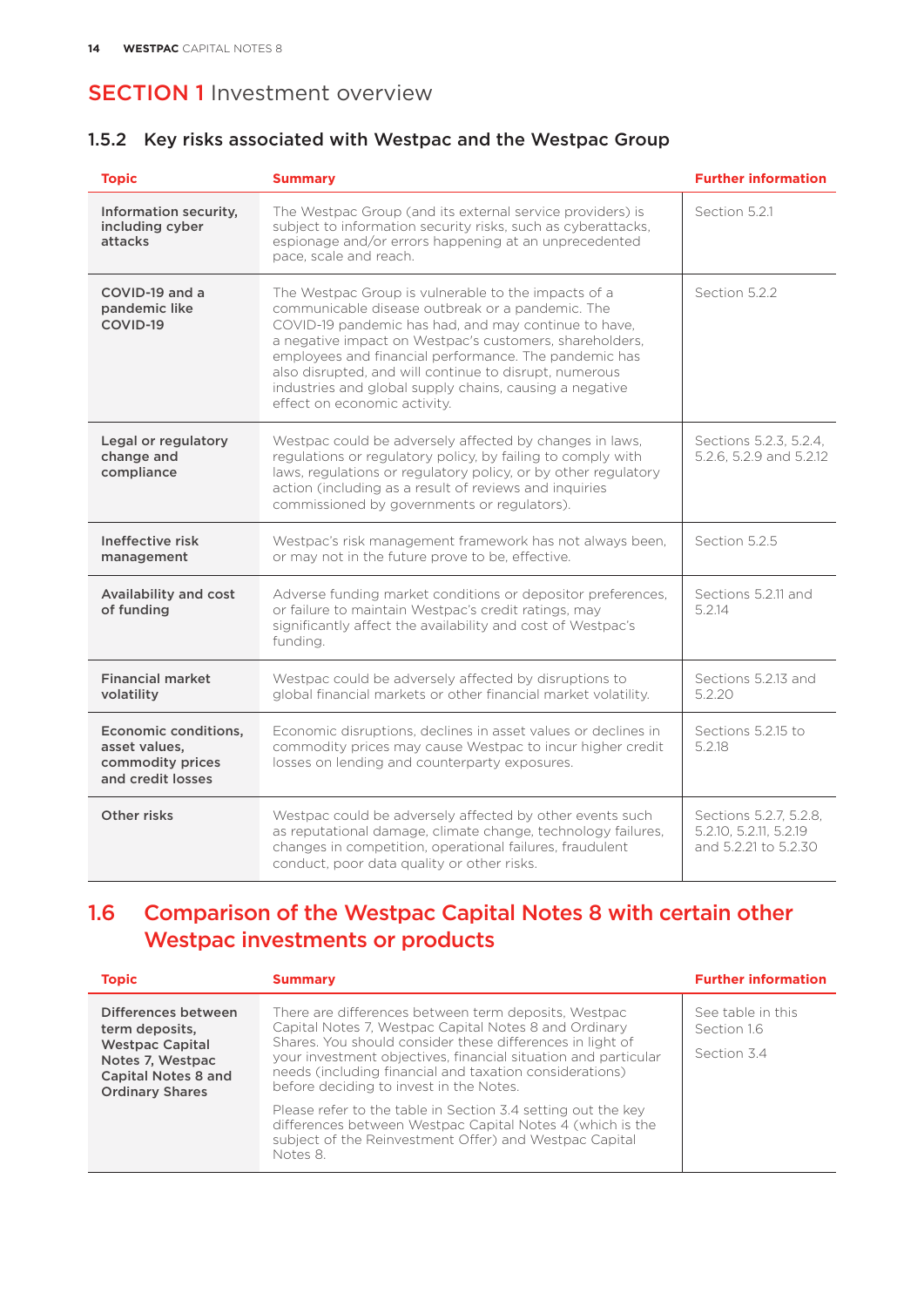# SECTION 1 Investment overview

### 1.5.2 Key risks associated with Westpac and the Westpac Group

| Topic | Summary | Further information |
|---|---|---|
| **Information security, including cyber attacks** | The Westpac Group (and its external service providers) is subject to information security risks, such as cyberattacks, espionage and/or errors happening at an unprecedented pace, scale and reach. | Section 5.2.1 |
| **COVID-19 and a pandemic like COVID-19** | The Westpac Group is vulnerable to the impacts of a communicable disease outbreak or a pandemic. The COVID-19 pandemic has had, and may continue to have, a negative impact on Westpac's customers, shareholders, employees and financial performance. The pandemic has also disrupted, and will continue to disrupt, numerous industries and global supply chains, causing a negative effect on economic activity. | Section 5.2.2 |
| **Legal or regulatory change and compliance** | Westpac could be adversely affected by changes in laws, regulations or regulatory policy, by failing to comply with laws, regulations or regulatory policy, or by other regulatory action (including as a result of reviews and inquiries commissioned by governments or regulators). | Sections 5.2.3, 5.2.4, 5.2.6, 5.2.9 and 5.2.12 |
| **Ineffective risk management** | Westpac's risk management framework has not always been, or may not in the future prove to be, effective. | Section 5.2.5 |
| **Availability and cost of funding** | Adverse funding market conditions or depositor preferences, or failure to maintain Westpac's credit ratings, may significantly affect the availability and cost of Westpac's funding. | Sections 5.2.11 and 5.2.14 |
| **Financial market volatility** | Westpac could be adversely affected by disruptions to global financial markets or other financial market volatility. | Sections 5.2.13 and 5.2.20 |
| **Economic conditions, asset values, commodity prices and credit losses** | Economic disruptions, declines in asset values or declines in commodity prices may cause Westpac to incur higher credit losses on lending and counterparty exposures. | Sections 5.2.15 to 5.2.18 |
| **Other risks** | Westpac could be adversely affected by other events such as reputational damage, climate change, technology failures, changes in competition, operational failures, fraudulent conduct, poor data quality or other risks. | Sections 5.2.7, 5.2.8, 5.2.10, 5.2.11, 5.2.19 and 5.2.21 to 5.2.30 |

## 1.6 Comparison of the Westpac Capital Notes 8 with certain other Westpac investments or products

| Topic | Summary | Further information |
|---|---|---|
| **Differences between term deposits, Westpac Capital Notes 7, Westpac Capital Notes 8 and Ordinary Shares** | There are differences between term deposits, Westpac Capital Notes 7, Westpac Capital Notes 8 and Ordinary Shares. You should consider these differences in light of your investment objectives, financial situation and particular needs (including financial and taxation considerations) before deciding to invest in the Notes.<br><br>Please refer to the table in Section 3.4 setting out the key differences between Westpac Capital Notes 4 (which is the subject of the Reinvestment Offer) and Westpac Capital Notes 8. | See table in this Section 1.6<br><br>Section 3.4 |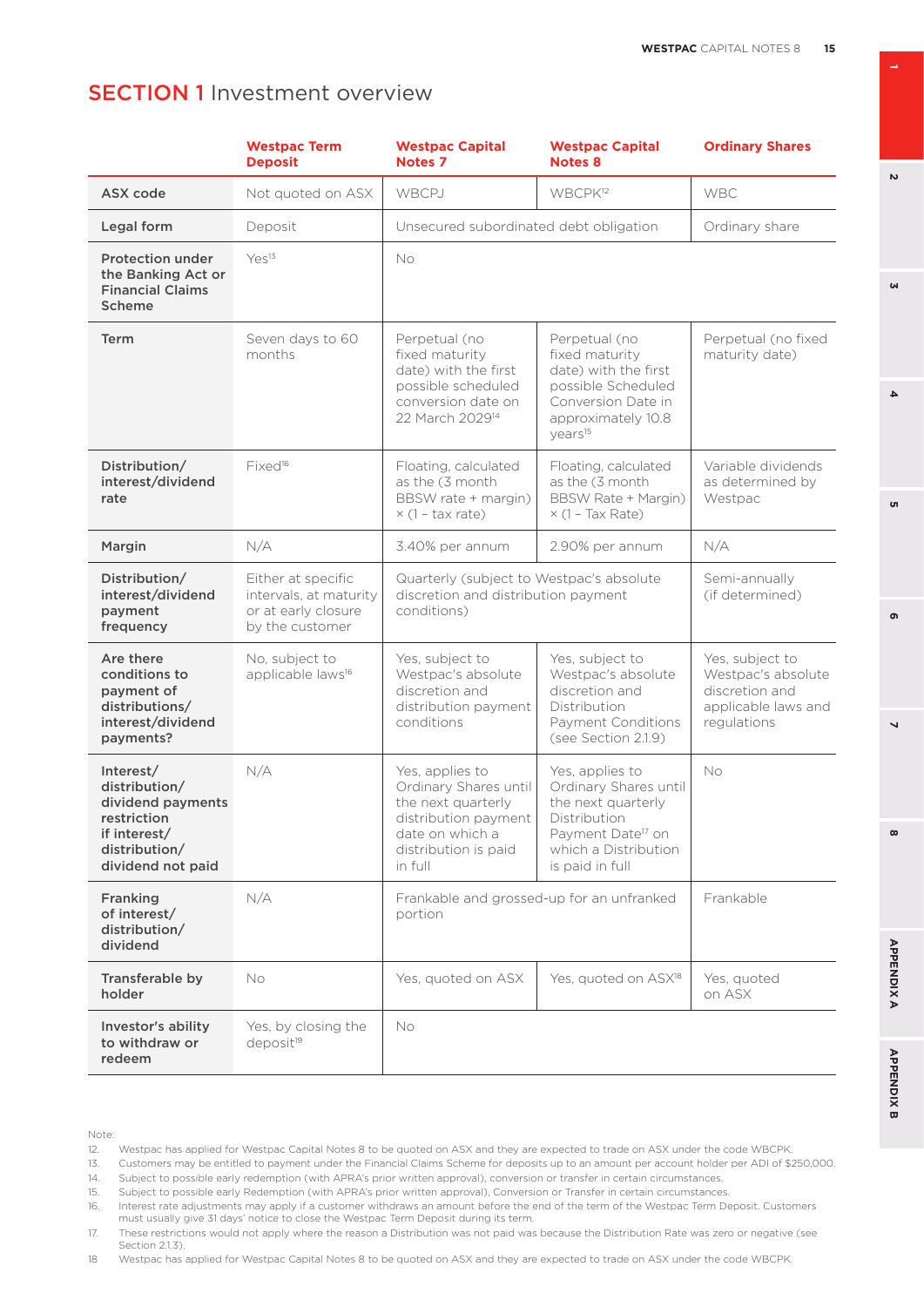# SECTION 1 Investment overview

| | Westpac Term Deposit | Westpac Capital Notes 7 | Westpac Capital Notes 8 | Ordinary Shares |
|---|---|---|---|---|
| **ASX code** | Not quoted on ASX | WBCPJ | WBCPK[12] | WBC |
| **Legal form** | Deposit | Unsecured subordinated debt obligation | Unsecured subordinated debt obligation | Ordinary share |
| **Protection under the Banking Act or Financial Claims Scheme** | Yes[13] | No | No | No |
| **Term** | Seven days to 60 months | Perpetual (no fixed maturity date) with the first possible scheduled conversion date on 22 March 2029[14] | Perpetual (no fixed maturity date) with the first possible Scheduled Conversion Date in approximately 10.8 years[15] | Perpetual (no fixed maturity date) |
| **Distribution/ interest/dividend rate** | Fixed[16] | Floating, calculated as the (3 month BBSW rate + margin) × (1 – tax rate) | Floating, calculated as the (3 month BBSW Rate + Margin) × (1 – Tax Rate) | Variable dividends as determined by Westpac |
| **Margin** | N/A | 3.40% per annum | 2.90% per annum | N/A |
| **Distribution/ interest/dividend payment frequency** | Either at specific intervals, at maturity or at early closure by the customer | Quarterly (subject to Westpac's absolute discretion and distribution payment conditions) | Quarterly (subject to Westpac's absolute discretion and distribution payment conditions) | Semi-annually (if determined) |
| **Are there conditions to payment of distributions/ interest/dividend payments?** | No, subject to applicable laws[16] | Yes, subject to Westpac's absolute discretion and distribution payment conditions | Yes, subject to Westpac's absolute discretion and Distribution Payment Conditions (see Section 2.1.9) | Yes, subject to Westpac's absolute discretion and applicable laws and regulations |
| **Interest/ distribution/ dividend payments restriction if interest/ distribution/ dividend not paid** | N/A | Yes, applies to Ordinary Shares until the next quarterly distribution payment date on which a distribution is paid in full | Yes, applies to Ordinary Shares until the next quarterly Distribution Payment Date[17] on which a Distribution is paid in full | No |
| **Franking of interest/ distribution/ dividend** | N/A | Frankable and grossed-up for an unfranked portion | Frankable and grossed-up for an unfranked portion | Frankable |
| **Transferable by holder** | No | Yes, quoted on ASX | Yes, quoted on ASX[18] | Yes, quoted on ASX |
| **Investor's ability to withdraw or redeem** | Yes, by closing the deposit[19] | No | No | No |

Note:

12. Westpac has applied for Westpac Capital Notes 8 to be quoted on ASX and they are expected to trade on ASX under the code WBCPK.
13. Customers may be entitled to payment under the Financial Claims Scheme for deposits up to an amount per account holder per ADI of $250,000.
14. Subject to possible early redemption (with APRA's prior written approval), conversion or transfer in certain circumstances.
15. Subject to possible early Redemption (with APRA's prior written approval), Conversion or Transfer in certain circumstances.
16. Interest rate adjustments may apply if a customer withdraws an amount before the end of the term of the Westpac Term Deposit. Customers must usually give 31 days' notice to close the Westpac Term Deposit during its term.
17. These restrictions would not apply where the reason a Distribution was not paid was because the Distribution Rate was zero or negative (see Section 2.1.3).
18. Westpac has applied for Westpac Capital Notes 8 to be quoted on ASX and they are expected to trade on ASX under the code WBCPK.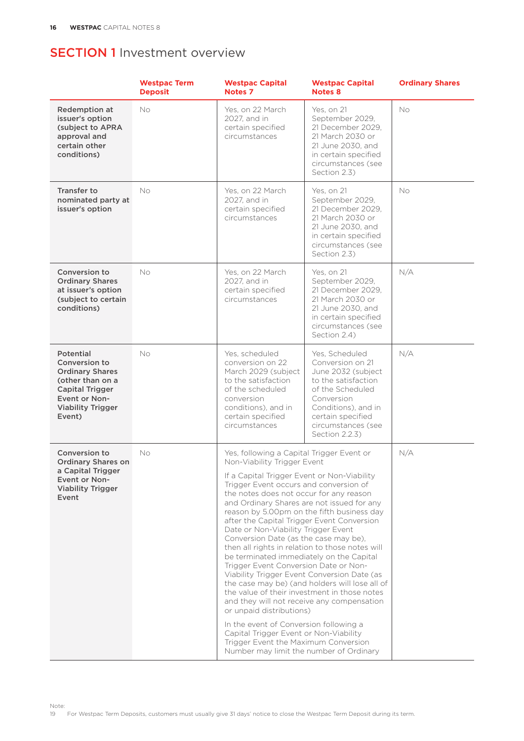# SECTION 1 Investment overview

| | Westpac Term Deposit | Westpac Capital Notes 7 | Westpac Capital Notes 8 | Ordinary Shares |
|---|---|---|---|---|
| **Redemption at issuer's option (subject to APRA approval and certain other conditions)** | No | Yes, on 22 March 2027, and in certain specified circumstances | Yes, on 21 September 2029, 21 December 2029, 21 March 2030 or 21 June 2030, and in certain specified circumstances (see Section 2.3) | No |
| **Transfer to nominated party at issuer's option** | No | Yes, on 22 March 2027, and in certain specified circumstances | Yes, on 21 September 2029, 21 December 2029, 21 March 2030 or 21 June 2030, and in certain specified circumstances (see Section 2.3) | No |
| **Conversion to Ordinary Shares at issuer's option (subject to certain conditions)** | No | Yes, on 22 March 2027, and in certain specified circumstances | Yes, on 21 September 2029, 21 December 2029, 21 March 2030 or 21 June 2030, and in certain specified circumstances (see Section 2.4) | N/A |
| **Potential Conversion to Ordinary Shares (other than on a Capital Trigger Event or Non-Viability Trigger Event)** | No | Yes, scheduled conversion on 22 March 2029 (subject to the satisfaction of the scheduled conversion conditions), and in certain specified circumstances | Yes, Scheduled Conversion on 21 June 2032 (subject to the satisfaction of the Scheduled Conversion Conditions), and in certain specified circumstances (see Section 2.2.3) | N/A |
| **Conversion to Ordinary Shares on a Capital Trigger Event or Non-Viability Trigger Event** | No | Yes, following a Capital Trigger Event or Non-Viability Trigger Event<br><br>If a Capital Trigger Event or Non-Viability Trigger Event occurs and conversion of the notes does not occur for any reason and Ordinary Shares are not issued for any reason by 5.00pm on the fifth business day after the Capital Trigger Event Conversion Date or Non-Viability Trigger Event Conversion Date (as the case may be), then all rights in relation to those notes will be terminated immediately on the Capital Trigger Event Conversion Date or Non-Viability Trigger Event Conversion Date (as the case may be) (and holders will lose all of the value of their investment in those notes and they will not receive any compensation or unpaid distributions)<br><br>In the event of Conversion following a Capital Trigger Event or Non-Viability Trigger Event the Maximum Conversion Number may limit the number of Ordinary | | N/A |

Note:
19 For Westpac Term Deposits, customers must usually give 31 days' notice to close the Westpac Term Deposit during its term.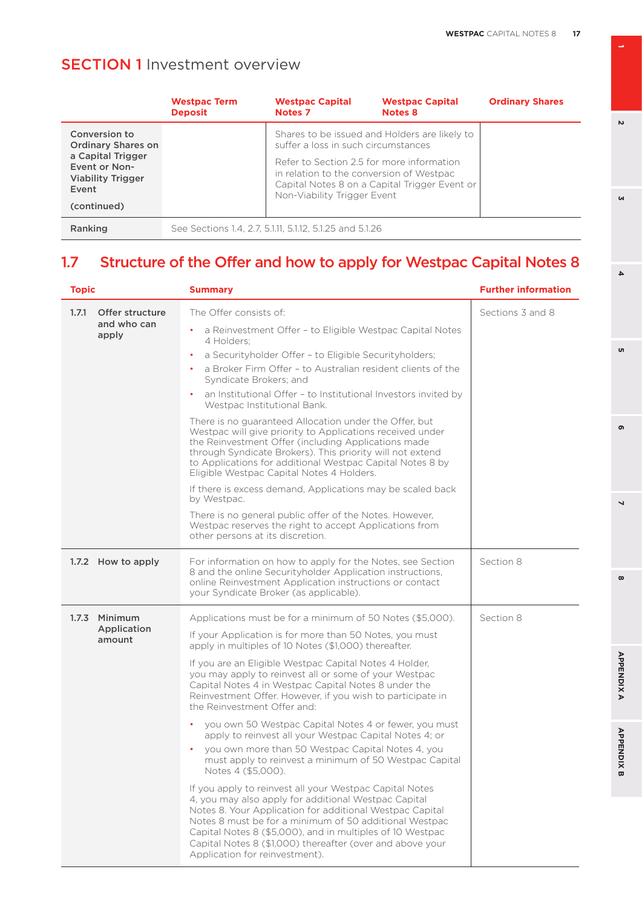## SECTION 1 Investment overview

| | Westpac Term Deposit | Westpac Capital Notes 7 | Westpac Capital Notes 8 | Ordinary Shares |
|---|---|---|---|---|
| **Conversion to Ordinary Shares on a Capital Trigger Event or Non-Viability Trigger Event (continued)** | | Shares to be issued and Holders are likely to suffer a loss in such circumstances<br><br>Refer to Section 2.5 for more information in relation to the conversion of Westpac Capital Notes 8 on a Capital Trigger Event or Non-Viability Trigger Event | | |
| **Ranking** | See Sections 1.4, 2.7, 5.1.11, 5.1.12, 5.1.25 and 5.1.26 | | | |

## 1.7 Structure of the Offer and how to apply for Westpac Capital Notes 8

| Topic | Summary | Further information |
|---|---|---|
| **1.7.1 Offer structure and who can apply** | The Offer consists of:<br>• a Reinvestment Offer – to Eligible Westpac Capital Notes 4 Holders;<br>• a Securityholder Offer – to Eligible Securityholders;<br>• a Broker Firm Offer – to Australian resident clients of the Syndicate Brokers; and<br>• an Institutional Offer – to Institutional Investors invited by Westpac Institutional Bank.<br><br>There is no guaranteed Allocation under the Offer, but Westpac will give priority to Applications received under the Reinvestment Offer (including Applications made through Syndicate Brokers). This priority will not extend to Applications for additional Westpac Capital Notes 8 by Eligible Westpac Capital Notes 4 Holders.<br><br>If there is excess demand, Applications may be scaled back by Westpac.<br><br>There is no general public offer of the Notes. However, Westpac reserves the right to accept Applications from other persons at its discretion. | Sections 3 and 8 |
| **1.7.2 How to apply** | For information on how to apply for the Notes, see Section 8 and the online Securityholder Application instructions, online Reinvestment Application instructions or contact your Syndicate Broker (as applicable). | Section 8 |
| **1.7.3 Minimum Application amount** | Applications must be for a minimum of 50 Notes ($5,000).<br><br>If your Application is for more than 50 Notes, you must apply in multiples of 10 Notes ($1,000) thereafter.<br><br>If you are an Eligible Westpac Capital Notes 4 Holder, you may apply to reinvest all or some of your Westpac Capital Notes 4 in Westpac Capital Notes 8 under the Reinvestment Offer. However, if you wish to participate in the Reinvestment Offer and:<br>• you own 50 Westpac Capital Notes 4 or fewer, you must apply to reinvest all your Westpac Capital Notes 4; or<br>• you own more than 50 Westpac Capital Notes 4, you must apply to reinvest a minimum of 50 Westpac Capital Notes 4 ($5,000).<br><br>If you apply to reinvest all your Westpac Capital Notes 4, you may also apply for additional Westpac Capital Notes 8. Your Application for additional Westpac Capital Notes 8 must be for a minimum of 50 additional Westpac Capital Notes 8 ($5,000), and in multiples of 10 Westpac Capital Notes 8 ($1,000) thereafter (over and above your Application for reinvestment). | Section 8 |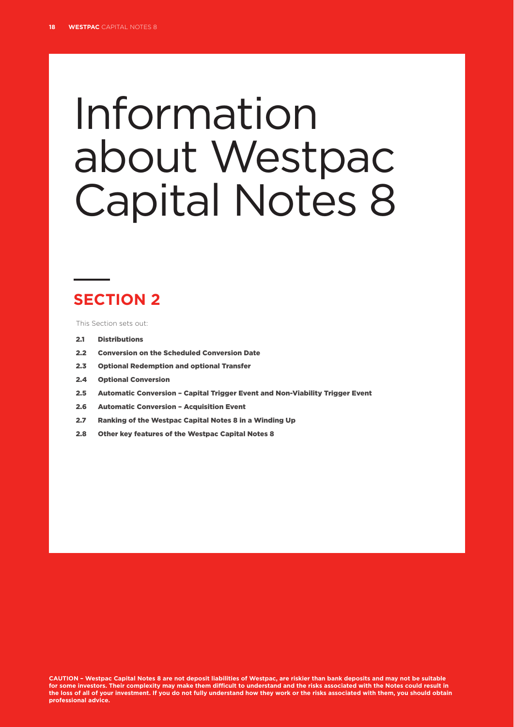# Information about Westpac Capital Notes 8

## SECTION 2

This Section sets out:

- **2.1 Distributions**
- **2.2 Conversion on the Scheduled Conversion Date**
- **2.3 Optional Redemption and optional Transfer**
- **2.4 Optional Conversion**
- **2.5 Automatic Conversion – Capital Trigger Event and Non-Viability Trigger Event**
- **2.6 Automatic Conversion – Acquisition Event**
- **2.7 Ranking of the Westpac Capital Notes 8 in a Winding Up**
- **2.8 Other key features of the Westpac Capital Notes 8**

**CAUTION – Westpac Capital Notes 8 are not deposit liabilities of Westpac, are riskier than bank deposits and may not be suitable for some investors. Their complexity may make them difficult to understand and the risks associated with the Notes could result in the loss of all of your investment. If you do not fully understand how they work or the risks associated with them, you should obtain professional advice.**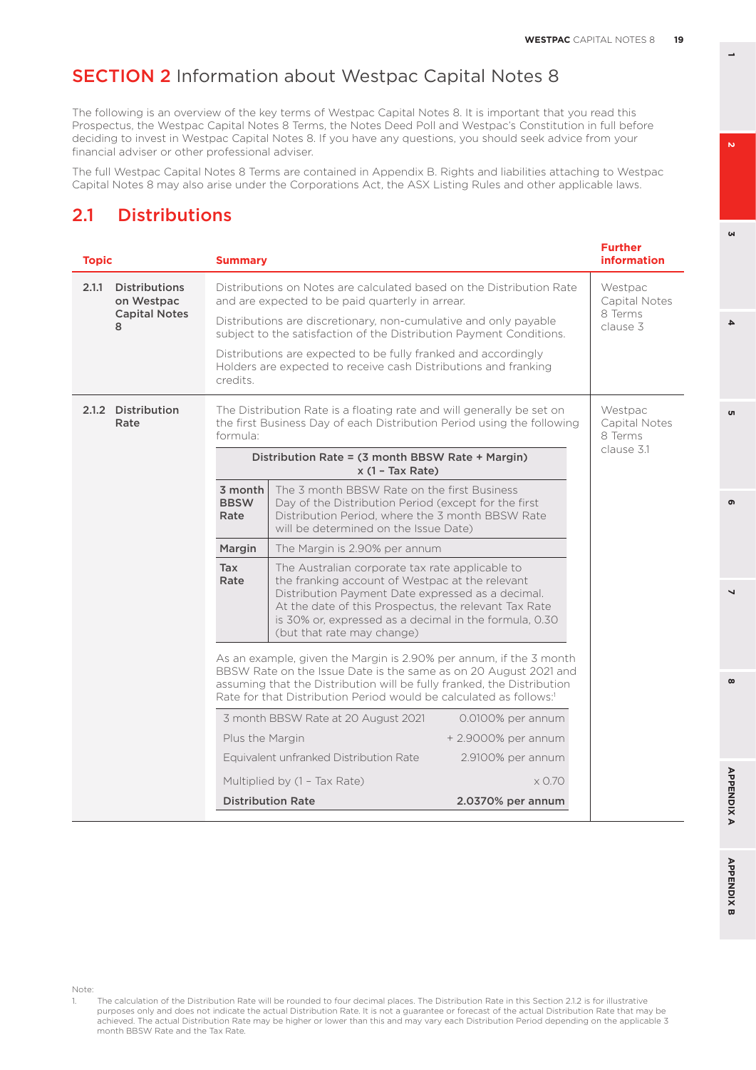# SECTION 2 Information about Westpac Capital Notes 8

The following is an overview of the key terms of Westpac Capital Notes 8. It is important that you read this Prospectus, the Westpac Capital Notes 8 Terms, the Notes Deed Poll and Westpac's Constitution in full before deciding to invest in Westpac Capital Notes 8. If you have any questions, you should seek advice from your financial adviser or other professional adviser.

The full Westpac Capital Notes 8 Terms are contained in Appendix B. Rights and liabilities attaching to Westpac Capital Notes 8 may also arise under the Corporations Act, the ASX Listing Rules and other applicable laws.

## 2.1 Distributions

| Topic | Summary | Further information |
|---|---|---|
| **2.1.1 Distributions on Westpac Capital Notes 8** | Distributions on Notes are calculated based on the Distribution Rate and are expected to be paid quarterly in arrear.<br><br>Distributions are discretionary, non-cumulative and only payable subject to the satisfaction of the Distribution Payment Conditions.<br><br>Distributions are expected to be fully franked and accordingly Holders are expected to receive cash Distributions and franking credits. | Westpac Capital Notes 8 Terms clause 3 |
| **2.1.2 Distribution Rate** | The Distribution Rate is a floating rate and will generally be set on the first Business Day of each Distribution Period using the following formula: (see formula and tables below) | Westpac Capital Notes 8 Terms clause 3.1 |

**Distribution Rate = (3 month BBSW Rate + Margin) x (1 – Tax Rate)**

| | |
|---|---|
| **3 month BBSW Rate** | The 3 month BBSW Rate on the first Business Day of the Distribution Period (except for the first Distribution Period, where the 3 month BBSW Rate will be determined on the Issue Date) |
| **Margin** | The Margin is 2.90% per annum |
| **Tax Rate** | The Australian corporate tax rate applicable to the franking account of Westpac at the relevant Distribution Payment Date expressed as a decimal. At the date of this Prospectus, the relevant Tax Rate is 30% or, expressed as a decimal in the formula, 0.30 (but that rate may change) |

As an example, given the Margin is 2.90% per annum, if the 3 month BBSW Rate on the Issue Date is the same as on 20 August 2021 and assuming that the Distribution will be fully franked, the Distribution Rate for that Distribution Period would be calculated as follows:[1]

| | |
|---|---|
| 3 month BBSW Rate at 20 August 2021 | 0.0100% per annum |
| Plus the Margin | + 2.9000% per annum |
| Equivalent unfranked Distribution Rate | 2.9100% per annum |
| Multiplied by (1 – Tax Rate) | x 0.70 |
| **Distribution Rate** | **2.0370% per annum** |

Note:
1. The calculation of the Distribution Rate will be rounded to four decimal places. The Distribution Rate in this Section 2.1.2 is for illustrative purposes only and does not indicate the actual Distribution Rate. It is not a guarantee or forecast of the actual Distribution Rate that may be achieved. The actual Distribution Rate may be higher or lower than this and may vary each Distribution Period depending on the applicable 3 month BBSW Rate and the Tax Rate.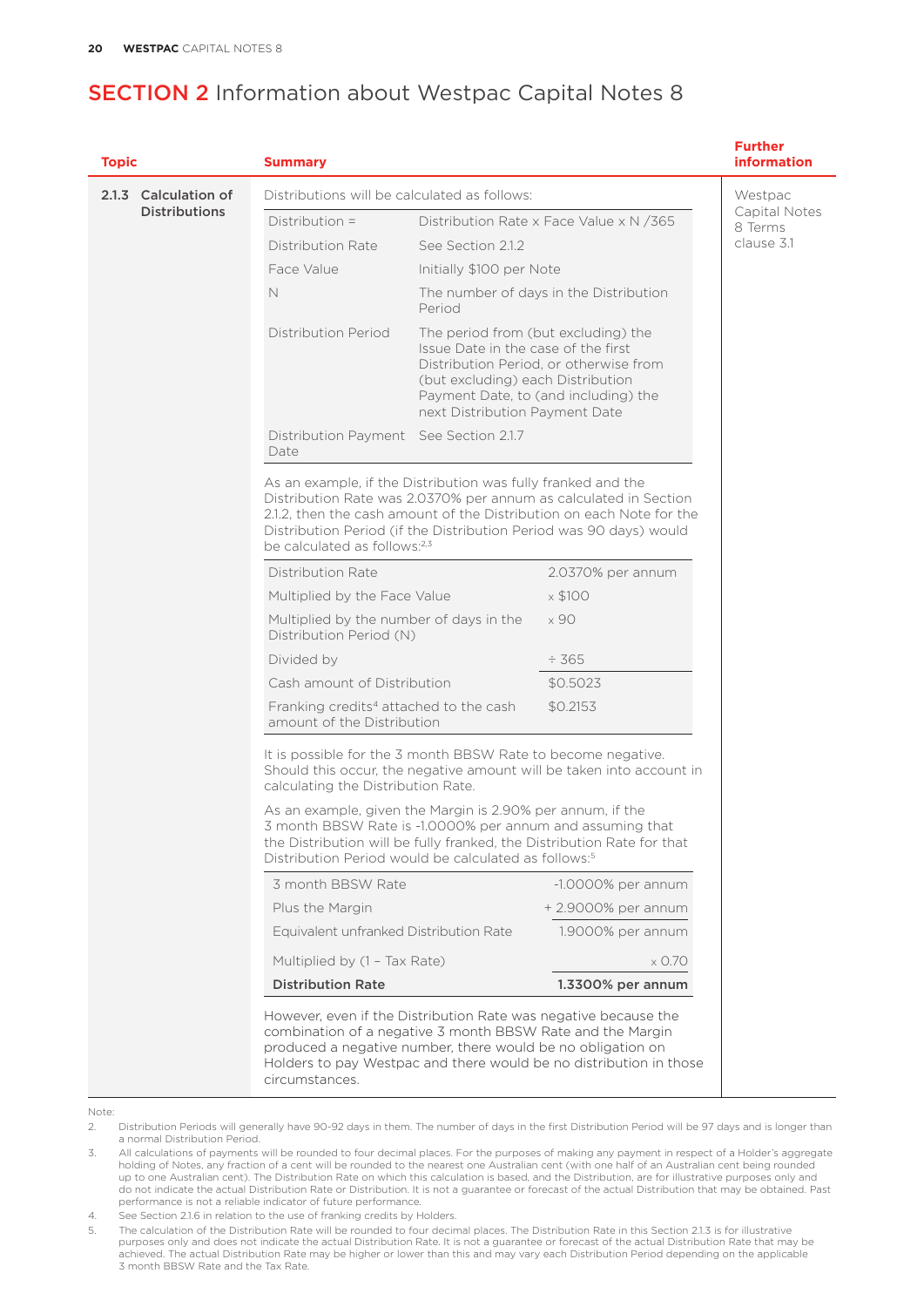# SECTION 2 Information about Westpac Capital Notes 8

| Topic | Summary | Further information |
|---|---|---|
| 2.1.3 Calculation of Distributions | Distributions will be calculated as follows: | Westpac Capital Notes 8 Terms clause 3.1 |

| | |
|---|---|
| Distribution = | Distribution Rate x Face Value x N /365 |
| Distribution Rate | See Section 2.1.2 |
| Face Value | Initially $100 per Note |
| N | The number of days in the Distribution Period |
| Distribution Period | The period from (but excluding) the Issue Date in the case of the first Distribution Period, or otherwise from (but excluding) each Distribution Payment Date, to (and including) the next Distribution Payment Date |
| Distribution Payment Date | See Section 2.1.7 |

As an example, if the Distribution was fully franked and the Distribution Rate was 2.0370% per annum as calculated in Section 2.1.2, then the cash amount of the Distribution on each Note for the Distribution Period (if the Distribution Period was 90 days) would be calculated as follows:[2,3]

| | |
|---|---|
| Distribution Rate | 2.0370% per annum |
| Multiplied by the Face Value | x $100 |
| Multiplied by the number of days in the Distribution Period (N) | x 90 |
| Divided by | ÷ 365 |
| Cash amount of Distribution | $0.5023 |
| Franking credits[4] attached to the cash amount of the Distribution | $0.2153 |

It is possible for the 3 month BBSW Rate to become negative. Should this occur, the negative amount will be taken into account in calculating the Distribution Rate.

As an example, given the Margin is 2.90% per annum, if the 3 month BBSW Rate is -1.0000% per annum and assuming that the Distribution will be fully franked, the Distribution Rate for that Distribution Period would be calculated as follows:[5]

| | |
|---|---|
| 3 month BBSW Rate | -1.0000% per annum |
| Plus the Margin | + 2.9000% per annum |
| Equivalent unfranked Distribution Rate | 1.9000% per annum |
| Multiplied by (1 – Tax Rate) | x 0.70 |
| **Distribution Rate** | **1.3300% per annum** |

However, even if the Distribution Rate was negative because the combination of a negative 3 month BBSW Rate and the Margin produced a negative number, there would be no obligation on Holders to pay Westpac and there would be no distribution in those circumstances.

Note:

2. Distribution Periods will generally have 90-92 days in them. The number of days in the first Distribution Period will be 97 days and is longer than a normal Distribution Period.
3. All calculations of payments will be rounded to four decimal places. For the purposes of making any payment in respect of a Holder's aggregate holding of Notes, any fraction of a cent will be rounded to the nearest one Australian cent (with one half of an Australian cent being rounded up to one Australian cent). The Distribution Rate on which this calculation is based, and the Distribution, are for illustrative purposes only and do not indicate the actual Distribution Rate or Distribution. It is not a guarantee or forecast of the actual Distribution that may be obtained. Past performance is not a reliable indicator of future performance.
4. See Section 2.1.6 in relation to the use of franking credits by Holders.
5. The calculation of the Distribution Rate will be rounded to four decimal places. The Distribution Rate in this Section 2.1.3 is for illustrative purposes only and does not indicate the actual Distribution Rate. It is not a guarantee or forecast of the actual Distribution Rate that may be achieved. The actual Distribution Rate may be higher or lower than this and may vary each Distribution Period depending on the applicable 3 month BBSW Rate and the Tax Rate.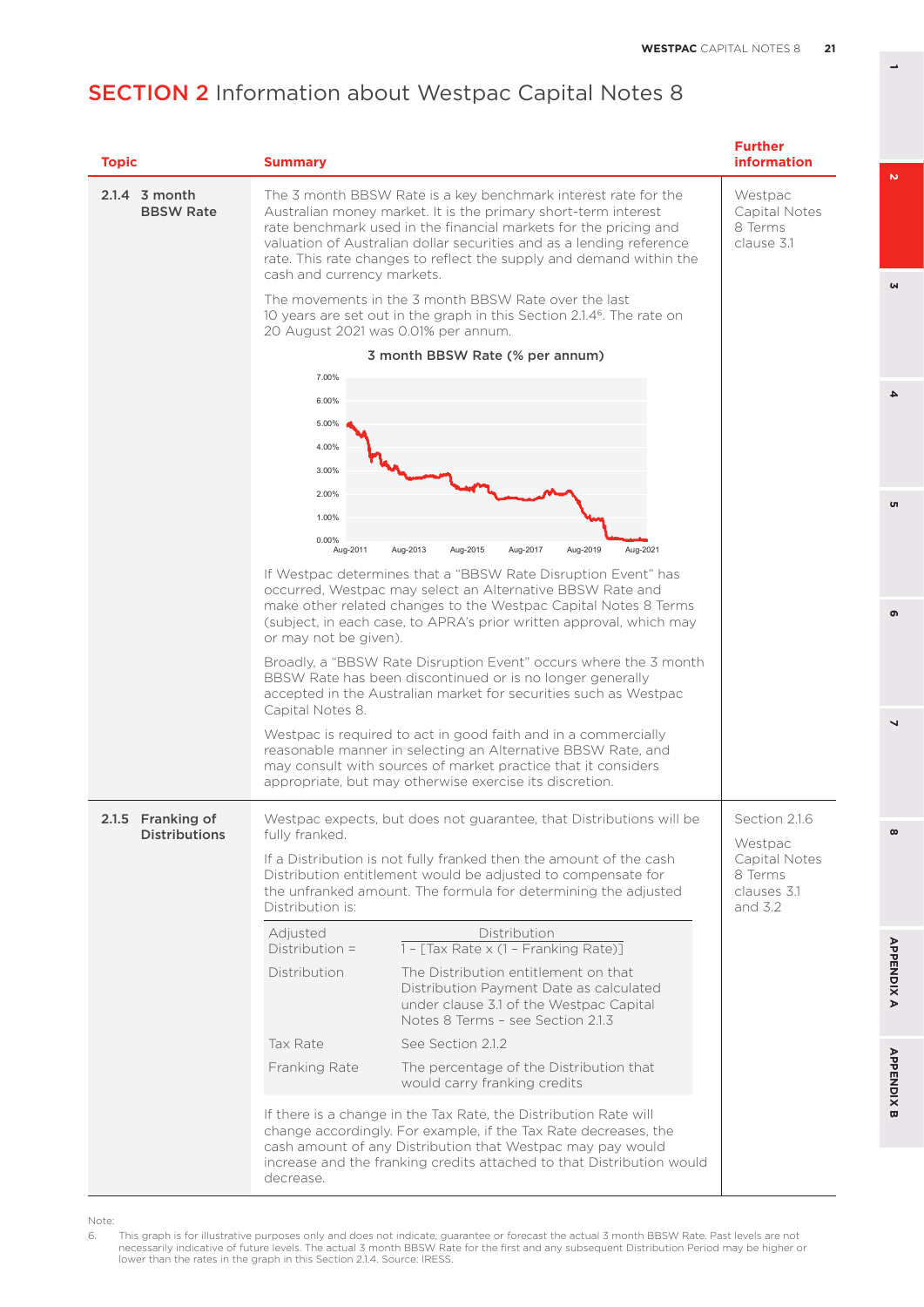# SECTION 2 Information about Westpac Capital Notes 8

| Topic | Summary | Further information |
|---|---|---|
| **2.1.4 3 month BBSW Rate** | The 3 month BBSW Rate is a key benchmark interest rate for the Australian money market. It is the primary short-term interest rate benchmark used in the financial markets for the pricing and valuation of Australian dollar securities and as a lending reference rate. This rate changes to reflect the supply and demand within the cash and currency markets.<br><br>The movements in the 3 month BBSW Rate over the last 10 years are set out in the graph in this Section 2.1.4[6]. The rate on 20 August 2021 was 0.01% per annum.<br><br>**3 month BBSW Rate (% per annum)**<br><br>If Westpac determines that a "BBSW Rate Disruption Event" has occurred, Westpac may select an Alternative BBSW Rate and make other related changes to the Westpac Capital Notes 8 Terms (subject, in each case, to APRA's prior written approval, which may or may not be given).<br><br>Broadly, a "BBSW Rate Disruption Event" occurs where the 3 month BBSW Rate has been discontinued or is no longer generally accepted in the Australian market for securities such as Westpac Capital Notes 8.<br><br>Westpac is required to act in good faith and in a commercially reasonable manner in selecting an Alternative BBSW Rate, and may consult with sources of market practice that it considers appropriate, but may otherwise exercise its discretion. | Westpac Capital Notes 8 Terms clause 3.1 |
| **2.1.5 Franking of Distributions** | Westpac expects, but does not guarantee, that Distributions will be fully franked.<br><br>If a Distribution is not fully franked then the amount of the cash Distribution entitlement would be adjusted to compensate for the unfranked amount. The formula for determining the adjusted Distribution is:<br><br>$$\text{Adjusted Distribution} = \frac{\text{Distribution}}{1 - [\text{Tax Rate} \times (1 - \text{Franking Rate})]}$$<br><br>Distribution: The Distribution entitlement on that Distribution Payment Date as calculated under clause 3.1 of the Westpac Capital Notes 8 Terms – see Section 2.1.3<br><br>Tax Rate: See Section 2.1.2<br><br>Franking Rate: The percentage of the Distribution that would carry franking credits<br><br>If there is a change in the Tax Rate, the Distribution Rate will change accordingly. For example, if the Tax Rate decreases, the cash amount of any Distribution that Westpac may pay would increase and the franking credits attached to that Distribution would decrease. | Section 2.1.6<br><br>Westpac Capital Notes 8 Terms clauses 3.1 and 3.2 |

Note:

6. This graph is for illustrative purposes only and does not indicate, guarantee or forecast the actual 3 month BBSW Rate. Past levels are not necessarily indicative of future levels. The actual 3 month BBSW Rate for the first and any subsequent Distribution Period may be higher or lower than the rates in the graph in this Section 2.1.4. Source: IRESS.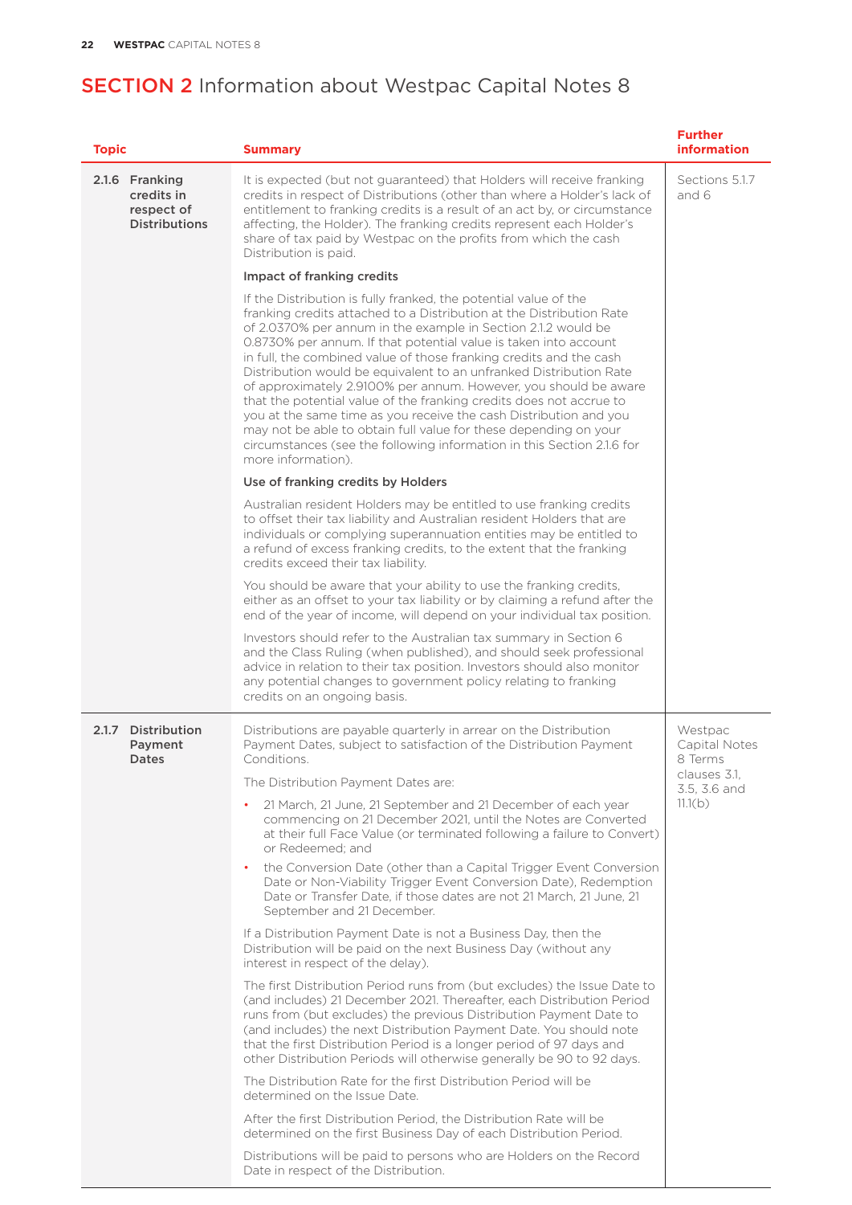# SECTION 2 Information about Westpac Capital Notes 8

| Topic | Summary | Further information |
|---|---|---|
| **2.1.6 Franking credits in respect of Distributions** | It is expected (but not guaranteed) that Holders will receive franking credits in respect of Distributions (other than where a Holder's lack of entitlement to franking credits is a result of an act by, or circumstance affecting, the Holder). The franking credits represent each Holder's share of tax paid by Westpac on the profits from which the cash Distribution is paid.<br><br>**Impact of franking credits**<br><br>If the Distribution is fully franked, the potential value of the franking credits attached to a Distribution at the Distribution Rate of 2.0370% per annum in the example in Section 2.1.2 would be 0.8730% per annum. If that potential value is taken into account in full, the combined value of those franking credits and the cash Distribution would be equivalent to an unfranked Distribution Rate of approximately 2.9100% per annum. However, you should be aware that the potential value of the franking credits does not accrue to you at the same time as you receive the cash Distribution and you may not be able to obtain full value for these depending on your circumstances (see the following information in this Section 2.1.6 for more information).<br><br>**Use of franking credits by Holders**<br><br>Australian resident Holders may be entitled to use franking credits to offset their tax liability and Australian resident Holders that are individuals or complying superannuation entities may be entitled to a refund of excess franking credits, to the extent that the franking credits exceed their tax liability.<br><br>You should be aware that your ability to use the franking credits, either as an offset to your tax liability or by claiming a refund after the end of the year of income, will depend on your individual tax position.<br><br>Investors should refer to the Australian tax summary in Section 6 and the Class Ruling (when published), and should seek professional advice in relation to their tax position. Investors should also monitor any potential changes to government policy relating to franking credits on an ongoing basis. | Sections 5.1.7 and 6 |
| **2.1.7 Distribution Payment Dates** | Distributions are payable quarterly in arrear on the Distribution Payment Dates, subject to satisfaction of the Distribution Payment Conditions.<br><br>The Distribution Payment Dates are:<br><br>• 21 March, 21 June, 21 September and 21 December of each year commencing on 21 December 2021, until the Notes are Converted at their full Face Value (or terminated following a failure to Convert) or Redeemed; and<br><br>• the Conversion Date (other than a Capital Trigger Event Conversion Date or Non-Viability Trigger Event Conversion Date), Redemption Date or Transfer Date, if those dates are not 21 March, 21 June, 21 September and 21 December.<br><br>If a Distribution Payment Date is not a Business Day, then the Distribution will be paid on the next Business Day (without any interest in respect of the delay).<br><br>The first Distribution Period runs from (but excludes) the Issue Date to (and includes) 21 December 2021. Thereafter, each Distribution Period runs from (but excludes) the previous Distribution Payment Date to (and includes) the next Distribution Payment Date. You should note that the first Distribution Period is a longer period of 97 days and other Distribution Periods will otherwise generally be 90 to 92 days.<br><br>The Distribution Rate for the first Distribution Period will be determined on the Issue Date.<br><br>After the first Distribution Period, the Distribution Rate will be determined on the first Business Day of each Distribution Period.<br><br>Distributions will be paid to persons who are Holders on the Record Date in respect of the Distribution. | Westpac Capital Notes 8 Terms clauses 3.1, 3.5, 3.6 and 11.1(b) |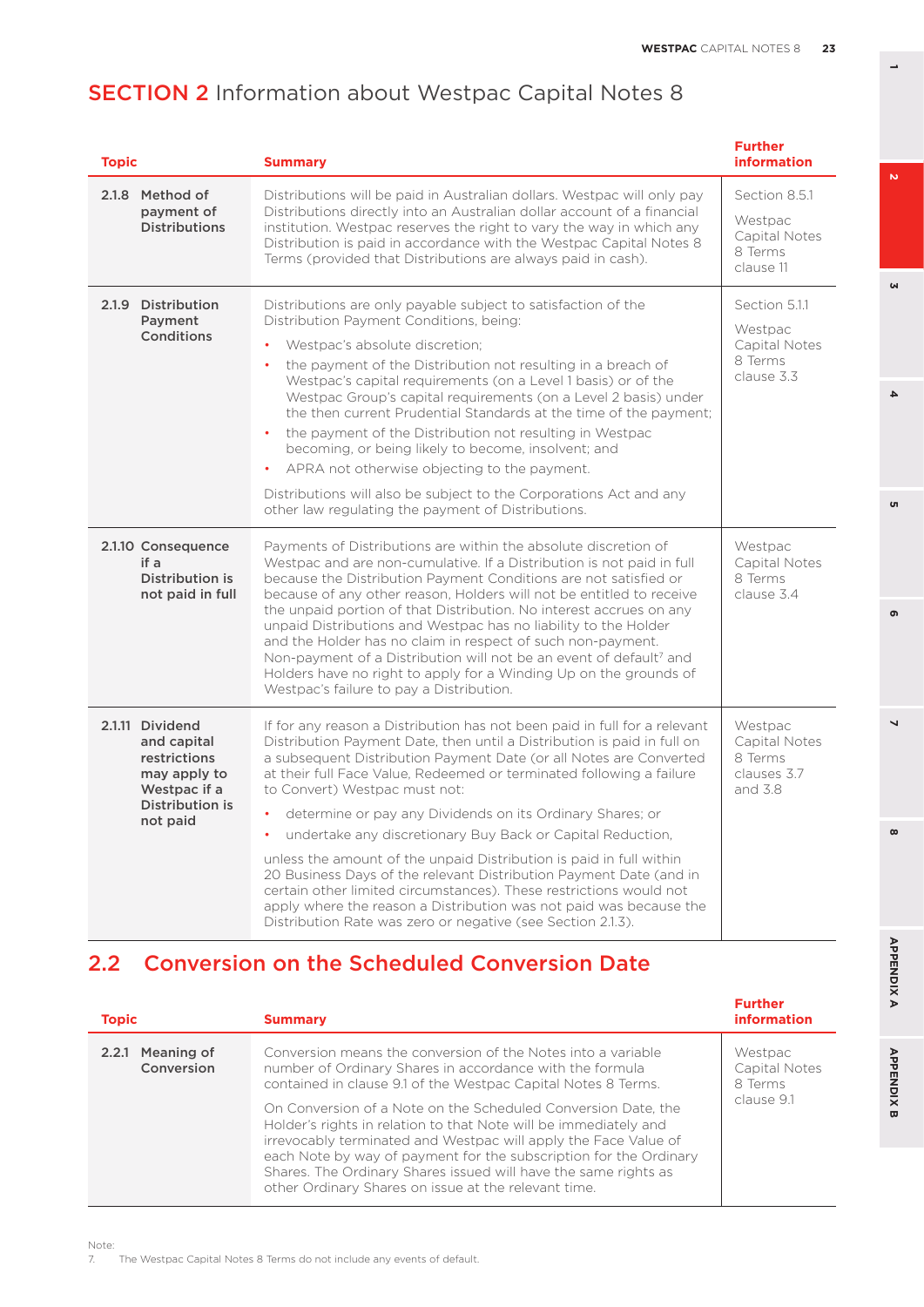# SECTION 2 Information about Westpac Capital Notes 8

| Topic | Summary | Further information |
|---|---|---|
| **2.1.8 Method of payment of Distributions** | Distributions will be paid in Australian dollars. Westpac will only pay Distributions directly into an Australian dollar account of a financial institution. Westpac reserves the right to vary the way in which any Distribution is paid in accordance with the Westpac Capital Notes 8 Terms (provided that Distributions are always paid in cash). | Section 8.5.1<br><br>Westpac Capital Notes 8 Terms clause 11 |
| **2.1.9 Distribution Payment Conditions** | Distributions are only payable subject to satisfaction of the Distribution Payment Conditions, being:<br>• Westpac's absolute discretion;<br>• the payment of the Distribution not resulting in a breach of Westpac's capital requirements (on a Level 1 basis) or of the Westpac Group's capital requirements (on a Level 2 basis) under the then current Prudential Standards at the time of the payment;<br>• the payment of the Distribution not resulting in Westpac becoming, or being likely to become, insolvent; and<br>• APRA not otherwise objecting to the payment.<br><br>Distributions will also be subject to the Corporations Act and any other law regulating the payment of Distributions. | Section 5.1.1<br><br>Westpac Capital Notes 8 Terms clause 3.3 |
| **2.1.10 Consequence if a Distribution is not paid in full** | Payments of Distributions are within the absolute discretion of Westpac and are non-cumulative. If a Distribution is not paid in full because the Distribution Payment Conditions are not satisfied or because of any other reason, Holders will not be entitled to receive the unpaid portion of that Distribution. No interest accrues on any unpaid Distributions and Westpac has no liability to the Holder and the Holder has no claim in respect of such non-payment. Non-payment of a Distribution will not be an event of default[7] and Holders have no right to apply for a Winding Up on the grounds of Westpac's failure to pay a Distribution. | Westpac Capital Notes 8 Terms clause 3.4 |
| **2.1.11 Dividend and capital restrictions may apply to Westpac if a Distribution is not paid** | If for any reason a Distribution has not been paid in full for a relevant Distribution Payment Date, then until a Distribution is paid in full on a subsequent Distribution Payment Date (or all Notes are Converted at their full Face Value, Redeemed or terminated following a failure to Convert) Westpac must not:<br>• determine or pay any Dividends on its Ordinary Shares; or<br>• undertake any discretionary Buy Back or Capital Reduction,<br><br>unless the amount of the unpaid Distribution is paid in full within 20 Business Days of the relevant Distribution Payment Date (and in certain other limited circumstances). These restrictions would not apply where the reason a Distribution was not paid was because the Distribution Rate was zero or negative (see Section 2.1.3). | Westpac Capital Notes 8 Terms clauses 3.7 and 3.8 |

## 2.2 Conversion on the Scheduled Conversion Date

| Topic | Summary | Further information |
|---|---|---|
| **2.2.1 Meaning of Conversion** | Conversion means the conversion of the Notes into a variable number of Ordinary Shares in accordance with the formula contained in clause 9.1 of the Westpac Capital Notes 8 Terms.<br><br>On Conversion of a Note on the Scheduled Conversion Date, the Holder's rights in relation to that Note will be immediately and irrevocably terminated and Westpac will apply the Face Value of each Note by way of payment for the subscription for the Ordinary Shares. The Ordinary Shares issued will have the same rights as other Ordinary Shares on issue at the relevant time. | Westpac Capital Notes 8 Terms clause 9.1 |

Note:
7. The Westpac Capital Notes 8 Terms do not include any events of default.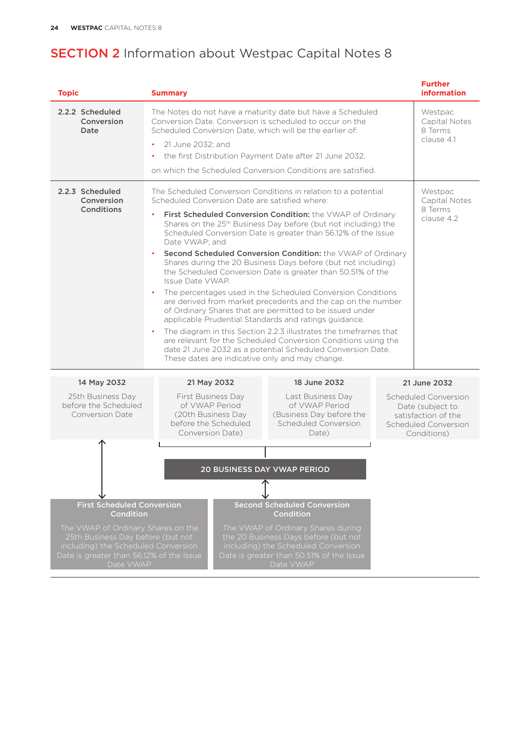# SECTION 2 Information about Westpac Capital Notes 8

| Topic | Summary | Further information |
|---|---|---|
| 2.2.2 Scheduled Conversion Date | The Notes do not have a maturity date but have a Scheduled Conversion Date. Conversion is scheduled to occur on the Scheduled Conversion Date, which will be the earlier of:<br>• 21 June 2032; and<br>• the first Distribution Payment Date after 21 June 2032,<br>on which the Scheduled Conversion Conditions are satisfied. | Westpac Capital Notes 8 Terms clause 4.1 |
| 2.2.3 Scheduled Conversion Conditions | The Scheduled Conversion Conditions in relation to a potential Scheduled Conversion Date are satisfied where:<br>• **First Scheduled Conversion Condition:** the VWAP of Ordinary Shares on the 25th Business Day before (but not including) the Scheduled Conversion Date is greater than 56.12% of the Issue Date VWAP; and<br>• **Second Scheduled Conversion Condition:** the VWAP of Ordinary Shares during the 20 Business Days before (but not including) the Scheduled Conversion Date is greater than 50.51% of the Issue Date VWAP.<br>• The percentages used in the Scheduled Conversion Conditions are derived from market precedents and the cap on the number of Ordinary Shares that are permitted to be issued under applicable Prudential Standards and ratings guidance.<br>• The diagram in this Section 2.2.3 illustrates the timeframes that are relevant for the Scheduled Conversion Conditions using the date 21 June 2032 as a potential Scheduled Conversion Date. These dates are indicative only and may change. | Westpac Capital Notes 8 Terms clause 4.2 |

| 14 May 2032 | 21 May 2032 | 18 June 2032 | 21 June 2032 |
|---|---|---|---|
| 25th Business Day before the Scheduled Conversion Date | First Business Day of VWAP Period (20th Business Day before the Scheduled Conversion Date) | Last Business Day of VWAP Period (Business Day before the Scheduled Conversion Date) | Scheduled Conversion Date (subject to satisfaction of the Scheduled Conversion Conditions) |

**20 BUSINESS DAY VWAP PERIOD**

**First Scheduled Conversion Condition**

The VWAP of Ordinary Shares on the 25th Business Day before (but not including) the Scheduled Conversion Date is greater than 56.12% of the Issue Date VWAP

**Second Scheduled Conversion Condition**

The VWAP of Ordinary Shares during the 20 Business Days before (but not including) the Scheduled Conversion Date is greater than 50.51% of the Issue Date VWAP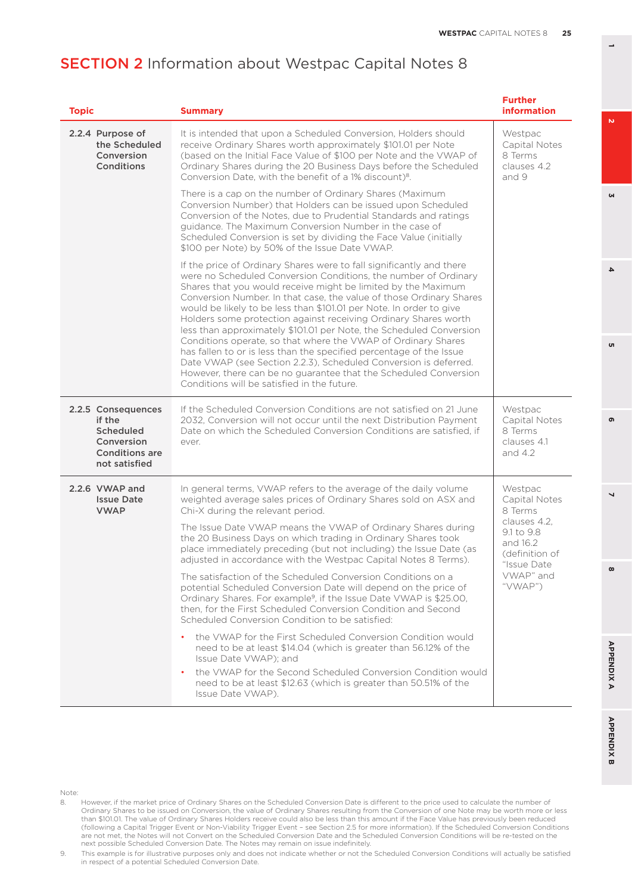# SECTION 2 Information about Westpac Capital Notes 8

| Topic | Summary | Further information |
|---|---|---|
| **2.2.4 Purpose of the Scheduled Conversion Conditions** | It is intended that upon a Scheduled Conversion, Holders should receive Ordinary Shares worth approximately $101.01 per Note (based on the Initial Face Value of $100 per Note and the VWAP of Ordinary Shares during the 20 Business Days before the Scheduled Conversion Date, with the benefit of a 1% discount)[8].<br><br>There is a cap on the number of Ordinary Shares (Maximum Conversion Number) that Holders can be issued upon Scheduled Conversion of the Notes, due to Prudential Standards and ratings guidance. The Maximum Conversion Number in the case of Scheduled Conversion is set by dividing the Face Value (initially $100 per Note) by 50% of the Issue Date VWAP.<br><br>If the price of Ordinary Shares were to fall significantly and there were no Scheduled Conversion Conditions, the number of Ordinary Shares that you would receive might be limited by the Maximum Conversion Number. In that case, the value of those Ordinary Shares would be likely to be less than $101.01 per Note. In order to give Holders some protection against receiving Ordinary Shares worth less than approximately $101.01 per Note, the Scheduled Conversion Conditions operate, so that where the VWAP of Ordinary Shares has fallen to or is less than the specified percentage of the Issue Date VWAP (see Section 2.2.3), Scheduled Conversion is deferred. However, there can be no guarantee that the Scheduled Conversion Conditions will be satisfied in the future. | Westpac Capital Notes 8 Terms clauses 4.2 and 9 |
| **2.2.5 Consequences if the Scheduled Conversion Conditions are not satisfied** | If the Scheduled Conversion Conditions are not satisfied on 21 June 2032, Conversion will not occur until the next Distribution Payment Date on which the Scheduled Conversion Conditions are satisfied, if ever. | Westpac Capital Notes 8 Terms clauses 4.1 and 4.2 |
| **2.2.6 VWAP and Issue Date VWAP** | In general terms, VWAP refers to the average of the daily volume weighted average sales prices of Ordinary Shares sold on ASX and Chi-X during the relevant period.<br><br>The Issue Date VWAP means the VWAP of Ordinary Shares during the 20 Business Days on which trading in Ordinary Shares took place immediately preceding (but not including) the Issue Date (as adjusted in accordance with the Westpac Capital Notes 8 Terms).<br><br>The satisfaction of the Scheduled Conversion Conditions on a potential Scheduled Conversion Date will depend on the price of Ordinary Shares. For example[9], if the Issue Date VWAP is $25.00, then, for the First Scheduled Conversion Condition and Second Scheduled Conversion Condition to be satisfied:<br>• the VWAP for the First Scheduled Conversion Condition would need to be at least $14.04 (which is greater than 56.12% of the Issue Date VWAP); and<br>• the VWAP for the Second Scheduled Conversion Condition would need to be at least $12.63 (which is greater than 50.51% of the Issue Date VWAP). | Westpac Capital Notes 8 Terms clauses 4.2, 9.1 to 9.8 and 16.2 (definition of "Issue Date VWAP" and "VWAP") |

Note:

8. However, if the market price of Ordinary Shares on the Scheduled Conversion Date is different to the price used to calculate the number of Ordinary Shares to be issued on Conversion, the value of Ordinary Shares resulting from the Conversion of one Note may be worth more or less than $101.01. The value of Ordinary Shares Holders receive could also be less than this amount if the Face Value has previously been reduced (following a Capital Trigger Event or Non-Viability Trigger Event – see Section 2.5 for more information). If the Scheduled Conversion Conditions are not met, the Notes will not Convert on the Scheduled Conversion Date and the Scheduled Conversion Conditions will be re-tested on the next possible Scheduled Conversion Date. The Notes may remain on issue indefinitely.
9. This example is for illustrative purposes only and does not indicate whether or not the Scheduled Conversion Conditions will actually be satisfied in respect of a potential Scheduled Conversion Date.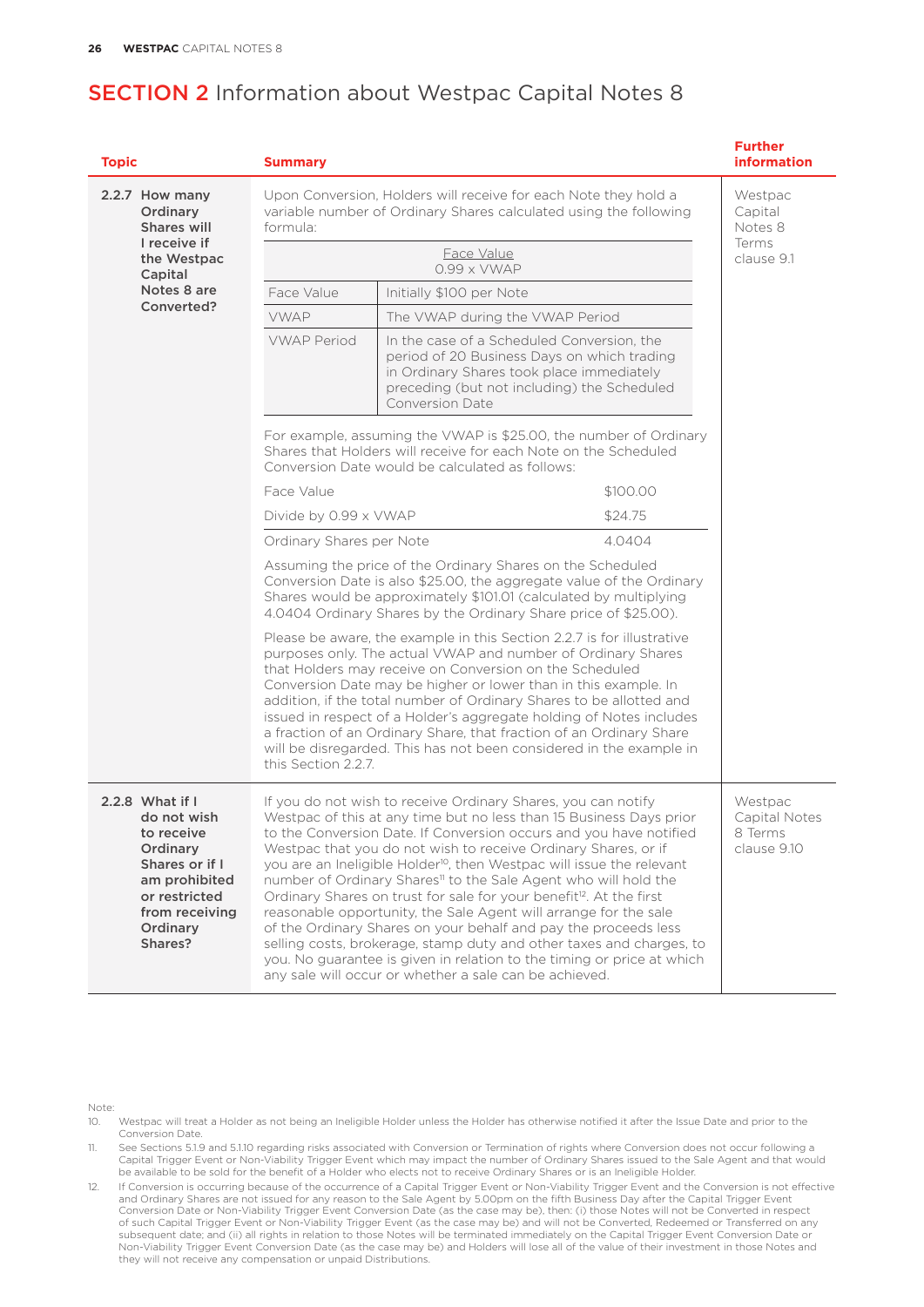# SECTION 2 Information about Westpac Capital Notes 8

| Topic | Summary | Further information |
|---|---|---|
| **2.2.7 How many Ordinary Shares will I receive if the Westpac Capital Notes 8 are Converted?** | Upon Conversion, Holders will receive for each Note they hold a variable number of Ordinary Shares calculated using the following formula:<br><br>$$\frac{\text{Face Value}}{0.99 \times \text{VWAP}}$$<br><br>Face Value: Initially $100 per Note<br>VWAP: The VWAP during the VWAP Period<br>VWAP Period: In the case of a Scheduled Conversion, the period of 20 Business Days on which trading in Ordinary Shares took place immediately preceding (but not including) the Scheduled Conversion Date<br><br>For example, assuming the VWAP is $25.00, the number of Ordinary Shares that Holders will receive for each Note on the Scheduled Conversion Date would be calculated as follows:<br><br>Face Value: $100.00<br>Divide by 0.99 x VWAP: $24.75<br>Ordinary Shares per Note: 4.0404<br><br>Assuming the price of the Ordinary Shares on the Scheduled Conversion Date is also $25.00, the aggregate value of the Ordinary Shares would be approximately $101.01 (calculated by multiplying 4.0404 Ordinary Shares by the Ordinary Share price of $25.00).<br><br>Please be aware, the example in this Section 2.2.7 is for illustrative purposes only. The actual VWAP and number of Ordinary Shares that Holders may receive on Conversion on the Scheduled Conversion Date may be higher or lower than in this example. In addition, if the total number of Ordinary Shares to be allotted and issued in respect of a Holder's aggregate holding of Notes includes a fraction of an Ordinary Share, that fraction of an Ordinary Share will be disregarded. This has not been considered in the example in this Section 2.2.7. | Westpac Capital Notes 8 Terms clause 9.1 |
| **2.2.8 What if I do not wish to receive Ordinary Shares or if I am prohibited or restricted from receiving Ordinary Shares?** | If you do not wish to receive Ordinary Shares, you can notify Westpac of this at any time but no less than 15 Business Days prior to the Conversion Date. If Conversion occurs and you have notified Westpac that you do not wish to receive Ordinary Shares, or if you are an Ineligible Holder[10], then Westpac will issue the relevant number of Ordinary Shares[11] to the Sale Agent who will hold the Ordinary Shares on trust for sale for your benefit[12]. At the first reasonable opportunity, the Sale Agent will arrange for the sale of the Ordinary Shares on your behalf and pay the proceeds less selling costs, brokerage, stamp duty and other taxes and charges, to you. No guarantee is given in relation to the timing or price at which any sale will occur or whether a sale can be achieved. | Westpac Capital Notes 8 Terms clause 9.10 |

Note:

10. Westpac will treat a Holder as not being an Ineligible Holder unless the Holder has otherwise notified it after the Issue Date and prior to the Conversion Date.
11. See Sections 5.1.9 and 5.1.10 regarding risks associated with Conversion or Termination of rights where Conversion does not occur following a Capital Trigger Event or Non-Viability Trigger Event which may impact the number of Ordinary Shares issued to the Sale Agent and that would be available to be sold for the benefit of a Holder who elects not to receive Ordinary Shares or is an Ineligible Holder.
12. If Conversion is occurring because of the occurrence of a Capital Trigger Event or Non-Viability Trigger Event and the Conversion is not effective and Ordinary Shares are not issued for any reason to the Sale Agent by 5.00pm on the fifth Business Day after the Capital Trigger Event Conversion Date or Non-Viability Trigger Event Conversion Date (as the case may be), then: (i) those Notes will not be Converted in respect of such Capital Trigger Event or Non-Viability Trigger Event (as the case may be) and will not be Converted, Redeemed or Transferred on any subsequent date; and (ii) all rights in relation to those Notes will be terminated immediately on the Capital Trigger Event Conversion Date or Non-Viability Trigger Event Conversion Date (as the case may be) and Holders will lose all of the value of their investment in those Notes and they will not receive any compensation or unpaid Distributions.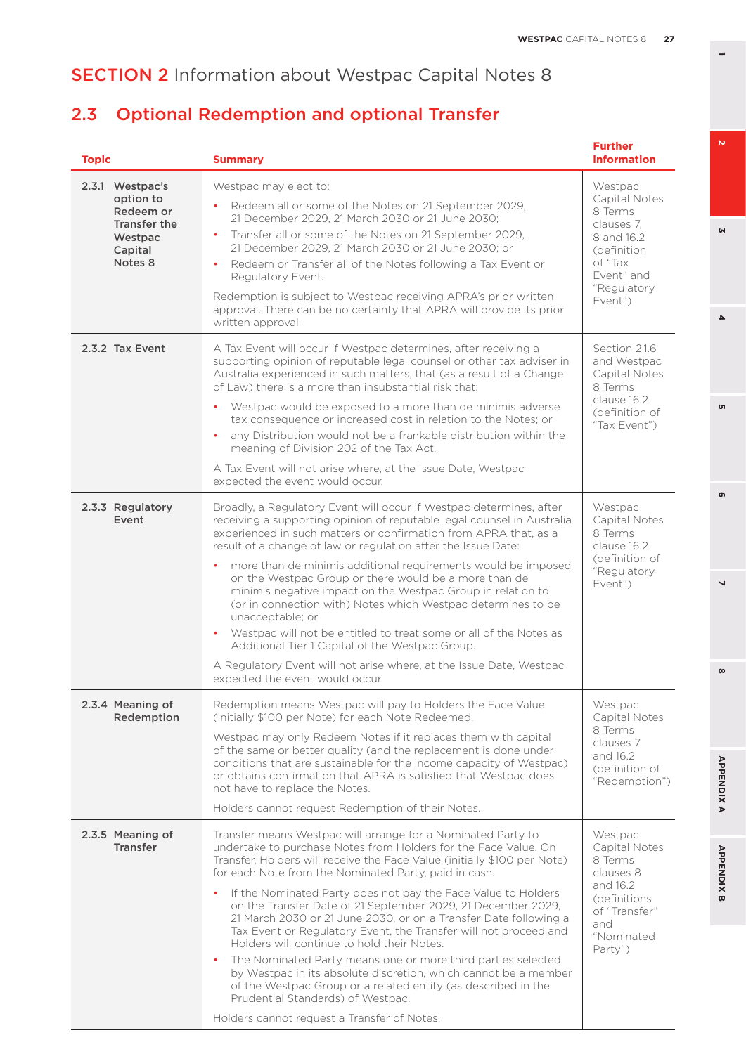# SECTION 2 Information about Westpac Capital Notes 8

## 2.3 Optional Redemption and optional Transfer

| Topic | Summary | Further information |
|---|---|---|
| **2.3.1 Westpac's option to Redeem or Transfer the Westpac Capital Notes 8** | Westpac may elect to:<br>• Redeem all or some of the Notes on 21 September 2029, 21 December 2029, 21 March 2030 or 21 June 2030;<br>• Transfer all or some of the Notes on 21 September 2029, 21 December 2029, 21 March 2030 or 21 June 2030; or<br>• Redeem or Transfer all of the Notes following a Tax Event or Regulatory Event.<br>Redemption is subject to Westpac receiving APRA's prior written approval. There can be no certainty that APRA will provide its prior written approval. | Westpac Capital Notes 8 Terms clauses 7, 8 and 16.2 (definition of "Tax Event" and "Regulatory Event") |
| **2.3.2 Tax Event** | A Tax Event will occur if Westpac determines, after receiving a supporting opinion of reputable legal counsel or other tax adviser in Australia experienced in such matters, that (as a result of a Change of Law) there is a more than insubstantial risk that:<br>• Westpac would be exposed to a more than de minimis adverse tax consequence or increased cost in relation to the Notes; or<br>• any Distribution would not be a frankable distribution within the meaning of Division 202 of the Tax Act.<br>A Tax Event will not arise where, at the Issue Date, Westpac expected the event would occur. | Section 2.1.6 and Westpac Capital Notes 8 Terms clause 16.2 (definition of "Tax Event") |
| **2.3.3 Regulatory Event** | Broadly, a Regulatory Event will occur if Westpac determines, after receiving a supporting opinion of reputable legal counsel in Australia experienced in such matters or confirmation from APRA that, as a result of a change of law or regulation after the Issue Date:<br>• more than de minimis additional requirements would be imposed on the Westpac Group or there would be a more than de minimis negative impact on the Westpac Group in relation to (or in connection with) Notes which Westpac determines to be unacceptable; or<br>• Westpac will not be entitled to treat some or all of the Notes as Additional Tier 1 Capital of the Westpac Group.<br>A Regulatory Event will not arise where, at the Issue Date, Westpac expected the event would occur. | Westpac Capital Notes 8 Terms clause 16.2 (definition of "Regulatory Event") |
| **2.3.4 Meaning of Redemption** | Redemption means Westpac will pay to Holders the Face Value (initially $100 per Note) for each Note Redeemed.<br>Westpac may only Redeem Notes if it replaces them with capital of the same or better quality (and the replacement is done under conditions that are sustainable for the income capacity of Westpac) or obtains confirmation that APRA is satisfied that Westpac does not have to replace the Notes.<br>Holders cannot request Redemption of their Notes. | Westpac Capital Notes 8 Terms clauses 7 and 16.2 (definition of "Redemption") |
| **2.3.5 Meaning of Transfer** | Transfer means Westpac will arrange for a Nominated Party to undertake to purchase Notes from Holders for the Face Value. On Transfer, Holders will receive the Face Value (initially $100 per Note) for each Note from the Nominated Party, paid in cash.<br>• If the Nominated Party does not pay the Face Value to Holders on the Transfer Date of 21 September 2029, 21 December 2029, 21 March 2030 or 21 June 2030, or on a Transfer Date following a Tax Event or Regulatory Event, the Transfer will not proceed and Holders will continue to hold their Notes.<br>• The Nominated Party means one or more third parties selected by Westpac in its absolute discretion, which cannot be a member of the Westpac Group or a related entity (as described in the Prudential Standards) of Westpac.<br>Holders cannot request a Transfer of Notes. | Westpac Capital Notes 8 Terms clauses 8 and 16.2 (definitions of "Transfer" and "Nominated Party") |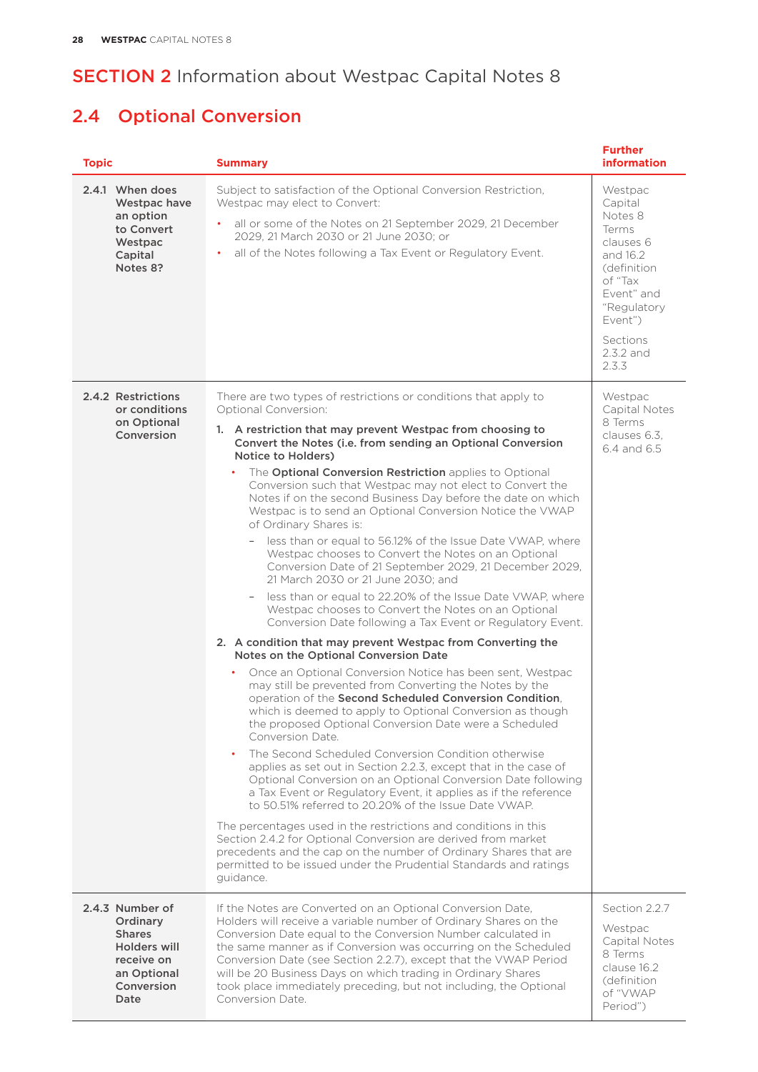# SECTION 2 Information about Westpac Capital Notes 8

## 2.4 Optional Conversion

| Topic | Summary | Further information |
|---|---|---|
| **2.4.1 When does Westpac have an option to Convert Westpac Capital Notes 8?** | Subject to satisfaction of the Optional Conversion Restriction, Westpac may elect to Convert:<br>• all or some of the Notes on 21 September 2029, 21 December 2029, 21 March 2030 or 21 June 2030; or<br>• all of the Notes following a Tax Event or Regulatory Event. | Westpac Capital Notes 8 Terms clauses 6 and 16.2 (definition of "Tax Event" and "Regulatory Event")<br><br>Sections 2.3.2 and 2.3.3 |
| **2.4.2 Restrictions or conditions on Optional Conversion** | There are two types of restrictions or conditions that apply to Optional Conversion:<br>**1. A restriction that may prevent Westpac from choosing to Convert the Notes (i.e. from sending an Optional Conversion Notice to Holders)**<br>• The **Optional Conversion Restriction** applies to Optional Conversion such that Westpac may not elect to Convert the Notes if on the second Business Day before the date on which Westpac is to send an Optional Conversion Notice the VWAP of Ordinary Shares is:<br>– less than or equal to 56.12% of the Issue Date VWAP, where Westpac chooses to Convert the Notes on an Optional Conversion Date of 21 September 2029, 21 December 2029, 21 March 2030 or 21 June 2030; and<br>– less than or equal to 22.20% of the Issue Date VWAP, where Westpac chooses to Convert the Notes on an Optional Conversion Date following a Tax Event or Regulatory Event.<br>**2. A condition that may prevent Westpac from Converting the Notes on the Optional Conversion Date**<br>• Once an Optional Conversion Notice has been sent, Westpac may still be prevented from Converting the Notes by the operation of the **Second Scheduled Conversion Condition**, which is deemed to apply to Optional Conversion as though the proposed Optional Conversion Date were a Scheduled Conversion Date.<br>• The Second Scheduled Conversion Condition otherwise applies as set out in Section 2.2.3, except that in the case of Optional Conversion on an Optional Conversion Date following a Tax Event or Regulatory Event, it applies as if the reference to 50.51% referred to 20.20% of the Issue Date VWAP.<br><br>The percentages used in the restrictions and conditions in this Section 2.4.2 for Optional Conversion are derived from market precedents and the cap on the number of Ordinary Shares that are permitted to be issued under the Prudential Standards and ratings guidance. | Westpac Capital Notes 8 Terms clauses 6.3, 6.4 and 6.5 |
| **2.4.3 Number of Ordinary Shares Holders will receive on an Optional Conversion Date** | If the Notes are Converted on an Optional Conversion Date, Holders will receive a variable number of Ordinary Shares on the Conversion Date equal to the Conversion Number calculated in the same manner as if Conversion was occurring on the Scheduled Conversion Date (see Section 2.2.7), except that the VWAP Period will be 20 Business Days on which trading in Ordinary Shares took place immediately preceding, but not including, the Optional Conversion Date. | Section 2.2.7<br><br>Westpac Capital Notes 8 Terms clause 16.2 (definition of "VWAP Period") |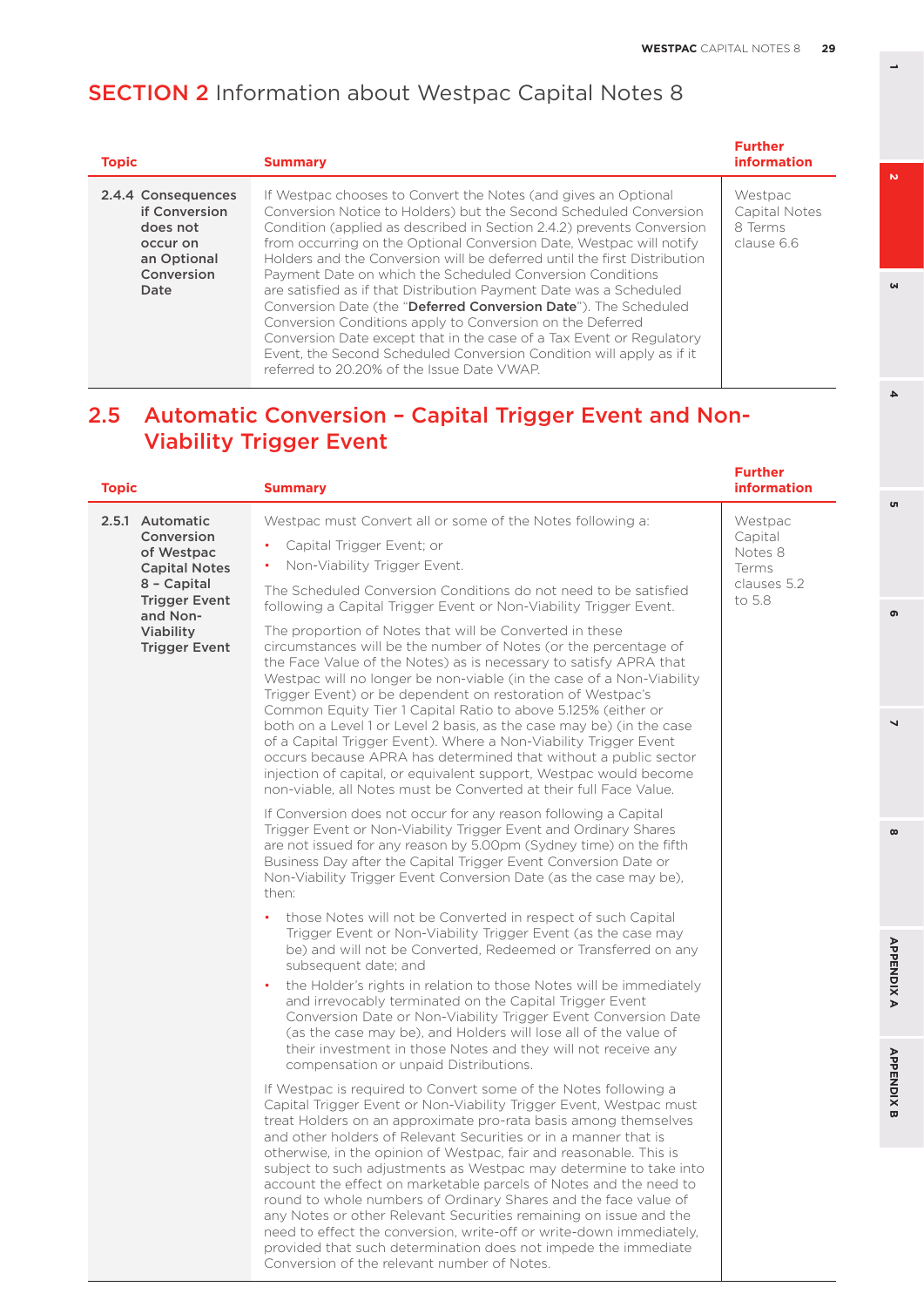# SECTION 2 Information about Westpac Capital Notes 8

| Topic | Summary | Further information |
|---|---|---|
| **2.4.4 Consequences if Conversion does not occur on an Optional Conversion Date** | If Westpac chooses to Convert the Notes (and gives an Optional Conversion Notice to Holders) but the Second Scheduled Conversion Condition (applied as described in Section 2.4.2) prevents Conversion from occurring on the Optional Conversion Date, Westpac will notify Holders and the Conversion will be deferred until the first Distribution Payment Date on which the Scheduled Conversion Conditions are satisfied as if that Distribution Payment Date was a Scheduled Conversion Date (the "**Deferred Conversion Date**"). The Scheduled Conversion Conditions apply to Conversion on the Deferred Conversion Date except that in the case of a Tax Event or Regulatory Event, the Second Scheduled Conversion Condition will apply as if it referred to 20.20% of the Issue Date VWAP. | Westpac Capital Notes 8 Terms clause 6.6 |

## 2.5 Automatic Conversion – Capital Trigger Event and Non-Viability Trigger Event

| Topic | Summary | Further information |
|---|---|---|
| **2.5.1 Automatic Conversion of Westpac Capital Notes 8 – Capital Trigger Event and Non-Viability Trigger Event** | Westpac must Convert all or some of the Notes following a:<br>• Capital Trigger Event; or<br>• Non-Viability Trigger Event.<br><br>The Scheduled Conversion Conditions do not need to be satisfied following a Capital Trigger Event or Non-Viability Trigger Event.<br><br>The proportion of Notes that will be Converted in these circumstances will be the number of Notes (or the percentage of the Face Value of the Notes) as is necessary to satisfy APRA that Westpac will no longer be non-viable (in the case of a Non-Viability Trigger Event) or be dependent on restoration of Westpac's Common Equity Tier 1 Capital Ratio to above 5.125% (either or both on a Level 1 or Level 2 basis, as the case may be) (in the case of a Capital Trigger Event). Where a Non-Viability Trigger Event occurs because APRA has determined that without a public sector injection of capital, or equivalent support, Westpac would become non-viable, all Notes must be Converted at their full Face Value.<br><br>If Conversion does not occur for any reason following a Capital Trigger Event or Non-Viability Trigger Event and Ordinary Shares are not issued for any reason by 5.00pm (Sydney time) on the fifth Business Day after the Capital Trigger Event Conversion Date or Non-Viability Trigger Event Conversion Date (as the case may be), then:<br>• those Notes will not be Converted in respect of such Capital Trigger Event or Non-Viability Trigger Event (as the case may be) and will not be Converted, Redeemed or Transferred on any subsequent date; and<br>• the Holder's rights in relation to those Notes will be immediately and irrevocably terminated on the Capital Trigger Event Conversion Date or Non-Viability Trigger Event Conversion Date (as the case may be), and Holders will lose all of the value of their investment in those Notes and they will not receive any compensation or unpaid Distributions.<br><br>If Westpac is required to Convert some of the Notes following a Capital Trigger Event or Non-Viability Trigger Event, Westpac must treat Holders on an approximate pro-rata basis among themselves and other holders of Relevant Securities or in a manner that is otherwise, in the opinion of Westpac, fair and reasonable. This is subject to such adjustments as Westpac may determine to take into account the effect on marketable parcels of Notes and the need to round to whole numbers of Ordinary Shares and the face value of any Notes or other Relevant Securities remaining on issue and the need to effect the conversion, write-off or write-down immediately, provided that such determination does not impede the immediate Conversion of the relevant number of Notes. | Westpac Capital Notes 8 Terms clauses 5.2 to 5.8 |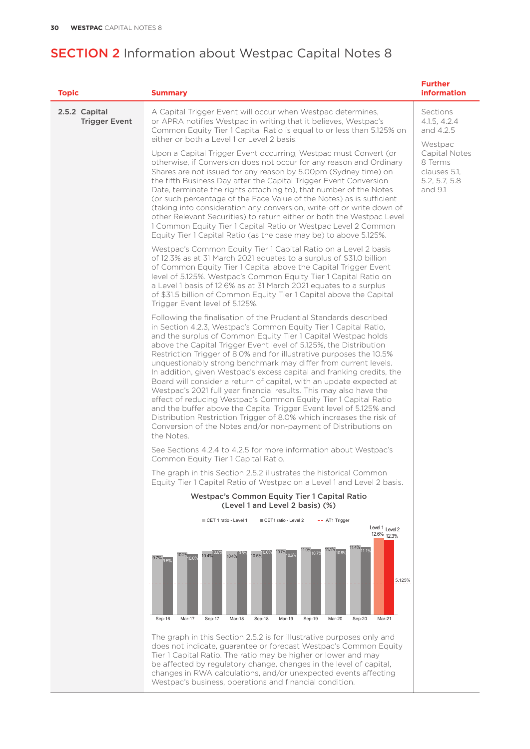## SECTION 2 Information about Westpac Capital Notes 8

| Topic | Summary | Further information |
|---|---|---|
| **2.5.2 Capital Trigger Event** | A Capital Trigger Event will occur when Westpac determines, or APRA notifies Westpac in writing that it believes, Westpac's Common Equity Tier 1 Capital Ratio is equal to or less than 5.125% on either or both a Level 1 or Level 2 basis.<br><br>Upon a Capital Trigger Event occurring, Westpac must Convert (or otherwise, if Conversion does not occur for any reason and Ordinary Shares are not issued for any reason by 5.00pm (Sydney time) on the fifth Business Day after the Capital Trigger Event Conversion Date, terminate the rights attaching to), that number of the Notes (or such percentage of the Face Value of the Notes) as is sufficient (taking into consideration any conversion, write-off or write down of other Relevant Securities) to return either or both the Westpac Level 1 Common Equity Tier 1 Capital Ratio or Westpac Level 2 Common Equity Tier 1 Capital Ratio (as the case may be) to above 5.125%.<br><br>Westpac's Common Equity Tier 1 Capital Ratio on a Level 2 basis of 12.3% as at 31 March 2021 equates to a surplus of $31.0 billion of Common Equity Tier 1 Capital above the Capital Trigger Event level of 5.125%. Westpac's Common Equity Tier 1 Capital Ratio on a Level 1 basis of 12.6% as at 31 March 2021 equates to a surplus of $31.5 billion of Common Equity Tier 1 Capital above the Capital Trigger Event level of 5.125%.<br><br>Following the finalisation of the Prudential Standards described in Section 4.2.3, Westpac's Common Equity Tier 1 Capital Ratio, and the surplus of Common Equity Tier 1 Capital Westpac holds above the Capital Trigger Event level of 5.125%, the Distribution Restriction Trigger of 8.0% and for illustrative purposes the 10.5% unquestionably strong benchmark may differ from current levels. In addition, given Westpac's excess capital and franking credits, the Board will consider a return of capital, with an update expected at Westpac's 2021 full year financial results. This may also have the effect of reducing Westpac's Common Equity Tier 1 Capital Ratio and the buffer above the Capital Trigger Event level of 5.125% and Distribution Restriction Trigger of 8.0% which increases the risk of Conversion of the Notes and/or non-payment of Distributions on the Notes.<br><br>See Sections 4.2.4 to 4.2.5 for more information about Westpac's Common Equity Tier 1 Capital Ratio.<br><br>The graph in this Section 2.5.2 illustrates the historical Common Equity Tier 1 Capital Ratio of Westpac on a Level 1 and Level 2 basis. | Sections 4.1.5, 4.2.4 and 4.2.5<br><br>Westpac Capital Notes 8 Terms clauses 5.1, 5.2, 5.7, 5.8 and 9.1 |

**Westpac's Common Equity Tier 1 Capital Ratio (Level 1 and Level 2 basis) (%)**

| Period | CET 1 ratio - Level 1 | CET1 ratio - Level 2 |
|---|---|---|
| Sep-16 | 9.7% | 9.5% |
| Mar-17 | 10.2% | 10.0% |
| Sep-17 | 10.4% | 10.6% |
| Mar-18 | 10.4% | 10.5% |
| Sep-18 | 10.5% | 10.6% |
| Mar-19 | 10.7% | 10.6% |
| Sep-19 | 11.0% | 10.7% |
| Mar-20 | 11.1% | 10.8% |
| Sep-20 | 11.4% | 11.1% |
| Mar-21 | 12.6% | 12.3% |

AT1 Trigger: 5.125%

The graph in this Section 2.5.2 is for illustrative purposes only and does not indicate, guarantee or forecast Westpac's Common Equity Tier 1 Capital Ratio. The ratio may be higher or lower and may be affected by regulatory change, changes in the level of capital, changes in RWA calculations, and/or unexpected events affecting Westpac's business, operations and financial condition.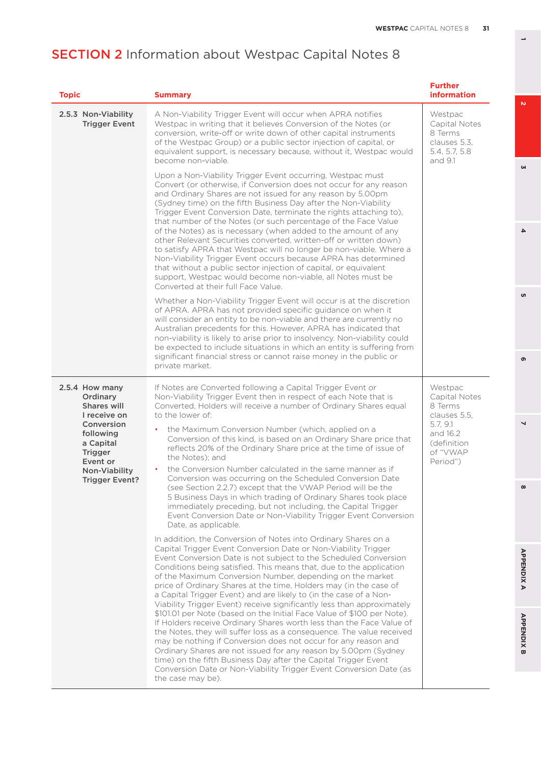# SECTION 2 Information about Westpac Capital Notes 8

| Topic | Summary | Further information |
|---|---|---|
| **2.5.3 Non-Viability Trigger Event** | A Non-Viability Trigger Event will occur when APRA notifies Westpac in writing that it believes Conversion of the Notes (or conversion, write-off or write down of other capital instruments of the Westpac Group) or a public sector injection of capital, or equivalent support, is necessary because, without it, Westpac would become non-viable.<br><br>Upon a Non-Viability Trigger Event occurring, Westpac must Convert (or otherwise, if Conversion does not occur for any reason and Ordinary Shares are not issued for any reason by 5.00pm (Sydney time) on the fifth Business Day after the Non-Viability Trigger Event Conversion Date, terminate the rights attaching to), that number of the Notes (or such percentage of the Face Value of the Notes) as is necessary (when added to the amount of any other Relevant Securities converted, written-off or written down) to satisfy APRA that Westpac will no longer be non-viable. Where a Non-Viability Trigger Event occurs because APRA has determined that without a public sector injection of capital, or equivalent support, Westpac would become non-viable, all Notes must be Converted at their full Face Value.<br><br>Whether a Non-Viability Trigger Event will occur is at the discretion of APRA. APRA has not provided specific guidance on when it will consider an entity to be non-viable and there are currently no Australian precedents for this. However, APRA has indicated that non-viability is likely to arise prior to insolvency. Non-viability could be expected to include situations in which an entity is suffering from significant financial stress or cannot raise money in the public or private market. | Westpac Capital Notes 8 Terms clauses 5.3, 5.4, 5.7, 5.8 and 9.1 |
| **2.5.4 How many Ordinary Shares will I receive on Conversion following a Capital Trigger Event or Non-Viability Trigger Event?** | If Notes are Converted following a Capital Trigger Event or Non-Viability Trigger Event then in respect of each Note that is Converted, Holders will receive a number of Ordinary Shares equal to the lower of:<br>• the Maximum Conversion Number (which, applied on a Conversion of this kind, is based on an Ordinary Share price that reflects 20% of the Ordinary Share price at the time of issue of the Notes); and<br>• the Conversion Number calculated in the same manner as if Conversion was occurring on the Scheduled Conversion Date (see Section 2.2.7) except that the VWAP Period will be the 5 Business Days in which trading of Ordinary Shares took place immediately preceding, but not including, the Capital Trigger Event Conversion Date or Non-Viability Trigger Event Conversion Date, as applicable.<br><br>In addition, the Conversion of Notes into Ordinary Shares on a Capital Trigger Event Conversion Date or Non-Viability Trigger Event Conversion Date is not subject to the Scheduled Conversion Conditions being satisfied. This means that, due to the application of the Maximum Conversion Number, depending on the market price of Ordinary Shares at the time, Holders may (in the case of a Capital Trigger Event) and are likely to (in the case of a Non-Viability Trigger Event) receive significantly less than approximately $101.01 per Note (based on the Initial Face Value of $100 per Note). If Holders receive Ordinary Shares worth less than the Face Value of the Notes, they will suffer loss as a consequence. The value received may be nothing if Conversion does not occur for any reason and Ordinary Shares are not issued for any reason by 5.00pm (Sydney time) on the fifth Business Day after the Capital Trigger Event Conversion Date or Non-Viability Trigger Event Conversion Date (as the case may be). | Westpac Capital Notes 8 Terms clauses 5.5, 5.7, 9.1 and 16.2 (definition of "VWAP Period") |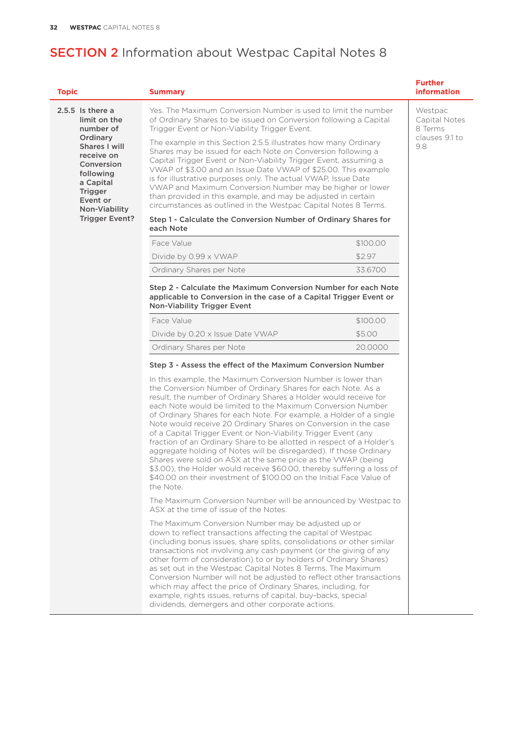# SECTION 2 Information about Westpac Capital Notes 8

| Topic | Summary | Further information |
|---|---|---|
| **2.5.5 Is there a limit on the number of Ordinary Shares I will receive on Conversion following a Capital Trigger Event or Non-Viability Trigger Event?** | Yes. The Maximum Conversion Number is used to limit the number of Ordinary Shares to be issued on Conversion following a Capital Trigger Event or Non-Viability Trigger Event. | Westpac Capital Notes 8 Terms clauses 9.1 to 9.8 |

The example in this Section 2.5.5 illustrates how many Ordinary Shares may be issued for each Note on Conversion following a Capital Trigger Event or Non-Viability Trigger Event, assuming a VWAP of $3.00 and an Issue Date VWAP of $25.00. This example is for illustrative purposes only. The actual VWAP, Issue Date VWAP and Maximum Conversion Number may be higher or lower than provided in this example, and may be adjusted in certain circumstances as outlined in the Westpac Capital Notes 8 Terms.

**Step 1 - Calculate the Conversion Number of Ordinary Shares for each Note**

| | |
|---|---|
| Face Value | $100.00 |
| Divide by 0.99 x VWAP | $2.97 |
| Ordinary Shares per Note | 33.6700 |

**Step 2 - Calculate the Maximum Conversion Number for each Note applicable to Conversion in the case of a Capital Trigger Event or Non-Viability Trigger Event**

| | |
|---|---|
| Face Value | $100.00 |
| Divide by 0.20 x Issue Date VWAP | $5.00 |
| Ordinary Shares per Note | 20.0000 |

**Step 3 - Assess the effect of the Maximum Conversion Number**

In this example, the Maximum Conversion Number is lower than the Conversion Number of Ordinary Shares for each Note. As a result, the number of Ordinary Shares a Holder would receive for each Note would be limited to the Maximum Conversion Number of Ordinary Shares for each Note. For example, a Holder of a single Note would receive 20 Ordinary Shares on Conversion in the case of a Capital Trigger Event or Non-Viability Trigger Event (any fraction of an Ordinary Share to be allotted in respect of a Holder's aggregate holding of Notes will be disregarded). If those Ordinary Shares were sold on ASX at the same price as the VWAP (being $3.00), the Holder would receive $60.00, thereby suffering a loss of $40.00 on their investment of $100.00 on the Initial Face Value of the Note.

The Maximum Conversion Number will be announced by Westpac to ASX at the time of issue of the Notes.

The Maximum Conversion Number may be adjusted up or down to reflect transactions affecting the capital of Westpac (including bonus issues, share splits, consolidations or other similar transactions not involving any cash payment (or the giving of any other form of consideration) to or by holders of Ordinary Shares) as set out in the Westpac Capital Notes 8 Terms. The Maximum Conversion Number will not be adjusted to reflect other transactions which may affect the price of Ordinary Shares, including, for example, rights issues, returns of capital, buy-backs, special dividends, demergers and other corporate actions.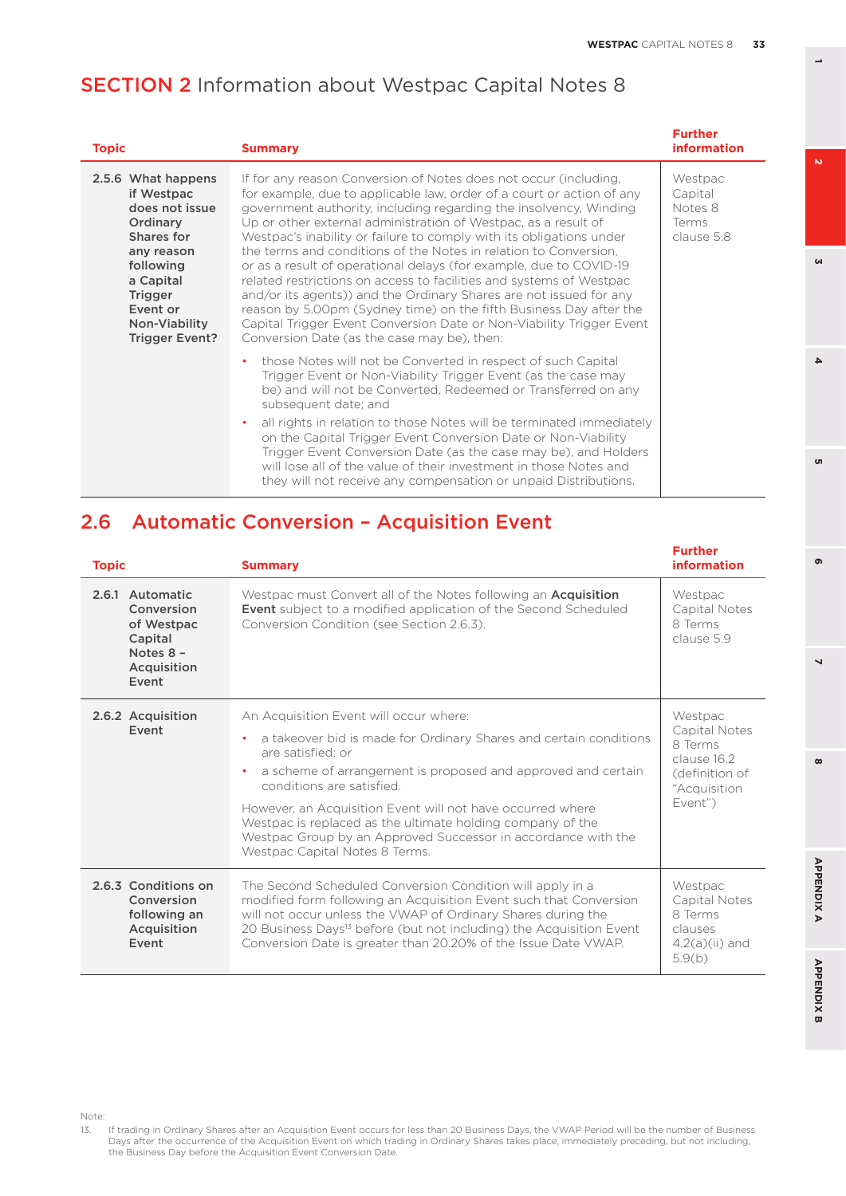# SECTION 2 Information about Westpac Capital Notes 8

| Topic | Summary | Further information |
|---|---|---|
| **2.5.6 What happens if Westpac does not issue Ordinary Shares for any reason following a Capital Trigger Event or Non-Viability Trigger Event?** | If for any reason Conversion of Notes does not occur (including, for example, due to applicable law, order of a court or action of any government authority, including regarding the insolvency, Winding Up or other external administration of Westpac, as a result of Westpac's inability or failure to comply with its obligations under the terms and conditions of the Notes in relation to Conversion, or as a result of operational delays (for example, due to COVID-19 related restrictions on access to facilities and systems of Westpac and/or its agents)) and the Ordinary Shares are not issued for any reason by 5.00pm (Sydney time) on the fifth Business Day after the Capital Trigger Event Conversion Date or Non-Viability Trigger Event Conversion Date (as the case may be), then:<br>• those Notes will not be Converted in respect of such Capital Trigger Event or Non-Viability Trigger Event (as the case may be) and will not be Converted, Redeemed or Transferred on any subsequent date; and<br>• all rights in relation to those Notes will be terminated immediately on the Capital Trigger Event Conversion Date or Non-Viability Trigger Event Conversion Date (as the case may be), and Holders will lose all of the value of their investment in those Notes and they will not receive any compensation or unpaid Distributions. | Westpac Capital Notes 8 Terms clause 5.8 |

## 2.6 Automatic Conversion – Acquisition Event

| Topic | Summary | Further information |
|---|---|---|
| **2.6.1 Automatic Conversion of Westpac Capital Notes 8 – Acquisition Event** | Westpac must Convert all of the Notes following an **Acquisition Event** subject to a modified application of the Second Scheduled Conversion Condition (see Section 2.6.3). | Westpac Capital Notes 8 Terms clause 5.9 |
| **2.6.2 Acquisition Event** | An Acquisition Event will occur where:<br>• a takeover bid is made for Ordinary Shares and certain conditions are satisfied; or<br>• a scheme of arrangement is proposed and approved and certain conditions are satisfied.<br>However, an Acquisition Event will not have occurred where Westpac is replaced as the ultimate holding company of the Westpac Group by an Approved Successor in accordance with the Westpac Capital Notes 8 Terms. | Westpac Capital Notes 8 Terms clause 16.2 (definition of "Acquisition Event") |
| **2.6.3 Conditions on Conversion following an Acquisition Event** | The Second Scheduled Conversion Condition will apply in a modified form following an Acquisition Event such that Conversion will not occur unless the VWAP of Ordinary Shares during the 20 Business Days[13] before (but not including) the Acquisition Event Conversion Date is greater than 20.20% of the Issue Date VWAP. | Westpac Capital Notes 8 Terms clauses 4.2(a)(ii) and 5.9(b) |

Note:

13. If trading in Ordinary Shares after an Acquisition Event occurs for less than 20 Business Days, the VWAP Period will be the number of Business Days after the occurrence of the Acquisition Event on which trading in Ordinary Shares takes place, immediately preceding, but not including, the Business Day before the Acquisition Event Conversion Date.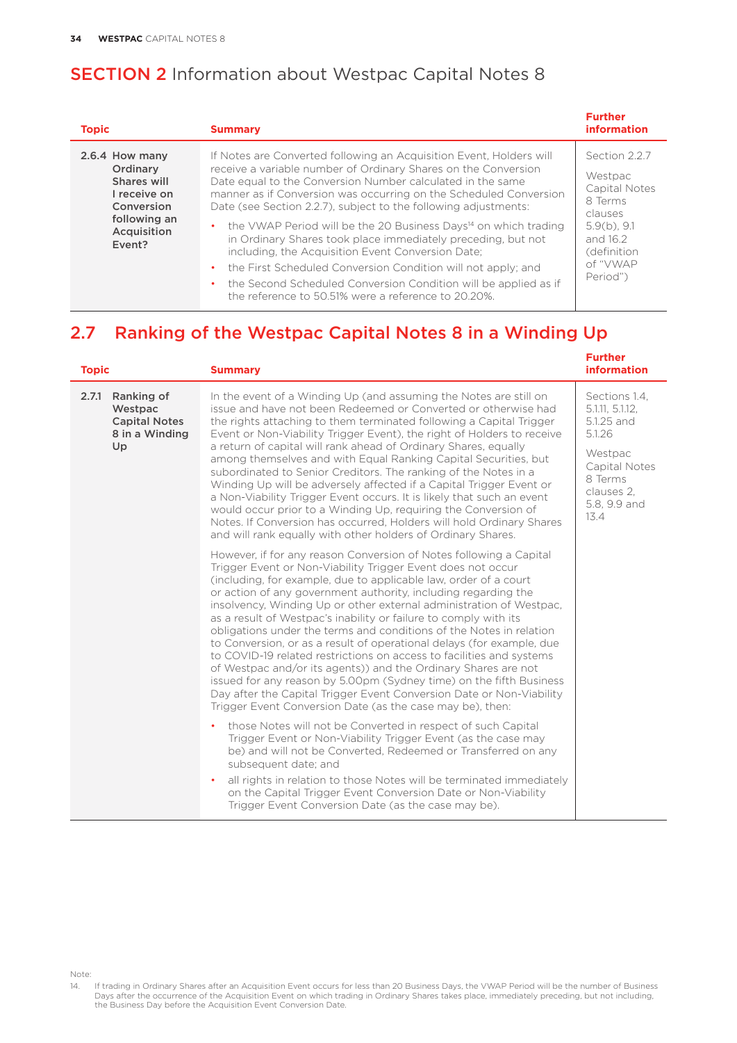# SECTION 2 Information about Westpac Capital Notes 8

| Topic | Summary | Further information |
|---|---|---|
| **2.6.4 How many Ordinary Shares will I receive on Conversion following an Acquisition Event?** | If Notes are Converted following an Acquisition Event, Holders will receive a variable number of Ordinary Shares on the Conversion Date equal to the Conversion Number calculated in the same manner as if Conversion was occurring on the Scheduled Conversion Date (see Section 2.2.7), subject to the following adjustments:<br>• the VWAP Period will be the 20 Business Days[14] on which trading in Ordinary Shares took place immediately preceding, but not including, the Acquisition Event Conversion Date;<br>• the First Scheduled Conversion Condition will not apply; and<br>• the Second Scheduled Conversion Condition will be applied as if the reference to 50.51% were a reference to 20.20%. | Section 2.2.7<br><br>Westpac Capital Notes 8 Terms clauses 5.9(b), 9.1 and 16.2 (definition of "VWAP Period") |

## 2.7 Ranking of the Westpac Capital Notes 8 in a Winding Up

| Topic | Summary | Further information |
|---|---|---|
| **2.7.1 Ranking of Westpac Capital Notes 8 in a Winding Up** | In the event of a Winding Up (and assuming the Notes are still on issue and have not been Redeemed or Converted or otherwise had the rights attaching to them terminated following a Capital Trigger Event or Non-Viability Trigger Event), the right of Holders to receive a return of capital will rank ahead of Ordinary Shares, equally among themselves and with Equal Ranking Capital Securities, but subordinated to Senior Creditors. The ranking of the Notes in a Winding Up will be adversely affected if a Capital Trigger Event or a Non-Viability Trigger Event occurs. It is likely that such an event would occur prior to a Winding Up, requiring the Conversion of Notes. If Conversion has occurred, Holders will hold Ordinary Shares and will rank equally with other holders of Ordinary Shares.<br><br>However, if for any reason Conversion of Notes following a Capital Trigger Event or Non-Viability Trigger Event does not occur (including, for example, due to applicable law, order of a court or action of any government authority, including regarding the insolvency, Winding Up or other external administration of Westpac, as a result of Westpac's inability or failure to comply with its obligations under the terms and conditions of the Notes in relation to Conversion, or as a result of operational delays (for example, due to COVID-19 related restrictions on access to facilities and systems of Westpac and/or its agents)) and the Ordinary Shares are not issued for any reason by 5.00pm (Sydney time) on the fifth Business Day after the Capital Trigger Event Conversion Date or Non-Viability Trigger Event Conversion Date (as the case may be), then:<br>• those Notes will not be Converted in respect of such Capital Trigger Event or Non-Viability Trigger Event (as the case may be) and will not be Converted, Redeemed or Transferred on any subsequent date; and<br>• all rights in relation to those Notes will be terminated immediately on the Capital Trigger Event Conversion Date or Non-Viability Trigger Event Conversion Date (as the case may be). | Sections 1.4, 5.1.11, 5.1.12, 5.1.25 and 5.1.26<br><br>Westpac Capital Notes 8 Terms clauses 2, 5.8, 9.9 and 13.4 |

Note:
14. If trading in Ordinary Shares after an Acquisition Event occurs for less than 20 Business Days, the VWAP Period will be the number of Business Days after the occurrence of the Acquisition Event on which trading in Ordinary Shares takes place, immediately preceding, but not including, the Business Day before the Acquisition Event Conversion Date.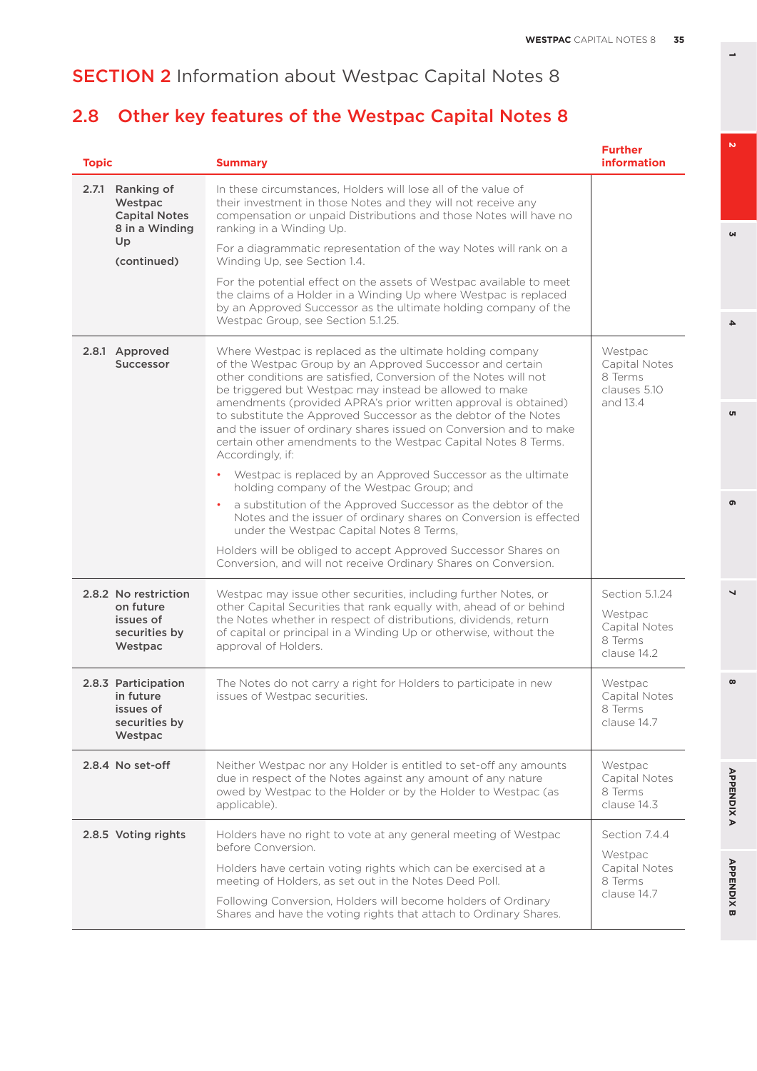# SECTION 2 Information about Westpac Capital Notes 8

## 2.8 Other key features of the Westpac Capital Notes 8

| Topic | Summary | Further information |
|---|---|---|
| 2.7.1 Ranking of Westpac Capital Notes 8 in a Winding Up (continued) | In these circumstances, Holders will lose all of the value of their investment in those Notes and they will not receive any compensation or unpaid Distributions and those Notes will have no ranking in a Winding Up.<br><br>For a diagrammatic representation of the way Notes will rank on a Winding Up, see Section 1.4.<br><br>For the potential effect on the assets of Westpac available to meet the claims of a Holder in a Winding Up where Westpac is replaced by an Approved Successor as the ultimate holding company of the Westpac Group, see Section 5.1.25. | |
| 2.8.1 Approved Successor | Where Westpac is replaced as the ultimate holding company of the Westpac Group by an Approved Successor and certain other conditions are satisfied, Conversion of the Notes will not be triggered but Westpac may instead be allowed to make amendments (provided APRA's prior written approval is obtained) to substitute the Approved Successor as the debtor of the Notes and the issuer of ordinary shares issued on Conversion and to make certain other amendments to the Westpac Capital Notes 8 Terms. Accordingly, if:<br>• Westpac is replaced by an Approved Successor as the ultimate holding company of the Westpac Group; and<br>• a substitution of the Approved Successor as the debtor of the Notes and the issuer of ordinary shares on Conversion is effected under the Westpac Capital Notes 8 Terms,<br><br>Holders will be obliged to accept Approved Successor Shares on Conversion, and will not receive Ordinary Shares on Conversion. | Westpac Capital Notes 8 Terms clauses 5.10 and 13.4 |
| 2.8.2 No restriction on future issues of securities by Westpac | Westpac may issue other securities, including further Notes, or other Capital Securities that rank equally with, ahead of or behind the Notes whether in respect of distributions, dividends, return of capital or principal in a Winding Up or otherwise, without the approval of Holders. | Section 5.1.24<br><br>Westpac Capital Notes 8 Terms clause 14.2 |
| 2.8.3 Participation in future issues of securities by Westpac | The Notes do not carry a right for Holders to participate in new issues of Westpac securities. | Westpac Capital Notes 8 Terms clause 14.7 |
| 2.8.4 No set-off | Neither Westpac nor any Holder is entitled to set-off any amounts due in respect of the Notes against any amount of any nature owed by Westpac to the Holder or by the Holder to Westpac (as applicable). | Westpac Capital Notes 8 Terms clause 14.3 |
| 2.8.5 Voting rights | Holders have no right to vote at any general meeting of Westpac before Conversion.<br><br>Holders have certain voting rights which can be exercised at a meeting of Holders, as set out in the Notes Deed Poll.<br><br>Following Conversion, Holders will become holders of Ordinary Shares and have the voting rights that attach to Ordinary Shares. | Section 7.4.4<br><br>Westpac Capital Notes 8 Terms clause 14.7 |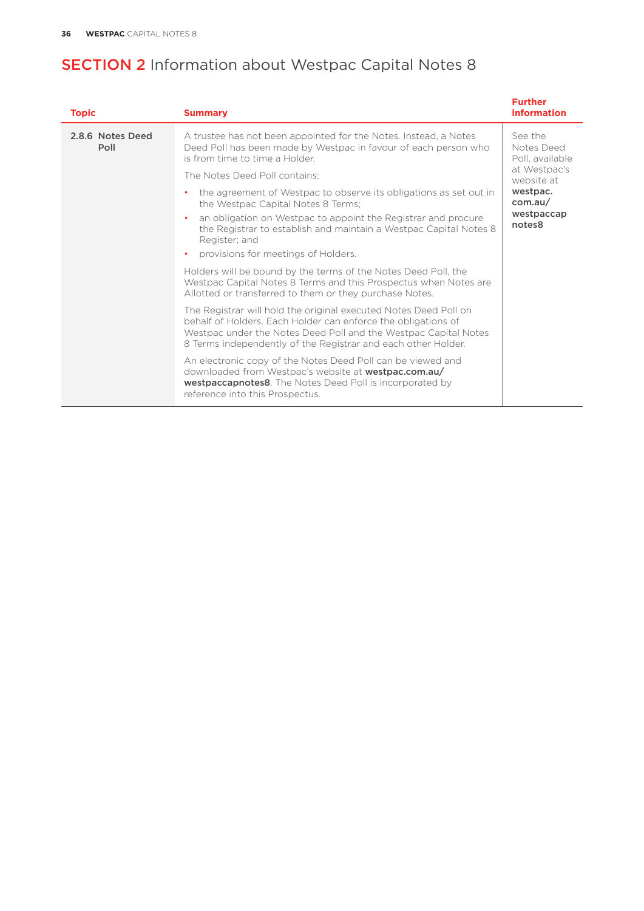# SECTION 2 Information about Westpac Capital Notes 8

| Topic | Summary | Further information |
|---|---|---|
| **2.8.6 Notes Deed Poll** | A trustee has not been appointed for the Notes. Instead, a Notes Deed Poll has been made by Westpac in favour of each person who is from time to time a Holder.<br><br>The Notes Deed Poll contains:<br>• the agreement of Westpac to observe its obligations as set out in the Westpac Capital Notes 8 Terms;<br>• an obligation on Westpac to appoint the Registrar and procure the Registrar to establish and maintain a Westpac Capital Notes 8 Register; and<br>• provisions for meetings of Holders.<br><br>Holders will be bound by the terms of the Notes Deed Poll, the Westpac Capital Notes 8 Terms and this Prospectus when Notes are Allotted or transferred to them or they purchase Notes.<br><br>The Registrar will hold the original executed Notes Deed Poll on behalf of Holders. Each Holder can enforce the obligations of Westpac under the Notes Deed Poll and the Westpac Capital Notes 8 Terms independently of the Registrar and each other Holder.<br><br>An electronic copy of the Notes Deed Poll can be viewed and downloaded from Westpac's website at **westpac.com.au/westpaccapnotes8**. The Notes Deed Poll is incorporated by reference into this Prospectus. | See the Notes Deed Poll, available at Westpac's website at **westpac.com.au/westpaccapnotes8** |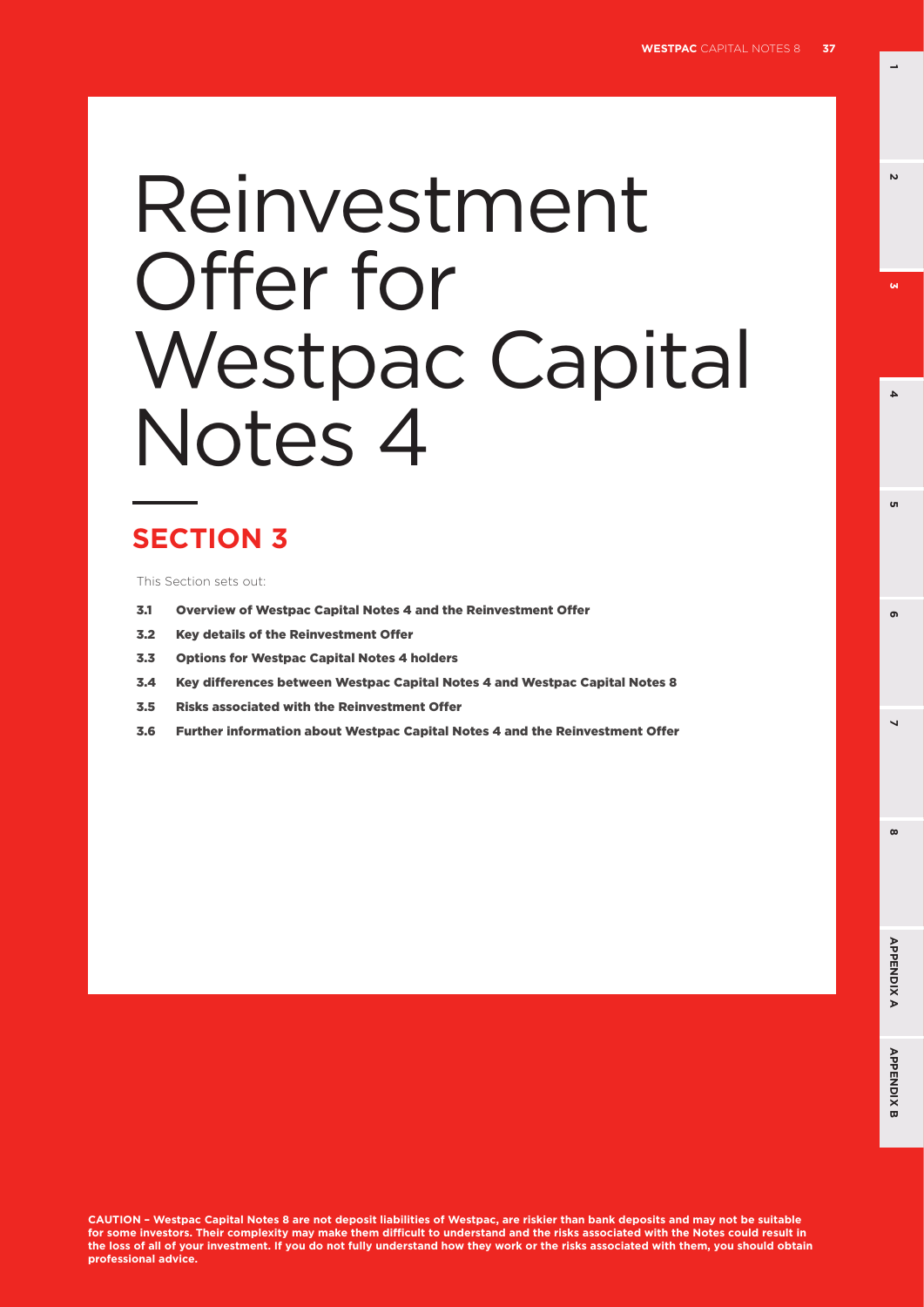# Reinvestment Offer for Westpac Capital Notes 4

## SECTION 3

This Section sets out:

- **3.1 Overview of Westpac Capital Notes 4 and the Reinvestment Offer**
- **3.2 Key details of the Reinvestment Offer**
- **3.3 Options for Westpac Capital Notes 4 holders**
- **3.4 Key differences between Westpac Capital Notes 4 and Westpac Capital Notes 8**
- **3.5 Risks associated with the Reinvestment Offer**
- **3.6 Further information about Westpac Capital Notes 4 and the Reinvestment Offer**

**CAUTION – Westpac Capital Notes 8 are not deposit liabilities of Westpac, are riskier than bank deposits and may not be suitable for some investors. Their complexity may make them difficult to understand and the risks associated with the Notes could result in the loss of all of your investment. If you do not fully understand how they work or the risks associated with them, you should obtain professional advice.**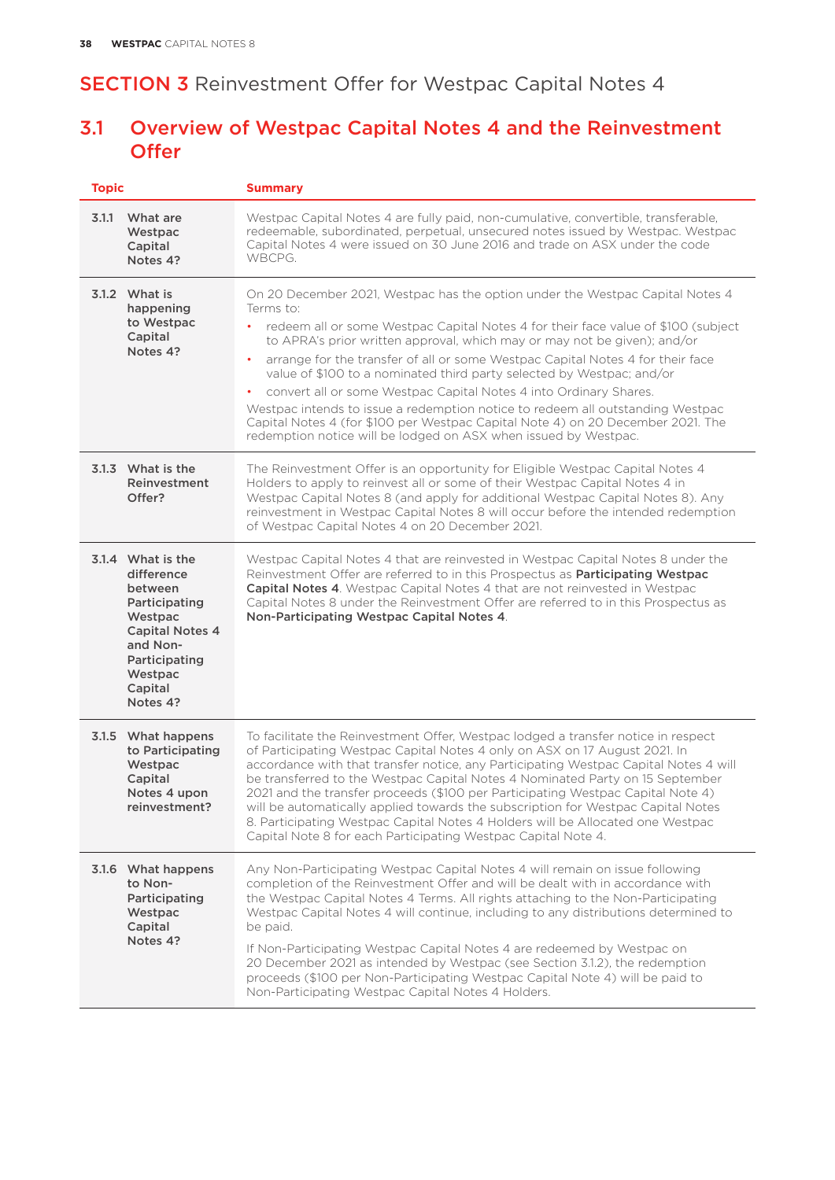# SECTION 3 Reinvestment Offer for Westpac Capital Notes 4

## 3.1 Overview of Westpac Capital Notes 4 and the Reinvestment Offer

| Topic | Summary |
|---|---|
| **3.1.1 What are Westpac Capital Notes 4?** | Westpac Capital Notes 4 are fully paid, non-cumulative, convertible, transferable, redeemable, subordinated, perpetual, unsecured notes issued by Westpac. Westpac Capital Notes 4 were issued on 30 June 2016 and trade on ASX under the code WBCPG. |
| **3.1.2 What is happening to Westpac Capital Notes 4?** | On 20 December 2021, Westpac has the option under the Westpac Capital Notes 4 Terms to:<br>• redeem all or some Westpac Capital Notes 4 for their face value of $100 (subject to APRA's prior written approval, which may or may not be given); and/or<br>• arrange for the transfer of all or some Westpac Capital Notes 4 for their face value of $100 to a nominated third party selected by Westpac; and/or<br>• convert all or some Westpac Capital Notes 4 into Ordinary Shares.<br>Westpac intends to issue a redemption notice to redeem all outstanding Westpac Capital Notes 4 (for $100 per Westpac Capital Note 4) on 20 December 2021. The redemption notice will be lodged on ASX when issued by Westpac. |
| **3.1.3 What is the Reinvestment Offer?** | The Reinvestment Offer is an opportunity for Eligible Westpac Capital Notes 4 Holders to apply to reinvest all or some of their Westpac Capital Notes 4 in Westpac Capital Notes 8 (and apply for additional Westpac Capital Notes 8). Any reinvestment in Westpac Capital Notes 8 will occur before the intended redemption of Westpac Capital Notes 4 on 20 December 2021. |
| **3.1.4 What is the difference between Participating Westpac Capital Notes 4 and Non-Participating Westpac Capital Notes 4?** | Westpac Capital Notes 4 that are reinvested in Westpac Capital Notes 8 under the Reinvestment Offer are referred to in this Prospectus as **Participating Westpac Capital Notes 4**. Westpac Capital Notes 4 that are not reinvested in Westpac Capital Notes 8 under the Reinvestment Offer are referred to in this Prospectus as **Non-Participating Westpac Capital Notes 4**. |
| **3.1.5 What happens to Participating Westpac Capital Notes 4 upon reinvestment?** | To facilitate the Reinvestment Offer, Westpac lodged a transfer notice in respect of Participating Westpac Capital Notes 4 only on ASX on 17 August 2021. In accordance with that transfer notice, any Participating Westpac Capital Notes 4 will be transferred to the Westpac Capital Notes 4 Nominated Party on 15 September 2021 and the transfer proceeds ($100 per Participating Westpac Capital Note 4) will be automatically applied towards the subscription for Westpac Capital Notes 8. Participating Westpac Capital Notes 4 Holders will be Allocated one Westpac Capital Note 8 for each Participating Westpac Capital Note 4. |
| **3.1.6 What happens to Non-Participating Westpac Capital Notes 4?** | Any Non-Participating Westpac Capital Notes 4 will remain on issue following completion of the Reinvestment Offer and will be dealt with in accordance with the Westpac Capital Notes 4 Terms. All rights attaching to the Non-Participating Westpac Capital Notes 4 will continue, including to any distributions determined to be paid.<br>If Non-Participating Westpac Capital Notes 4 are redeemed by Westpac on 20 December 2021 as intended by Westpac (see Section 3.1.2), the redemption proceeds ($100 per Non-Participating Westpac Capital Note 4) will be paid to Non-Participating Westpac Capital Notes 4 Holders. |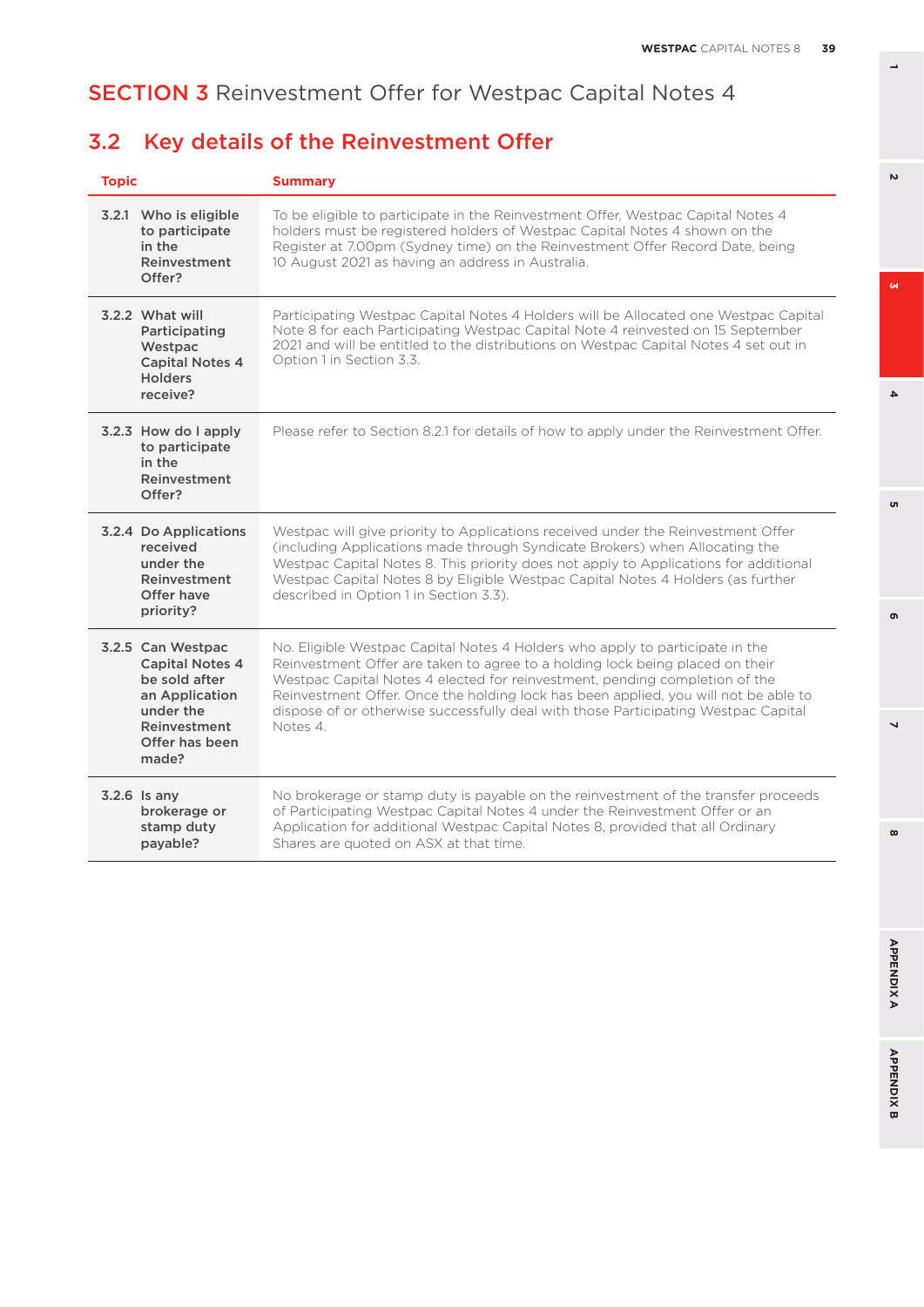# SECTION 3 Reinvestment Offer for Westpac Capital Notes 4

## 3.2 Key details of the Reinvestment Offer

| Topic | Summary |
|---|---|
| **3.2.1 Who is eligible to participate in the Reinvestment Offer?** | To be eligible to participate in the Reinvestment Offer, Westpac Capital Notes 4 holders must be registered holders of Westpac Capital Notes 4 shown on the Register at 7.00pm (Sydney time) on the Reinvestment Offer Record Date, being 10 August 2021 as having an address in Australia. |
| **3.2.2 What will Participating Westpac Capital Notes 4 Holders receive?** | Participating Westpac Capital Notes 4 Holders will be Allocated one Westpac Capital Note 8 for each Participating Westpac Capital Note 4 reinvested on 15 September 2021 and will be entitled to the distributions on Westpac Capital Notes 4 set out in Option 1 in Section 3.3. |
| **3.2.3 How do I apply to participate in the Reinvestment Offer?** | Please refer to Section 8.2.1 for details of how to apply under the Reinvestment Offer. |
| **3.2.4 Do Applications received under the Reinvestment Offer have priority?** | Westpac will give priority to Applications received under the Reinvestment Offer (including Applications made through Syndicate Brokers) when Allocating the Westpac Capital Notes 8. This priority does not apply to Applications for additional Westpac Capital Notes 8 by Eligible Westpac Capital Notes 4 Holders (as further described in Option 1 in Section 3.3). |
| **3.2.5 Can Westpac Capital Notes 4 be sold after an Application under the Reinvestment Offer has been made?** | No. Eligible Westpac Capital Notes 4 Holders who apply to participate in the Reinvestment Offer are taken to agree to a holding lock being placed on their Westpac Capital Notes 4 elected for reinvestment, pending completion of the Reinvestment Offer. Once the holding lock has been applied, you will not be able to dispose of or otherwise successfully deal with those Participating Westpac Capital Notes 4. |
| **3.2.6 Is any brokerage or stamp duty payable?** | No brokerage or stamp duty is payable on the reinvestment of the transfer proceeds of Participating Westpac Capital Notes 4 under the Reinvestment Offer or an Application for additional Westpac Capital Notes 8, provided that all Ordinary Shares are quoted on ASX at that time. |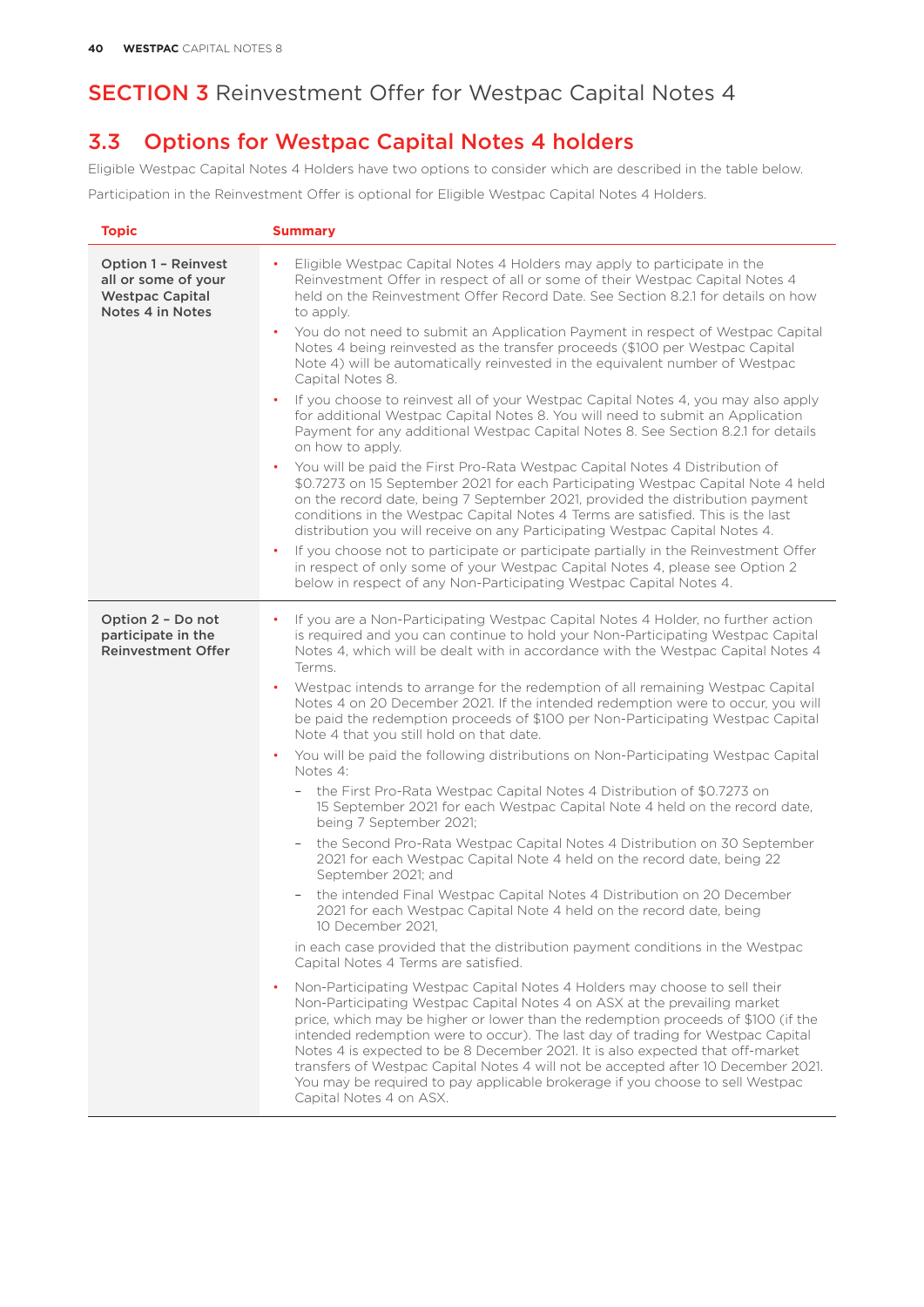# SECTION 3 Reinvestment Offer for Westpac Capital Notes 4

## 3.3 Options for Westpac Capital Notes 4 holders

Eligible Westpac Capital Notes 4 Holders have two options to consider which are described in the table below.

Participation in the Reinvestment Offer is optional for Eligible Westpac Capital Notes 4 Holders.

| Topic | Summary |
|---|---|
| **Option 1 – Reinvest all or some of your Westpac Capital Notes 4 in Notes** | • Eligible Westpac Capital Notes 4 Holders may apply to participate in the Reinvestment Offer in respect of all or some of their Westpac Capital Notes 4 held on the Reinvestment Offer Record Date. See Section 8.2.1 for details on how to apply.<br>• You do not need to submit an Application Payment in respect of Westpac Capital Notes 4 being reinvested as the transfer proceeds ($100 per Westpac Capital Note 4) will be automatically reinvested in the equivalent number of Westpac Capital Notes 8.<br>• If you choose to reinvest all of your Westpac Capital Notes 4, you may also apply for additional Westpac Capital Notes 8. You will need to submit an Application Payment for any additional Westpac Capital Notes 8. See Section 8.2.1 for details on how to apply.<br>• You will be paid the First Pro-Rata Westpac Capital Notes 4 Distribution of $0.7273 on 15 September 2021 for each Participating Westpac Capital Note 4 held on the record date, being 7 September 2021, provided the distribution payment conditions in the Westpac Capital Notes 4 Terms are satisfied. This is the last distribution you will receive on any Participating Westpac Capital Notes 4.<br>• If you choose not to participate or participate partially in the Reinvestment Offer in respect of only some of your Westpac Capital Notes 4, please see Option 2 below in respect of any Non-Participating Westpac Capital Notes 4. |
| **Option 2 – Do not participate in the Reinvestment Offer** | • If you are a Non-Participating Westpac Capital Notes 4 Holder, no further action is required and you can continue to hold your Non-Participating Westpac Capital Notes 4, which will be dealt with in accordance with the Westpac Capital Notes 4 Terms.<br>• Westpac intends to arrange for the redemption of all remaining Westpac Capital Notes 4 on 20 December 2021. If the intended redemption were to occur, you will be paid the redemption proceeds of $100 per Non-Participating Westpac Capital Note 4 that you still hold on that date.<br>• You will be paid the following distributions on Non-Participating Westpac Capital Notes 4:<br>  – the First Pro-Rata Westpac Capital Notes 4 Distribution of $0.7273 on 15 September 2021 for each Westpac Capital Note 4 held on the record date, being 7 September 2021;<br>  – the Second Pro-Rata Westpac Capital Notes 4 Distribution on 30 September 2021 for each Westpac Capital Note 4 held on the record date, being 22 September 2021; and<br>  – the intended Final Westpac Capital Notes 4 Distribution on 20 December 2021 for each Westpac Capital Note 4 held on the record date, being 10 December 2021,<br>in each case provided that the distribution payment conditions in the Westpac Capital Notes 4 Terms are satisfied.<br>• Non-Participating Westpac Capital Notes 4 Holders may choose to sell their Non-Participating Westpac Capital Notes 4 on ASX at the prevailing market price, which may be higher or lower than the redemption proceeds of $100 (if the intended redemption were to occur). The last day of trading for Westpac Capital Notes 4 is expected to be 8 December 2021. It is also expected that off-market transfers of Westpac Capital Notes 4 will not be accepted after 10 December 2021. You may be required to pay applicable brokerage if you choose to sell Westpac Capital Notes 4 on ASX. |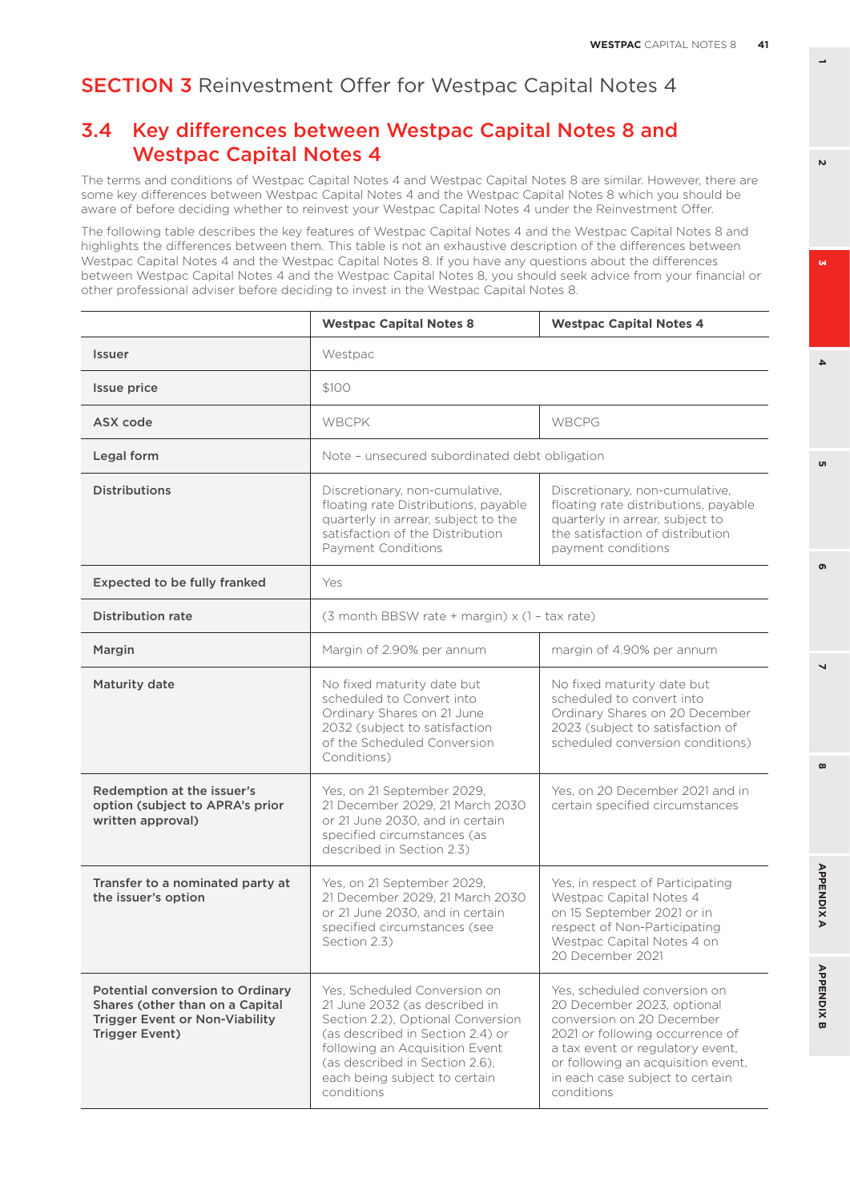# SECTION 3 Reinvestment Offer for Westpac Capital Notes 4

## 3.4 Key differences between Westpac Capital Notes 8 and Westpac Capital Notes 4

The terms and conditions of Westpac Capital Notes 4 and Westpac Capital Notes 8 are similar. However, there are some key differences between Westpac Capital Notes 4 and the Westpac Capital Notes 8 which you should be aware of before deciding whether to reinvest your Westpac Capital Notes 4 under the Reinvestment Offer.

The following table describes the key features of Westpac Capital Notes 4 and the Westpac Capital Notes 8 and highlights the differences between them. This table is not an exhaustive description of the differences between Westpac Capital Notes 4 and the Westpac Capital Notes 8. If you have any questions about the differences between Westpac Capital Notes 4 and the Westpac Capital Notes 8, you should seek advice from your financial or other professional adviser before deciding to invest in the Westpac Capital Notes 8.

| | Westpac Capital Notes 8 | Westpac Capital Notes 4 |
|---|---|---|
| **Issuer** | Westpac | |
| **Issue price** | $100 | |
| **ASX code** | WBCPK | WBCPG |
| **Legal form** | Note – unsecured subordinated debt obligation | |
| **Distributions** | Discretionary, non-cumulative, floating rate Distributions, payable quarterly in arrear, subject to the satisfaction of the Distribution Payment Conditions | Discretionary, non-cumulative, floating rate distributions, payable quarterly in arrear, subject to the satisfaction of distribution payment conditions |
| **Expected to be fully franked** | Yes | |
| **Distribution rate** | (3 month BBSW rate + margin) x (1 – tax rate) | |
| **Margin** | Margin of 2.90% per annum | margin of 4.90% per annum |
| **Maturity date** | No fixed maturity date but scheduled to Convert into Ordinary Shares on 21 June 2032 (subject to satisfaction of the Scheduled Conversion Conditions) | No fixed maturity date but scheduled to convert into Ordinary Shares on 20 December 2023 (subject to satisfaction of scheduled conversion conditions) |
| **Redemption at the issuer's option (subject to APRA's prior written approval)** | Yes, on 21 September 2029, 21 December 2029, 21 March 2030 or 21 June 2030, and in certain specified circumstances (as described in Section 2.3) | Yes, on 20 December 2021 and in certain specified circumstances |
| **Transfer to a nominated party at the issuer's option** | Yes, on 21 September 2029, 21 December 2029, 21 March 2030 or 21 June 2030, and in certain specified circumstances (see Section 2.3) | Yes, in respect of Participating Westpac Capital Notes 4 on 15 September 2021 or in respect of Non-Participating Westpac Capital Notes 4 on 20 December 2021 |
| **Potential conversion to Ordinary Shares (other than on a Capital Trigger Event or Non-Viability Trigger Event)** | Yes, Scheduled Conversion on 21 June 2032 (as described in Section 2.2), Optional Conversion (as described in Section 2.4) or following an Acquisition Event (as described in Section 2.6), each being subject to certain conditions | Yes, scheduled conversion on 20 December 2023, optional conversion on 20 December 2021 or following occurrence of a tax event or regulatory event, or following an acquisition event, in each case subject to certain conditions |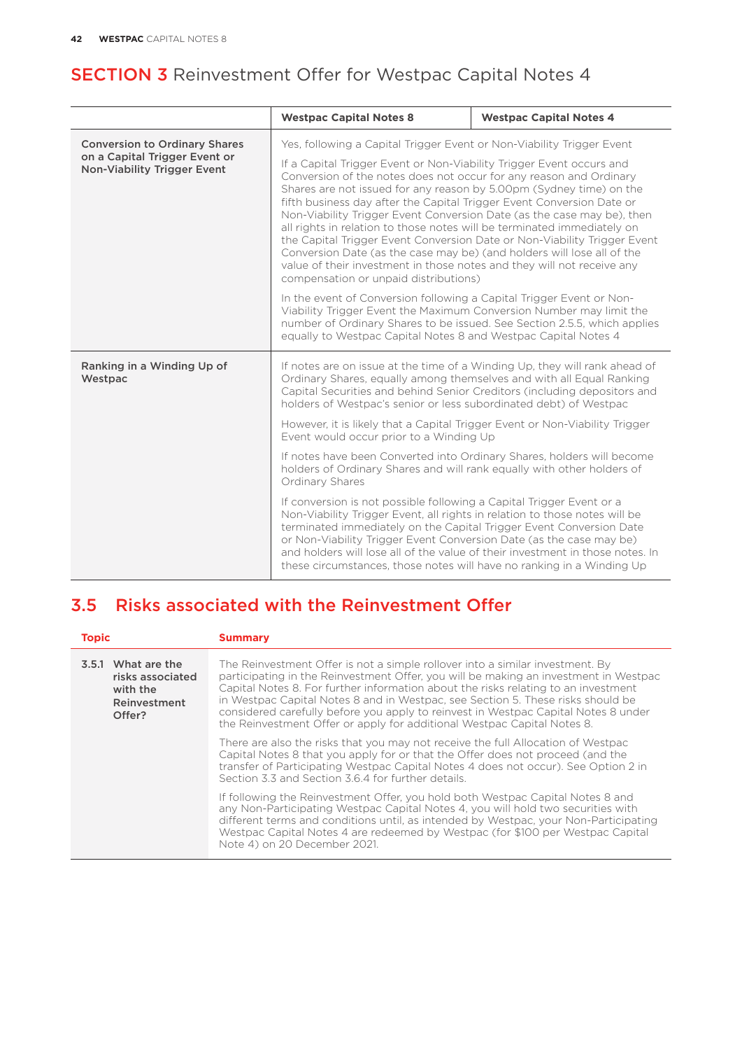# SECTION 3 Reinvestment Offer for Westpac Capital Notes 4

| | Westpac Capital Notes 8 | Westpac Capital Notes 4 |
|---|---|---|
| **Conversion to Ordinary Shares on a Capital Trigger Event or Non-Viability Trigger Event** | Yes, following a Capital Trigger Event or Non-Viability Trigger Event<br><br>If a Capital Trigger Event or Non-Viability Trigger Event occurs and Conversion of the notes does not occur for any reason and Ordinary Shares are not issued for any reason by 5.00pm (Sydney time) on the fifth business day after the Capital Trigger Event Conversion Date or Non-Viability Trigger Event Conversion Date (as the case may be), then all rights in relation to those notes will be terminated immediately on the Capital Trigger Event Conversion Date or Non-Viability Trigger Event Conversion Date (as the case may be) (and holders will lose all of the value of their investment in those notes and they will not receive any compensation or unpaid distributions)<br><br>In the event of Conversion following a Capital Trigger Event or Non-Viability Trigger Event the Maximum Conversion Number may limit the number of Ordinary Shares to be issued. See Section 2.5.5, which applies equally to Westpac Capital Notes 8 and Westpac Capital Notes 4 | |
| **Ranking in a Winding Up of Westpac** | If notes are on issue at the time of a Winding Up, they will rank ahead of Ordinary Shares, equally among themselves and with all Equal Ranking Capital Securities and behind Senior Creditors (including depositors and holders of Westpac's senior or less subordinated debt) of Westpac<br><br>However, it is likely that a Capital Trigger Event or Non-Viability Trigger Event would occur prior to a Winding Up<br><br>If notes have been Converted into Ordinary Shares, holders will become holders of Ordinary Shares and will rank equally with other holders of Ordinary Shares<br><br>If conversion is not possible following a Capital Trigger Event or a Non-Viability Trigger Event, all rights in relation to those notes will be terminated immediately on the Capital Trigger Event Conversion Date or Non-Viability Trigger Event Conversion Date (as the case may be) and holders will lose all of the value of their investment in those notes. In these circumstances, those notes will have no ranking in a Winding Up | |

## 3.5 Risks associated with the Reinvestment Offer

| Topic | Summary |
|---|---|
| **3.5.1 What are the risks associated with the Reinvestment Offer?** | The Reinvestment Offer is not a simple rollover into a similar investment. By participating in the Reinvestment Offer, you will be making an investment in Westpac Capital Notes 8. For further information about the risks relating to an investment in Westpac Capital Notes 8 and in Westpac, see Section 5. These risks should be considered carefully before you apply to reinvest in Westpac Capital Notes 8 under the Reinvestment Offer or apply for additional Westpac Capital Notes 8.<br><br>There are also the risks that you may not receive the full Allocation of Westpac Capital Notes 8 that you apply for or that the Offer does not proceed (and the transfer of Participating Westpac Capital Notes 4 does not occur). See Option 2 in Section 3.3 and Section 3.6.4 for further details.<br><br>If following the Reinvestment Offer, you hold both Westpac Capital Notes 8 and any Non-Participating Westpac Capital Notes 4, you will hold two securities with different terms and conditions until, as intended by Westpac, your Non-Participating Westpac Capital Notes 4 are redeemed by Westpac (for \$100 per Westpac Capital Note 4) on 20 December 2021. |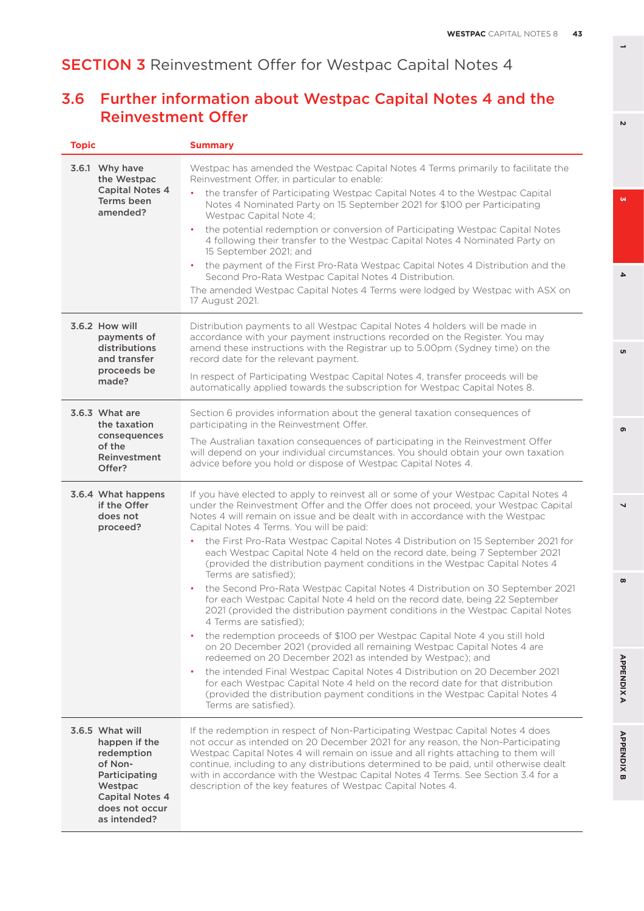# SECTION 3 Reinvestment Offer for Westpac Capital Notes 4

## 3.6 Further information about Westpac Capital Notes 4 and the Reinvestment Offer

| Topic | Summary |
|---|---|
| **3.6.1 Why have the Westpac Capital Notes 4 Terms been amended?** | Westpac has amended the Westpac Capital Notes 4 Terms primarily to facilitate the Reinvestment Offer, in particular to enable:<br>• the transfer of Participating Westpac Capital Notes 4 to the Westpac Capital Notes 4 Nominated Party on 15 September 2021 for $100 per Participating Westpac Capital Note 4;<br>• the potential redemption or conversion of Participating Westpac Capital Notes 4 following their transfer to the Westpac Capital Notes 4 Nominated Party on 15 September 2021; and<br>• the payment of the First Pro-Rata Westpac Capital Notes 4 Distribution and the Second Pro-Rata Westpac Capital Notes 4 Distribution.<br>The amended Westpac Capital Notes 4 Terms were lodged by Westpac with ASX on 17 August 2021. |
| **3.6.2 How will payments of distributions and transfer proceeds be made?** | Distribution payments to all Westpac Capital Notes 4 holders will be made in accordance with your payment instructions recorded on the Register. You may amend these instructions with the Registrar up to 5.00pm (Sydney time) on the record date for the relevant payment.<br>In respect of Participating Westpac Capital Notes 4, transfer proceeds will be automatically applied towards the subscription for Westpac Capital Notes 8. |
| **3.6.3 What are the taxation consequences of the Reinvestment Offer?** | Section 6 provides information about the general taxation consequences of participating in the Reinvestment Offer.<br>The Australian taxation consequences of participating in the Reinvestment Offer will depend on your individual circumstances. You should obtain your own taxation advice before you hold or dispose of Westpac Capital Notes 4. |
| **3.6.4 What happens if the Offer does not proceed?** | If you have elected to apply to reinvest all or some of your Westpac Capital Notes 4 under the Reinvestment Offer and the Offer does not proceed, your Westpac Capital Notes 4 will remain on issue and be dealt with in accordance with the Westpac Capital Notes 4 Terms. You will be paid:<br>• the First Pro-Rata Westpac Capital Notes 4 Distribution on 15 September 2021 for each Westpac Capital Note 4 held on the record date, being 7 September 2021 (provided the distribution payment conditions in the Westpac Capital Notes 4 Terms are satisfied);<br>• the Second Pro-Rata Westpac Capital Notes 4 Distribution on 30 September 2021 for each Westpac Capital Note 4 held on the record date, being 22 September 2021 (provided the distribution payment conditions in the Westpac Capital Notes 4 Terms are satisfied);<br>• the redemption proceeds of $100 per Westpac Capital Note 4 you still hold on 20 December 2021 (provided all remaining Westpac Capital Notes 4 are redeemed on 20 December 2021 as intended by Westpac); and<br>• the intended Final Westpac Capital Notes 4 Distribution on 20 December 2021 for each Westpac Capital Note 4 held on the record date for that distribution (provided the distribution payment conditions in the Westpac Capital Notes 4 Terms are satisfied). |
| **3.6.5 What will happen if the redemption of Non-Participating Westpac Capital Notes 4 does not occur as intended?** | If the redemption in respect of Non-Participating Westpac Capital Notes 4 does not occur as intended on 20 December 2021 for any reason, the Non-Participating Westpac Capital Notes 4 will remain on issue and all rights attaching to them will continue, including to any distributions determined to be paid, until otherwise dealt with in accordance with the Westpac Capital Notes 4 Terms. See Section 3.4 for a description of the key features of Westpac Capital Notes 4. |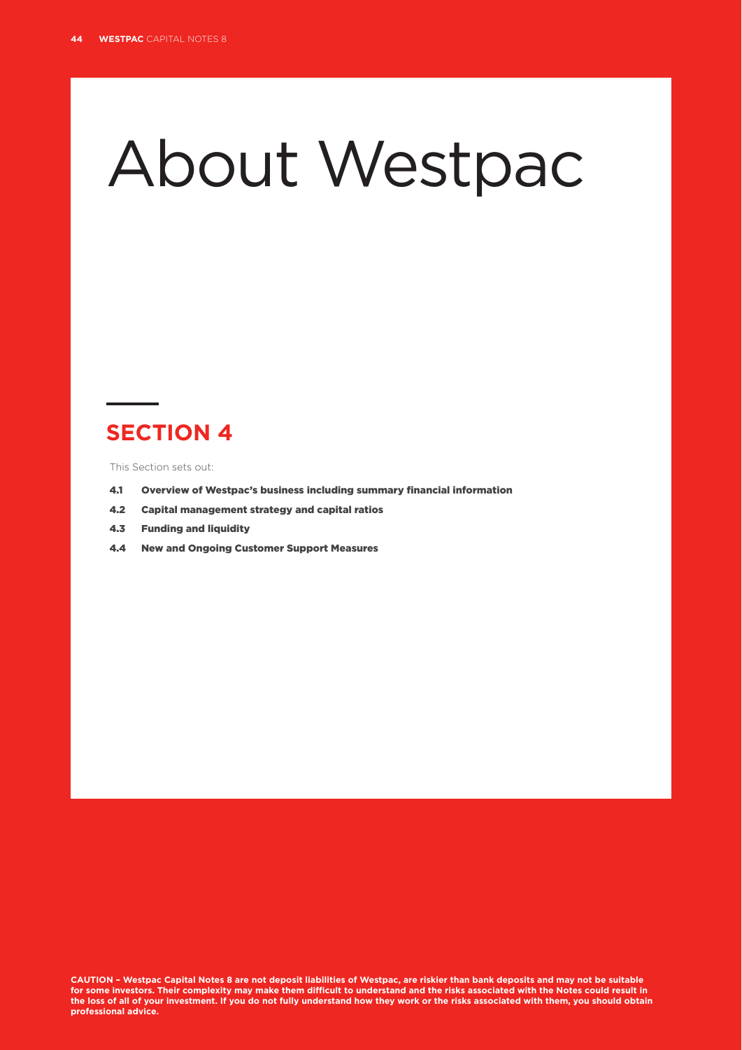# About Westpac

## SECTION 4

This Section sets out:

- **4.1 Overview of Westpac's business including summary financial information**
- **4.2 Capital management strategy and capital ratios**
- **4.3 Funding and liquidity**
- **4.4 New and Ongoing Customer Support Measures**

**CAUTION – Westpac Capital Notes 8 are not deposit liabilities of Westpac, are riskier than bank deposits and may not be suitable for some investors. Their complexity may make them difficult to understand and the risks associated with the Notes could result in the loss of all of your investment. If you do not fully understand how they work or the risks associated with them, you should obtain professional advice.**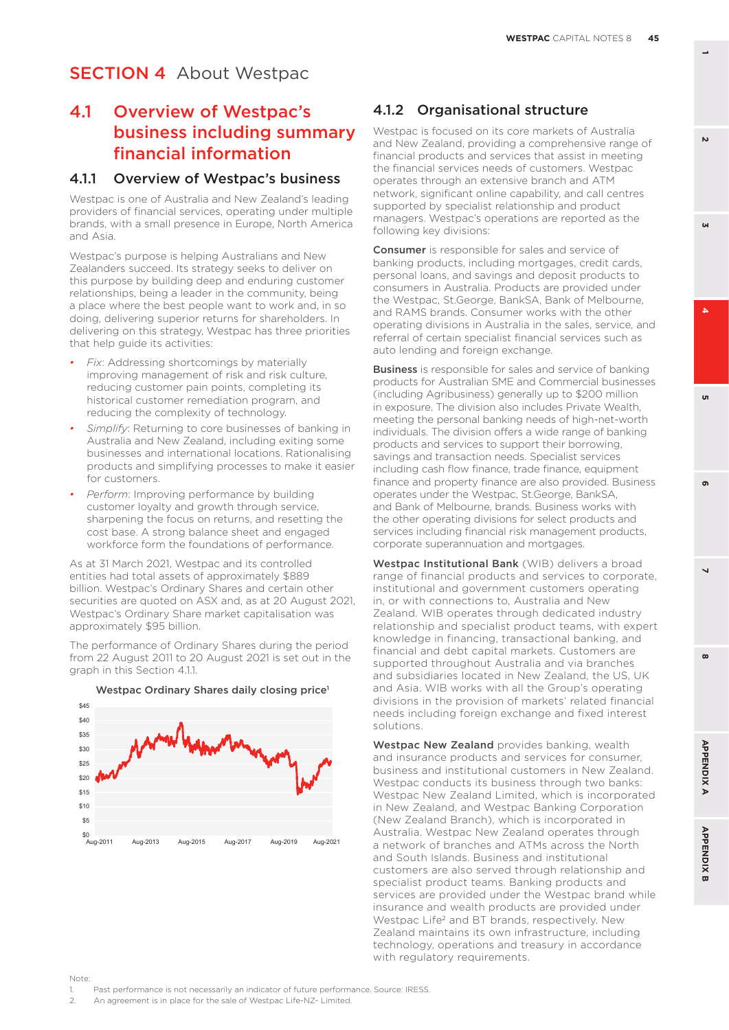# SECTION 4 About Westpac

## 4.1 Overview of Westpac's business including summary financial information

### 4.1.1 Overview of Westpac's business

Westpac is one of Australia and New Zealand's leading providers of financial services, operating under multiple brands, with a small presence in Europe, North America and Asia.

Westpac's purpose is helping Australians and New Zealanders succeed. Its strategy seeks to deliver on this purpose by building deep and enduring customer relationships, being a leader in the community, being a place where the best people want to work and, in so doing, delivering superior returns for shareholders. In delivering on this strategy, Westpac has three priorities that help guide its activities:

- *Fix*: Addressing shortcomings by materially improving management of risk and risk culture, reducing customer pain points, completing its historical customer remediation program, and reducing the complexity of technology.
- *Simplify*: Returning to core businesses of banking in Australia and New Zealand, including exiting some businesses and international locations. Rationalising products and simplifying processes to make it easier for customers.
- *Perform*: Improving performance by building customer loyalty and growth through service, sharpening the focus on returns, and resetting the cost base. A strong balance sheet and engaged workforce form the foundations of performance.

As at 31 March 2021, Westpac and its controlled entities had total assets of approximately $889 billion. Westpac's Ordinary Shares and certain other securities are quoted on ASX and, as at 20 August 2021, Westpac's Ordinary Share market capitalisation was approximately $95 billion.

The performance of Ordinary Shares during the period from 22 August 2011 to 20 August 2021 is set out in the graph in this Section 4.1.1.

**Westpac Ordinary Shares daily closing price**[1]

### 4.1.2 Organisational structure

Westpac is focused on its core markets of Australia and New Zealand, providing a comprehensive range of financial products and services that assist in meeting the financial services needs of customers. Westpac operates through an extensive branch and ATM network, significant online capability, and call centres supported by specialist relationship and product managers. Westpac's operations are reported as the following key divisions:

**Consumer** is responsible for sales and service of banking products, including mortgages, credit cards, personal loans, and savings and deposit products to consumers in Australia. Products are provided under the Westpac, St.George, BankSA, Bank of Melbourne, and RAMS brands. Consumer works with the other operating divisions in Australia in the sales, service, and referral of certain specialist financial services such as auto lending and foreign exchange.

**Business** is responsible for sales and service of banking products for Australian SME and Commercial businesses (including Agribusiness) generally up to $200 million in exposure. The division also includes Private Wealth, meeting the personal banking needs of high-net-worth individuals. The division offers a wide range of banking products and services to support their borrowing, savings and transaction needs. Specialist services including cash flow finance, trade finance, equipment finance and property finance are also provided. Business operates under the Westpac, St.George, BankSA, and Bank of Melbourne, brands. Business works with the other operating divisions for select products and services including financial risk management products, corporate superannuation and mortgages.

**Westpac Institutional Bank** (WIB) delivers a broad range of financial products and services to corporate, institutional and government customers operating in, or with connections to, Australia and New Zealand. WIB operates through dedicated industry relationship and specialist product teams, with expert knowledge in financing, transactional banking, and financial and debt capital markets. Customers are supported throughout Australia and via branches and subsidiaries located in New Zealand, the US, UK and Asia. WIB works with all the Group's operating divisions in the provision of markets' related financial needs including foreign exchange and fixed interest solutions.

**Westpac New Zealand** provides banking, wealth and insurance products and services for consumer, business and institutional customers in New Zealand. Westpac conducts its business through two banks: Westpac New Zealand Limited, which is incorporated in New Zealand, and Westpac Banking Corporation (New Zealand Branch), which is incorporated in Australia. Westpac New Zealand operates through a network of branches and ATMs across the North and South Islands. Business and institutional customers are also served through relationship and specialist product teams. Banking products and services are provided under the Westpac brand while insurance and wealth products are provided under Westpac Life[2] and BT brands, respectively. New Zealand maintains its own infrastructure, including technology, operations and treasury in accordance with regulatory requirements.

Note:

1. Past performance is not necessarily an indicator of future performance. Source: IRESS.
2. An agreement is in place for the sale of Westpac Life-NZ- Limited.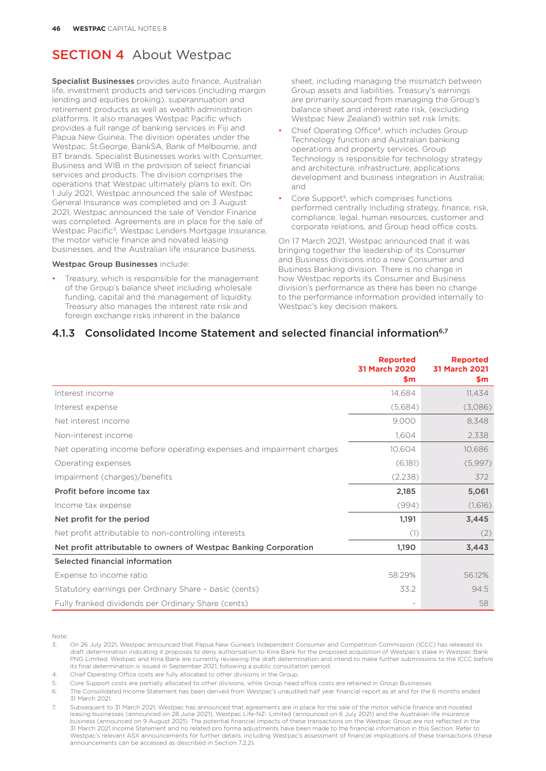# SECTION 4 About Westpac

**Specialist Businesses** provides auto finance, Australian life, investment products and services (including margin lending and equities broking), superannuation and retirement products as well as wealth administration platforms. It also manages Westpac Pacific which provides a full range of banking services in Fiji and Papua New Guinea. The division operates under the Westpac, St.George, BankSA, Bank of Melbourne, and BT brands. Specialist Businesses works with Consumer, Business and WIB in the provision of select financial services and products. The division comprises the operations that Westpac ultimately plans to exit. On 1 July 2021, Westpac announced the sale of Westpac General Insurance was completed and on 3 August 2021, Westpac announced the sale of Vendor Finance was completed. Agreements are in place for the sale of Westpac Pacific[3], Westpac Lenders Mortgage Insurance, the motor vehicle finance and novated leasing businesses, and the Australian life insurance business.

**Westpac Group Businesses** include:

- Treasury, which is responsible for the management of the Group's balance sheet including wholesale funding, capital and the management of liquidity. Treasury also manages the interest rate risk and foreign exchange risks inherent in the balance sheet, including managing the mismatch between Group assets and liabilities. Treasury's earnings are primarily sourced from managing the Group's balance sheet and interest rate risk, (excluding Westpac New Zealand) within set risk limits;
- Chief Operating Office[4], which includes Group Technology function and Australian banking operations and property services. Group Technology is responsible for technology strategy and architecture, infrastructure, applications development and business integration in Australia; and
- Core Support[5], which comprises functions performed centrally including strategy, finance, risk, compliance, legal, human resources, customer and corporate relations, and Group head office costs.

On 17 March 2021, Westpac announced that it was bringing together the leadership of its Consumer and Business divisions into a new Consumer and Business Banking division. There is no change in how Westpac reports its Consumer and Business division's performance as there has been no change to the performance information provided internally to Westpac's key decision makers.

## 4.1.3 Consolidated Income Statement and selected financial information[6,7]

| | Reported 31 March 2020 $m | Reported 31 March 2021 $m |
|---|---|---|
| Interest income | 14,684 | 11,434 |
| Interest expense | (5,684) | (3,086) |
| Net interest income | 9,000 | 8,348 |
| Non-interest income | 1,604 | 2,338 |
| Net operating income before operating expenses and impairment charges | 10,604 | 10,686 |
| Operating expenses | (6,181) | (5,997) |
| Impairment (charges)/benefits | (2,238) | 372 |
| **Profit before income tax** | **2,185** | **5,061** |
| Income tax expense | (994) | (1,616) |
| **Net profit for the period** | **1,191** | **3,445** |
| Net profit attributable to non-controlling interests | (1) | (2) |
| **Net profit attributable to owners of Westpac Banking Corporation** | **1,190** | **3,443** |
| **Selected financial information** | | |
| Expense to income ratio | 58.29% | 56.12% |
| Statutory earnings per Ordinary Share – basic (cents) | 33.2 | 94.5 |
| Fully franked dividends per Ordinary Share (cents) | - | 58 |

Note:

3. On 26 July 2021, Westpac announced that Papua New Guinea's Independent Consumer and Competition Commission (ICCC) has released its draft determination indicating it proposes to deny authorisation to Kina Bank for the proposed acquisition of Westpac's stake in Westpac Bank PNG Limited. Westpac and Kina Bank are currently reviewing the draft determination and intend to make further submissions to the ICCC before its final determination is issued in September 2021, following a public consultation period.
4. Chief Operating Office costs are fully allocated to other divisions in the Group.
5. Core Support costs are partially allocated to other divisions, while Group head office costs are retained in Group Businesses.
6. The Consolidated Income Statement has been derived from Westpac's unaudited half year financial report as at and for the 6 months ended 31 March 2021.
7. Subsequent to 31 March 2021, Westpac has announced that agreements are in place for the sale of the motor vehicle finance and novated leasing businesses (announced on 28 June 2021), Westpac Life-NZ- Limited (announced on 6 July 2021) and the Australian life insurance business (announced on 9 August 2021). The potential financial impacts of these transactions on the Westpac Group are not reflected in the 31 March 2021 Income Statement and no related pro forma adjustments have been made to the financial information in this Section. Refer to Westpac's relevant ASX announcements for further details, including Westpac's assessment of financial implications of these transactions (these announcements can be accessed as described in Section 7.2.2).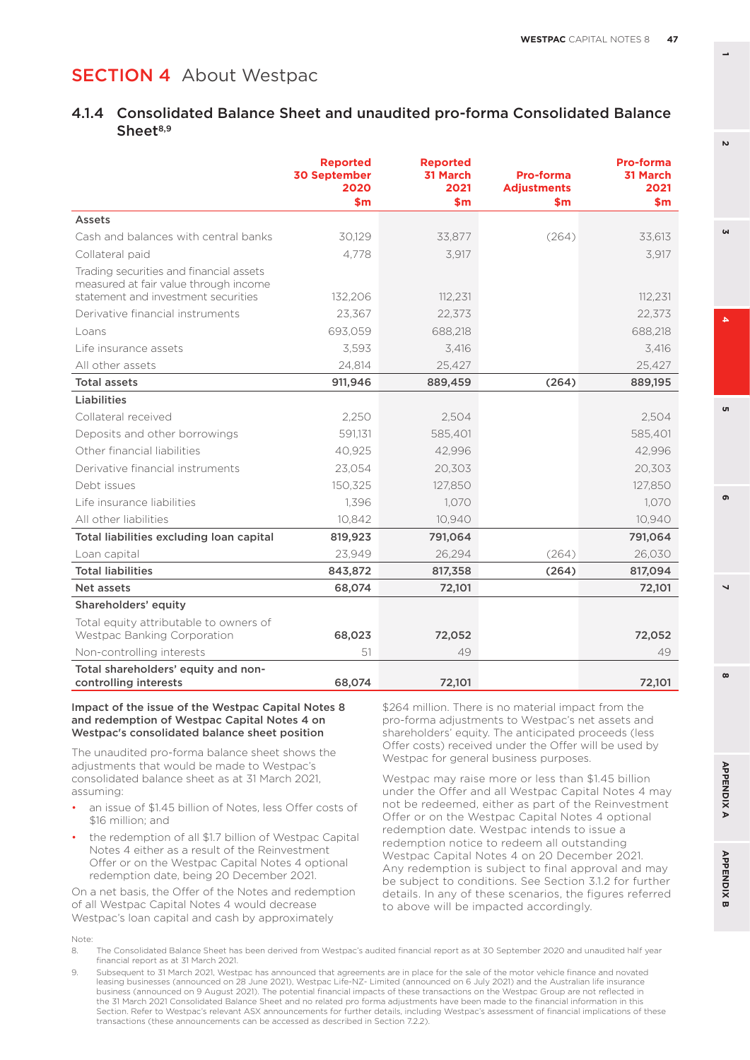# SECTION 4 About Westpac

## 4.1.4 Consolidated Balance Sheet and unaudited pro-forma Consolidated Balance Sheet[8,9]

| | Reported 30 September 2020 $m | Reported 31 March 2021 $m | Pro-forma Adjustments $m | Pro-forma 31 March 2021 $m |
|---|---|---|---|---|
| **Assets** | | | | |
| Cash and balances with central banks | 30,129 | 33,877 | (264) | 33,613 |
| Collateral paid | 4,778 | 3,917 | | 3,917 |
| Trading securities and financial assets measured at fair value through income statement and investment securities | 132,206 | 112,231 | | 112,231 |
| Derivative financial instruments | 23,367 | 22,373 | | 22,373 |
| Loans | 693,059 | 688,218 | | 688,218 |
| Life insurance assets | 3,593 | 3,416 | | 3,416 |
| All other assets | 24,814 | 25,427 | | 25,427 |
| **Total assets** | **911,946** | **889,459** | **(264)** | **889,195** |
| **Liabilities** | | | | |
| Collateral received | 2,250 | 2,504 | | 2,504 |
| Deposits and other borrowings | 591,131 | 585,401 | | 585,401 |
| Other financial liabilities | 40,925 | 42,996 | | 42,996 |
| Derivative financial instruments | 23,054 | 20,303 | | 20,303 |
| Debt issues | 150,325 | 127,850 | | 127,850 |
| Life insurance liabilities | 1,396 | 1,070 | | 1,070 |
| All other liabilities | 10,842 | 10,940 | | 10,940 |
| **Total liabilities excluding loan capital** | **819,923** | **791,064** | | **791,064** |
| Loan capital | 23,949 | 26,294 | (264) | 26,030 |
| **Total liabilities** | **843,872** | **817,358** | **(264)** | **817,094** |
| **Net assets** | **68,074** | **72,101** | | **72,101** |
| **Shareholders' equity** | | | | |
| Total equity attributable to owners of Westpac Banking Corporation | **68,023** | **72,052** | | **72,052** |
| Non-controlling interests | 51 | 49 | | 49 |
| **Total shareholders' equity and non-controlling interests** | **68,074** | **72,101** | | **72,101** |

**Impact of the issue of the Westpac Capital Notes 8 and redemption of Westpac Capital Notes 4 on Westpac's consolidated balance sheet position**

The unaudited pro-forma balance sheet shows the adjustments that would be made to Westpac's consolidated balance sheet as at 31 March 2021, assuming:

- an issue of $1.45 billion of Notes, less Offer costs of $16 million; and
- the redemption of all $1.7 billion of Westpac Capital Notes 4 either as a result of the Reinvestment Offer or on the Westpac Capital Notes 4 optional redemption date, being 20 December 2021.

On a net basis, the Offer of the Notes and redemption of all Westpac Capital Notes 4 would decrease Westpac's loan capital and cash by approximately $264 million. There is no material impact from the pro-forma adjustments to Westpac's net assets and shareholders' equity. The anticipated proceeds (less Offer costs) received under the Offer will be used by Westpac for general business purposes.

Westpac may raise more or less than $1.45 billion under the Offer and all Westpac Capital Notes 4 may not be redeemed, either as part of the Reinvestment Offer or on the Westpac Capital Notes 4 optional redemption date. Westpac intends to issue a redemption notice to redeem all outstanding Westpac Capital Notes 4 on 20 December 2021. Any redemption is subject to final approval and may be subject to conditions. See Section 3.1.2 for further details. In any of these scenarios, the figures referred to above will be impacted accordingly.

Note:

8. The Consolidated Balance Sheet has been derived from Westpac's audited financial report as at 30 September 2020 and unaudited half year financial report as at 31 March 2021.
9. Subsequent to 31 March 2021, Westpac has announced that agreements are in place for the sale of the motor vehicle finance and novated leasing businesses (announced on 28 June 2021), Westpac Life-NZ- Limited (announced on 6 July 2021) and the Australian life insurance business (announced on 9 August 2021). The potential financial impacts of these transactions on the Westpac Group are not reflected in the 31 March 2021 Consolidated Balance Sheet and no related pro forma adjustments have been made to the financial information in this Section. Refer to Westpac's relevant ASX announcements for further details, including Westpac's assessment of financial implications of these transactions (these announcements can be accessed as described in Section 7.2.2).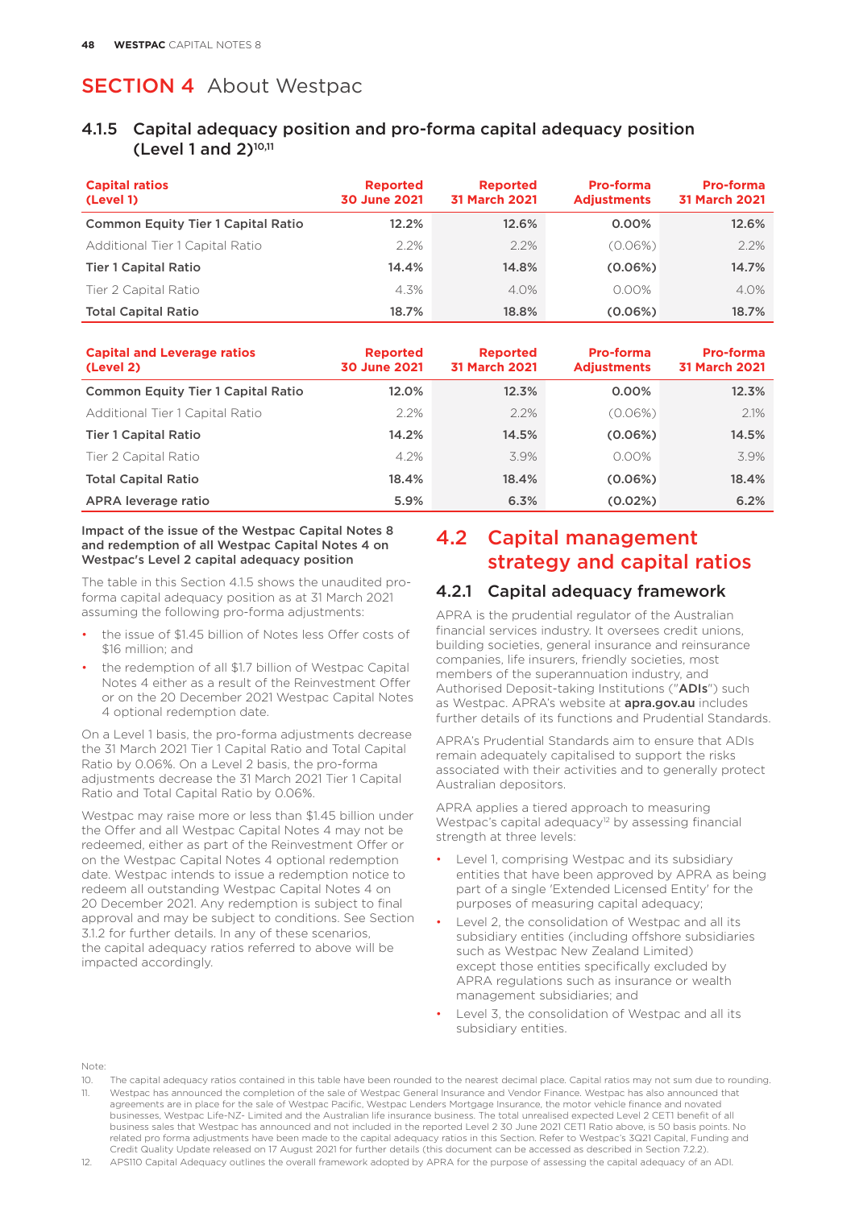# SECTION 4 About Westpac

### 4.1.5 Capital adequacy position and pro-forma capital adequacy position (Level 1 and 2)[10,11]

| Capital ratios (Level 1) | Reported 30 June 2021 | Reported 31 March 2021 | Pro-forma Adjustments | Pro-forma 31 March 2021 |
|---|---|---|---|---|
| **Common Equity Tier 1 Capital Ratio** | **12.2%** | **12.6%** | **0.00%** | **12.6%** |
| Additional Tier 1 Capital Ratio | 2.2% | 2.2% | (0.06%) | 2.2% |
| **Tier 1 Capital Ratio** | **14.4%** | **14.8%** | **(0.06%)** | **14.7%** |
| Tier 2 Capital Ratio | 4.3% | 4.0% | 0.00% | 4.0% |
| **Total Capital Ratio** | **18.7%** | **18.8%** | **(0.06%)** | **18.7%** |

| Capital and Leverage ratios (Level 2) | Reported 30 June 2021 | Reported 31 March 2021 | Pro-forma Adjustments | Pro-forma 31 March 2021 |
|---|---|---|---|---|
| **Common Equity Tier 1 Capital Ratio** | **12.0%** | **12.3%** | **0.00%** | **12.3%** |
| Additional Tier 1 Capital Ratio | 2.2% | 2.2% | (0.06%) | 2.1% |
| **Tier 1 Capital Ratio** | **14.2%** | **14.5%** | **(0.06%)** | **14.5%** |
| Tier 2 Capital Ratio | 4.2% | 3.9% | 0.00% | 3.9% |
| **Total Capital Ratio** | **18.4%** | **18.4%** | **(0.06%)** | **18.4%** |
| **APRA leverage ratio** | **5.9%** | **6.3%** | **(0.02%)** | **6.2%** |

**Impact of the issue of the Westpac Capital Notes 8 and redemption of all Westpac Capital Notes 4 on Westpac's Level 2 capital adequacy position**

The table in this Section 4.1.5 shows the unaudited pro-forma capital adequacy position as at 31 March 2021 assuming the following pro-forma adjustments:

- the issue of $1.45 billion of Notes less Offer costs of $16 million; and
- the redemption of all $1.7 billion of Westpac Capital Notes 4 either as a result of the Reinvestment Offer or on the 20 December 2021 Westpac Capital Notes 4 optional redemption date.

On a Level 1 basis, the pro-forma adjustments decrease the 31 March 2021 Tier 1 Capital Ratio and Total Capital Ratio by 0.06%. On a Level 2 basis, the pro-forma adjustments decrease the 31 March 2021 Tier 1 Capital Ratio and Total Capital Ratio by 0.06%.

Westpac may raise more or less than $1.45 billion under the Offer and all Westpac Capital Notes 4 may not be redeemed, either as part of the Reinvestment Offer or on the Westpac Capital Notes 4 optional redemption date. Westpac intends to issue a redemption notice to redeem all outstanding Westpac Capital Notes 4 on 20 December 2021. Any redemption is subject to final approval and may be subject to conditions. See Section 3.1.2 for further details. In any of these scenarios, the capital adequacy ratios referred to above will be impacted accordingly.

## 4.2 Capital management strategy and capital ratios

### 4.2.1 Capital adequacy framework

APRA is the prudential regulator of the Australian financial services industry. It oversees credit unions, building societies, general insurance and reinsurance companies, life insurers, friendly societies, most members of the superannuation industry, and Authorised Deposit-taking Institutions ("**ADIs**") such as Westpac. APRA's website at **apra.gov.au** includes further details of its functions and Prudential Standards.

APRA's Prudential Standards aim to ensure that ADIs remain adequately capitalised to support the risks associated with their activities and to generally protect Australian depositors.

APRA applies a tiered approach to measuring Westpac's capital adequacy[12] by assessing financial strength at three levels:

- Level 1, comprising Westpac and its subsidiary entities that have been approved by APRA as being part of a single 'Extended Licensed Entity' for the purposes of measuring capital adequacy;
- Level 2, the consolidation of Westpac and all its subsidiary entities (including offshore subsidiaries such as Westpac New Zealand Limited) except those entities specifically excluded by APRA regulations such as insurance or wealth management subsidiaries; and
- Level 3, the consolidation of Westpac and all its subsidiary entities.

Note:

10. The capital adequacy ratios contained in this table have been rounded to the nearest decimal place. Capital ratios may not sum due to rounding.
11. Westpac has announced the completion of the sale of Westpac General Insurance and Vendor Finance. Westpac has also announced that agreements are in place for the sale of Westpac Pacific, Westpac Lenders Mortgage Insurance, the motor vehicle finance and novated businesses, Westpac Life-NZ- Limited and the Australian life insurance business. The total unrealised expected Level 2 CET1 benefit of all business sales that Westpac has announced and not included in the reported Level 2 30 June 2021 CET1 Ratio above, is 50 basis points. No related pro forma adjustments have been made to the capital adequacy ratios in this Section. Refer to Westpac's 3Q21 Capital, Funding and Credit Quality Update released on 17 August 2021 for further details (this document can be accessed as described in Section 7.2.2).
12. APS110 Capital Adequacy outlines the overall framework adopted by APRA for the purpose of assessing the capital adequacy of an ADI.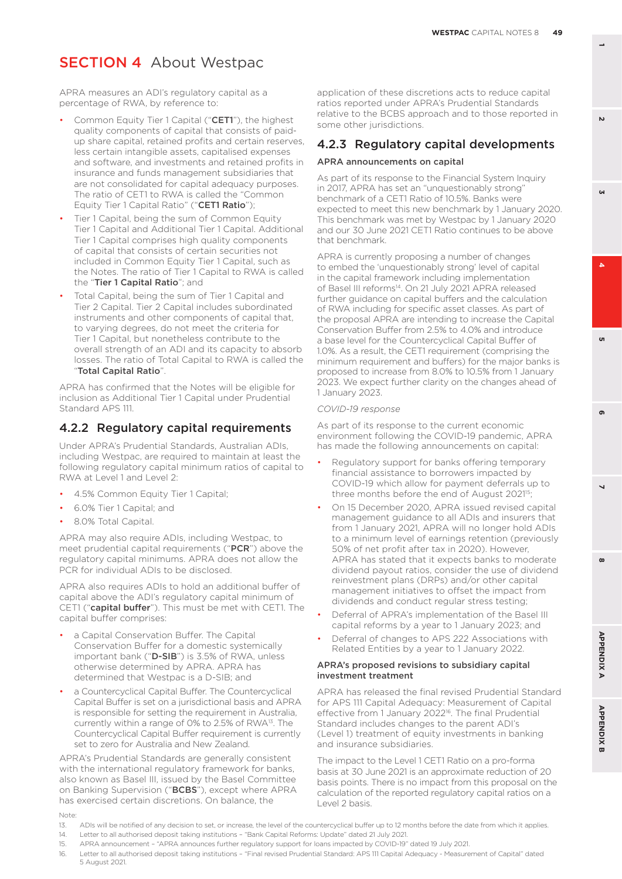# SECTION 4 About Westpac

APRA measures an ADI's regulatory capital as a percentage of RWA, by reference to:

- Common Equity Tier 1 Capital ("**CET1**"), the highest quality components of capital that consists of paid-up share capital, retained profits and certain reserves, less certain intangible assets, capitalised expenses and software, and investments and retained profits in insurance and funds management subsidiaries that are not consolidated for capital adequacy purposes. The ratio of CET1 to RWA is called the "Common Equity Tier 1 Capital Ratio" ("**CET1 Ratio**");
- Tier 1 Capital, being the sum of Common Equity Tier 1 Capital and Additional Tier 1 Capital. Additional Tier 1 Capital comprises high quality components of capital that consists of certain securities not included in Common Equity Tier 1 Capital, such as the Notes. The ratio of Tier 1 Capital to RWA is called the "**Tier 1 Capital Ratio**"; and
- Total Capital, being the sum of Tier 1 Capital and Tier 2 Capital. Tier 2 Capital includes subordinated instruments and other components of capital that, to varying degrees, do not meet the criteria for Tier 1 Capital, but nonetheless contribute to the overall strength of an ADI and its capacity to absorb losses. The ratio of Total Capital to RWA is called the "**Total Capital Ratio**".

APRA has confirmed that the Notes will be eligible for inclusion as Additional Tier 1 Capital under Prudential Standard APS 111.

## 4.2.2 Regulatory capital requirements

Under APRA's Prudential Standards, Australian ADIs, including Westpac, are required to maintain at least the following regulatory capital minimum ratios of capital to RWA at Level 1 and Level 2:

- 4.5% Common Equity Tier 1 Capital;
- 6.0% Tier 1 Capital; and
- 8.0% Total Capital.

APRA may also require ADIs, including Westpac, to meet prudential capital requirements ("**PCR**") above the regulatory capital minimums. APRA does not allow the PCR for individual ADIs to be disclosed.

APRA also requires ADIs to hold an additional buffer of capital above the ADI's regulatory capital minimum of CET1 ("**capital buffer**"). This must be met with CET1. The capital buffer comprises:

- a Capital Conservation Buffer. The Capital Conservation Buffer for a domestic systemically important bank ("**D-SIB**") is 3.5% of RWA, unless otherwise determined by APRA. APRA has determined that Westpac is a D-SIB; and
- a Countercyclical Capital Buffer. The Countercyclical Capital Buffer is set on a jurisdictional basis and APRA is responsible for setting the requirement in Australia, currently within a range of 0% to 2.5% of RWA[13]. The Countercyclical Capital Buffer requirement is currently set to zero for Australia and New Zealand.

APRA's Prudential Standards are generally consistent with the international regulatory framework for banks, also known as Basel III, issued by the Basel Committee on Banking Supervision ("**BCBS**"), except where APRA has exercised certain discretions. On balance, the application of these discretions acts to reduce capital ratios reported under APRA's Prudential Standards relative to the BCBS approach and to those reported in some other jurisdictions.

## 4.2.3 Regulatory capital developments

### APRA announcements on capital

As part of its response to the Financial System Inquiry in 2017, APRA has set an "unquestionably strong" benchmark of a CET1 Ratio of 10.5%. Banks were expected to meet this new benchmark by 1 January 2020. This benchmark was met by Westpac by 1 January 2020 and our 30 June 2021 CET1 Ratio continues to be above that benchmark.

APRA is currently proposing a number of changes to embed the 'unquestionably strong' level of capital in the capital framework including implementation of Basel III reforms[14]. On 21 July 2021 APRA released further guidance on capital buffers and the calculation of RWA including for specific asset classes. As part of the proposal APRA are intending to increase the Capital Conservation Buffer from 2.5% to 4.0% and introduce a base level for the Countercyclical Capital Buffer of 1.0%. As a result, the CET1 requirement (comprising the minimum requirement and buffers) for the major banks is proposed to increase from 8.0% to 10.5% from 1 January 2023. We expect further clarity on the changes ahead of 1 January 2023.

*COVID-19 response*

As part of its response to the current economic environment following the COVID-19 pandemic, APRA has made the following announcements on capital:

- Regulatory support for banks offering temporary financial assistance to borrowers impacted by COVID-19 which allow for payment deferrals up to three months before the end of August 2021[15];
- On 15 December 2020, APRA issued revised capital management guidance to all ADIs and insurers that from 1 January 2021, APRA will no longer hold ADIs to a minimum level of earnings retention (previously 50% of net profit after tax in 2020). However, APRA has stated that it expects banks to moderate dividend payout ratios, consider the use of dividend reinvestment plans (DRPs) and/or other capital management initiatives to offset the impact from dividends and conduct regular stress testing;
- Deferral of APRA's implementation of the Basel III capital reforms by a year to 1 January 2023; and
- Deferral of changes to APS 222 Associations with Related Entities by a year to 1 January 2022.

### APRA's proposed revisions to subsidiary capital investment treatment

APRA has released the final revised Prudential Standard for APS 111 Capital Adequacy: Measurement of Capital effective from 1 January 2022[16]. The final Prudential Standard includes changes to the parent ADI's (Level 1) treatment of equity investments in banking and insurance subsidiaries.

The impact to the Level 1 CET1 Ratio on a pro-forma basis at 30 June 2021 is an approximate reduction of 20 basis points. There is no impact from this proposal on the calculation of the reported regulatory capital ratios on a Level 2 basis.

Note:

13. ADIs will be notified of any decision to set, or increase, the level of the countercyclical buffer up to 12 months before the date from which it applies.
14. Letter to all authorised deposit taking institutions – "Bank Capital Reforms: Update" dated 21 July 2021.
15. APRA announcement – "APRA announces further regulatory support for loans impacted by COVID-19" dated 19 July 2021.
16. Letter to all authorised deposit taking institutions – "Final revised Prudential Standard: APS 111 Capital Adequacy - Measurement of Capital" dated 5 August 2021.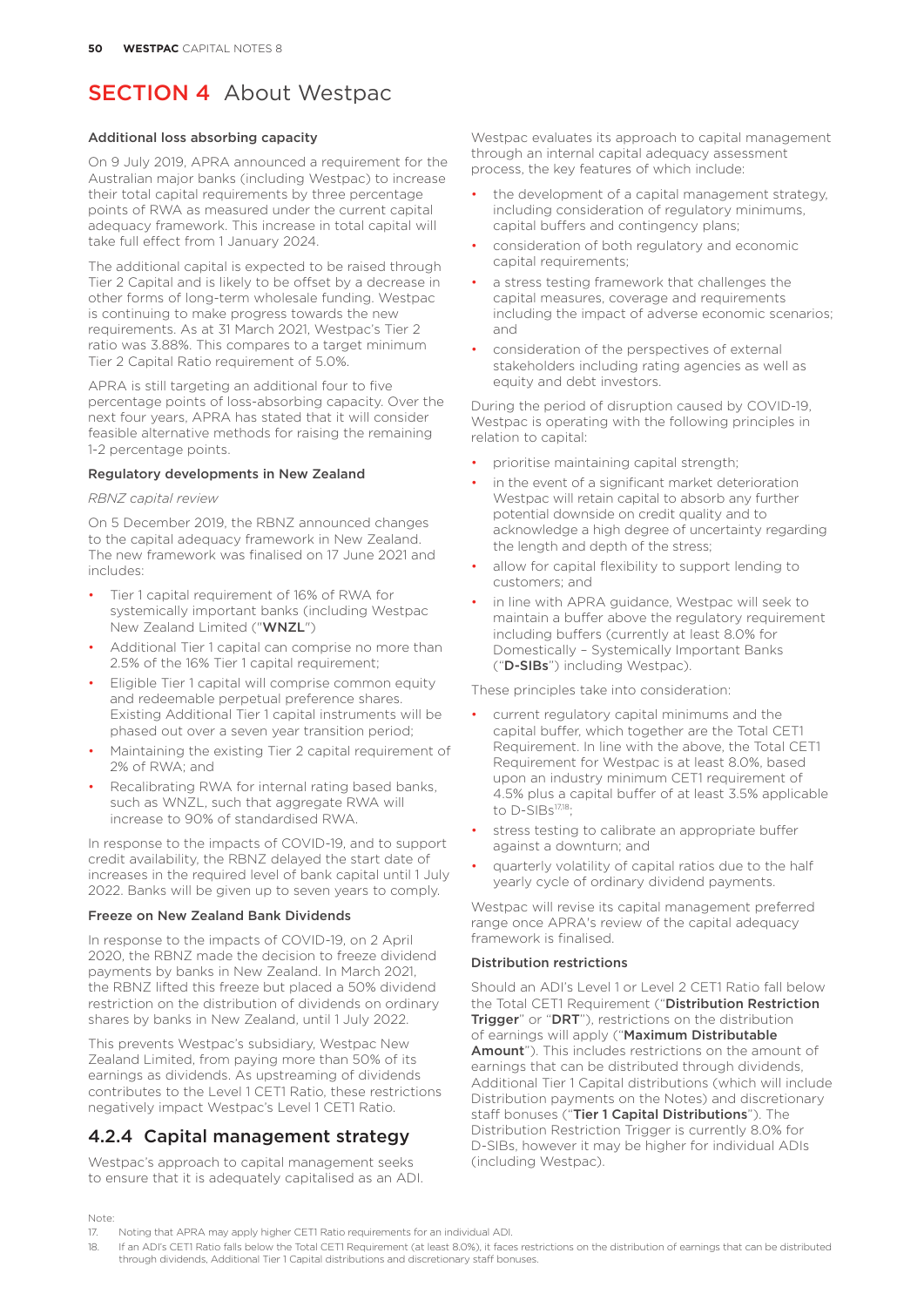# SECTION 4 About Westpac

### Additional loss absorbing capacity

On 9 July 2019, APRA announced a requirement for the Australian major banks (including Westpac) to increase their total capital requirements by three percentage points of RWA as measured under the current capital adequacy framework. This increase in total capital will take full effect from 1 January 2024.

The additional capital is expected to be raised through Tier 2 Capital and is likely to be offset by a decrease in other forms of long-term wholesale funding. Westpac is continuing to make progress towards the new requirements. As at 31 March 2021, Westpac's Tier 2 ratio was 3.88%. This compares to a target minimum Tier 2 Capital Ratio requirement of 5.0%.

APRA is still targeting an additional four to five percentage points of loss-absorbing capacity. Over the next four years, APRA has stated that it will consider feasible alternative methods for raising the remaining 1-2 percentage points.

### Regulatory developments in New Zealand

*RBNZ capital review*

On 5 December 2019, the RBNZ announced changes to the capital adequacy framework in New Zealand. The new framework was finalised on 17 June 2021 and includes:

- Tier 1 capital requirement of 16% of RWA for systemically important banks (including Westpac New Zealand Limited ("**WNZL**")
- Additional Tier 1 capital can comprise no more than 2.5% of the 16% Tier 1 capital requirement;
- Eligible Tier 1 capital will comprise common equity and redeemable perpetual preference shares. Existing Additional Tier 1 capital instruments will be phased out over a seven year transition period;
- Maintaining the existing Tier 2 capital requirement of 2% of RWA; and
- Recalibrating RWA for internal rating based banks, such as WNZL, such that aggregate RWA will increase to 90% of standardised RWA.

In response to the impacts of COVID-19, and to support credit availability, the RBNZ delayed the start date of increases in the required level of bank capital until 1 July 2022. Banks will be given up to seven years to comply.

### Freeze on New Zealand Bank Dividends

In response to the impacts of COVID-19, on 2 April 2020, the RBNZ made the decision to freeze dividend payments by banks in New Zealand. In March 2021, the RBNZ lifted this freeze but placed a 50% dividend restriction on the distribution of dividends on ordinary shares by banks in New Zealand, until 1 July 2022.

This prevents Westpac's subsidiary, Westpac New Zealand Limited, from paying more than 50% of its earnings as dividends. As upstreaming of dividends contributes to the Level 1 CET1 Ratio, these restrictions negatively impact Westpac's Level 1 CET1 Ratio.

## 4.2.4 Capital management strategy

Westpac's approach to capital management seeks to ensure that it is adequately capitalised as an ADI.

Westpac evaluates its approach to capital management through an internal capital adequacy assessment process, the key features of which include:

- the development of a capital management strategy, including consideration of regulatory minimums, capital buffers and contingency plans;
- consideration of both regulatory and economic capital requirements;
- a stress testing framework that challenges the capital measures, coverage and requirements including the impact of adverse economic scenarios; and
- consideration of the perspectives of external stakeholders including rating agencies as well as equity and debt investors.

During the period of disruption caused by COVID-19, Westpac is operating with the following principles in relation to capital:

- prioritise maintaining capital strength;
- in the event of a significant market deterioration Westpac will retain capital to absorb any further potential downside on credit quality and to acknowledge a high degree of uncertainty regarding the length and depth of the stress;
- allow for capital flexibility to support lending to customers; and
- in line with APRA guidance, Westpac will seek to maintain a buffer above the regulatory requirement including buffers (currently at least 8.0% for Domestically – Systemically Important Banks ("**D-SIBs**") including Westpac).

These principles take into consideration:

- current regulatory capital minimums and the capital buffer, which together are the Total CET1 Requirement. In line with the above, the Total CET1 Requirement for Westpac is at least 8.0%, based upon an industry minimum CET1 requirement of 4.5% plus a capital buffer of at least 3.5% applicable to D-SIBs[17,18];
- stress testing to calibrate an appropriate buffer against a downturn; and
- quarterly volatility of capital ratios due to the half yearly cycle of ordinary dividend payments.

Westpac will revise its capital management preferred range once APRA's review of the capital adequacy framework is finalised.

### Distribution restrictions

Should an ADI's Level 1 or Level 2 CET1 Ratio fall below the Total CET1 Requirement ("**Distribution Restriction Trigger**" or "**DRT**"), restrictions on the distribution of earnings will apply ("**Maximum Distributable Amount**"). This includes restrictions on the amount of earnings that can be distributed through dividends, Additional Tier 1 Capital distributions (which will include Distribution payments on the Notes) and discretionary staff bonuses ("**Tier 1 Capital Distributions**"). The Distribution Restriction Trigger is currently 8.0% for D-SIBs, however it may be higher for individual ADIs (including Westpac).

Note:

17. Noting that APRA may apply higher CET1 Ratio requirements for an individual ADI.
18. If an ADI's CET1 Ratio falls below the Total CET1 Requirement (at least 8.0%), it faces restrictions on the distribution of earnings that can be distributed through dividends, Additional Tier 1 Capital distributions and discretionary staff bonuses.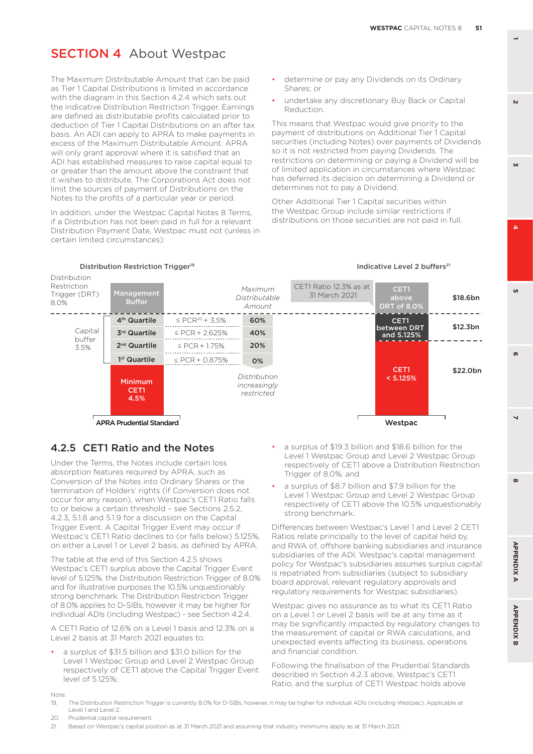# SECTION 4 About Westpac

The Maximum Distributable Amount that can be paid as Tier 1 Capital Distributions is limited in accordance with the diagram in this Section 4.2.4 which sets out the indicative Distribution Restriction Trigger. Earnings are defined as distributable profits calculated prior to deduction of Tier 1 Capital Distributions on an after tax basis. An ADI can apply to APRA to make payments in excess of the Maximum Distributable Amount. APRA will only grant approval where it is satisfied that an ADI has established measures to raise capital equal to or greater than the amount above the constraint that it wishes to distribute. The Corporations Act does not limit the sources of payment of Distributions on the Notes to the profits of a particular year or period.

In addition, under the Westpac Capital Notes 8 Terms, if a Distribution has not been paid in full for a relevant Distribution Payment Date, Westpac must not (unless in certain limited circumstances):

- determine or pay any Dividends on its Ordinary Shares; or
- undertake any discretionary Buy Back or Capital Reduction.

This means that Westpac would give priority to the payment of distributions on Additional Tier 1 Capital securities (including Notes) over payments of Dividends so it is not restricted from paying Dividends. The restrictions on determining or paying a Dividend will be of limited application in circumstances where Westpac has deferred its decision on determining a Dividend or determines not to pay a Dividend.

Other Additional Tier 1 Capital securities within the Westpac Group include similar restrictions if distributions on those securities are not paid in full.

**Distribution Restriction Trigger[19]**

Distribution Restriction Trigger (DRT) 8.0%

| | APRA Prudential Standard | | *Maximum Distributable Amount* |
|---|---|---|---|
| | Management Buffer | | |
| Capital buffer 3.5% | 4th Quartile | ≤ PCR[20] + 3.5% | 60% |
| | 3rd Quartile | ≤ PCR + 2.625% | 40% |
| | 2nd Quartile | ≤ PCR + 1.75% | 20% |
| | 1st Quartile | ≤ PCR + 0.875% | 0% |
| | Minimum CET1 4.5% | | *Distribution increasingly restricted* |

**Indicative Level 2 buffers[21]**

CET1 Ratio 12.3% as at 31 March 2021

| Westpac | |
|---|---|
| CET1 above DRT of 8.0% | $18.6bn |
| CET1 between DRT and 5.125% | $12.3bn |
| CET1 < 5.125% | $22.0bn |

## 4.2.5 CET1 Ratio and the Notes

Under the Terms, the Notes include certain loss absorption features required by APRA, such as Conversion of the Notes into Ordinary Shares or the termination of Holders' rights (if Conversion does not occur for any reason), when Westpac's CET1 Ratio falls to or below a certain threshold – see Sections 2.5.2, 4.2.3, 5.1.8 and 5.1.9 for a discussion on the Capital Trigger Event. A Capital Trigger Event may occur if Westpac's CET1 Ratio declines to (or falls below) 5.125%, on either a Level 1 or Level 2 basis, as defined by APRA.

The table at the end of this Section 4.2.5 shows Westpac's CET1 surplus above the Capital Trigger Event level of 5.125%, the Distribution Restriction Trigger of 8.0% and for illustrative purposes the 10.5% unquestionably strong benchmark. The Distribution Restriction Trigger of 8.0% applies to D-SIBs, however it may be higher for individual ADIs (including Westpac) - see Section 4.2.4.

A CET1 Ratio of 12.6% on a Level 1 basis and 12.3% on a Level 2 basis at 31 March 2021 equates to:

- a surplus of $31.5 billion and $31.0 billion for the Level 1 Westpac Group and Level 2 Westpac Group respectively of CET1 above the Capital Trigger Event level of 5.125%;
- a surplus of $19.3 billion and $18.6 billion for the Level 1 Westpac Group and Level 2 Westpac Group respectively of CET1 above a Distribution Restriction Trigger of 8.0%; and
- a surplus of $8.7 billion and $7.9 billion for the Level 1 Westpac Group and Level 2 Westpac Group respectively of CET1 above the 10.5% unquestionably strong benchmark.

Differences between Westpac's Level 1 and Level 2 CET1 Ratios relate principally to the level of capital held by, and RWA of, offshore banking subsidiaries and insurance subsidiaries of the ADI. Westpac's capital management policy for Westpac's subsidiaries assumes surplus capital is repatriated from subsidiaries (subject to subsidiary board approval, relevant regulatory approvals and regulatory requirements for Westpac subsidiaries).

Westpac gives no assurance as to what its CET1 Ratio on a Level 1 or Level 2 basis will be at any time as it may be significantly impacted by regulatory changes to the measurement of capital or RWA calculations, and unexpected events affecting its business, operations and financial condition.

Following the finalisation of the Prudential Standards described in Section 4.2.3 above, Westpac's CET1 Ratio, and the surplus of CET1 Westpac holds above

Note:

19. The Distribution Restriction Trigger is currently 8.0% for D-SIBs, however, it may be higher for individual ADIs (including Westpac). Applicable at Level 1 and Level 2.
20. Prudential capital requirement.
21. Based on Westpac's capital position as at 31 March 2021 and assuming that industry minimums apply as at 31 March 2021.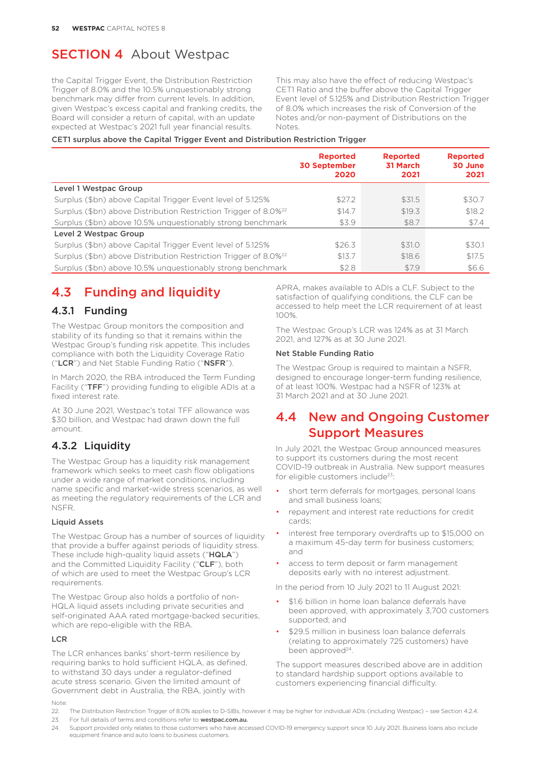# SECTION 4 About Westpac

the Capital Trigger Event, the Distribution Restriction Trigger of 8.0% and the 10.5% unquestionably strong benchmark may differ from current levels. In addition, given Westpac's excess capital and franking credits, the Board will consider a return of capital, with an update expected at Westpac's 2021 full year financial results.

This may also have the effect of reducing Westpac's CET1 Ratio and the buffer above the Capital Trigger Event level of 5.125% and Distribution Restriction Trigger of 8.0% which increases the risk of Conversion of the Notes and/or non-payment of Distributions on the Notes.

**CET1 surplus above the Capital Trigger Event and Distribution Restriction Trigger**

| | Reported 30 September 2020 | Reported 31 March 2021 | Reported 30 June 2021 |
|---|---|---|---|
| **Level 1 Westpac Group** | | | |
| Surplus ($bn) above Capital Trigger Event level of 5.125% | $27.2 | $31.5 | $30.7 |
| Surplus ($bn) above Distribution Restriction Trigger of 8.0%[22] | $14.7 | $19.3 | $18.2 |
| Surplus ($bn) above 10.5% unquestionably strong benchmark | $3.9 | $8.7 | $7.4 |
| **Level 2 Westpac Group** | | | |
| Surplus ($bn) above Capital Trigger Event level of 5.125% | $26.3 | $31.0 | $30.1 |
| Surplus ($bn) above Distribution Restriction Trigger of 8.0%[22] | $13.7 | $18.6 | $17.5 |
| Surplus ($bn) above 10.5% unquestionably strong benchmark | $2.8 | $7.9 | $6.6 |

## 4.3 Funding and liquidity

### 4.3.1 Funding

The Westpac Group monitors the composition and stability of its funding so that it remains within the Westpac Group's funding risk appetite. This includes compliance with both the Liquidity Coverage Ratio ("**LCR**") and Net Stable Funding Ratio ("**NSFR**").

In March 2020, the RBA introduced the Term Funding Facility ("**TFF**") providing funding to eligible ADIs at a fixed interest rate.

At 30 June 2021, Westpac's total TFF allowance was $30 billion, and Westpac had drawn down the full amount.

### 4.3.2 Liquidity

The Westpac Group has a liquidity risk management framework which seeks to meet cash flow obligations under a wide range of market conditions, including name specific and market-wide stress scenarios, as well as meeting the regulatory requirements of the LCR and NSFR.

**Liquid Assets**

The Westpac Group has a number of sources of liquidity that provide a buffer against periods of liquidity stress. These include high-quality liquid assets ("**HQLA**") and the Committed Liquidity Facility ("**CLF**"), both of which are used to meet the Westpac Group's LCR requirements.

The Westpac Group also holds a portfolio of non-HQLA liquid assets including private securities and self-originated AAA rated mortgage-backed securities, which are repo-eligible with the RBA.

**LCR**

The LCR enhances banks' short-term resilience by requiring banks to hold sufficient HQLA, as defined, to withstand 30 days under a regulator-defined acute stress scenario. Given the limited amount of Government debt in Australia, the RBA, jointly with APRA, makes available to ADIs a CLF. Subject to the satisfaction of qualifying conditions, the CLF can be accessed to help meet the LCR requirement of at least 100%.

The Westpac Group's LCR was 124% as at 31 March 2021, and 127% as at 30 June 2021.

**Net Stable Funding Ratio**

The Westpac Group is required to maintain a NSFR, designed to encourage longer-term funding resilience, of at least 100%. Westpac had a NSFR of 123% at 31 March 2021 and at 30 June 2021.

## 4.4 New and Ongoing Customer Support Measures

In July 2021, the Westpac Group announced measures to support its customers during the most recent COVID-19 outbreak in Australia. New support measures for eligible customers include[23]:

- short term deferrals for mortgages, personal loans and small business loans;
- repayment and interest rate reductions for credit cards;
- interest free temporary overdrafts up to $15,000 on a maximum 45-day term for business customers; and
- access to term deposit or farm management deposits early with no interest adjustment.

In the period from 10 July 2021 to 11 August 2021:

- $1.6 billion in home loan balance deferrals have been approved, with approximately 3,700 customers supported; and
- $29.5 million in business loan balance deferrals (relating to approximately 725 customers) have been approved[24].

The support measures described above are in addition to standard hardship support options available to customers experiencing financial difficulty.

Note:

22. The Distribution Restriction Trigger of 8.0% applies to D-SIBs, however it may be higher for individual ADIs (including Westpac) – see Section 4.2.4.
23. For full details of terms and conditions refer to **westpac.com.au.**
24. Support provided only relates to those customers who have accessed COVID-19 emergency support since 10 July 2021. Business loans also include equipment finance and auto loans to business customers.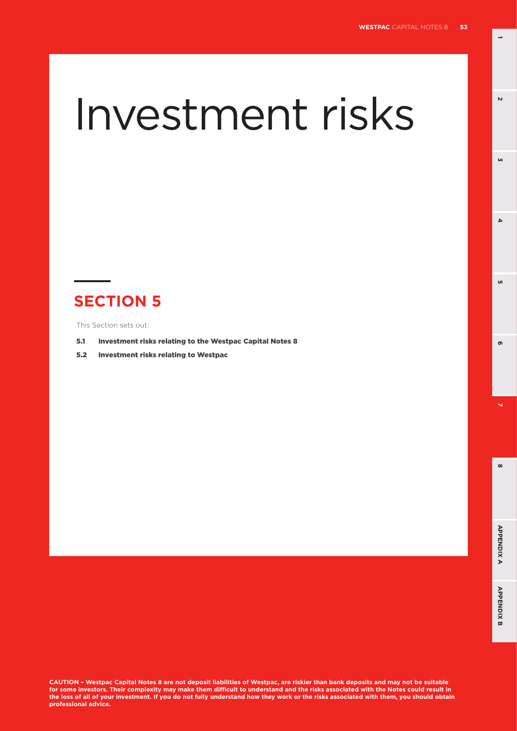# Investment risks

## SECTION 5

This Section sets out:

- **5.1 Investment risks relating to the Westpac Capital Notes 8**
- **5.2 Investment risks relating to Westpac**

**CAUTION – Westpac Capital Notes 8 are not deposit liabilities of Westpac, are riskier than bank deposits and may not be suitable for some investors. Their complexity may make them difficult to understand and the risks associated with the Notes could result in the loss of all of your investment. If you do not fully understand how they work or the risks associated with them, you should obtain professional advice.**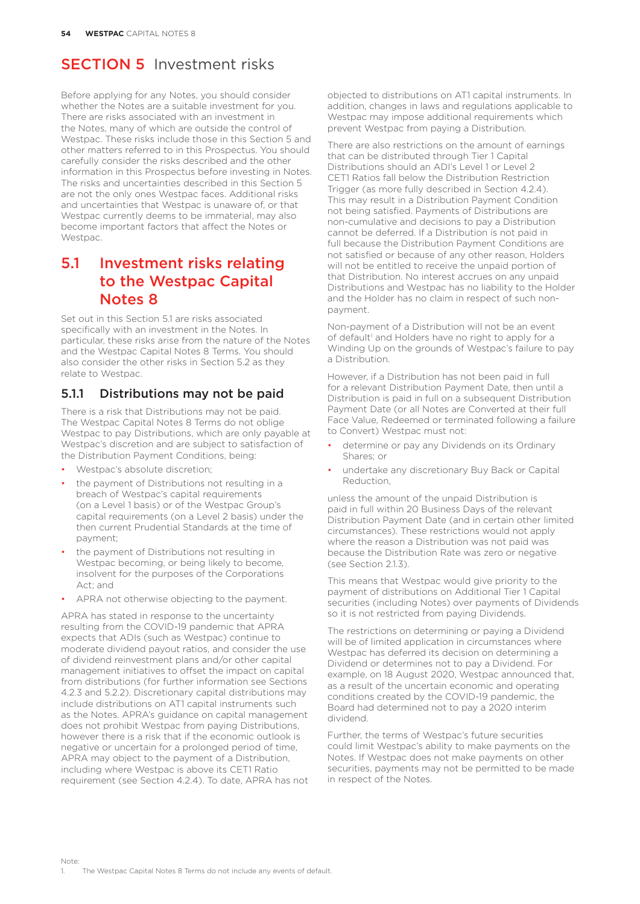# SECTION 5 Investment risks

Before applying for any Notes, you should consider whether the Notes are a suitable investment for you. There are risks associated with an investment in the Notes, many of which are outside the control of Westpac. These risks include those in this Section 5 and other matters referred to in this Prospectus. You should carefully consider the risks described and the other information in this Prospectus before investing in Notes. The risks and uncertainties described in this Section 5 are not the only ones Westpac faces. Additional risks and uncertainties that Westpac is unaware of, or that Westpac currently deems to be immaterial, may also become important factors that affect the Notes or Westpac.

## 5.1 Investment risks relating to the Westpac Capital Notes 8

Set out in this Section 5.1 are risks associated specifically with an investment in the Notes. In particular, these risks arise from the nature of the Notes and the Westpac Capital Notes 8 Terms. You should also consider the other risks in Section 5.2 as they relate to Westpac.

### 5.1.1 Distributions may not be paid

There is a risk that Distributions may not be paid. The Westpac Capital Notes 8 Terms do not oblige Westpac to pay Distributions, which are only payable at Westpac's discretion and are subject to satisfaction of the Distribution Payment Conditions, being:

- Westpac's absolute discretion;
- the payment of Distributions not resulting in a breach of Westpac's capital requirements (on a Level 1 basis) or of the Westpac Group's capital requirements (on a Level 2 basis) under the then current Prudential Standards at the time of payment;
- the payment of Distributions not resulting in Westpac becoming, or being likely to become, insolvent for the purposes of the Corporations Act; and
- APRA not otherwise objecting to the payment.

APRA has stated in response to the uncertainty resulting from the COVID-19 pandemic that APRA expects that ADIs (such as Westpac) continue to moderate dividend payout ratios, and consider the use of dividend reinvestment plans and/or other capital management initiatives to offset the impact on capital from distributions (for further information see Sections 4.2.3 and 5.2.2). Discretionary capital distributions may include distributions on AT1 capital instruments such as the Notes. APRA's guidance on capital management does not prohibit Westpac from paying Distributions, however there is a risk that if the economic outlook is negative or uncertain for a prolonged period of time, APRA may object to the payment of a Distribution, including where Westpac is above its CET1 Ratio requirement (see Section 4.2.4). To date, APRA has not objected to distributions on AT1 capital instruments. In addition, changes in laws and regulations applicable to Westpac may impose additional requirements which prevent Westpac from paying a Distribution.

There are also restrictions on the amount of earnings that can be distributed through Tier 1 Capital Distributions should an ADI's Level 1 or Level 2 CET1 Ratios fall below the Distribution Restriction Trigger (as more fully described in Section 4.2.4). This may result in a Distribution Payment Condition not being satisfied. Payments of Distributions are non-cumulative and decisions to pay a Distribution cannot be deferred. If a Distribution is not paid in full because the Distribution Payment Conditions are not satisfied or because of any other reason, Holders will not be entitled to receive the unpaid portion of that Distribution. No interest accrues on any unpaid Distributions and Westpac has no liability to the Holder and the Holder has no claim in respect of such non-payment.

Non-payment of a Distribution will not be an event of default[1] and Holders have no right to apply for a Winding Up on the grounds of Westpac's failure to pay a Distribution.

However, if a Distribution has not been paid in full for a relevant Distribution Payment Date, then until a Distribution is paid in full on a subsequent Distribution Payment Date (or all Notes are Converted at their full Face Value, Redeemed or terminated following a failure to Convert) Westpac must not:

- determine or pay any Dividends on its Ordinary Shares; or
- undertake any discretionary Buy Back or Capital Reduction,

unless the amount of the unpaid Distribution is paid in full within 20 Business Days of the relevant Distribution Payment Date (and in certain other limited circumstances). These restrictions would not apply where the reason a Distribution was not paid was because the Distribution Rate was zero or negative (see Section 2.1.3).

This means that Westpac would give priority to the payment of distributions on Additional Tier 1 Capital securities (including Notes) over payments of Dividends so it is not restricted from paying Dividends.

The restrictions on determining or paying a Dividend will be of limited application in circumstances where Westpac has deferred its decision on determining a Dividend or determines not to pay a Dividend. For example, on 18 August 2020, Westpac announced that, as a result of the uncertain economic and operating conditions created by the COVID-19 pandemic, the Board had determined not to pay a 2020 interim dividend.

Further, the terms of Westpac's future securities could limit Westpac's ability to make payments on the Notes. If Westpac does not make payments on other securities, payments may not be permitted to be made in respect of the Notes.

Note:
1. The Westpac Capital Notes 8 Terms do not include any events of default.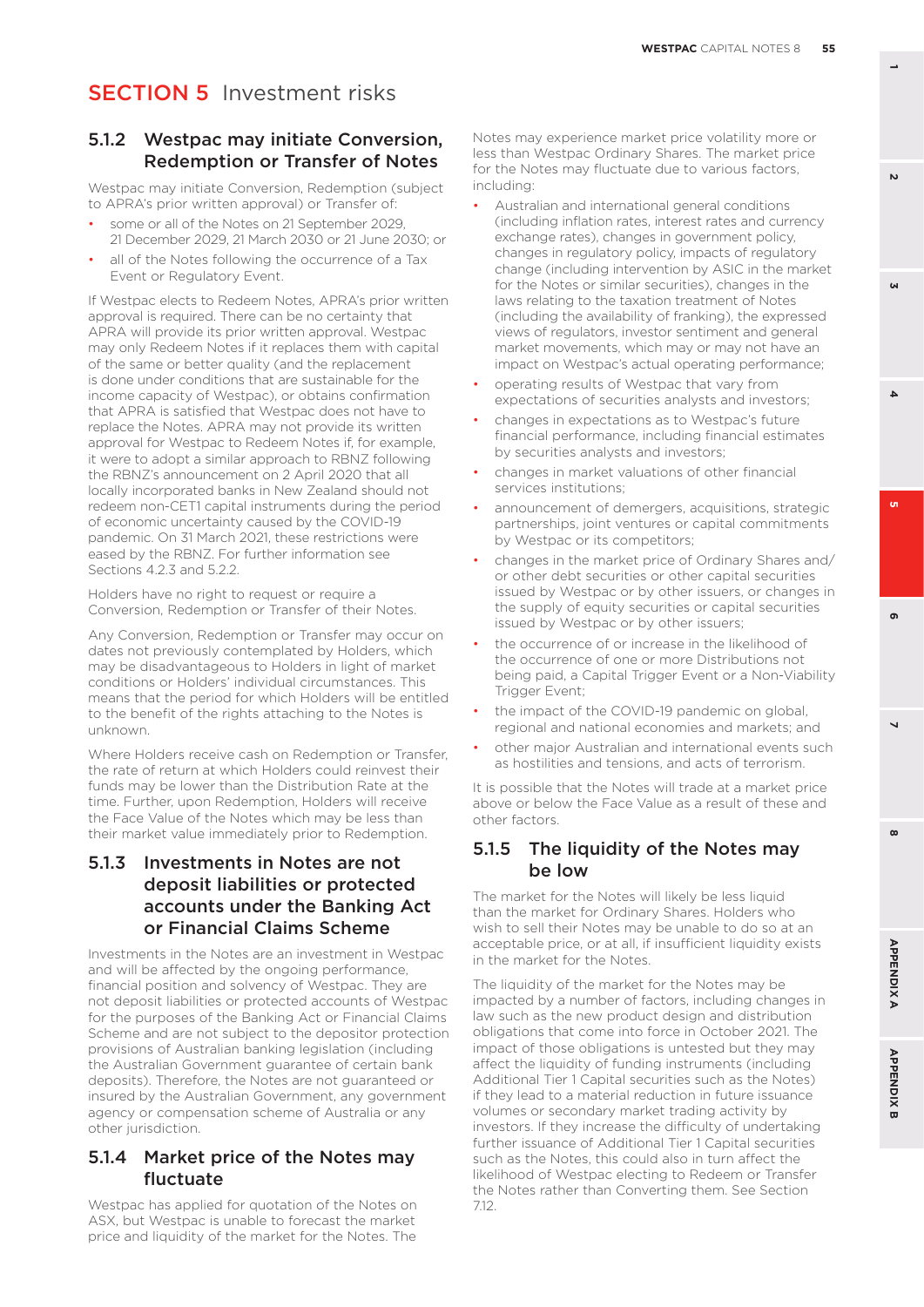# SECTION 5 Investment risks

### 5.1.2 Westpac may initiate Conversion, Redemption or Transfer of Notes

Westpac may initiate Conversion, Redemption (subject to APRA's prior written approval) or Transfer of:

- some or all of the Notes on 21 September 2029, 21 December 2029, 21 March 2030 or 21 June 2030; or
- all of the Notes following the occurrence of a Tax Event or Regulatory Event.

If Westpac elects to Redeem Notes, APRA's prior written approval is required. There can be no certainty that APRA will provide its prior written approval. Westpac may only Redeem Notes if it replaces them with capital of the same or better quality (and the replacement is done under conditions that are sustainable for the income capacity of Westpac), or obtains confirmation that APRA is satisfied that Westpac does not have to replace the Notes. APRA may not provide its written approval for Westpac to Redeem Notes if, for example, it were to adopt a similar approach to RBNZ following the RBNZ's announcement on 2 April 2020 that all locally incorporated banks in New Zealand should not redeem non-CET1 capital instruments during the period of economic uncertainty caused by the COVID-19 pandemic. On 31 March 2021, these restrictions were eased by the RBNZ. For further information see Sections 4.2.3 and 5.2.2.

Holders have no right to request or require a Conversion, Redemption or Transfer of their Notes.

Any Conversion, Redemption or Transfer may occur on dates not previously contemplated by Holders, which may be disadvantageous to Holders in light of market conditions or Holders' individual circumstances. This means that the period for which Holders will be entitled to the benefit of the rights attaching to the Notes is unknown.

Where Holders receive cash on Redemption or Transfer, the rate of return at which Holders could reinvest their funds may be lower than the Distribution Rate at the time. Further, upon Redemption, Holders will receive the Face Value of the Notes which may be less than their market value immediately prior to Redemption.

### 5.1.3 Investments in Notes are not deposit liabilities or protected accounts under the Banking Act or Financial Claims Scheme

Investments in the Notes are an investment in Westpac and will be affected by the ongoing performance, financial position and solvency of Westpac. They are not deposit liabilities or protected accounts of Westpac for the purposes of the Banking Act or Financial Claims Scheme and are not subject to the depositor protection provisions of Australian banking legislation (including the Australian Government guarantee of certain bank deposits). Therefore, the Notes are not guaranteed or insured by the Australian Government, any government agency or compensation scheme of Australia or any other jurisdiction.

### 5.1.4 Market price of the Notes may fluctuate

Westpac has applied for quotation of the Notes on ASX, but Westpac is unable to forecast the market price and liquidity of the market for the Notes. The Notes may experience market price volatility more or less than Westpac Ordinary Shares. The market price for the Notes may fluctuate due to various factors, including:

- Australian and international general conditions (including inflation rates, interest rates and currency exchange rates), changes in government policy, changes in regulatory policy, impacts of regulatory change (including intervention by ASIC in the market for the Notes or similar securities), changes in the laws relating to the taxation treatment of Notes (including the availability of franking), the expressed views of regulators, investor sentiment and general market movements, which may or may not have an impact on Westpac's actual operating performance;
- operating results of Westpac that vary from expectations of securities analysts and investors;
- changes in expectations as to Westpac's future financial performance, including financial estimates by securities analysts and investors;
- changes in market valuations of other financial services institutions;
- announcement of demergers, acquisitions, strategic partnerships, joint ventures or capital commitments by Westpac or its competitors;
- changes in the market price of Ordinary Shares and/or other debt securities or other capital securities issued by Westpac or by other issuers, or changes in the supply of equity securities or capital securities issued by Westpac or by other issuers;
- the occurrence of or increase in the likelihood of the occurrence of one or more Distributions not being paid, a Capital Trigger Event or a Non-Viability Trigger Event;
- the impact of the COVID-19 pandemic on global, regional and national economies and markets; and
- other major Australian and international events such as hostilities and tensions, and acts of terrorism.

It is possible that the Notes will trade at a market price above or below the Face Value as a result of these and other factors.

### 5.1.5 The liquidity of the Notes may be low

The market for the Notes will likely be less liquid than the market for Ordinary Shares. Holders who wish to sell their Notes may be unable to do so at an acceptable price, or at all, if insufficient liquidity exists in the market for the Notes.

The liquidity of the market for the Notes may be impacted by a number of factors, including changes in law such as the new product design and distribution obligations that come into force in October 2021. The impact of those obligations is untested but they may affect the liquidity of funding instruments (including Additional Tier 1 Capital securities such as the Notes) if they lead to a material reduction in future issuance volumes or secondary market trading activity by investors. If they increase the difficulty of undertaking further issuance of Additional Tier 1 Capital securities such as the Notes, this could also in turn affect the likelihood of Westpac electing to Redeem or Transfer the Notes rather than Converting them. See Section 7.12.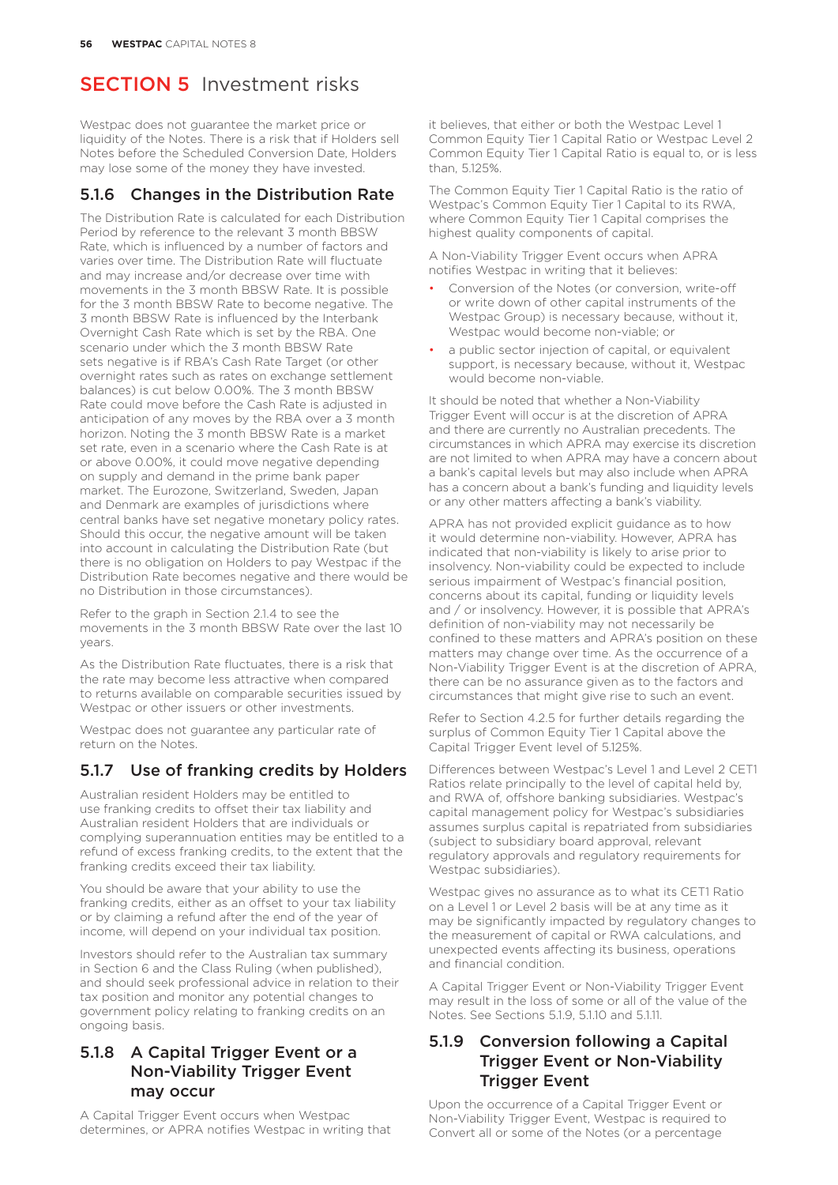# SECTION 5 Investment risks

Westpac does not guarantee the market price or liquidity of the Notes. There is a risk that if Holders sell Notes before the Scheduled Conversion Date, Holders may lose some of the money they have invested.

## 5.1.6 Changes in the Distribution Rate

The Distribution Rate is calculated for each Distribution Period by reference to the relevant 3 month BBSW Rate, which is influenced by a number of factors and varies over time. The Distribution Rate will fluctuate and may increase and/or decrease over time with movements in the 3 month BBSW Rate. It is possible for the 3 month BBSW Rate to become negative. The 3 month BBSW Rate is influenced by the Interbank Overnight Cash Rate which is set by the RBA. One scenario under which the 3 month BBSW Rate sets negative is if RBA's Cash Rate Target (or other overnight rates such as rates on exchange settlement balances) is cut below 0.00%. The 3 month BBSW Rate could move before the Cash Rate is adjusted in anticipation of any moves by the RBA over a 3 month horizon. Noting the 3 month BBSW Rate is a market set rate, even in a scenario where the Cash Rate is at or above 0.00%, it could move negative depending on supply and demand in the prime bank paper market. The Eurozone, Switzerland, Sweden, Japan and Denmark are examples of jurisdictions where central banks have set negative monetary policy rates. Should this occur, the negative amount will be taken into account in calculating the Distribution Rate (but there is no obligation on Holders to pay Westpac if the Distribution Rate becomes negative and there would be no Distribution in those circumstances).

Refer to the graph in Section 2.1.4 to see the movements in the 3 month BBSW Rate over the last 10 years.

As the Distribution Rate fluctuates, there is a risk that the rate may become less attractive when compared to returns available on comparable securities issued by Westpac or other issuers or other investments.

Westpac does not guarantee any particular rate of return on the Notes.

## 5.1.7 Use of franking credits by Holders

Australian resident Holders may be entitled to use franking credits to offset their tax liability and Australian resident Holders that are individuals or complying superannuation entities may be entitled to a refund of excess franking credits, to the extent that the franking credits exceed their tax liability.

You should be aware that your ability to use the franking credits, either as an offset to your tax liability or by claiming a refund after the end of the year of income, will depend on your individual tax position.

Investors should refer to the Australian tax summary in Section 6 and the Class Ruling (when published), and should seek professional advice in relation to their tax position and monitor any potential changes to government policy relating to franking credits on an ongoing basis.

## 5.1.8 A Capital Trigger Event or a Non-Viability Trigger Event may occur

A Capital Trigger Event occurs when Westpac determines, or APRA notifies Westpac in writing that it believes, that either or both the Westpac Level 1 Common Equity Tier 1 Capital Ratio or Westpac Level 2 Common Equity Tier 1 Capital Ratio is equal to, or is less than, 5.125%.

The Common Equity Tier 1 Capital Ratio is the ratio of Westpac's Common Equity Tier 1 Capital to its RWA, where Common Equity Tier 1 Capital comprises the highest quality components of capital.

A Non-Viability Trigger Event occurs when APRA notifies Westpac in writing that it believes:

- Conversion of the Notes (or conversion, write-off or write down of other capital instruments of the Westpac Group) is necessary because, without it, Westpac would become non-viable; or
- a public sector injection of capital, or equivalent support, is necessary because, without it, Westpac would become non-viable.

It should be noted that whether a Non-Viability Trigger Event will occur is at the discretion of APRA and there are currently no Australian precedents. The circumstances in which APRA may exercise its discretion are not limited to when APRA may have a concern about a bank's capital levels but may also include when APRA has a concern about a bank's funding and liquidity levels or any other matters affecting a bank's viability.

APRA has not provided explicit guidance as to how it would determine non-viability. However, APRA has indicated that non-viability is likely to arise prior to insolvency. Non-viability could be expected to include serious impairment of Westpac's financial position, concerns about its capital, funding or liquidity levels and / or insolvency. However, it is possible that APRA's definition of non-viability may not necessarily be confined to these matters and APRA's position on these matters may change over time. As the occurrence of a Non-Viability Trigger Event is at the discretion of APRA, there can be no assurance given as to the factors and circumstances that might give rise to such an event.

Refer to Section 4.2.5 for further details regarding the surplus of Common Equity Tier 1 Capital above the Capital Trigger Event level of 5.125%.

Differences between Westpac's Level 1 and Level 2 CET1 Ratios relate principally to the level of capital held by, and RWA of, offshore banking subsidiaries. Westpac's capital management policy for Westpac's subsidiaries assumes surplus capital is repatriated from subsidiaries (subject to subsidiary board approval, relevant regulatory approvals and regulatory requirements for Westpac subsidiaries).

Westpac gives no assurance as to what its CET1 Ratio on a Level 1 or Level 2 basis will be at any time as it may be significantly impacted by regulatory changes to the measurement of capital or RWA calculations, and unexpected events affecting its business, operations and financial condition.

A Capital Trigger Event or Non-Viability Trigger Event may result in the loss of some or all of the value of the Notes. See Sections 5.1.9, 5.1.10 and 5.1.11.

## 5.1.9 Conversion following a Capital Trigger Event or Non-Viability Trigger Event

Upon the occurrence of a Capital Trigger Event or Non-Viability Trigger Event, Westpac is required to Convert all or some of the Notes (or a percentage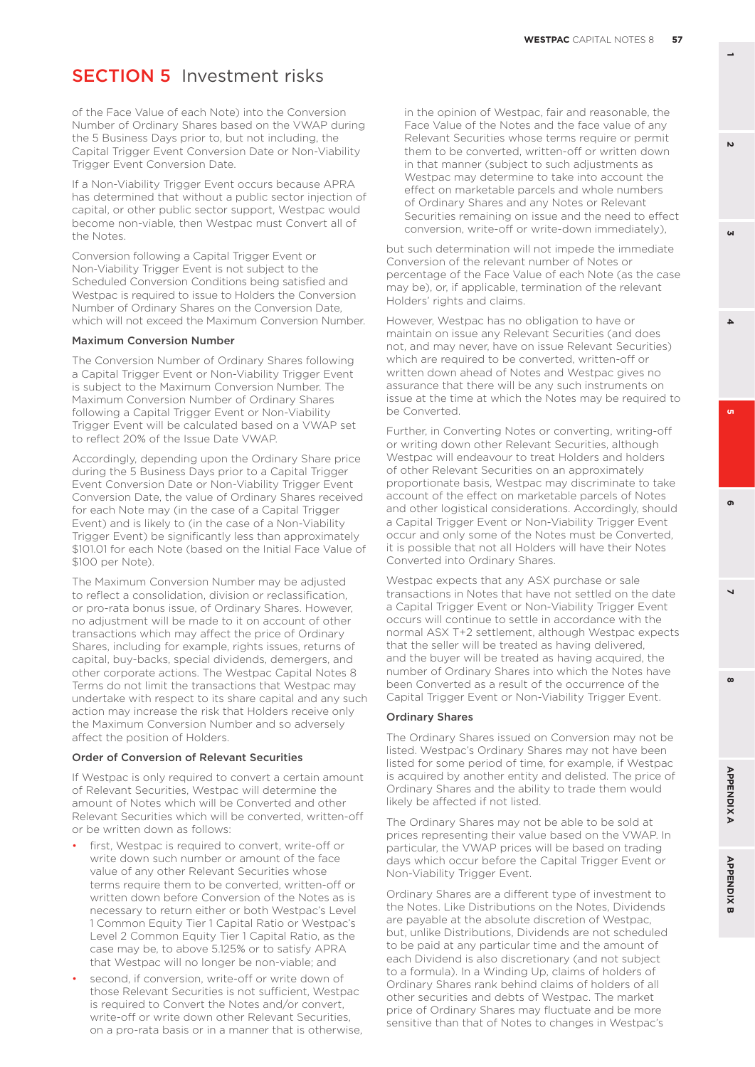# SECTION 5 Investment risks

of the Face Value of each Note) into the Conversion Number of Ordinary Shares based on the VWAP during the 5 Business Days prior to, but not including, the Capital Trigger Event Conversion Date or Non-Viability Trigger Event Conversion Date.

If a Non-Viability Trigger Event occurs because APRA has determined that without a public sector injection of capital, or other public sector support, Westpac would become non-viable, then Westpac must Convert all of the Notes.

Conversion following a Capital Trigger Event or Non-Viability Trigger Event is not subject to the Scheduled Conversion Conditions being satisfied and Westpac is required to issue to Holders the Conversion Number of Ordinary Shares on the Conversion Date, which will not exceed the Maximum Conversion Number.

### Maximum Conversion Number

The Conversion Number of Ordinary Shares following a Capital Trigger Event or Non-Viability Trigger Event is subject to the Maximum Conversion Number. The Maximum Conversion Number of Ordinary Shares following a Capital Trigger Event or Non-Viability Trigger Event will be calculated based on a VWAP set to reflect 20% of the Issue Date VWAP.

Accordingly, depending upon the Ordinary Share price during the 5 Business Days prior to a Capital Trigger Event Conversion Date or Non-Viability Trigger Event Conversion Date, the value of Ordinary Shares received for each Note may (in the case of a Capital Trigger Event) and is likely to (in the case of a Non-Viability Trigger Event) be significantly less than approximately $101.01 for each Note (based on the Initial Face Value of $100 per Note).

The Maximum Conversion Number may be adjusted to reflect a consolidation, division or reclassification, or pro-rata bonus issue, of Ordinary Shares. However, no adjustment will be made to it on account of other transactions which may affect the price of Ordinary Shares, including for example, rights issues, returns of capital, buy-backs, special dividends, demergers, and other corporate actions. The Westpac Capital Notes 8 Terms do not limit the transactions that Westpac may undertake with respect to its share capital and any such action may increase the risk that Holders receive only the Maximum Conversion Number and so adversely affect the position of Holders.

### Order of Conversion of Relevant Securities

If Westpac is only required to convert a certain amount of Relevant Securities, Westpac will determine the amount of Notes which will be Converted and other Relevant Securities which will be converted, written-off or be written down as follows:

- first, Westpac is required to convert, write-off or write down such number or amount of the face value of any other Relevant Securities whose terms require them to be converted, written-off or written down before Conversion of the Notes as is necessary to return either or both Westpac's Level 1 Common Equity Tier 1 Capital Ratio or Westpac's Level 2 Common Equity Tier 1 Capital Ratio, as the case may be, to above 5.125% or to satisfy APRA that Westpac will no longer be non-viable; and
- second, if conversion, write-off or write down of those Relevant Securities is not sufficient, Westpac is required to Convert the Notes and/or convert, write-off or write down other Relevant Securities, on a pro-rata basis or in a manner that is otherwise, in the opinion of Westpac, fair and reasonable, the Face Value of the Notes and the face value of any Relevant Securities whose terms require or permit them to be converted, written-off or written down in that manner (subject to such adjustments as Westpac may determine to take into account the effect on marketable parcels and whole numbers of Ordinary Shares and any Notes or Relevant Securities remaining on issue and the need to effect conversion, write-off or write-down immediately),

but such determination will not impede the immediate Conversion of the relevant number of Notes or percentage of the Face Value of each Note (as the case may be), or, if applicable, termination of the relevant Holders' rights and claims.

However, Westpac has no obligation to have or maintain on issue any Relevant Securities (and does not, and may never, have on issue Relevant Securities) which are required to be converted, written-off or written down ahead of Notes and Westpac gives no assurance that there will be any such instruments on issue at the time at which the Notes may be required to be Converted.

Further, in Converting Notes or converting, writing-off or writing down other Relevant Securities, although Westpac will endeavour to treat Holders and holders of other Relevant Securities on an approximately proportionate basis, Westpac may discriminate to take account of the effect on marketable parcels of Notes and other logistical considerations. Accordingly, should a Capital Trigger Event or Non-Viability Trigger Event occur and only some of the Notes must be Converted, it is possible that not all Holders will have their Notes Converted into Ordinary Shares.

Westpac expects that any ASX purchase or sale transactions in Notes that have not settled on the date a Capital Trigger Event or Non-Viability Trigger Event occurs will continue to settle in accordance with the normal ASX T+2 settlement, although Westpac expects that the seller will be treated as having delivered, and the buyer will be treated as having acquired, the number of Ordinary Shares into which the Notes have been Converted as a result of the occurrence of the Capital Trigger Event or Non-Viability Trigger Event.

### Ordinary Shares

The Ordinary Shares issued on Conversion may not be listed. Westpac's Ordinary Shares may not have been listed for some period of time, for example, if Westpac is acquired by another entity and delisted. The price of Ordinary Shares and the ability to trade them would likely be affected if not listed.

The Ordinary Shares may not be able to be sold at prices representing their value based on the VWAP. In particular, the VWAP prices will be based on trading days which occur before the Capital Trigger Event or Non-Viability Trigger Event.

Ordinary Shares are a different type of investment to the Notes. Like Distributions on the Notes, Dividends are payable at the absolute discretion of Westpac, but, unlike Distributions, Dividends are not scheduled to be paid at any particular time and the amount of each Dividend is also discretionary (and not subject to a formula). In a Winding Up, claims of holders of Ordinary Shares rank behind claims of holders of all other securities and debts of Westpac. The market price of Ordinary Shares may fluctuate and be more sensitive than that of Notes to changes in Westpac's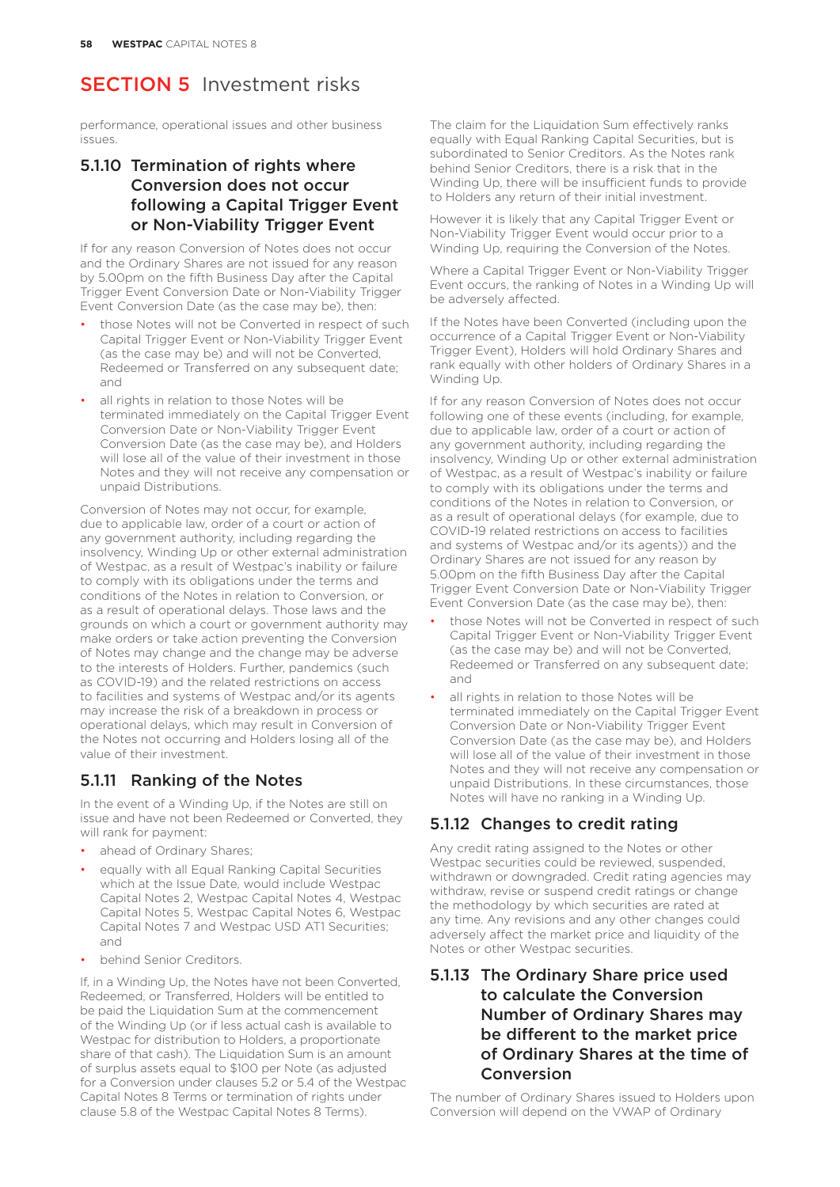## SECTION 5 Investment risks

performance, operational issues and other business issues.

### 5.1.10 Termination of rights where Conversion does not occur following a Capital Trigger Event or Non-Viability Trigger Event

If for any reason Conversion of Notes does not occur and the Ordinary Shares are not issued for any reason by 5.00pm on the fifth Business Day after the Capital Trigger Event Conversion Date or Non-Viability Trigger Event Conversion Date (as the case may be), then:

- those Notes will not be Converted in respect of such Capital Trigger Event or Non-Viability Trigger Event (as the case may be) and will not be Converted, Redeemed or Transferred on any subsequent date; and
- all rights in relation to those Notes will be terminated immediately on the Capital Trigger Event Conversion Date or Non-Viability Trigger Event Conversion Date (as the case may be), and Holders will lose all of the value of their investment in those Notes and they will not receive any compensation or unpaid Distributions.

Conversion of Notes may not occur, for example, due to applicable law, order of a court or action of any government authority, including regarding the insolvency, Winding Up or other external administration of Westpac, as a result of Westpac's inability or failure to comply with its obligations under the terms and conditions of the Notes in relation to Conversion, or as a result of operational delays. Those laws and the grounds on which a court or government authority may make orders or take action preventing the Conversion of Notes may change and the change may be adverse to the interests of Holders. Further, pandemics (such as COVID-19) and the related restrictions on access to facilities and systems of Westpac and/or its agents may increase the risk of a breakdown in process or operational delays, which may result in Conversion of the Notes not occurring and Holders losing all of the value of their investment.

### 5.1.11 Ranking of the Notes

In the event of a Winding Up, if the Notes are still on issue and have not been Redeemed or Converted, they will rank for payment:

- ahead of Ordinary Shares;
- equally with all Equal Ranking Capital Securities which at the Issue Date, would include Westpac Capital Notes 2, Westpac Capital Notes 4, Westpac Capital Notes 5, Westpac Capital Notes 6, Westpac Capital Notes 7 and Westpac USD AT1 Securities; and
- behind Senior Creditors.

If, in a Winding Up, the Notes have not been Converted, Redeemed, or Transferred, Holders will be entitled to be paid the Liquidation Sum at the commencement of the Winding Up (or if less actual cash is available to Westpac for distribution to Holders, a proportionate share of that cash). The Liquidation Sum is an amount of surplus assets equal to $100 per Note (as adjusted for a Conversion under clauses 5.2 or 5.4 of the Westpac Capital Notes 8 Terms or termination of rights under clause 5.8 of the Westpac Capital Notes 8 Terms).

The claim for the Liquidation Sum effectively ranks equally with Equal Ranking Capital Securities, but is subordinated to Senior Creditors. As the Notes rank behind Senior Creditors, there is a risk that in the Winding Up, there will be insufficient funds to provide to Holders any return of their initial investment.

However it is likely that any Capital Trigger Event or Non-Viability Trigger Event would occur prior to a Winding Up, requiring the Conversion of the Notes.

Where a Capital Trigger Event or Non-Viability Trigger Event occurs, the ranking of Notes in a Winding Up will be adversely affected.

If the Notes have been Converted (including upon the occurrence of a Capital Trigger Event or Non-Viability Trigger Event), Holders will hold Ordinary Shares and rank equally with other holders of Ordinary Shares in a Winding Up.

If for any reason Conversion of Notes does not occur following one of these events (including, for example, due to applicable law, order of a court or action of any government authority, including regarding the insolvency, Winding Up or other external administration of Westpac, as a result of Westpac's inability or failure to comply with its obligations under the terms and conditions of the Notes in relation to Conversion, or as a result of operational delays (for example, due to COVID-19 related restrictions on access to facilities and systems of Westpac and/or its agents)) and the Ordinary Shares are not issued for any reason by 5.00pm on the fifth Business Day after the Capital Trigger Event Conversion Date or Non-Viability Trigger Event Conversion Date (as the case may be), then:

- those Notes will not be Converted in respect of such Capital Trigger Event or Non-Viability Trigger Event (as the case may be) and will not be Converted, Redeemed or Transferred on any subsequent date; and
- all rights in relation to those Notes will be terminated immediately on the Capital Trigger Event Conversion Date or Non-Viability Trigger Event Conversion Date (as the case may be), and Holders will lose all of the value of their investment in those Notes and they will not receive any compensation or unpaid Distributions. In these circumstances, those Notes will have no ranking in a Winding Up.

### 5.1.12 Changes to credit rating

Any credit rating assigned to the Notes or other Westpac securities could be reviewed, suspended, withdrawn or downgraded. Credit rating agencies may withdraw, revise or suspend credit ratings or change the methodology by which securities are rated at any time. Any revisions and any other changes could adversely affect the market price and liquidity of the Notes or other Westpac securities.

### 5.1.13 The Ordinary Share price used to calculate the Conversion Number of Ordinary Shares may be different to the market price of Ordinary Shares at the time of Conversion

The number of Ordinary Shares issued to Holders upon Conversion will depend on the VWAP of Ordinary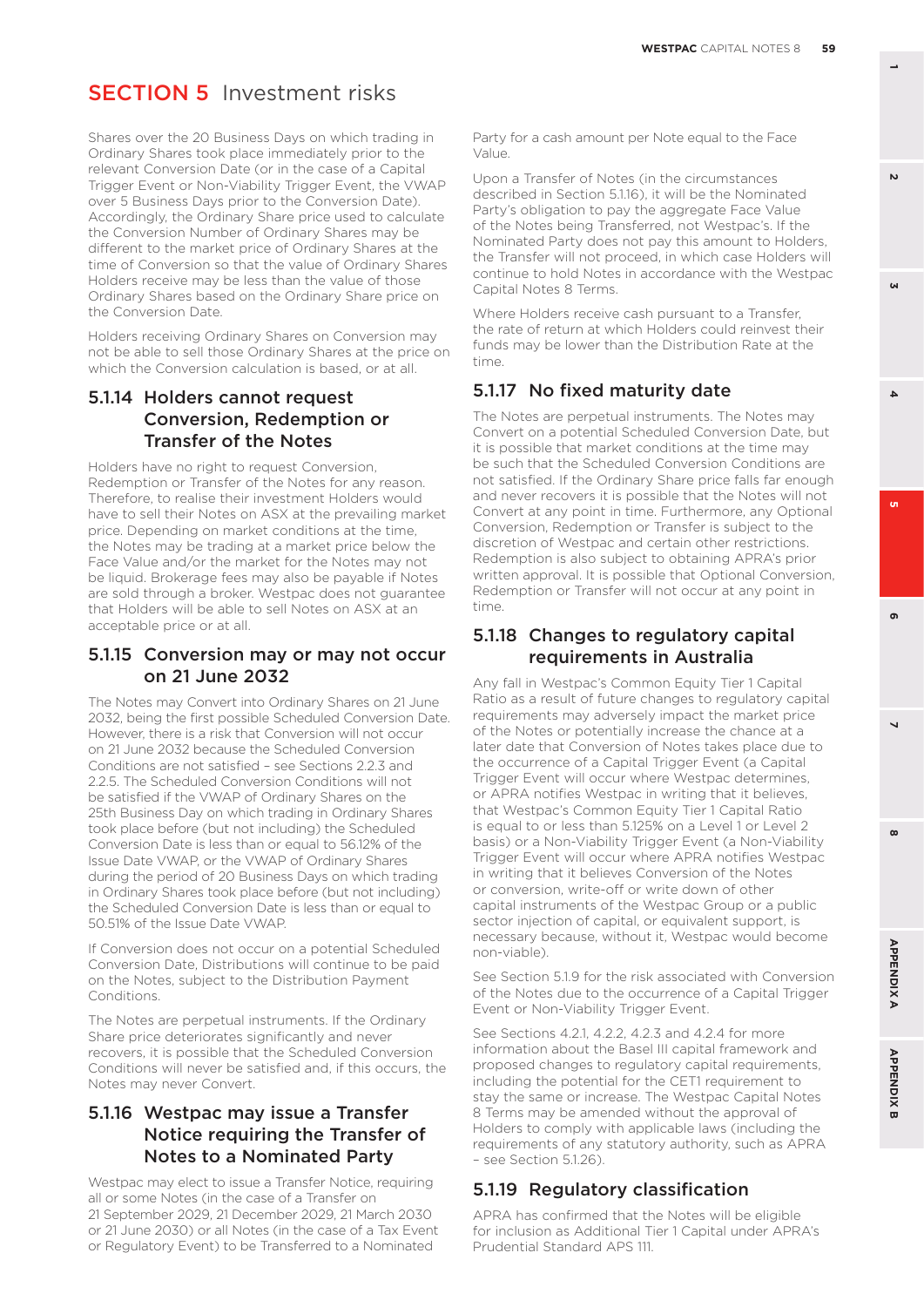# SECTION 5 Investment risks

Shares over the 20 Business Days on which trading in Ordinary Shares took place immediately prior to the relevant Conversion Date (or in the case of a Capital Trigger Event or Non-Viability Trigger Event, the VWAP over 5 Business Days prior to the Conversion Date). Accordingly, the Ordinary Share price used to calculate the Conversion Number of Ordinary Shares may be different to the market price of Ordinary Shares at the time of Conversion so that the value of Ordinary Shares Holders receive may be less than the value of those Ordinary Shares based on the Ordinary Share price on the Conversion Date.

Holders receiving Ordinary Shares on Conversion may not be able to sell those Ordinary Shares at the price on which the Conversion calculation is based, or at all.

### 5.1.14 Holders cannot request Conversion, Redemption or Transfer of the Notes

Holders have no right to request Conversion, Redemption or Transfer of the Notes for any reason. Therefore, to realise their investment Holders would have to sell their Notes on ASX at the prevailing market price. Depending on market conditions at the time, the Notes may be trading at a market price below the Face Value and/or the market for the Notes may not be liquid. Brokerage fees may also be payable if Notes are sold through a broker. Westpac does not guarantee that Holders will be able to sell Notes on ASX at an acceptable price or at all.

### 5.1.15 Conversion may or may not occur on 21 June 2032

The Notes may Convert into Ordinary Shares on 21 June 2032, being the first possible Scheduled Conversion Date. However, there is a risk that Conversion will not occur on 21 June 2032 because the Scheduled Conversion Conditions are not satisfied – see Sections 2.2.3 and 2.2.5. The Scheduled Conversion Conditions will not be satisfied if the VWAP of Ordinary Shares on the 25th Business Day on which trading in Ordinary Shares took place before (but not including) the Scheduled Conversion Date is less than or equal to 56.12% of the Issue Date VWAP, or the VWAP of Ordinary Shares during the period of 20 Business Days on which trading in Ordinary Shares took place before (but not including) the Scheduled Conversion Date is less than or equal to 50.51% of the Issue Date VWAP.

If Conversion does not occur on a potential Scheduled Conversion Date, Distributions will continue to be paid on the Notes, subject to the Distribution Payment Conditions.

The Notes are perpetual instruments. If the Ordinary Share price deteriorates significantly and never recovers, it is possible that the Scheduled Conversion Conditions will never be satisfied and, if this occurs, the Notes may never Convert.

### 5.1.16 Westpac may issue a Transfer Notice requiring the Transfer of Notes to a Nominated Party

Westpac may elect to issue a Transfer Notice, requiring all or some Notes (in the case of a Transfer on 21 September 2029, 21 December 2029, 21 March 2030 or 21 June 2030) or all Notes (in the case of a Tax Event or Regulatory Event) to be Transferred to a Nominated Party for a cash amount per Note equal to the Face Value.

Upon a Transfer of Notes (in the circumstances described in Section 5.1.16), it will be the Nominated Party's obligation to pay the aggregate Face Value of the Notes being Transferred, not Westpac's. If the Nominated Party does not pay this amount to Holders, the Transfer will not proceed, in which case Holders will continue to hold Notes in accordance with the Westpac Capital Notes 8 Terms.

Where Holders receive cash pursuant to a Transfer, the rate of return at which Holders could reinvest their funds may be lower than the Distribution Rate at the time.

### 5.1.17 No fixed maturity date

The Notes are perpetual instruments. The Notes may Convert on a potential Scheduled Conversion Date, but it is possible that market conditions at the time may be such that the Scheduled Conversion Conditions are not satisfied. If the Ordinary Share price falls far enough and never recovers it is possible that the Notes will not Convert at any point in time. Furthermore, any Optional Conversion, Redemption or Transfer is subject to the discretion of Westpac and certain other restrictions. Redemption is also subject to obtaining APRA's prior written approval. It is possible that Optional Conversion, Redemption or Transfer will not occur at any point in time.

### 5.1.18 Changes to regulatory capital requirements in Australia

Any fall in Westpac's Common Equity Tier 1 Capital Ratio as a result of future changes to regulatory capital requirements may adversely impact the market price of the Notes or potentially increase the chance at a later date that Conversion of Notes takes place due to the occurrence of a Capital Trigger Event (a Capital Trigger Event will occur where Westpac determines, or APRA notifies Westpac in writing that it believes, that Westpac's Common Equity Tier 1 Capital Ratio is equal to or less than 5.125% on a Level 1 or Level 2 basis) or a Non-Viability Trigger Event (a Non-Viability Trigger Event will occur where APRA notifies Westpac in writing that it believes Conversion of the Notes or conversion, write-off or write down of other capital instruments of the Westpac Group or a public sector injection of capital, or equivalent support, is necessary because, without it, Westpac would become non-viable).

See Section 5.1.9 for the risk associated with Conversion of the Notes due to the occurrence of a Capital Trigger Event or Non-Viability Trigger Event.

See Sections 4.2.1, 4.2.2, 4.2.3 and 4.2.4 for more information about the Basel III capital framework and proposed changes to regulatory capital requirements, including the potential for the CET1 requirement to stay the same or increase. The Westpac Capital Notes 8 Terms may be amended without the approval of Holders to comply with applicable laws (including the requirements of any statutory authority, such as APRA – see Section 5.1.26).

### 5.1.19 Regulatory classification

APRA has confirmed that the Notes will be eligible for inclusion as Additional Tier 1 Capital under APRA's Prudential Standard APS 111.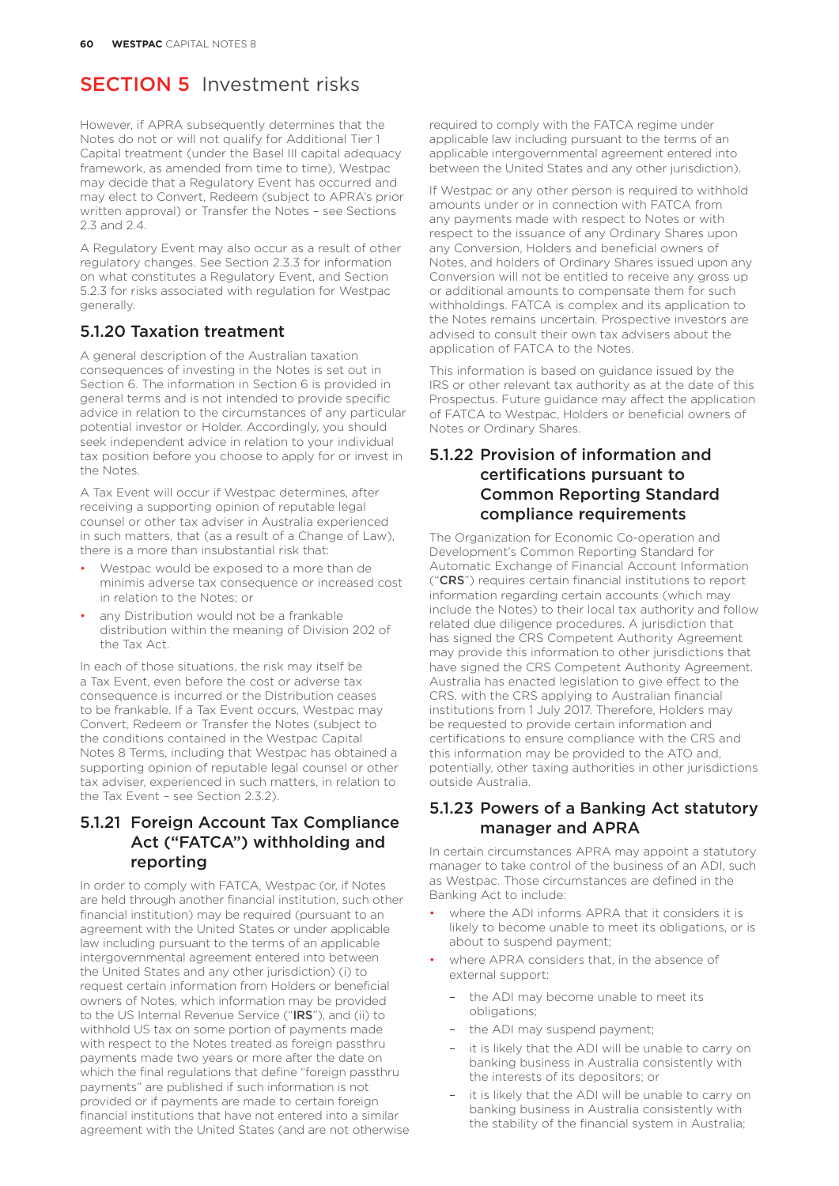# SECTION 5 Investment risks

However, if APRA subsequently determines that the Notes do not or will not qualify for Additional Tier 1 Capital treatment (under the Basel III capital adequacy framework, as amended from time to time), Westpac may decide that a Regulatory Event has occurred and may elect to Convert, Redeem (subject to APRA's prior written approval) or Transfer the Notes – see Sections 2.3 and 2.4.

A Regulatory Event may also occur as a result of other regulatory changes. See Section 2.3.3 for information on what constitutes a Regulatory Event, and Section 5.2.3 for risks associated with regulation for Westpac generally.

### 5.1.20 Taxation treatment

A general description of the Australian taxation consequences of investing in the Notes is set out in Section 6. The information in Section 6 is provided in general terms and is not intended to provide specific advice in relation to the circumstances of any particular potential investor or Holder. Accordingly, you should seek independent advice in relation to your individual tax position before you choose to apply for or invest in the Notes.

A Tax Event will occur if Westpac determines, after receiving a supporting opinion of reputable legal counsel or other tax adviser in Australia experienced in such matters, that (as a result of a Change of Law), there is a more than insubstantial risk that:

- Westpac would be exposed to a more than de minimis adverse tax consequence or increased cost in relation to the Notes; or
- any Distribution would not be a frankable distribution within the meaning of Division 202 of the Tax Act.

In each of those situations, the risk may itself be a Tax Event, even before the cost or adverse tax consequence is incurred or the Distribution ceases to be frankable. If a Tax Event occurs, Westpac may Convert, Redeem or Transfer the Notes (subject to the conditions contained in the Westpac Capital Notes 8 Terms, including that Westpac has obtained a supporting opinion of reputable legal counsel or other tax adviser, experienced in such matters, in relation to the Tax Event – see Section 2.3.2).

### 5.1.21 Foreign Account Tax Compliance Act ("FATCA") withholding and reporting

In order to comply with FATCA, Westpac (or, if Notes are held through another financial institution, such other financial institution) may be required (pursuant to an agreement with the United States or under applicable law including pursuant to the terms of an applicable intergovernmental agreement entered into between the United States and any other jurisdiction) (i) to request certain information from Holders or beneficial owners of Notes, which information may be provided to the US Internal Revenue Service ("**IRS**"), and (ii) to withhold US tax on some portion of payments made with respect to the Notes treated as foreign passthru payments made two years or more after the date on which the final regulations that define "foreign passthru payments" are published if such information is not provided or if payments are made to certain foreign financial institutions that have not entered into a similar agreement with the United States (and are not otherwise required to comply with the FATCA regime under applicable law including pursuant to the terms of an applicable intergovernmental agreement entered into between the United States and any other jurisdiction).

If Westpac or any other person is required to withhold amounts under or in connection with FATCA from any payments made with respect to Notes or with respect to the issuance of any Ordinary Shares upon any Conversion, Holders and beneficial owners of Notes, and holders of Ordinary Shares issued upon any Conversion will not be entitled to receive any gross up or additional amounts to compensate them for such withholdings. FATCA is complex and its application to the Notes remains uncertain. Prospective investors are advised to consult their own tax advisers about the application of FATCA to the Notes.

This information is based on guidance issued by the IRS or other relevant tax authority as at the date of this Prospectus. Future guidance may affect the application of FATCA to Westpac, Holders or beneficial owners of Notes or Ordinary Shares.

### 5.1.22 Provision of information and certifications pursuant to Common Reporting Standard compliance requirements

The Organization for Economic Co-operation and Development's Common Reporting Standard for Automatic Exchange of Financial Account Information ("**CRS**") requires certain financial institutions to report information regarding certain accounts (which may include the Notes) to their local tax authority and follow related due diligence procedures. A jurisdiction that has signed the CRS Competent Authority Agreement may provide this information to other jurisdictions that have signed the CRS Competent Authority Agreement. Australia has enacted legislation to give effect to the CRS, with the CRS applying to Australian financial institutions from 1 July 2017. Therefore, Holders may be requested to provide certain information and certifications to ensure compliance with the CRS and this information may be provided to the ATO and, potentially, other taxing authorities in other jurisdictions outside Australia.

### 5.1.23 Powers of a Banking Act statutory manager and APRA

In certain circumstances APRA may appoint a statutory manager to take control of the business of an ADI, such as Westpac. Those circumstances are defined in the Banking Act to include:

- where the ADI informs APRA that it considers it is likely to become unable to meet its obligations, or is about to suspend payment;
- where APRA considers that, in the absence of external support:
  - the ADI may become unable to meet its obligations;
  - the ADI may suspend payment;
  - it is likely that the ADI will be unable to carry on banking business in Australia consistently with the interests of its depositors; or
  - it is likely that the ADI will be unable to carry on banking business in Australia consistently with the stability of the financial system in Australia;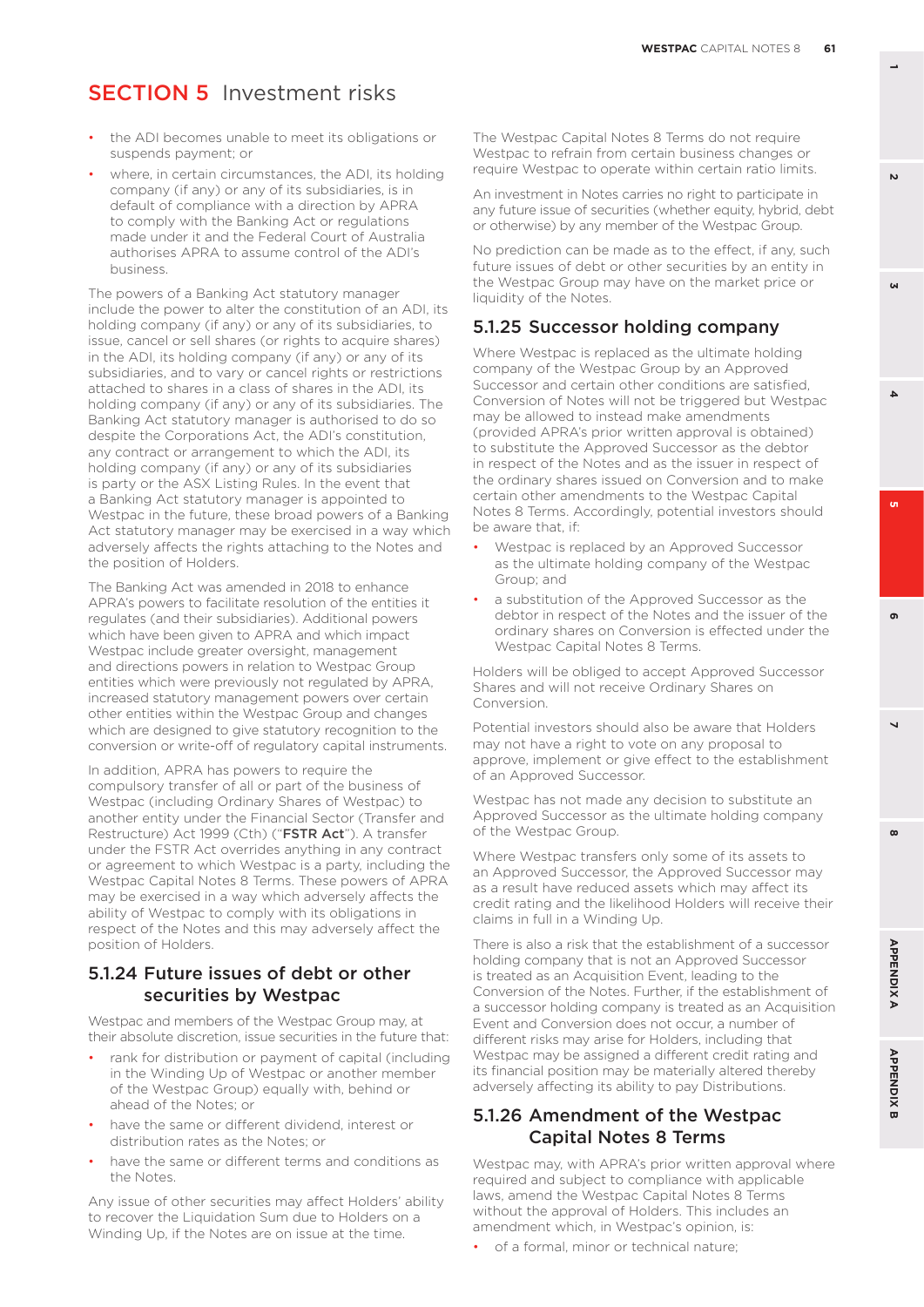# SECTION 5 Investment risks

- the ADI becomes unable to meet its obligations or suspends payment; or
- where, in certain circumstances, the ADI, its holding company (if any) or any of its subsidiaries, is in default of compliance with a direction by APRA to comply with the Banking Act or regulations made under it and the Federal Court of Australia authorises APRA to assume control of the ADI's business.

The powers of a Banking Act statutory manager include the power to alter the constitution of an ADI, its holding company (if any) or any of its subsidiaries, to issue, cancel or sell shares (or rights to acquire shares) in the ADI, its holding company (if any) or any of its subsidiaries, and to vary or cancel rights or restrictions attached to shares in a class of shares in the ADI, its holding company (if any) or any of its subsidiaries. The Banking Act statutory manager is authorised to do so despite the Corporations Act, the ADI's constitution, any contract or arrangement to which the ADI, its holding company (if any) or any of its subsidiaries is party or the ASX Listing Rules. In the event that a Banking Act statutory manager is appointed to Westpac in the future, these broad powers of a Banking Act statutory manager may be exercised in a way which adversely affects the rights attaching to the Notes and the position of Holders.

The Banking Act was amended in 2018 to enhance APRA's powers to facilitate resolution of the entities it regulates (and their subsidiaries). Additional powers which have been given to APRA and which impact Westpac include greater oversight, management and directions powers in relation to Westpac Group entities which were previously not regulated by APRA, increased statutory management powers over certain other entities within the Westpac Group and changes which are designed to give statutory recognition to the conversion or write-off of regulatory capital instruments.

In addition, APRA has powers to require the compulsory transfer of all or part of the business of Westpac (including Ordinary Shares of Westpac) to another entity under the Financial Sector (Transfer and Restructure) Act 1999 (Cth) ("**FSTR Act**"). A transfer under the FSTR Act overrides anything in any contract or agreement to which Westpac is a party, including the Westpac Capital Notes 8 Terms. These powers of APRA may be exercised in a way which adversely affects the ability of Westpac to comply with its obligations in respect of the Notes and this may adversely affect the position of Holders.

## 5.1.24 Future issues of debt or other securities by Westpac

Westpac and members of the Westpac Group may, at their absolute discretion, issue securities in the future that:

- rank for distribution or payment of capital (including in the Winding Up of Westpac or another member of the Westpac Group) equally with, behind or ahead of the Notes; or
- have the same or different dividend, interest or distribution rates as the Notes; or
- have the same or different terms and conditions as the Notes.

Any issue of other securities may affect Holders' ability to recover the Liquidation Sum due to Holders on a Winding Up, if the Notes are on issue at the time.

The Westpac Capital Notes 8 Terms do not require Westpac to refrain from certain business changes or require Westpac to operate within certain ratio limits.

An investment in Notes carries no right to participate in any future issue of securities (whether equity, hybrid, debt or otherwise) by any member of the Westpac Group.

No prediction can be made as to the effect, if any, such future issues of debt or other securities by an entity in the Westpac Group may have on the market price or liquidity of the Notes.

## 5.1.25 Successor holding company

Where Westpac is replaced as the ultimate holding company of the Westpac Group by an Approved Successor and certain other conditions are satisfied, Conversion of Notes will not be triggered but Westpac may be allowed to instead make amendments (provided APRA's prior written approval is obtained) to substitute the Approved Successor as the debtor in respect of the Notes and as the issuer in respect of the ordinary shares issued on Conversion and to make certain other amendments to the Westpac Capital Notes 8 Terms. Accordingly, potential investors should be aware that, if:

- Westpac is replaced by an Approved Successor as the ultimate holding company of the Westpac Group; and
- a substitution of the Approved Successor as the debtor in respect of the Notes and the issuer of the ordinary shares on Conversion is effected under the Westpac Capital Notes 8 Terms.

Holders will be obliged to accept Approved Successor Shares and will not receive Ordinary Shares on Conversion.

Potential investors should also be aware that Holders may not have a right to vote on any proposal to approve, implement or give effect to the establishment of an Approved Successor.

Westpac has not made any decision to substitute an Approved Successor as the ultimate holding company of the Westpac Group.

Where Westpac transfers only some of its assets to an Approved Successor, the Approved Successor may as a result have reduced assets which may affect its credit rating and the likelihood Holders will receive their claims in full in a Winding Up.

There is also a risk that the establishment of a successor holding company that is not an Approved Successor is treated as an Acquisition Event, leading to the Conversion of the Notes. Further, if the establishment of a successor holding company is treated as an Acquisition Event and Conversion does not occur, a number of different risks may arise for Holders, including that Westpac may be assigned a different credit rating and its financial position may be materially altered thereby adversely affecting its ability to pay Distributions.

## 5.1.26 Amendment of the Westpac Capital Notes 8 Terms

Westpac may, with APRA's prior written approval where required and subject to compliance with applicable laws, amend the Westpac Capital Notes 8 Terms without the approval of Holders. This includes an amendment which, in Westpac's opinion, is:

- of a formal, minor or technical nature;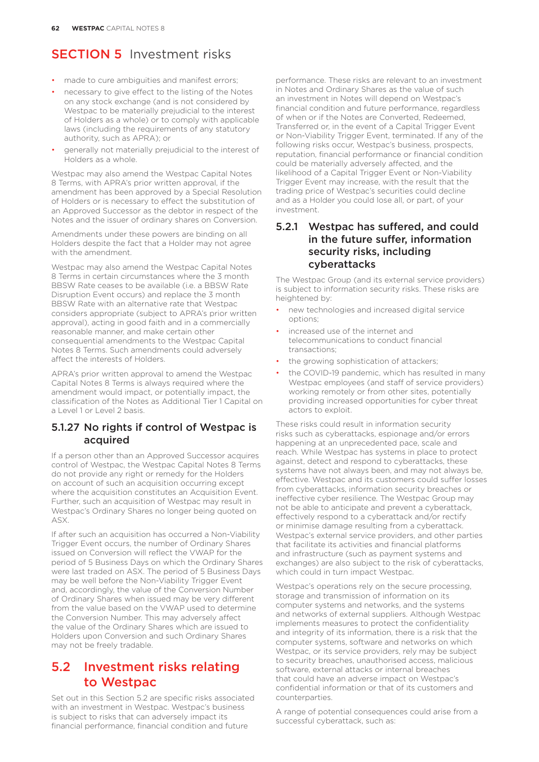# SECTION 5 Investment risks

- made to cure ambiguities and manifest errors;
- necessary to give effect to the listing of the Notes on any stock exchange (and is not considered by Westpac to be materially prejudicial to the interest of Holders as a whole) or to comply with applicable laws (including the requirements of any statutory authority, such as APRA); or
- generally not materially prejudicial to the interest of Holders as a whole.

Westpac may also amend the Westpac Capital Notes 8 Terms, with APRA's prior written approval, if the amendment has been approved by a Special Resolution of Holders or is necessary to effect the substitution of an Approved Successor as the debtor in respect of the Notes and the issuer of ordinary shares on Conversion.

Amendments under these powers are binding on all Holders despite the fact that a Holder may not agree with the amendment.

Westpac may also amend the Westpac Capital Notes 8 Terms in certain circumstances where the 3 month BBSW Rate ceases to be available (i.e. a BBSW Rate Disruption Event occurs) and replace the 3 month BBSW Rate with an alternative rate that Westpac considers appropriate (subject to APRA's prior written approval), acting in good faith and in a commercially reasonable manner, and make certain other consequential amendments to the Westpac Capital Notes 8 Terms. Such amendments could adversely affect the interests of Holders.

APRA's prior written approval to amend the Westpac Capital Notes 8 Terms is always required where the amendment would impact, or potentially impact, the classification of the Notes as Additional Tier 1 Capital on a Level 1 or Level 2 basis.

### 5.1.27 No rights if control of Westpac is acquired

If a person other than an Approved Successor acquires control of Westpac, the Westpac Capital Notes 8 Terms do not provide any right or remedy for the Holders on account of such an acquisition occurring except where the acquisition constitutes an Acquisition Event. Further, such an acquisition of Westpac may result in Westpac's Ordinary Shares no longer being quoted on ASX.

If after such an acquisition has occurred a Non-Viability Trigger Event occurs, the number of Ordinary Shares issued on Conversion will reflect the VWAP for the period of 5 Business Days on which the Ordinary Shares were last traded on ASX. The period of 5 Business Days may be well before the Non-Viability Trigger Event and, accordingly, the value of the Conversion Number of Ordinary Shares when issued may be very different from the value based on the VWAP used to determine the Conversion Number. This may adversely affect the value of the Ordinary Shares which are issued to Holders upon Conversion and such Ordinary Shares may not be freely tradable.

## 5.2 Investment risks relating to Westpac

Set out in this Section 5.2 are specific risks associated with an investment in Westpac. Westpac's business is subject to risks that can adversely impact its financial performance, financial condition and future performance. These risks are relevant to an investment in Notes and Ordinary Shares as the value of such an investment in Notes will depend on Westpac's financial condition and future performance, regardless of when or if the Notes are Converted, Redeemed, Transferred or, in the event of a Capital Trigger Event or Non-Viability Trigger Event, terminated. If any of the following risks occur, Westpac's business, prospects, reputation, financial performance or financial condition could be materially adversely affected, and the likelihood of a Capital Trigger Event or Non-Viability Trigger Event may increase, with the result that the trading price of Westpac's securities could decline and as a Holder you could lose all, or part, of your investment.

### 5.2.1 Westpac has suffered, and could in the future suffer, information security risks, including cyberattacks

The Westpac Group (and its external service providers) is subject to information security risks. These risks are heightened by:

- new technologies and increased digital service options;
- increased use of the internet and telecommunications to conduct financial transactions;
- the growing sophistication of attackers;
- the COVID-19 pandemic, which has resulted in many Westpac employees (and staff of service providers) working remotely or from other sites, potentially providing increased opportunities for cyber threat actors to exploit.

These risks could result in information security risks such as cyberattacks, espionage and/or errors happening at an unprecedented pace, scale and reach. While Westpac has systems in place to protect against, detect and respond to cyberattacks, these systems have not always been, and may not always be, effective. Westpac and its customers could suffer losses from cyberattacks, information security breaches or ineffective cyber resilience. The Westpac Group may not be able to anticipate and prevent a cyberattack, effectively respond to a cyberattack and/or rectify or minimise damage resulting from a cyberattack. Westpac's external service providers, and other parties that facilitate its activities and financial platforms and infrastructure (such as payment systems and exchanges) are also subject to the risk of cyberattacks, which could in turn impact Westpac.

Westpac's operations rely on the secure processing, storage and transmission of information on its computer systems and networks, and the systems and networks of external suppliers. Although Westpac implements measures to protect the confidentiality and integrity of its information, there is a risk that the computer systems, software and networks on which Westpac, or its service providers, rely may be subject to security breaches, unauthorised access, malicious software, external attacks or internal breaches that could have an adverse impact on Westpac's confidential information or that of its customers and counterparties.

A range of potential consequences could arise from a successful cyberattack, such as: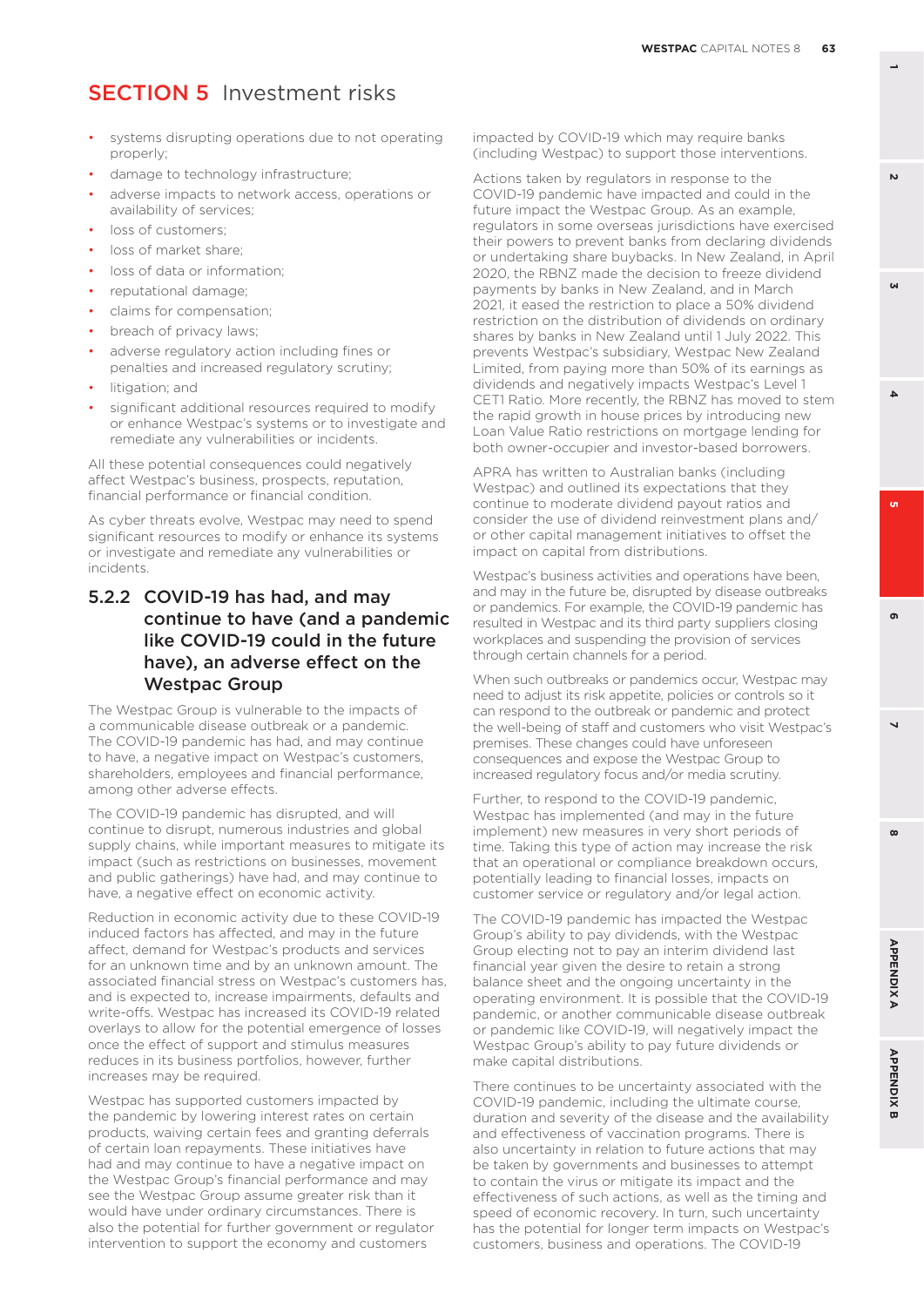# SECTION 5 Investment risks

- systems disrupting operations due to not operating properly;
- damage to technology infrastructure;
- adverse impacts to network access, operations or availability of services;
- loss of customers;
- loss of market share;
- loss of data or information;
- reputational damage;
- claims for compensation;
- breach of privacy laws;
- adverse regulatory action including fines or penalties and increased regulatory scrutiny;
- litigation; and
- significant additional resources required to modify or enhance Westpac's systems or to investigate and remediate any vulnerabilities or incidents.

All these potential consequences could negatively affect Westpac's business, prospects, reputation, financial performance or financial condition.

As cyber threats evolve, Westpac may need to spend significant resources to modify or enhance its systems or investigate and remediate any vulnerabilities or incidents.

### 5.2.2 COVID-19 has had, and may continue to have (and a pandemic like COVID-19 could in the future have), an adverse effect on the Westpac Group

The Westpac Group is vulnerable to the impacts of a communicable disease outbreak or a pandemic. The COVID-19 pandemic has had, and may continue to have, a negative impact on Westpac's customers, shareholders, employees and financial performance, among other adverse effects.

The COVID-19 pandemic has disrupted, and will continue to disrupt, numerous industries and global supply chains, while important measures to mitigate its impact (such as restrictions on businesses, movement and public gatherings) have had, and may continue to have, a negative effect on economic activity.

Reduction in economic activity due to these COVID-19 induced factors has affected, and may in the future affect, demand for Westpac's products and services for an unknown time and by an unknown amount. The associated financial stress on Westpac's customers has, and is expected to, increase impairments, defaults and write-offs. Westpac has increased its COVID-19 related overlays to allow for the potential emergence of losses once the effect of support and stimulus measures reduces in its business portfolios, however, further increases may be required.

Westpac has supported customers impacted by the pandemic by lowering interest rates on certain products, waiving certain fees and granting deferrals of certain loan repayments. These initiatives have had and may continue to have a negative impact on the Westpac Group's financial performance and may see the Westpac Group assume greater risk than it would have under ordinary circumstances. There is also the potential for further government or regulator intervention to support the economy and customers impacted by COVID-19 which may require banks (including Westpac) to support those interventions.

Actions taken by regulators in response to the COVID-19 pandemic have impacted and could in the future impact the Westpac Group. As an example, regulators in some overseas jurisdictions have exercised their powers to prevent banks from declaring dividends or undertaking share buybacks. In New Zealand, in April 2020, the RBNZ made the decision to freeze dividend payments by banks in New Zealand, and in March 2021, it eased the restriction to place a 50% dividend restriction on the distribution of dividends on ordinary shares by banks in New Zealand until 1 July 2022. This prevents Westpac's subsidiary, Westpac New Zealand Limited, from paying more than 50% of its earnings as dividends and negatively impacts Westpac's Level 1 CET1 Ratio. More recently, the RBNZ has moved to stem the rapid growth in house prices by introducing new Loan Value Ratio restrictions on mortgage lending for both owner-occupier and investor-based borrowers.

APRA has written to Australian banks (including Westpac) and outlined its expectations that they continue to moderate dividend payout ratios and consider the use of dividend reinvestment plans and/or other capital management initiatives to offset the impact on capital from distributions.

Westpac's business activities and operations have been, and may in the future be, disrupted by disease outbreaks or pandemics. For example, the COVID-19 pandemic has resulted in Westpac and its third party suppliers closing workplaces and suspending the provision of services through certain channels for a period.

When such outbreaks or pandemics occur, Westpac may need to adjust its risk appetite, policies or controls so it can respond to the outbreak or pandemic and protect the well-being of staff and customers who visit Westpac's premises. These changes could have unforeseen consequences and expose the Westpac Group to increased regulatory focus and/or media scrutiny.

Further, to respond to the COVID-19 pandemic, Westpac has implemented (and may in the future implement) new measures in very short periods of time. Taking this type of action may increase the risk that an operational or compliance breakdown occurs, potentially leading to financial losses, impacts on customer service or regulatory and/or legal action.

The COVID-19 pandemic has impacted the Westpac Group's ability to pay dividends, with the Westpac Group electing not to pay an interim dividend last financial year given the desire to retain a strong balance sheet and the ongoing uncertainty in the operating environment. It is possible that the COVID-19 pandemic, or another communicable disease outbreak or pandemic like COVID-19, will negatively impact the Westpac Group's ability to pay future dividends or make capital distributions.

There continues to be uncertainty associated with the COVID-19 pandemic, including the ultimate course, duration and severity of the disease and the availability and effectiveness of vaccination programs. There is also uncertainty in relation to future actions that may be taken by governments and businesses to attempt to contain the virus or mitigate its impact and the effectiveness of such actions, as well as the timing and speed of economic recovery. In turn, such uncertainty has the potential for longer term impacts on Westpac's customers, business and operations. The COVID-19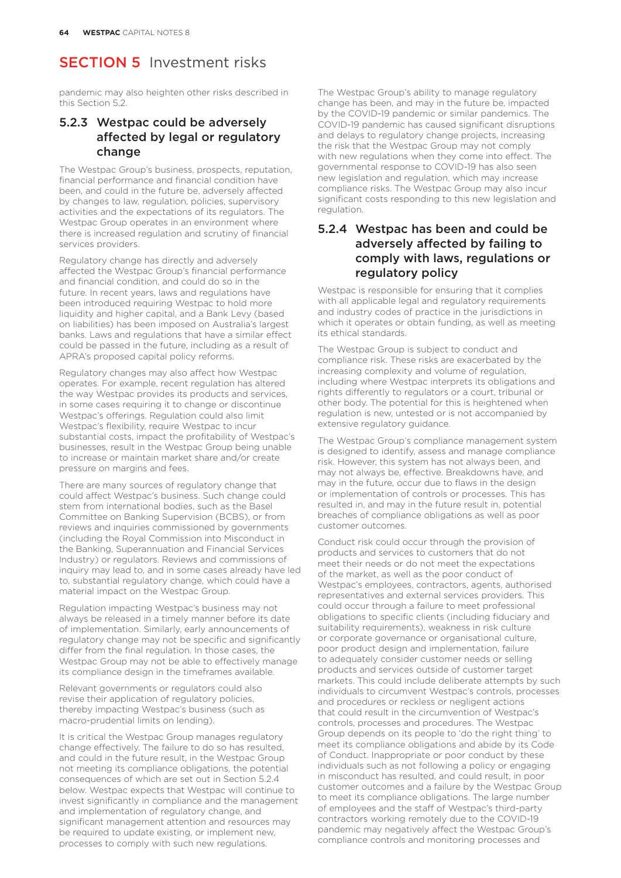pandemic may also heighten other risks described in this Section 5.2.

### 5.2.3 Westpac could be adversely affected by legal or regulatory change

The Westpac Group's business, prospects, reputation, financial performance and financial condition have been, and could in the future be, adversely affected by changes to law, regulation, policies, supervisory activities and the expectations of its regulators. The Westpac Group operates in an environment where there is increased regulation and scrutiny of financial services providers.

Regulatory change has directly and adversely affected the Westpac Group's financial performance and financial condition, and could do so in the future. In recent years, laws and regulations have been introduced requiring Westpac to hold more liquidity and higher capital, and a Bank Levy (based on liabilities) has been imposed on Australia's largest banks. Laws and regulations that have a similar effect could be passed in the future, including as a result of APRA's proposed capital policy reforms.

Regulatory changes may also affect how Westpac operates. For example, recent regulation has altered the way Westpac provides its products and services, in some cases requiring it to change or discontinue Westpac's offerings. Regulation could also limit Westpac's flexibility, require Westpac to incur substantial costs, impact the profitability of Westpac's businesses, result in the Westpac Group being unable to increase or maintain market share and/or create pressure on margins and fees.

There are many sources of regulatory change that could affect Westpac's business. Such change could stem from international bodies, such as the Basel Committee on Banking Supervision (BCBS), or from reviews and inquiries commissioned by governments (including the Royal Commission into Misconduct in the Banking, Superannuation and Financial Services Industry) or regulators. Reviews and commissions of inquiry may lead to, and in some cases already have led to, substantial regulatory change, which could have a material impact on the Westpac Group.

Regulation impacting Westpac's business may not always be released in a timely manner before its date of implementation. Similarly, early announcements of regulatory change may not be specific and significantly differ from the final regulation. In those cases, the Westpac Group may not be able to effectively manage its compliance design in the timeframes available.

Relevant governments or regulators could also revise their application of regulatory policies, thereby impacting Westpac's business (such as macro-prudential limits on lending).

It is critical the Westpac Group manages regulatory change effectively. The failure to do so has resulted, and could in the future result, in the Westpac Group not meeting its compliance obligations, the potential consequences of which are set out in Section 5.2.4 below. Westpac expects that Westpac will continue to invest significantly in compliance and the management and implementation of regulatory change, and significant management attention and resources may be required to update existing, or implement new, processes to comply with such new regulations.

The Westpac Group's ability to manage regulatory change has been, and may in the future be, impacted by the COVID-19 pandemic or similar pandemics. The COVID-19 pandemic has caused significant disruptions and delays to regulatory change projects, increasing the risk that the Westpac Group may not comply with new regulations when they come into effect. The governmental response to COVID-19 has also seen new legislation and regulation, which may increase compliance risks. The Westpac Group may also incur significant costs responding to this new legislation and regulation.

### 5.2.4 Westpac has been and could be adversely affected by failing to comply with laws, regulations or regulatory policy

Westpac is responsible for ensuring that it complies with all applicable legal and regulatory requirements and industry codes of practice in the jurisdictions in which it operates or obtain funding, as well as meeting its ethical standards.

The Westpac Group is subject to conduct and compliance risk. These risks are exacerbated by the increasing complexity and volume of regulation, including where Westpac interprets its obligations and rights differently to regulators or a court, tribunal or other body. The potential for this is heightened when regulation is new, untested or is not accompanied by extensive regulatory guidance.

The Westpac Group's compliance management system is designed to identify, assess and manage compliance risk. However, this system has not always been, and may not always be, effective. Breakdowns have, and may in the future, occur due to flaws in the design or implementation of controls or processes. This has resulted in, and may in the future result in, potential breaches of compliance obligations as well as poor customer outcomes.

Conduct risk could occur through the provision of products and services to customers that do not meet their needs or do not meet the expectations of the market, as well as the poor conduct of Westpac's employees, contractors, agents, authorised representatives and external services providers. This could occur through a failure to meet professional obligations to specific clients (including fiduciary and suitability requirements), weakness in risk culture or corporate governance or organisational culture, poor product design and implementation, failure to adequately consider customer needs or selling products and services outside of customer target markets. This could include deliberate attempts by such individuals to circumvent Westpac's controls, processes and procedures or reckless or negligent actions that could result in the circumvention of Westpac's controls, processes and procedures. The Westpac Group depends on its people to 'do the right thing' to meet its compliance obligations and abide by its Code of Conduct. Inappropriate or poor conduct by these individuals such as not following a policy or engaging in misconduct has resulted, and could result, in poor customer outcomes and a failure by the Westpac Group to meet its compliance obligations. The large number of employees and the staff of Westpac's third-party contractors working remotely due to the COVID-19 pandemic may negatively affect the Westpac Group's compliance controls and monitoring processes and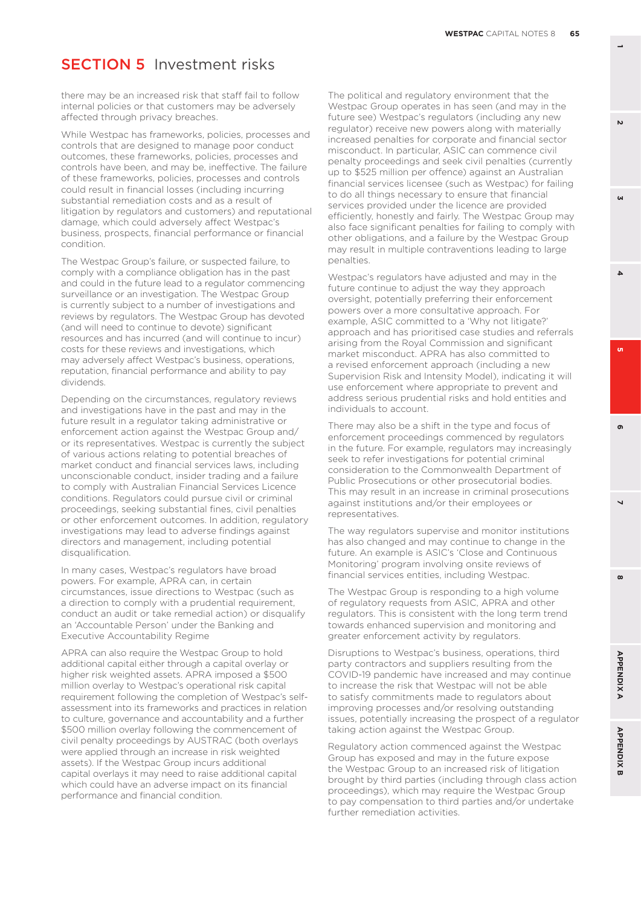# SECTION 5 Investment risks

there may be an increased risk that staff fail to follow internal policies or that customers may be adversely affected through privacy breaches.

While Westpac has frameworks, policies, processes and controls that are designed to manage poor conduct outcomes, these frameworks, policies, processes and controls have been, and may be, ineffective. The failure of these frameworks, policies, processes and controls could result in financial losses (including incurring substantial remediation costs and as a result of litigation by regulators and customers) and reputational damage, which could adversely affect Westpac's business, prospects, financial performance or financial condition.

The Westpac Group's failure, or suspected failure, to comply with a compliance obligation has in the past and could in the future lead to a regulator commencing surveillance or an investigation. The Westpac Group is currently subject to a number of investigations and reviews by regulators. The Westpac Group has devoted (and will need to continue to devote) significant resources and has incurred (and will continue to incur) costs for these reviews and investigations, which may adversely affect Westpac's business, operations, reputation, financial performance and ability to pay dividends.

Depending on the circumstances, regulatory reviews and investigations have in the past and may in the future result in a regulator taking administrative or enforcement action against the Westpac Group and/or its representatives. Westpac is currently the subject of various actions relating to potential breaches of market conduct and financial services laws, including unconscionable conduct, insider trading and a failure to comply with Australian Financial Services Licence conditions. Regulators could pursue civil or criminal proceedings, seeking substantial fines, civil penalties or other enforcement outcomes. In addition, regulatory investigations may lead to adverse findings against directors and management, including potential disqualification.

In many cases, Westpac's regulators have broad powers. For example, APRA can, in certain circumstances, issue directions to Westpac (such as a direction to comply with a prudential requirement, conduct an audit or take remedial action) or disqualify an 'Accountable Person' under the Banking and Executive Accountability Regime

APRA can also require the Westpac Group to hold additional capital either through a capital overlay or higher risk weighted assets. APRA imposed a $500 million overlay to Westpac's operational risk capital requirement following the completion of Westpac's self-assessment into its frameworks and practices in relation to culture, governance and accountability and a further $500 million overlay following the commencement of civil penalty proceedings by AUSTRAC (both overlays were applied through an increase in risk weighted assets). If the Westpac Group incurs additional capital overlays it may need to raise additional capital which could have an adverse impact on its financial performance and financial condition.

The political and regulatory environment that the Westpac Group operates in has seen (and may in the future see) Westpac's regulators (including any new regulator) receive new powers along with materially increased penalties for corporate and financial sector misconduct. In particular, ASIC can commence civil penalty proceedings and seek civil penalties (currently up to $525 million per offence) against an Australian financial services licensee (such as Westpac) for failing to do all things necessary to ensure that financial services provided under the licence are provided efficiently, honestly and fairly. The Westpac Group may also face significant penalties for failing to comply with other obligations, and a failure by the Westpac Group may result in multiple contraventions leading to large penalties.

Westpac's regulators have adjusted and may in the future continue to adjust the way they approach oversight, potentially preferring their enforcement powers over a more consultative approach. For example, ASIC committed to a 'Why not litigate?' approach and has prioritised case studies and referrals arising from the Royal Commission and significant market misconduct. APRA has also committed to a revised enforcement approach (including a new Supervision Risk and Intensity Model), indicating it will use enforcement where appropriate to prevent and address serious prudential risks and hold entities and individuals to account.

There may also be a shift in the type and focus of enforcement proceedings commenced by regulators in the future. For example, regulators may increasingly seek to refer investigations for potential criminal consideration to the Commonwealth Department of Public Prosecutions or other prosecutorial bodies. This may result in an increase in criminal prosecutions against institutions and/or their employees or representatives.

The way regulators supervise and monitor institutions has also changed and may continue to change in the future. An example is ASIC's 'Close and Continuous Monitoring' program involving onsite reviews of financial services entities, including Westpac.

The Westpac Group is responding to a high volume of regulatory requests from ASIC, APRA and other regulators. This is consistent with the long term trend towards enhanced supervision and monitoring and greater enforcement activity by regulators.

Disruptions to Westpac's business, operations, third party contractors and suppliers resulting from the COVID-19 pandemic have increased and may continue to increase the risk that Westpac will not be able to satisfy commitments made to regulators about improving processes and/or resolving outstanding issues, potentially increasing the prospect of a regulator taking action against the Westpac Group.

Regulatory action commenced against the Westpac Group has exposed and may in the future expose the Westpac Group to an increased risk of litigation brought by third parties (including through class action proceedings), which may require the Westpac Group to pay compensation to third parties and/or undertake further remediation activities.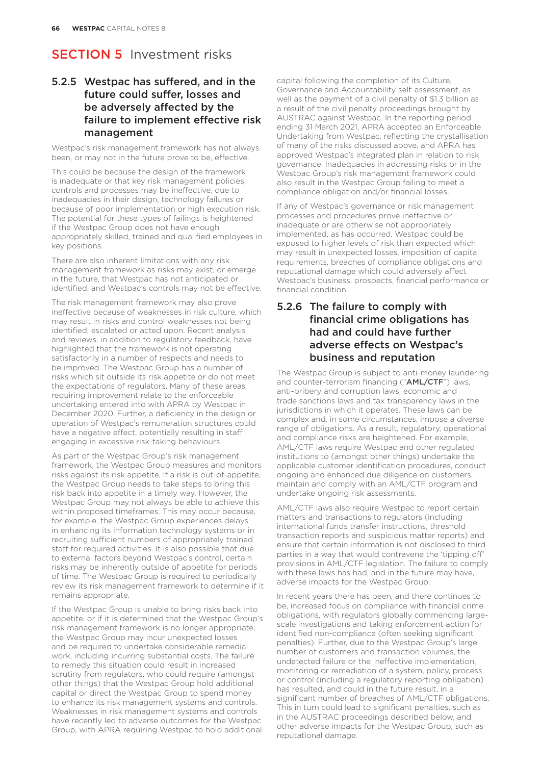# SECTION 5 Investment risks

### 5.2.5 Westpac has suffered, and in the future could suffer, losses and be adversely affected by the failure to implement effective risk management

Westpac's risk management framework has not always been, or may not in the future prove to be, effective.

This could be because the design of the framework is inadequate or that key risk management policies, controls and processes may be ineffective, due to inadequacies in their design, technology failures or because of poor implementation or high execution risk. The potential for these types of failings is heightened if the Westpac Group does not have enough appropriately skilled, trained and qualified employees in key positions.

There are also inherent limitations with any risk management framework as risks may exist, or emerge in the future, that Westpac has not anticipated or identified, and Westpac's controls may not be effective.

The risk management framework may also prove ineffective because of weaknesses in risk culture, which may result in risks and control weaknesses not being identified, escalated or acted upon. Recent analysis and reviews, in addition to regulatory feedback, have highlighted that the framework is not operating satisfactorily in a number of respects and needs to be improved. The Westpac Group has a number of risks which sit outside its risk appetite or do not meet the expectations of regulators. Many of these areas requiring improvement relate to the enforceable undertaking entered into with APRA by Westpac in December 2020. Further, a deficiency in the design or operation of Westpac's remuneration structures could have a negative effect, potentially resulting in staff engaging in excessive risk-taking behaviours.

As part of the Westpac Group's risk management framework, the Westpac Group measures and monitors risks against its risk appetite. If a risk is out-of-appetite, the Westpac Group needs to take steps to bring this risk back into appetite in a timely way. However, the Westpac Group may not always be able to achieve this within proposed timeframes. This may occur because, for example, the Westpac Group experiences delays in enhancing its information technology systems or in recruiting sufficient numbers of appropriately trained staff for required activities. It is also possible that due to external factors beyond Westpac's control, certain risks may be inherently outside of appetite for periods of time. The Westpac Group is required to periodically review its risk management framework to determine if it remains appropriate.

If the Westpac Group is unable to bring risks back into appetite, or if it is determined that the Westpac Group's risk management framework is no longer appropriate, the Westpac Group may incur unexpected losses and be required to undertake considerable remedial work, including incurring substantial costs. The failure to remedy this situation could result in increased scrutiny from regulators, who could require (amongst other things) that the Westpac Group hold additional capital or direct the Westpac Group to spend money to enhance its risk management systems and controls. Weaknesses in risk management systems and controls have recently led to adverse outcomes for the Westpac Group, with APRA requiring Westpac to hold additional capital following the completion of its Culture, Governance and Accountability self-assessment, as well as the payment of a civil penalty of $1.3 billion as a result of the civil penalty proceedings brought by AUSTRAC against Westpac. In the reporting period ending 31 March 2021, APRA accepted an Enforceable Undertaking from Westpac, reflecting the crystallisation of many of the risks discussed above, and APRA has approved Westpac's integrated plan in relation to risk governance. Inadequacies in addressing risks or in the Westpac Group's risk management framework could also result in the Westpac Group failing to meet a compliance obligation and/or financial losses.

If any of Westpac's governance or risk management processes and procedures prove ineffective or inadequate or are otherwise not appropriately implemented, as has occurred, Westpac could be exposed to higher levels of risk than expected which may result in unexpected losses, imposition of capital requirements, breaches of compliance obligations and reputational damage which could adversely affect Westpac's business, prospects, financial performance or financial condition.

### 5.2.6 The failure to comply with financial crime obligations has had and could have further adverse effects on Westpac's business and reputation

The Westpac Group is subject to anti-money laundering and counter-terrorism financing ("**AML/CTF**") laws, anti-bribery and corruption laws, economic and trade sanctions laws and tax transparency laws in the jurisdictions in which it operates. These laws can be complex and, in some circumstances, impose a diverse range of obligations. As a result, regulatory, operational and compliance risks are heightened. For example, AML/CTF laws require Westpac and other regulated institutions to (amongst other things) undertake the applicable customer identification procedures, conduct ongoing and enhanced due diligence on customers, maintain and comply with an AML/CTF program and undertake ongoing risk assessments.

AML/CTF laws also require Westpac to report certain matters and transactions to regulators (including international funds transfer instructions, threshold transaction reports and suspicious matter reports) and ensure that certain information is not disclosed to third parties in a way that would contravene the 'tipping off' provisions in AML/CTF legislation. The failure to comply with these laws has had, and in the future may have, adverse impacts for the Westpac Group.

In recent years there has been, and there continues to be, increased focus on compliance with financial crime obligations, with regulators globally commencing large-scale investigations and taking enforcement action for identified non-compliance (often seeking significant penalties). Further, due to the Westpac Group's large number of customers and transaction volumes, the undetected failure or the ineffective implementation, monitoring or remediation of a system, policy, process or control (including a regulatory reporting obligation) has resulted, and could in the future result, in a significant number of breaches of AML/CTF obligations. This in turn could lead to significant penalties, such as in the AUSTRAC proceedings described below, and other adverse impacts for the Westpac Group, such as reputational damage.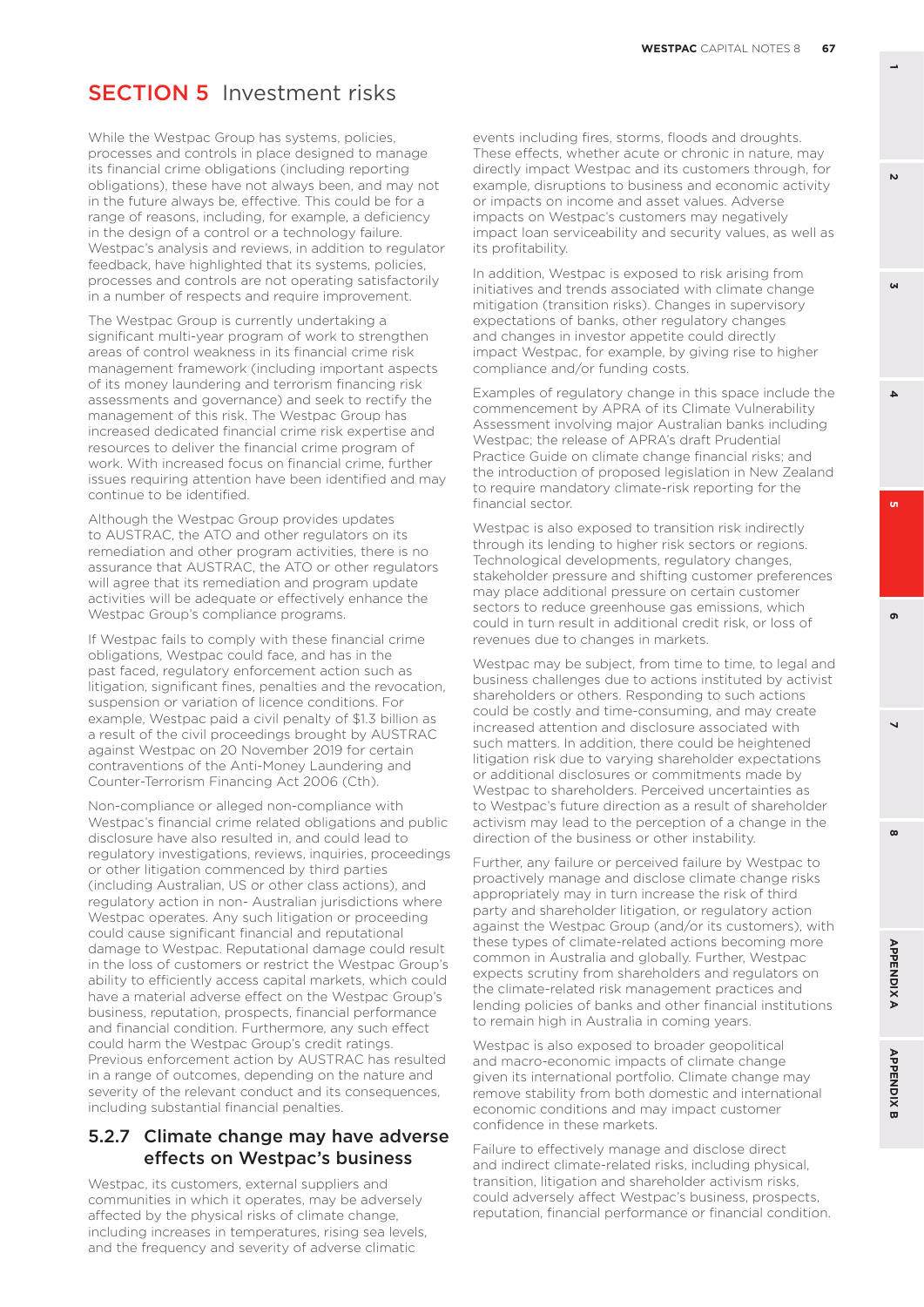# SECTION 5 Investment risks

While the Westpac Group has systems, policies, processes and controls in place designed to manage its financial crime obligations (including reporting obligations), these have not always been, and may not in the future always be, effective. This could be for a range of reasons, including, for example, a deficiency in the design of a control or a technology failure. Westpac's analysis and reviews, in addition to regulator feedback, have highlighted that its systems, policies, processes and controls are not operating satisfactorily in a number of respects and require improvement.

The Westpac Group is currently undertaking a significant multi-year program of work to strengthen areas of control weakness in its financial crime risk management framework (including important aspects of its money laundering and terrorism financing risk assessments and governance) and seek to rectify the management of this risk. The Westpac Group has increased dedicated financial crime risk expertise and resources to deliver the financial crime program of work. With increased focus on financial crime, further issues requiring attention have been identified and may continue to be identified.

Although the Westpac Group provides updates to AUSTRAC, the ATO and other regulators on its remediation and other program activities, there is no assurance that AUSTRAC, the ATO or other regulators will agree that its remediation and program update activities will be adequate or effectively enhance the Westpac Group's compliance programs.

If Westpac fails to comply with these financial crime obligations, Westpac could face, and has in the past faced, regulatory enforcement action such as litigation, significant fines, penalties and the revocation, suspension or variation of licence conditions. For example, Westpac paid a civil penalty of $1.3 billion as a result of the civil proceedings brought by AUSTRAC against Westpac on 20 November 2019 for certain contraventions of the Anti-Money Laundering and Counter-Terrorism Financing Act 2006 (Cth).

Non-compliance or alleged non-compliance with Westpac's financial crime related obligations and public disclosure have also resulted in, and could lead to regulatory investigations, reviews, inquiries, proceedings or other litigation commenced by third parties (including Australian, US or other class actions), and regulatory action in non- Australian jurisdictions where Westpac operates. Any such litigation or proceeding could cause significant financial and reputational damage to Westpac. Reputational damage could result in the loss of customers or restrict the Westpac Group's ability to efficiently access capital markets, which could have a material adverse effect on the Westpac Group's business, reputation, prospects, financial performance and financial condition. Furthermore, any such effect could harm the Westpac Group's credit ratings. Previous enforcement action by AUSTRAC has resulted in a range of outcomes, depending on the nature and severity of the relevant conduct and its consequences, including substantial financial penalties.

### 5.2.7 Climate change may have adverse effects on Westpac's business

Westpac, its customers, external suppliers and communities in which it operates, may be adversely affected by the physical risks of climate change, including increases in temperatures, rising sea levels, and the frequency and severity of adverse climatic events including fires, storms, floods and droughts. These effects, whether acute or chronic in nature, may directly impact Westpac and its customers through, for example, disruptions to business and economic activity or impacts on income and asset values. Adverse impacts on Westpac's customers may negatively impact loan serviceability and security values, as well as its profitability.

In addition, Westpac is exposed to risk arising from initiatives and trends associated with climate change mitigation (transition risks). Changes in supervisory expectations of banks, other regulatory changes and changes in investor appetite could directly impact Westpac, for example, by giving rise to higher compliance and/or funding costs.

Examples of regulatory change in this space include the commencement by APRA of its Climate Vulnerability Assessment involving major Australian banks including Westpac; the release of APRA's draft Prudential Practice Guide on climate change financial risks; and the introduction of proposed legislation in New Zealand to require mandatory climate-risk reporting for the financial sector.

Westpac is also exposed to transition risk indirectly through its lending to higher risk sectors or regions. Technological developments, regulatory changes, stakeholder pressure and shifting customer preferences may place additional pressure on certain customer sectors to reduce greenhouse gas emissions, which could in turn result in additional credit risk, or loss of revenues due to changes in markets.

Westpac may be subject, from time to time, to legal and business challenges due to actions instituted by activist shareholders or others. Responding to such actions could be costly and time-consuming, and may create increased attention and disclosure associated with such matters. In addition, there could be heightened litigation risk due to varying shareholder expectations or additional disclosures or commitments made by Westpac to shareholders. Perceived uncertainties as to Westpac's future direction as a result of shareholder activism may lead to the perception of a change in the direction of the business or other instability.

Further, any failure or perceived failure by Westpac to proactively manage and disclose climate change risks appropriately may in turn increase the risk of third party and shareholder litigation, or regulatory action against the Westpac Group (and/or its customers), with these types of climate-related actions becoming more common in Australia and globally. Further, Westpac expects scrutiny from shareholders and regulators on the climate-related risk management practices and lending policies of banks and other financial institutions to remain high in Australia in coming years.

Westpac is also exposed to broader geopolitical and macro-economic impacts of climate change given its international portfolio. Climate change may remove stability from both domestic and international economic conditions and may impact customer confidence in these markets.

Failure to effectively manage and disclose direct and indirect climate-related risks, including physical, transition, litigation and shareholder activism risks, could adversely affect Westpac's business, prospects, reputation, financial performance or financial condition.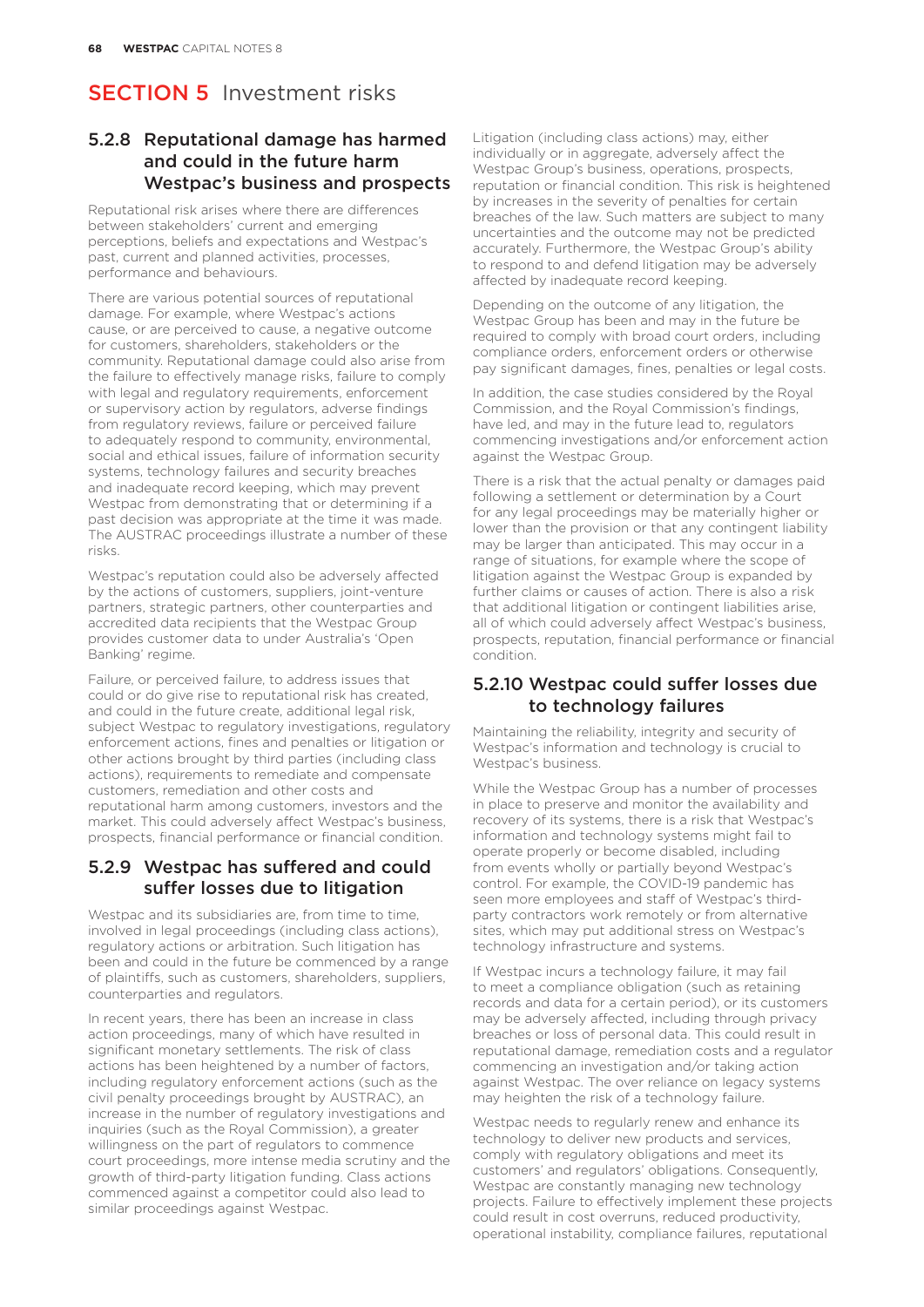# SECTION 5 Investment risks

## 5.2.8 Reputational damage has harmed and could in the future harm Westpac's business and prospects

Reputational risk arises where there are differences between stakeholders' current and emerging perceptions, beliefs and expectations and Westpac's past, current and planned activities, processes, performance and behaviours.

There are various potential sources of reputational damage. For example, where Westpac's actions cause, or are perceived to cause, a negative outcome for customers, shareholders, stakeholders or the community. Reputational damage could also arise from the failure to effectively manage risks, failure to comply with legal and regulatory requirements, enforcement or supervisory action by regulators, adverse findings from regulatory reviews, failure or perceived failure to adequately respond to community, environmental, social and ethical issues, failure of information security systems, technology failures and security breaches and inadequate record keeping, which may prevent Westpac from demonstrating that or determining if a past decision was appropriate at the time it was made. The AUSTRAC proceedings illustrate a number of these risks.

Westpac's reputation could also be adversely affected by the actions of customers, suppliers, joint-venture partners, strategic partners, other counterparties and accredited data recipients that the Westpac Group provides customer data to under Australia's 'Open Banking' regime.

Failure, or perceived failure, to address issues that could or do give rise to reputational risk has created, and could in the future create, additional legal risk, subject Westpac to regulatory investigations, regulatory enforcement actions, fines and penalties or litigation or other actions brought by third parties (including class actions), requirements to remediate and compensate customers, remediation and other costs and reputational harm among customers, investors and the market. This could adversely affect Westpac's business, prospects, financial performance or financial condition.

## 5.2.9 Westpac has suffered and could suffer losses due to litigation

Westpac and its subsidiaries are, from time to time, involved in legal proceedings (including class actions), regulatory actions or arbitration. Such litigation has been and could in the future be commenced by a range of plaintiffs, such as customers, shareholders, suppliers, counterparties and regulators.

In recent years, there has been an increase in class action proceedings, many of which have resulted in significant monetary settlements. The risk of class actions has been heightened by a number of factors, including regulatory enforcement actions (such as the civil penalty proceedings brought by AUSTRAC), an increase in the number of regulatory investigations and inquiries (such as the Royal Commission), a greater willingness on the part of regulators to commence court proceedings, more intense media scrutiny and the growth of third-party litigation funding. Class actions commenced against a competitor could also lead to similar proceedings against Westpac.

Litigation (including class actions) may, either individually or in aggregate, adversely affect the Westpac Group's business, operations, prospects, reputation or financial condition. This risk is heightened by increases in the severity of penalties for certain breaches of the law. Such matters are subject to many uncertainties and the outcome may not be predicted accurately. Furthermore, the Westpac Group's ability to respond to and defend litigation may be adversely affected by inadequate record keeping.

Depending on the outcome of any litigation, the Westpac Group has been and may in the future be required to comply with broad court orders, including compliance orders, enforcement orders or otherwise pay significant damages, fines, penalties or legal costs.

In addition, the case studies considered by the Royal Commission, and the Royal Commission's findings, have led, and may in the future lead to, regulators commencing investigations and/or enforcement action against the Westpac Group.

There is a risk that the actual penalty or damages paid following a settlement or determination by a Court for any legal proceedings may be materially higher or lower than the provision or that any contingent liability may be larger than anticipated. This may occur in a range of situations, for example where the scope of litigation against the Westpac Group is expanded by further claims or causes of action. There is also a risk that additional litigation or contingent liabilities arise, all of which could adversely affect Westpac's business, prospects, reputation, financial performance or financial condition.

## 5.2.10 Westpac could suffer losses due to technology failures

Maintaining the reliability, integrity and security of Westpac's information and technology is crucial to Westpac's business.

While the Westpac Group has a number of processes in place to preserve and monitor the availability and recovery of its systems, there is a risk that Westpac's information and technology systems might fail to operate properly or become disabled, including from events wholly or partially beyond Westpac's control. For example, the COVID-19 pandemic has seen more employees and staff of Westpac's third-party contractors work remotely or from alternative sites, which may put additional stress on Westpac's technology infrastructure and systems.

If Westpac incurs a technology failure, it may fail to meet a compliance obligation (such as retaining records and data for a certain period), or its customers may be adversely affected, including through privacy breaches or loss of personal data. This could result in reputational damage, remediation costs and a regulator commencing an investigation and/or taking action against Westpac. The over reliance on legacy systems may heighten the risk of a technology failure.

Westpac needs to regularly renew and enhance its technology to deliver new products and services, comply with regulatory obligations and meet its customers' and regulators' obligations. Consequently, Westpac are constantly managing new technology projects. Failure to effectively implement these projects could result in cost overruns, reduced productivity, operational instability, compliance failures, reputational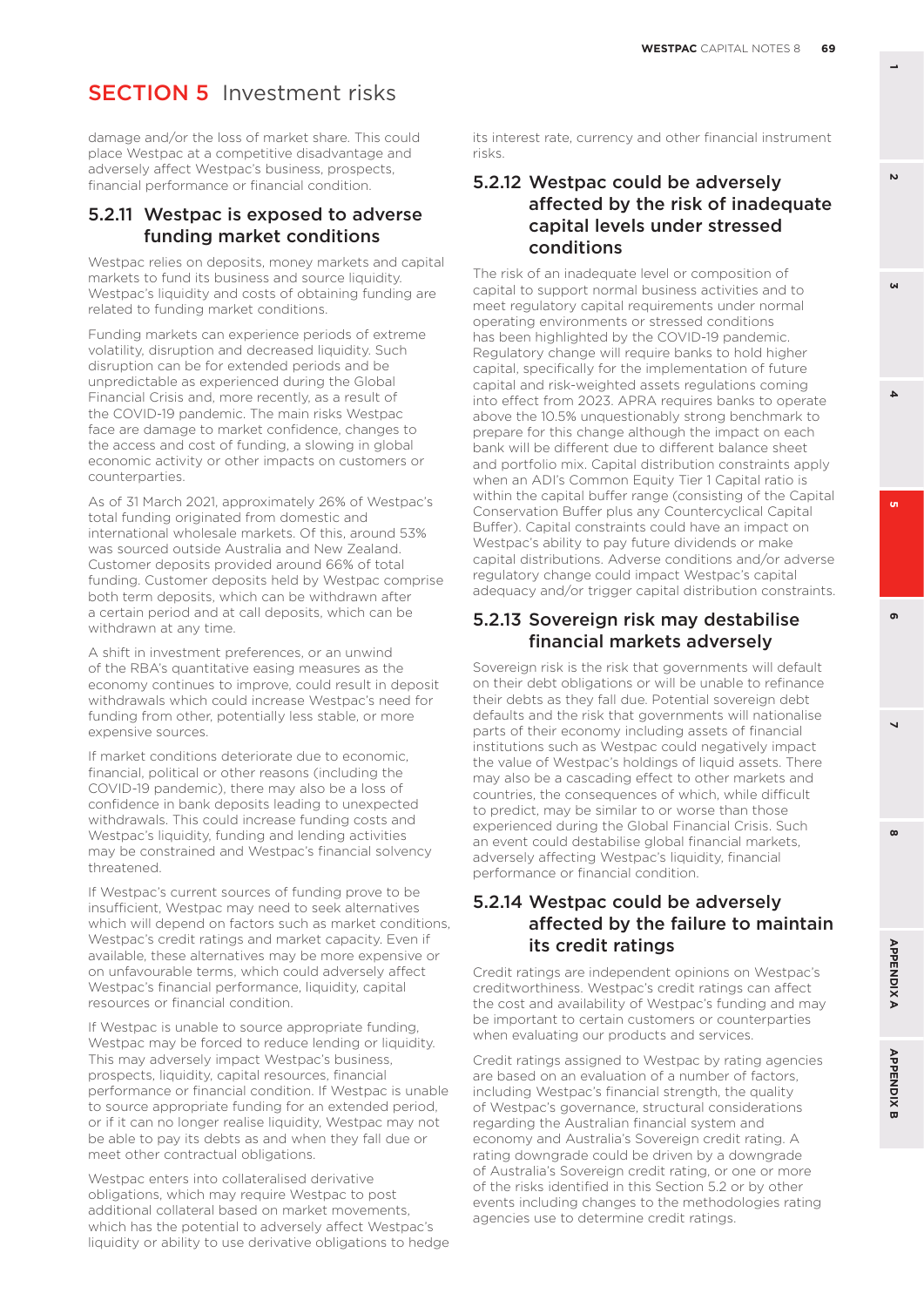# SECTION 5 Investment risks

damage and/or the loss of market share. This could place Westpac at a competitive disadvantage and adversely affect Westpac's business, prospects, financial performance or financial condition.

### 5.2.11 Westpac is exposed to adverse funding market conditions

Westpac relies on deposits, money markets and capital markets to fund its business and source liquidity. Westpac's liquidity and costs of obtaining funding are related to funding market conditions.

Funding markets can experience periods of extreme volatility, disruption and decreased liquidity. Such disruption can be for extended periods and be unpredictable as experienced during the Global Financial Crisis and, more recently, as a result of the COVID-19 pandemic. The main risks Westpac face are damage to market confidence, changes to the access and cost of funding, a slowing in global economic activity or other impacts on customers or counterparties.

As of 31 March 2021, approximately 26% of Westpac's total funding originated from domestic and international wholesale markets. Of this, around 53% was sourced outside Australia and New Zealand. Customer deposits provided around 66% of total funding. Customer deposits held by Westpac comprise both term deposits, which can be withdrawn after a certain period and at call deposits, which can be withdrawn at any time.

A shift in investment preferences, or an unwind of the RBA's quantitative easing measures as the economy continues to improve, could result in deposit withdrawals which could increase Westpac's need for funding from other, potentially less stable, or more expensive sources.

If market conditions deteriorate due to economic, financial, political or other reasons (including the COVID-19 pandemic), there may also be a loss of confidence in bank deposits leading to unexpected withdrawals. This could increase funding costs and Westpac's liquidity, funding and lending activities may be constrained and Westpac's financial solvency threatened.

If Westpac's current sources of funding prove to be insufficient, Westpac may need to seek alternatives which will depend on factors such as market conditions, Westpac's credit ratings and market capacity. Even if available, these alternatives may be more expensive or on unfavourable terms, which could adversely affect Westpac's financial performance, liquidity, capital resources or financial condition.

If Westpac is unable to source appropriate funding, Westpac may be forced to reduce lending or liquidity. This may adversely impact Westpac's business, prospects, liquidity, capital resources, financial performance or financial condition. If Westpac is unable to source appropriate funding for an extended period, or if it can no longer realise liquidity, Westpac may not be able to pay its debts as and when they fall due or meet other contractual obligations.

Westpac enters into collateralised derivative obligations, which may require Westpac to post additional collateral based on market movements, which has the potential to adversely affect Westpac's liquidity or ability to use derivative obligations to hedge its interest rate, currency and other financial instrument risks.

### 5.2.12 Westpac could be adversely affected by the risk of inadequate capital levels under stressed conditions

The risk of an inadequate level or composition of capital to support normal business activities and to meet regulatory capital requirements under normal operating environments or stressed conditions has been highlighted by the COVID-19 pandemic. Regulatory change will require banks to hold higher capital, specifically for the implementation of future capital and risk-weighted assets regulations coming into effect from 2023. APRA requires banks to operate above the 10.5% unquestionably strong benchmark to prepare for this change although the impact on each bank will be different due to different balance sheet and portfolio mix. Capital distribution constraints apply when an ADI's Common Equity Tier 1 Capital ratio is within the capital buffer range (consisting of the Capital Conservation Buffer plus any Countercyclical Capital Buffer). Capital constraints could have an impact on Westpac's ability to pay future dividends or make capital distributions. Adverse conditions and/or adverse regulatory change could impact Westpac's capital adequacy and/or trigger capital distribution constraints.

### 5.2.13 Sovereign risk may destabilise financial markets adversely

Sovereign risk is the risk that governments will default on their debt obligations or will be unable to refinance their debts as they fall due. Potential sovereign debt defaults and the risk that governments will nationalise parts of their economy including assets of financial institutions such as Westpac could negatively impact the value of Westpac's holdings of liquid assets. There may also be a cascading effect to other markets and countries, the consequences of which, while difficult to predict, may be similar to or worse than those experienced during the Global Financial Crisis. Such an event could destabilise global financial markets, adversely affecting Westpac's liquidity, financial performance or financial condition.

### 5.2.14 Westpac could be adversely affected by the failure to maintain its credit ratings

Credit ratings are independent opinions on Westpac's creditworthiness. Westpac's credit ratings can affect the cost and availability of Westpac's funding and may be important to certain customers or counterparties when evaluating our products and services.

Credit ratings assigned to Westpac by rating agencies are based on an evaluation of a number of factors, including Westpac's financial strength, the quality of Westpac's governance, structural considerations regarding the Australian financial system and economy and Australia's Sovereign credit rating. A rating downgrade could be driven by a downgrade of Australia's Sovereign credit rating, or one or more of the risks identified in this Section 5.2 or by other events including changes to the methodologies rating agencies use to determine credit ratings.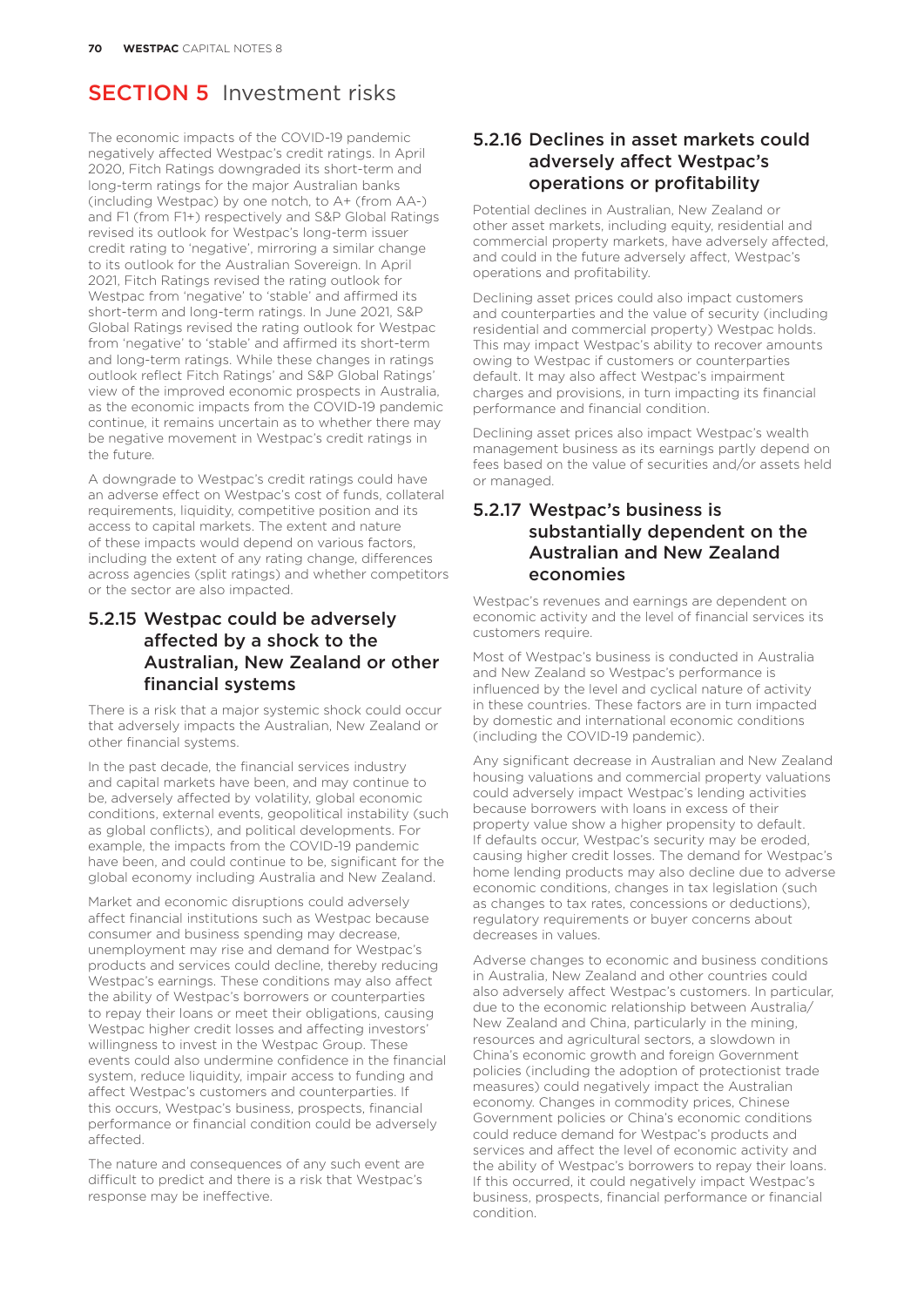# SECTION 5 Investment risks

The economic impacts of the COVID-19 pandemic negatively affected Westpac's credit ratings. In April 2020, Fitch Ratings downgraded its short-term and long-term ratings for the major Australian banks (including Westpac) by one notch, to A+ (from AA-) and F1 (from F1+) respectively and S&P Global Ratings revised its outlook for Westpac's long-term issuer credit rating to 'negative', mirroring a similar change to its outlook for the Australian Sovereign. In April 2021, Fitch Ratings revised the rating outlook for Westpac from 'negative' to 'stable' and affirmed its short-term and long-term ratings. In June 2021, S&P Global Ratings revised the rating outlook for Westpac from 'negative' to 'stable' and affirmed its short-term and long-term ratings. While these changes in ratings outlook reflect Fitch Ratings' and S&P Global Ratings' view of the improved economic prospects in Australia, as the economic impacts from the COVID-19 pandemic continue, it remains uncertain as to whether there may be negative movement in Westpac's credit ratings in the future.

A downgrade to Westpac's credit ratings could have an adverse effect on Westpac's cost of funds, collateral requirements, liquidity, competitive position and its access to capital markets. The extent and nature of these impacts would depend on various factors, including the extent of any rating change, differences across agencies (split ratings) and whether competitors or the sector are also impacted.

### 5.2.15 Westpac could be adversely affected by a shock to the Australian, New Zealand or other financial systems

There is a risk that a major systemic shock could occur that adversely impacts the Australian, New Zealand or other financial systems.

In the past decade, the financial services industry and capital markets have been, and may continue to be, adversely affected by volatility, global economic conditions, external events, geopolitical instability (such as global conflicts), and political developments. For example, the impacts from the COVID-19 pandemic have been, and could continue to be, significant for the global economy including Australia and New Zealand.

Market and economic disruptions could adversely affect financial institutions such as Westpac because consumer and business spending may decrease, unemployment may rise and demand for Westpac's products and services could decline, thereby reducing Westpac's earnings. These conditions may also affect the ability of Westpac's borrowers or counterparties to repay their loans or meet their obligations, causing Westpac higher credit losses and affecting investors' willingness to invest in the Westpac Group. These events could also undermine confidence in the financial system, reduce liquidity, impair access to funding and affect Westpac's customers and counterparties. If this occurs, Westpac's business, prospects, financial performance or financial condition could be adversely affected.

The nature and consequences of any such event are difficult to predict and there is a risk that Westpac's response may be ineffective.

### 5.2.16 Declines in asset markets could adversely affect Westpac's operations or profitability

Potential declines in Australian, New Zealand or other asset markets, including equity, residential and commercial property markets, have adversely affected, and could in the future adversely affect, Westpac's operations and profitability.

Declining asset prices could also impact customers and counterparties and the value of security (including residential and commercial property) Westpac holds. This may impact Westpac's ability to recover amounts owing to Westpac if customers or counterparties default. It may also affect Westpac's impairment charges and provisions, in turn impacting its financial performance and financial condition.

Declining asset prices also impact Westpac's wealth management business as its earnings partly depend on fees based on the value of securities and/or assets held or managed.

### 5.2.17 Westpac's business is substantially dependent on the Australian and New Zealand economies

Westpac's revenues and earnings are dependent on economic activity and the level of financial services its customers require.

Most of Westpac's business is conducted in Australia and New Zealand so Westpac's performance is influenced by the level and cyclical nature of activity in these countries. These factors are in turn impacted by domestic and international economic conditions (including the COVID-19 pandemic).

Any significant decrease in Australian and New Zealand housing valuations and commercial property valuations could adversely impact Westpac's lending activities because borrowers with loans in excess of their property value show a higher propensity to default. If defaults occur, Westpac's security may be eroded, causing higher credit losses. The demand for Westpac's home lending products may also decline due to adverse economic conditions, changes in tax legislation (such as changes to tax rates, concessions or deductions), regulatory requirements or buyer concerns about decreases in values.

Adverse changes to economic and business conditions in Australia, New Zealand and other countries could also adversely affect Westpac's customers. In particular, due to the economic relationship between Australia/New Zealand and China, particularly in the mining, resources and agricultural sectors, a slowdown in China's economic growth and foreign Government policies (including the adoption of protectionist trade measures) could negatively impact the Australian economy. Changes in commodity prices, Chinese Government policies or China's economic conditions could reduce demand for Westpac's products and services and affect the level of economic activity and the ability of Westpac's borrowers to repay their loans. If this occurred, it could negatively impact Westpac's business, prospects, financial performance or financial condition.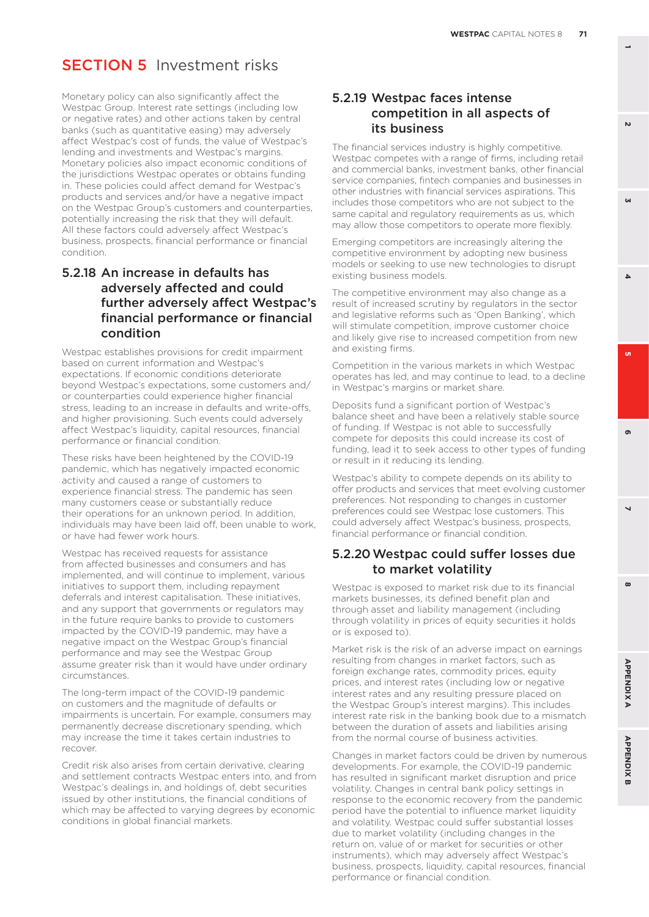# SECTION 5 Investment risks

Monetary policy can also significantly affect the Westpac Group. Interest rate settings (including low or negative rates) and other actions taken by central banks (such as quantitative easing) may adversely affect Westpac's cost of funds, the value of Westpac's lending and investments and Westpac's margins. Monetary policies also impact economic conditions of the jurisdictions Westpac operates or obtains funding in. These policies could affect demand for Westpac's products and services and/or have a negative impact on the Westpac Group's customers and counterparties, potentially increasing the risk that they will default. All these factors could adversely affect Westpac's business, prospects, financial performance or financial condition.

### 5.2.18 An increase in defaults has adversely affected and could further adversely affect Westpac's financial performance or financial condition

Westpac establishes provisions for credit impairment based on current information and Westpac's expectations. If economic conditions deteriorate beyond Westpac's expectations, some customers and/or counterparties could experience higher financial stress, leading to an increase in defaults and write-offs, and higher provisioning. Such events could adversely affect Westpac's liquidity, capital resources, financial performance or financial condition.

These risks have been heightened by the COVID-19 pandemic, which has negatively impacted economic activity and caused a range of customers to experience financial stress. The pandemic has seen many customers cease or substantially reduce their operations for an unknown period. In addition, individuals may have been laid off, been unable to work, or have had fewer work hours.

Westpac has received requests for assistance from affected businesses and consumers and has implemented, and will continue to implement, various initiatives to support them, including repayment deferrals and interest capitalisation. These initiatives, and any support that governments or regulators may in the future require banks to provide to customers impacted by the COVID-19 pandemic, may have a negative impact on the Westpac Group's financial performance and may see the Westpac Group assume greater risk than it would have under ordinary circumstances.

The long-term impact of the COVID-19 pandemic on customers and the magnitude of defaults or impairments is uncertain. For example, consumers may permanently decrease discretionary spending, which may increase the time it takes certain industries to recover.

Credit risk also arises from certain derivative, clearing and settlement contracts Westpac enters into, and from Westpac's dealings in, and holdings of, debt securities issued by other institutions, the financial conditions of which may be affected to varying degrees by economic conditions in global financial markets.

### 5.2.19 Westpac faces intense competition in all aspects of its business

The financial services industry is highly competitive. Westpac competes with a range of firms, including retail and commercial banks, investment banks, other financial service companies, fintech companies and businesses in other industries with financial services aspirations. This includes those competitors who are not subject to the same capital and regulatory requirements as us, which may allow those competitors to operate more flexibly.

Emerging competitors are increasingly altering the competitive environment by adopting new business models or seeking to use new technologies to disrupt existing business models.

The competitive environment may also change as a result of increased scrutiny by regulators in the sector and legislative reforms such as 'Open Banking', which will stimulate competition, improve customer choice and likely give rise to increased competition from new and existing firms.

Competition in the various markets in which Westpac operates has led, and may continue to lead, to a decline in Westpac's margins or market share.

Deposits fund a significant portion of Westpac's balance sheet and have been a relatively stable source of funding. If Westpac is not able to successfully compete for deposits this could increase its cost of funding, lead it to seek access to other types of funding or result in it reducing its lending.

Westpac's ability to compete depends on its ability to offer products and services that meet evolving customer preferences. Not responding to changes in customer preferences could see Westpac lose customers. This could adversely affect Westpac's business, prospects, financial performance or financial condition.

### 5.2.20 Westpac could suffer losses due to market volatility

Westpac is exposed to market risk due to its financial markets businesses, its defined benefit plan and through asset and liability management (including through volatility in prices of equity securities it holds or is exposed to).

Market risk is the risk of an adverse impact on earnings resulting from changes in market factors, such as foreign exchange rates, commodity prices, equity prices, and interest rates (including low or negative interest rates and any resulting pressure placed on the Westpac Group's interest margins). This includes interest rate risk in the banking book due to a mismatch between the duration of assets and liabilities arising from the normal course of business activities.

Changes in market factors could be driven by numerous developments. For example, the COVID-19 pandemic has resulted in significant market disruption and price volatility. Changes in central bank policy settings in response to the economic recovery from the pandemic period have the potential to influence market liquidity and volatility. Westpac could suffer substantial losses due to market volatility (including changes in the return on, value of or market for securities or other instruments), which may adversely affect Westpac's business, prospects, liquidity, capital resources, financial performance or financial condition.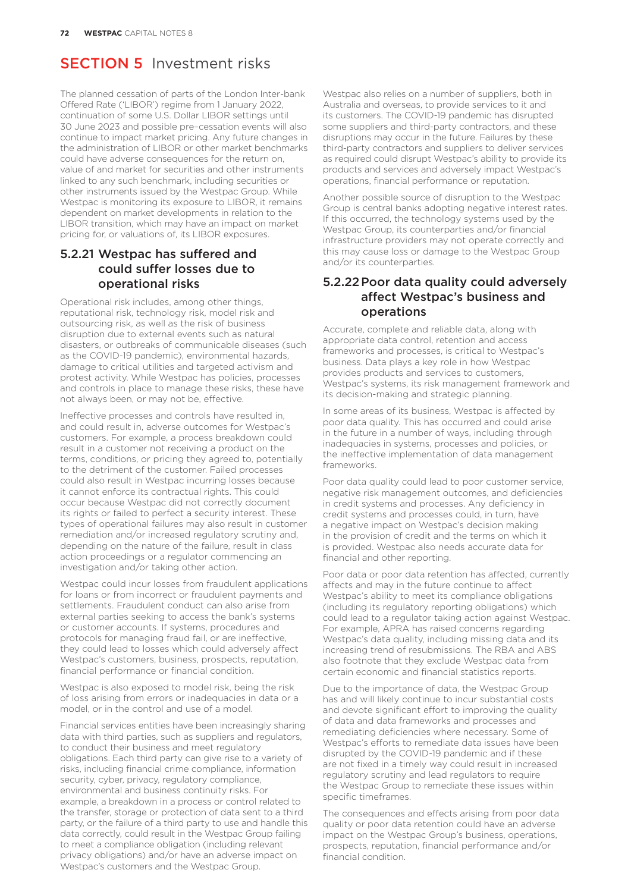## SECTION 5 Investment risks

The planned cessation of parts of the London Inter-bank Offered Rate ('LIBOR') regime from 1 January 2022, continuation of some U.S. Dollar LIBOR settings until 30 June 2023 and possible pre–cessation events will also continue to impact market pricing. Any future changes in the administration of LIBOR or other market benchmarks could have adverse consequences for the return on, value of and market for securities and other instruments linked to any such benchmark, including securities or other instruments issued by the Westpac Group. While Westpac is monitoring its exposure to LIBOR, it remains dependent on market developments in relation to the LIBOR transition, which may have an impact on market pricing for, or valuations of, its LIBOR exposures.

### 5.2.21 Westpac has suffered and could suffer losses due to operational risks

Operational risk includes, among other things, reputational risk, technology risk, model risk and outsourcing risk, as well as the risk of business disruption due to external events such as natural disasters, or outbreaks of communicable diseases (such as the COVID-19 pandemic), environmental hazards, damage to critical utilities and targeted activism and protest activity. While Westpac has policies, processes and controls in place to manage these risks, these have not always been, or may not be, effective.

Ineffective processes and controls have resulted in, and could result in, adverse outcomes for Westpac's customers. For example, a process breakdown could result in a customer not receiving a product on the terms, conditions, or pricing they agreed to, potentially to the detriment of the customer. Failed processes could also result in Westpac incurring losses because it cannot enforce its contractual rights. This could occur because Westpac did not correctly document its rights or failed to perfect a security interest. These types of operational failures may also result in customer remediation and/or increased regulatory scrutiny and, depending on the nature of the failure, result in class action proceedings or a regulator commencing an investigation and/or taking other action.

Westpac could incur losses from fraudulent applications for loans or from incorrect or fraudulent payments and settlements. Fraudulent conduct can also arise from external parties seeking to access the bank's systems or customer accounts. If systems, procedures and protocols for managing fraud fail, or are ineffective, they could lead to losses which could adversely affect Westpac's customers, business, prospects, reputation, financial performance or financial condition.

Westpac is also exposed to model risk, being the risk of loss arising from errors or inadequacies in data or a model, or in the control and use of a model.

Financial services entities have been increasingly sharing data with third parties, such as suppliers and regulators, to conduct their business and meet regulatory obligations. Each third party can give rise to a variety of risks, including financial crime compliance, information security, cyber, privacy, regulatory compliance, environmental and business continuity risks. For example, a breakdown in a process or control related to the transfer, storage or protection of data sent to a third party, or the failure of a third party to use and handle this data correctly, could result in the Westpac Group failing to meet a compliance obligation (including relevant privacy obligations) and/or have an adverse impact on Westpac's customers and the Westpac Group.

Westpac also relies on a number of suppliers, both in Australia and overseas, to provide services to it and its customers. The COVID-19 pandemic has disrupted some suppliers and third-party contractors, and these disruptions may occur in the future. Failures by these third-party contractors and suppliers to deliver services as required could disrupt Westpac's ability to provide its products and services and adversely impact Westpac's operations, financial performance or reputation.

Another possible source of disruption to the Westpac Group is central banks adopting negative interest rates. If this occurred, the technology systems used by the Westpac Group, its counterparties and/or financial infrastructure providers may not operate correctly and this may cause loss or damage to the Westpac Group and/or its counterparties.

### 5.2.22 Poor data quality could adversely affect Westpac's business and operations

Accurate, complete and reliable data, along with appropriate data control, retention and access frameworks and processes, is critical to Westpac's business. Data plays a key role in how Westpac provides products and services to customers, Westpac's systems, its risk management framework and its decision-making and strategic planning.

In some areas of its business, Westpac is affected by poor data quality. This has occurred and could arise in the future in a number of ways, including through inadequacies in systems, processes and policies, or the ineffective implementation of data management frameworks.

Poor data quality could lead to poor customer service, negative risk management outcomes, and deficiencies in credit systems and processes. Any deficiency in credit systems and processes could, in turn, have a negative impact on Westpac's decision making in the provision of credit and the terms on which it is provided. Westpac also needs accurate data for financial and other reporting.

Poor data or poor data retention has affected, currently affects and may in the future continue to affect Westpac's ability to meet its compliance obligations (including its regulatory reporting obligations) which could lead to a regulator taking action against Westpac. For example, APRA has raised concerns regarding Westpac's data quality, including missing data and its increasing trend of resubmissions. The RBA and ABS also footnote that they exclude Westpac data from certain economic and financial statistics reports.

Due to the importance of data, the Westpac Group has and will likely continue to incur substantial costs and devote significant effort to improving the quality of data and data frameworks and processes and remediating deficiencies where necessary. Some of Westpac's efforts to remediate data issues have been disrupted by the COVID-19 pandemic and if these are not fixed in a timely way could result in increased regulatory scrutiny and lead regulators to require the Westpac Group to remediate these issues within specific timeframes.

The consequences and effects arising from poor data quality or poor data retention could have an adverse impact on the Westpac Group's business, operations, prospects, reputation, financial performance and/or financial condition.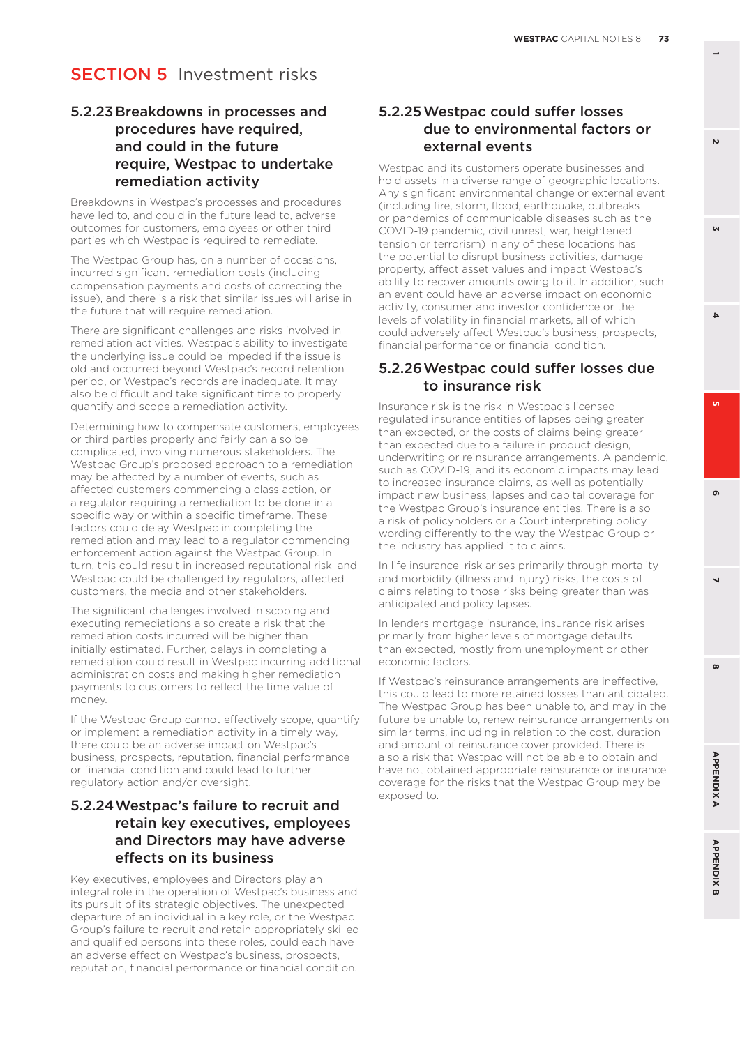# SECTION 5 Investment risks

### 5.2.23 Breakdowns in processes and procedures have required, and could in the future require, Westpac to undertake remediation activity

Breakdowns in Westpac's processes and procedures have led to, and could in the future lead to, adverse outcomes for customers, employees or other third parties which Westpac is required to remediate.

The Westpac Group has, on a number of occasions, incurred significant remediation costs (including compensation payments and costs of correcting the issue), and there is a risk that similar issues will arise in the future that will require remediation.

There are significant challenges and risks involved in remediation activities. Westpac's ability to investigate the underlying issue could be impeded if the issue is old and occurred beyond Westpac's record retention period, or Westpac's records are inadequate. It may also be difficult and take significant time to properly quantify and scope a remediation activity.

Determining how to compensate customers, employees or third parties properly and fairly can also be complicated, involving numerous stakeholders. The Westpac Group's proposed approach to a remediation may be affected by a number of events, such as affected customers commencing a class action, or a regulator requiring a remediation to be done in a specific way or within a specific timeframe. These factors could delay Westpac in completing the remediation and may lead to a regulator commencing enforcement action against the Westpac Group. In turn, this could result in increased reputational risk, and Westpac could be challenged by regulators, affected customers, the media and other stakeholders.

The significant challenges involved in scoping and executing remediations also create a risk that the remediation costs incurred will be higher than initially estimated. Further, delays in completing a remediation could result in Westpac incurring additional administration costs and making higher remediation payments to customers to reflect the time value of money.

If the Westpac Group cannot effectively scope, quantify or implement a remediation activity in a timely way, there could be an adverse impact on Westpac's business, prospects, reputation, financial performance or financial condition and could lead to further regulatory action and/or oversight.

### 5.2.24 Westpac's failure to recruit and retain key executives, employees and Directors may have adverse effects on its business

Key executives, employees and Directors play an integral role in the operation of Westpac's business and its pursuit of its strategic objectives. The unexpected departure of an individual in a key role, or the Westpac Group's failure to recruit and retain appropriately skilled and qualified persons into these roles, could each have an adverse effect on Westpac's business, prospects, reputation, financial performance or financial condition.

### 5.2.25 Westpac could suffer losses due to environmental factors or external events

Westpac and its customers operate businesses and hold assets in a diverse range of geographic locations. Any significant environmental change or external event (including fire, storm, flood, earthquake, outbreaks or pandemics of communicable diseases such as the COVID-19 pandemic, civil unrest, war, heightened tension or terrorism) in any of these locations has the potential to disrupt business activities, damage property, affect asset values and impact Westpac's ability to recover amounts owing to it. In addition, such an event could have an adverse impact on economic activity, consumer and investor confidence or the levels of volatility in financial markets, all of which could adversely affect Westpac's business, prospects, financial performance or financial condition.

### 5.2.26 Westpac could suffer losses due to insurance risk

Insurance risk is the risk in Westpac's licensed regulated insurance entities of lapses being greater than expected, or the costs of claims being greater than expected due to a failure in product design, underwriting or reinsurance arrangements. A pandemic, such as COVID-19, and its economic impacts may lead to increased insurance claims, as well as potentially impact new business, lapses and capital coverage for the Westpac Group's insurance entities. There is also a risk of policyholders or a Court interpreting policy wording differently to the way the Westpac Group or the industry has applied it to claims.

In life insurance, risk arises primarily through mortality and morbidity (illness and injury) risks, the costs of claims relating to those risks being greater than was anticipated and policy lapses.

In lenders mortgage insurance, insurance risk arises primarily from higher levels of mortgage defaults than expected, mostly from unemployment or other economic factors.

If Westpac's reinsurance arrangements are ineffective, this could lead to more retained losses than anticipated. The Westpac Group has been unable to, and may in the future be unable to, renew reinsurance arrangements on similar terms, including in relation to the cost, duration and amount of reinsurance cover provided. There is also a risk that Westpac will not be able to obtain and have not obtained appropriate reinsurance or insurance coverage for the risks that the Westpac Group may be exposed to.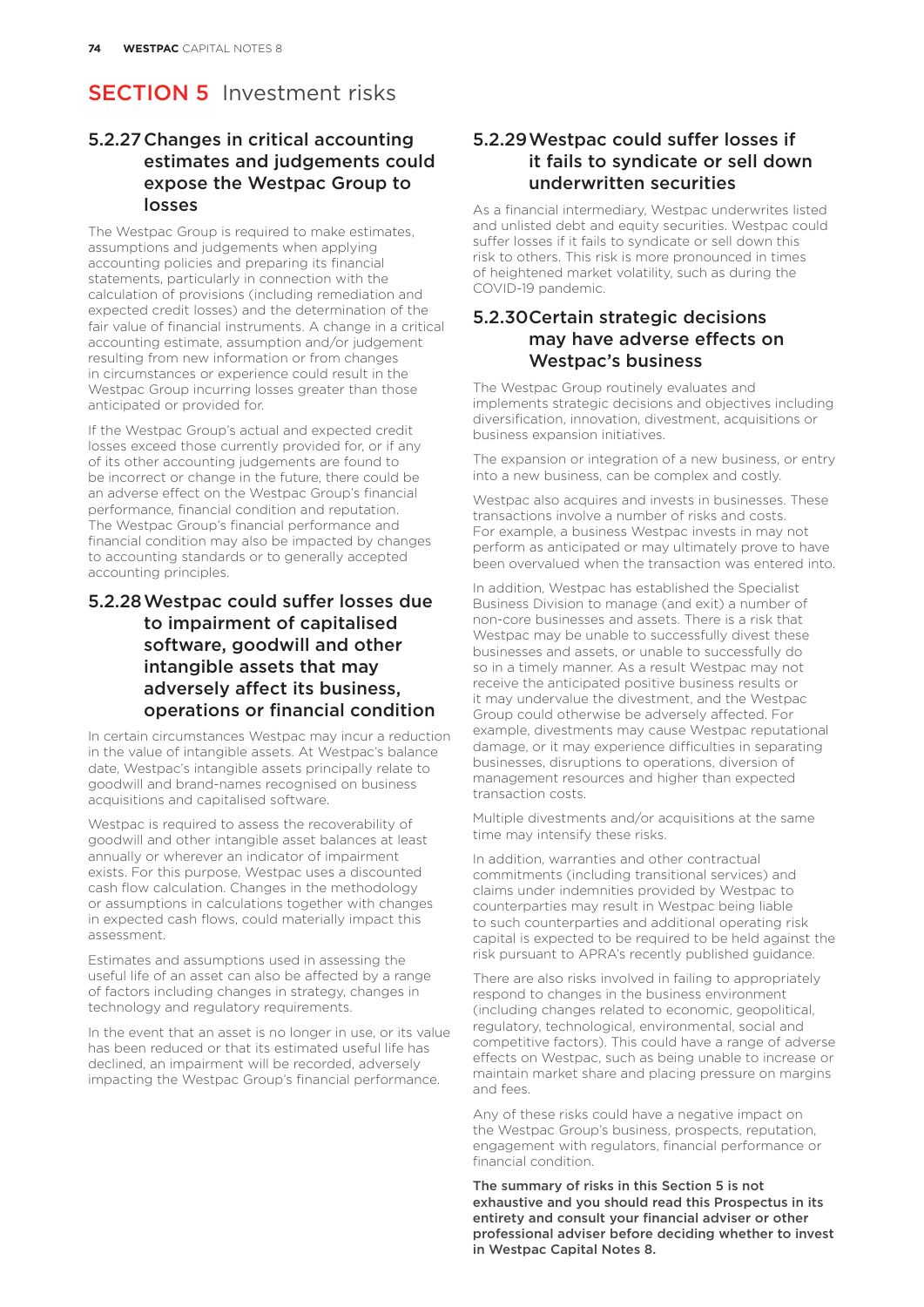# SECTION 5 Investment risks

### 5.2.27 Changes in critical accounting estimates and judgements could expose the Westpac Group to losses

The Westpac Group is required to make estimates, assumptions and judgements when applying accounting policies and preparing its financial statements, particularly in connection with the calculation of provisions (including remediation and expected credit losses) and the determination of the fair value of financial instruments. A change in a critical accounting estimate, assumption and/or judgement resulting from new information or from changes in circumstances or experience could result in the Westpac Group incurring losses greater than those anticipated or provided for.

If the Westpac Group's actual and expected credit losses exceed those currently provided for, or if any of its other accounting judgements are found to be incorrect or change in the future, there could be an adverse effect on the Westpac Group's financial performance, financial condition and reputation. The Westpac Group's financial performance and financial condition may also be impacted by changes to accounting standards or to generally accepted accounting principles.

### 5.2.28 Westpac could suffer losses due to impairment of capitalised software, goodwill and other intangible assets that may adversely affect its business, operations or financial condition

In certain circumstances Westpac may incur a reduction in the value of intangible assets. At Westpac's balance date, Westpac's intangible assets principally relate to goodwill and brand-names recognised on business acquisitions and capitalised software.

Westpac is required to assess the recoverability of goodwill and other intangible asset balances at least annually or wherever an indicator of impairment exists. For this purpose, Westpac uses a discounted cash flow calculation. Changes in the methodology or assumptions in calculations together with changes in expected cash flows, could materially impact this assessment.

Estimates and assumptions used in assessing the useful life of an asset can also be affected by a range of factors including changes in strategy, changes in technology and regulatory requirements.

In the event that an asset is no longer in use, or its value has been reduced or that its estimated useful life has declined, an impairment will be recorded, adversely impacting the Westpac Group's financial performance.

### 5.2.29 Westpac could suffer losses if it fails to syndicate or sell down underwritten securities

As a financial intermediary, Westpac underwrites listed and unlisted debt and equity securities. Westpac could suffer losses if it fails to syndicate or sell down this risk to others. This risk is more pronounced in times of heightened market volatility, such as during the COVID-19 pandemic.

### 5.2.30 Certain strategic decisions may have adverse effects on Westpac's business

The Westpac Group routinely evaluates and implements strategic decisions and objectives including diversification, innovation, divestment, acquisitions or business expansion initiatives.

The expansion or integration of a new business, or entry into a new business, can be complex and costly.

Westpac also acquires and invests in businesses. These transactions involve a number of risks and costs. For example, a business Westpac invests in may not perform as anticipated or may ultimately prove to have been overvalued when the transaction was entered into.

In addition, Westpac has established the Specialist Business Division to manage (and exit) a number of non-core businesses and assets. There is a risk that Westpac may be unable to successfully divest these businesses and assets, or unable to successfully do so in a timely manner. As a result Westpac may not receive the anticipated positive business results or it may undervalue the divestment, and the Westpac Group could otherwise be adversely affected. For example, divestments may cause Westpac reputational damage, or it may experience difficulties in separating businesses, disruptions to operations, diversion of management resources and higher than expected transaction costs.

Multiple divestments and/or acquisitions at the same time may intensify these risks.

In addition, warranties and other contractual commitments (including transitional services) and claims under indemnities provided by Westpac to counterparties may result in Westpac being liable to such counterparties and additional operating risk capital is expected to be required to be held against the risk pursuant to APRA's recently published guidance.

There are also risks involved in failing to appropriately respond to changes in the business environment (including changes related to economic, geopolitical, regulatory, technological, environmental, social and competitive factors). This could have a range of adverse effects on Westpac, such as being unable to increase or maintain market share and placing pressure on margins and fees.

Any of these risks could have a negative impact on the Westpac Group's business, prospects, reputation, engagement with regulators, financial performance or financial condition.

**The summary of risks in this Section 5 is not exhaustive and you should read this Prospectus in its entirety and consult your financial adviser or other professional adviser before deciding whether to invest in Westpac Capital Notes 8.**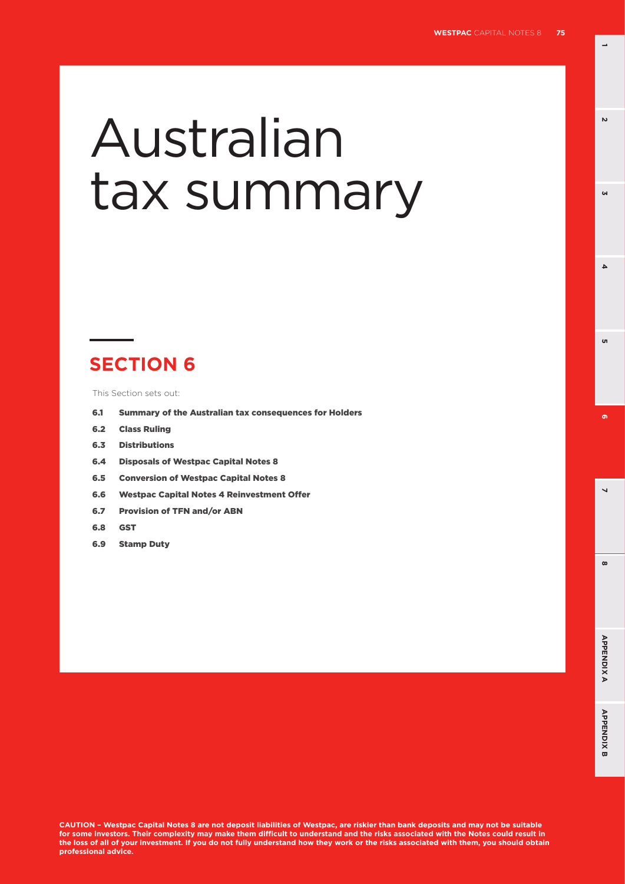# Australian tax summary

## SECTION 6

This Section sets out:

- **6.1 Summary of the Australian tax consequences for Holders**
- **6.2 Class Ruling**
- **6.3 Distributions**
- **6.4 Disposals of Westpac Capital Notes 8**
- **6.5 Conversion of Westpac Capital Notes 8**
- **6.6 Westpac Capital Notes 4 Reinvestment Offer**
- **6.7 Provision of TFN and/or ABN**
- **6.8 GST**
- **6.9 Stamp Duty**

**CAUTION – Westpac Capital Notes 8 are not deposit liabilities of Westpac, are riskier than bank deposits and may not be suitable for some investors. Their complexity may make them difficult to understand and the risks associated with the Notes could result in the loss of all of your investment. If you do not fully understand how they work or the risks associated with them, you should obtain professional advice.**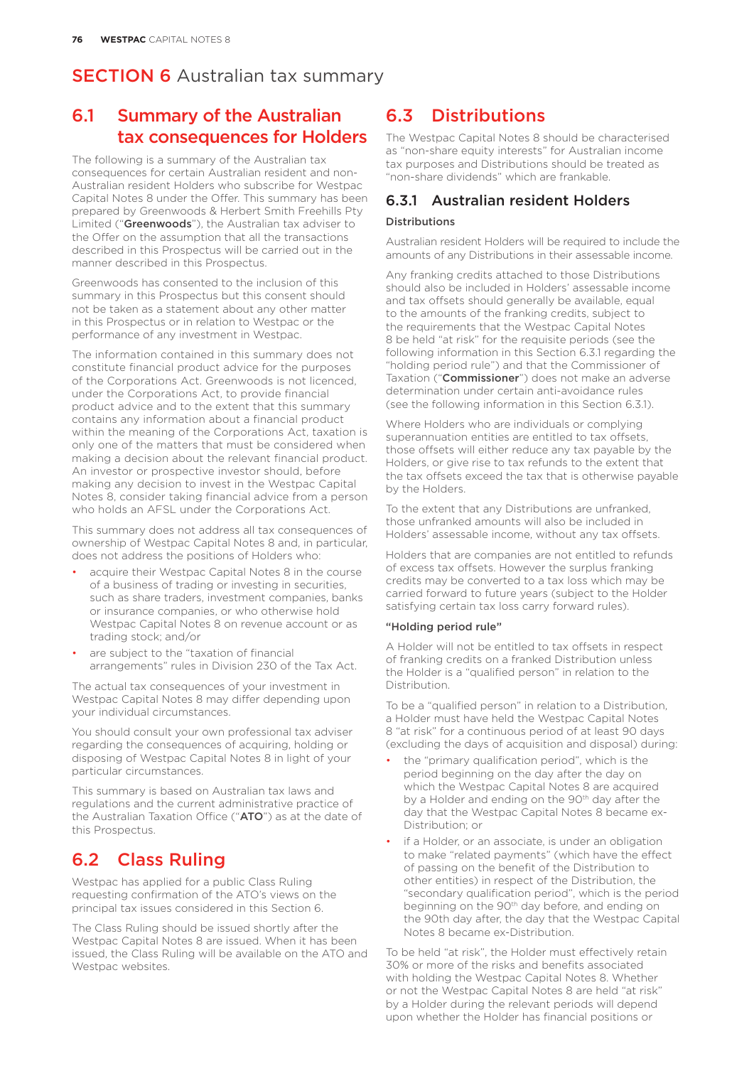# SECTION 6 Australian tax summary

## 6.1 Summary of the Australian tax consequences for Holders

The following is a summary of the Australian tax consequences for certain Australian resident and non-Australian resident Holders who subscribe for Westpac Capital Notes 8 under the Offer. This summary has been prepared by Greenwoods & Herbert Smith Freehills Pty Limited ("**Greenwoods**"), the Australian tax adviser to the Offer on the assumption that all the transactions described in this Prospectus will be carried out in the manner described in this Prospectus.

Greenwoods has consented to the inclusion of this summary in this Prospectus but this consent should not be taken as a statement about any other matter in this Prospectus or in relation to Westpac or the performance of any investment in Westpac.

The information contained in this summary does not constitute financial product advice for the purposes of the Corporations Act. Greenwoods is not licenced, under the Corporations Act, to provide financial product advice and to the extent that this summary contains any information about a financial product within the meaning of the Corporations Act, taxation is only one of the matters that must be considered when making a decision about the relevant financial product. An investor or prospective investor should, before making any decision to invest in the Westpac Capital Notes 8, consider taking financial advice from a person who holds an AFSL under the Corporations Act.

This summary does not address all tax consequences of ownership of Westpac Capital Notes 8 and, in particular, does not address the positions of Holders who:

- acquire their Westpac Capital Notes 8 in the course of a business of trading or investing in securities, such as share traders, investment companies, banks or insurance companies, or who otherwise hold Westpac Capital Notes 8 on revenue account or as trading stock; and/or
- are subject to the "taxation of financial arrangements" rules in Division 230 of the Tax Act.

The actual tax consequences of your investment in Westpac Capital Notes 8 may differ depending upon your individual circumstances.

You should consult your own professional tax adviser regarding the consequences of acquiring, holding or disposing of Westpac Capital Notes 8 in light of your particular circumstances.

This summary is based on Australian tax laws and regulations and the current administrative practice of the Australian Taxation Office ("**ATO**") as at the date of this Prospectus.

## 6.2 Class Ruling

Westpac has applied for a public Class Ruling requesting confirmation of the ATO's views on the principal tax issues considered in this Section 6.

The Class Ruling should be issued shortly after the Westpac Capital Notes 8 are issued. When it has been issued, the Class Ruling will be available on the ATO and Westpac websites.

## 6.3 Distributions

The Westpac Capital Notes 8 should be characterised as "non-share equity interests" for Australian income tax purposes and Distributions should be treated as "non-share dividends" which are frankable.

### 6.3.1 Australian resident Holders

#### Distributions

Australian resident Holders will be required to include the amounts of any Distributions in their assessable income.

Any franking credits attached to those Distributions should also be included in Holders' assessable income and tax offsets should generally be available, equal to the amounts of the franking credits, subject to the requirements that the Westpac Capital Notes 8 be held "at risk" for the requisite periods (see the following information in this Section 6.3.1 regarding the "holding period rule") and that the Commissioner of Taxation ("**Commissioner**") does not make an adverse determination under certain anti-avoidance rules (see the following information in this Section 6.3.1).

Where Holders who are individuals or complying superannuation entities are entitled to tax offsets, those offsets will either reduce any tax payable by the Holders, or give rise to tax refunds to the extent that the tax offsets exceed the tax that is otherwise payable by the Holders.

To the extent that any Distributions are unfranked, those unfranked amounts will also be included in Holders' assessable income, without any tax offsets.

Holders that are companies are not entitled to refunds of excess tax offsets. However the surplus franking credits may be converted to a tax loss which may be carried forward to future years (subject to the Holder satisfying certain tax loss carry forward rules).

#### "Holding period rule"

A Holder will not be entitled to tax offsets in respect of franking credits on a franked Distribution unless the Holder is a "qualified person" in relation to the Distribution.

To be a "qualified person" in relation to a Distribution, a Holder must have held the Westpac Capital Notes 8 "at risk" for a continuous period of at least 90 days (excluding the days of acquisition and disposal) during:

- the "primary qualification period", which is the period beginning on the day after the day on which the Westpac Capital Notes 8 are acquired by a Holder and ending on the 90th day after the day that the Westpac Capital Notes 8 became ex-Distribution; or
- if a Holder, or an associate, is under an obligation to make "related payments" (which have the effect of passing on the benefit of the Distribution to other entities) in respect of the Distribution, the "secondary qualification period", which is the period beginning on the 90th day before, and ending on the 90th day after, the day that the Westpac Capital Notes 8 became ex-Distribution.

To be held "at risk", the Holder must effectively retain 30% or more of the risks and benefits associated with holding the Westpac Capital Notes 8. Whether or not the Westpac Capital Notes 8 are held "at risk" by a Holder during the relevant periods will depend upon whether the Holder has financial positions or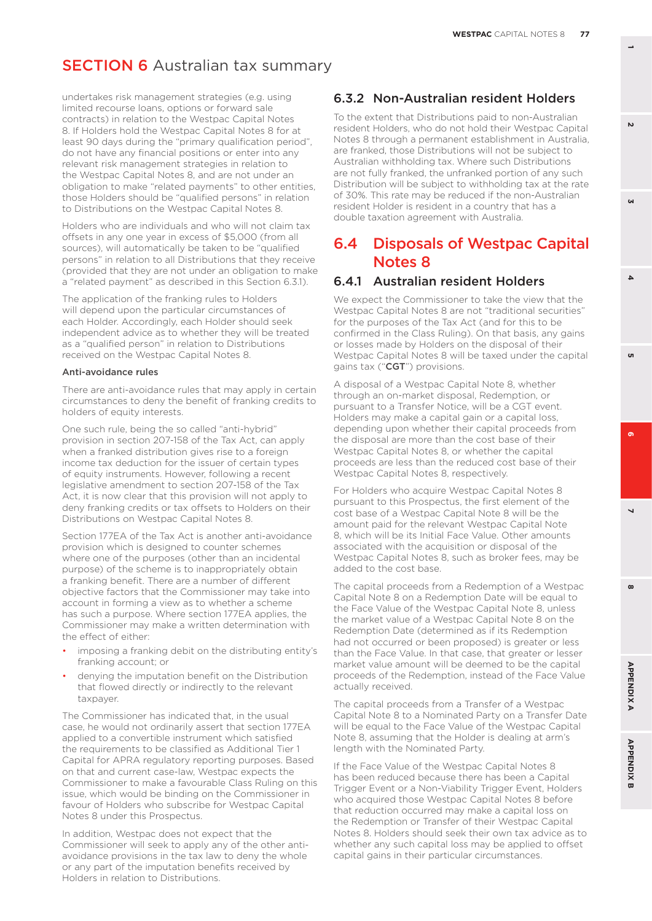# SECTION 6 Australian tax summary

undertakes risk management strategies (e.g. using limited recourse loans, options or forward sale contracts) in relation to the Westpac Capital Notes 8. If Holders hold the Westpac Capital Notes 8 for at least 90 days during the "primary qualification period", do not have any financial positions or enter into any relevant risk management strategies in relation to the Westpac Capital Notes 8, and are not under an obligation to make "related payments" to other entities, those Holders should be "qualified persons" in relation to Distributions on the Westpac Capital Notes 8.

Holders who are individuals and who will not claim tax offsets in any one year in excess of $5,000 (from all sources), will automatically be taken to be "qualified persons" in relation to all Distributions that they receive (provided that they are not under an obligation to make a "related payment" as described in this Section 6.3.1).

The application of the franking rules to Holders will depend upon the particular circumstances of each Holder. Accordingly, each Holder should seek independent advice as to whether they will be treated as a "qualified person" in relation to Distributions received on the Westpac Capital Notes 8.

**Anti-avoidance rules**

There are anti-avoidance rules that may apply in certain circumstances to deny the benefit of franking credits to holders of equity interests.

One such rule, being the so called "anti-hybrid" provision in section 207-158 of the Tax Act, can apply when a franked distribution gives rise to a foreign income tax deduction for the issuer of certain types of equity instruments. However, following a recent legislative amendment to section 207-158 of the Tax Act, it is now clear that this provision will not apply to deny franking credits or tax offsets to Holders on their Distributions on Westpac Capital Notes 8.

Section 177EA of the Tax Act is another anti-avoidance provision which is designed to counter schemes where one of the purposes (other than an incidental purpose) of the scheme is to inappropriately obtain a franking benefit. There are a number of different objective factors that the Commissioner may take into account in forming a view as to whether a scheme has such a purpose. Where section 177EA applies, the Commissioner may make a written determination with the effect of either:

- imposing a franking debit on the distributing entity's franking account; or
- denying the imputation benefit on the Distribution that flowed directly or indirectly to the relevant taxpayer.

The Commissioner has indicated that, in the usual case, he would not ordinarily assert that section 177EA applied to a convertible instrument which satisfied the requirements to be classified as Additional Tier 1 Capital for APRA regulatory reporting purposes. Based on that and current case-law, Westpac expects the Commissioner to make a favourable Class Ruling on this issue, which would be binding on the Commissioner in favour of Holders who subscribe for Westpac Capital Notes 8 under this Prospectus.

In addition, Westpac does not expect that the Commissioner will seek to apply any of the other anti-avoidance provisions in the tax law to deny the whole or any part of the imputation benefits received by Holders in relation to Distributions.

### 6.3.2 Non-Australian resident Holders

To the extent that Distributions paid to non-Australian resident Holders, who do not hold their Westpac Capital Notes 8 through a permanent establishment in Australia, are franked, those Distributions will not be subject to Australian withholding tax. Where such Distributions are not fully franked, the unfranked portion of any such Distribution will be subject to withholding tax at the rate of 30%. This rate may be reduced if the non-Australian resident Holder is resident in a country that has a double taxation agreement with Australia.

## 6.4 Disposals of Westpac Capital Notes 8

### 6.4.1 Australian resident Holders

We expect the Commissioner to take the view that the Westpac Capital Notes 8 are not "traditional securities" for the purposes of the Tax Act (and for this to be confirmed in the Class Ruling). On that basis, any gains or losses made by Holders on the disposal of their Westpac Capital Notes 8 will be taxed under the capital gains tax ("**CGT**") provisions.

A disposal of a Westpac Capital Note 8, whether through an on-market disposal, Redemption, or pursuant to a Transfer Notice, will be a CGT event. Holders may make a capital gain or a capital loss, depending upon whether their capital proceeds from the disposal are more than the cost base of their Westpac Capital Notes 8, or whether the capital proceeds are less than the reduced cost base of their Westpac Capital Notes 8, respectively.

For Holders who acquire Westpac Capital Notes 8 pursuant to this Prospectus, the first element of the cost base of a Westpac Capital Note 8 will be the amount paid for the relevant Westpac Capital Note 8, which will be its Initial Face Value. Other amounts associated with the acquisition or disposal of the Westpac Capital Notes 8, such as broker fees, may be added to the cost base.

The capital proceeds from a Redemption of a Westpac Capital Note 8 on a Redemption Date will be equal to the Face Value of the Westpac Capital Note 8, unless the market value of a Westpac Capital Note 8 on the Redemption Date (determined as if its Redemption had not occurred or been proposed) is greater or less than the Face Value. In that case, that greater or lesser market value amount will be deemed to be the capital proceeds of the Redemption, instead of the Face Value actually received.

The capital proceeds from a Transfer of a Westpac Capital Note 8 to a Nominated Party on a Transfer Date will be equal to the Face Value of the Westpac Capital Note 8, assuming that the Holder is dealing at arm's length with the Nominated Party.

If the Face Value of the Westpac Capital Notes 8 has been reduced because there has been a Capital Trigger Event or a Non-Viability Trigger Event, Holders who acquired those Westpac Capital Notes 8 before that reduction occurred may make a capital loss on the Redemption or Transfer of their Westpac Capital Notes 8. Holders should seek their own tax advice as to whether any such capital loss may be applied to offset capital gains in their particular circumstances.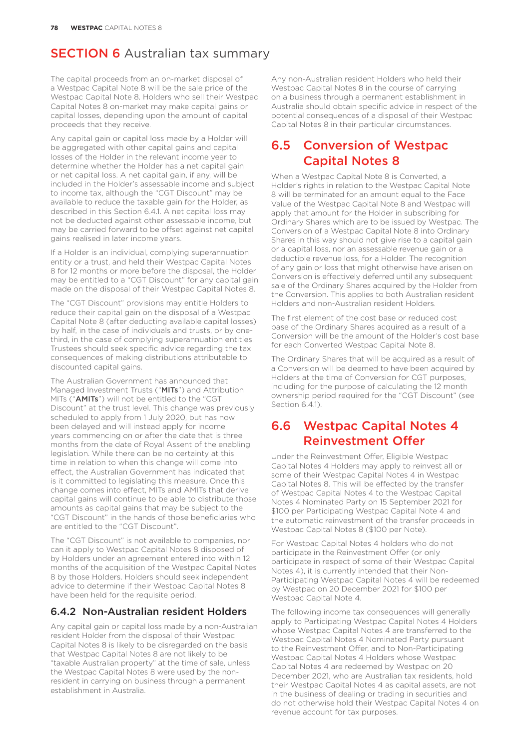# SECTION 6 Australian tax summary

The capital proceeds from an on-market disposal of a Westpac Capital Note 8 will be the sale price of the Westpac Capital Note 8. Holders who sell their Westpac Capital Notes 8 on-market may make capital gains or capital losses, depending upon the amount of capital proceeds that they receive.

Any capital gain or capital loss made by a Holder will be aggregated with other capital gains and capital losses of the Holder in the relevant income year to determine whether the Holder has a net capital gain or net capital loss. A net capital gain, if any, will be included in the Holder's assessable income and subject to income tax, although the "CGT Discount" may be available to reduce the taxable gain for the Holder, as described in this Section 6.4.1. A net capital loss may not be deducted against other assessable income, but may be carried forward to be offset against net capital gains realised in later income years.

If a Holder is an individual, complying superannuation entity or a trust, and held their Westpac Capital Notes 8 for 12 months or more before the disposal, the Holder may be entitled to a "CGT Discount" for any capital gain made on the disposal of their Westpac Capital Notes 8.

The "CGT Discount" provisions may entitle Holders to reduce their capital gain on the disposal of a Westpac Capital Note 8 (after deducting available capital losses) by half, in the case of individuals and trusts, or by one-third, in the case of complying superannuation entities. Trustees should seek specific advice regarding the tax consequences of making distributions attributable to discounted capital gains.

The Australian Government has announced that Managed Investment Trusts ("**MITs**") and Attribution MITs ("**AMITs**") will not be entitled to the "CGT Discount" at the trust level. This change was previously scheduled to apply from 1 July 2020, but has now been delayed and will instead apply for income years commencing on or after the date that is three months from the date of Royal Assent of the enabling legislation. While there can be no certainty at this time in relation to when this change will come into effect, the Australian Government has indicated that is it committed to legislating this measure. Once this change comes into effect, MITs and AMITs that derive capital gains will continue to be able to distribute those amounts as capital gains that may be subject to the "CGT Discount" in the hands of those beneficiaries who are entitled to the "CGT Discount".

The "CGT Discount" is not available to companies, nor can it apply to Westpac Capital Notes 8 disposed of by Holders under an agreement entered into within 12 months of the acquisition of the Westpac Capital Notes 8 by those Holders. Holders should seek independent advice to determine if their Westpac Capital Notes 8 have been held for the requisite period.

### 6.4.2 Non-Australian resident Holders

Any capital gain or capital loss made by a non-Australian resident Holder from the disposal of their Westpac Capital Notes 8 is likely to be disregarded on the basis that Westpac Capital Notes 8 are not likely to be "taxable Australian property" at the time of sale, unless the Westpac Capital Notes 8 were used by the non-resident in carrying on business through a permanent establishment in Australia.

Any non-Australian resident Holders who held their Westpac Capital Notes 8 in the course of carrying on a business through a permanent establishment in Australia should obtain specific advice in respect of the potential consequences of a disposal of their Westpac Capital Notes 8 in their particular circumstances.

## 6.5 Conversion of Westpac Capital Notes 8

When a Westpac Capital Note 8 is Converted, a Holder's rights in relation to the Westpac Capital Note 8 will be terminated for an amount equal to the Face Value of the Westpac Capital Note 8 and Westpac will apply that amount for the Holder in subscribing for Ordinary Shares which are to be issued by Westpac. The Conversion of a Westpac Capital Note 8 into Ordinary Shares in this way should not give rise to a capital gain or a capital loss, nor an assessable revenue gain or a deductible revenue loss, for a Holder. The recognition of any gain or loss that might otherwise have arisen on Conversion is effectively deferred until any subsequent sale of the Ordinary Shares acquired by the Holder from the Conversion. This applies to both Australian resident Holders and non-Australian resident Holders.

The first element of the cost base or reduced cost base of the Ordinary Shares acquired as a result of a Conversion will be the amount of the Holder's cost base for each Converted Westpac Capital Note 8.

The Ordinary Shares that will be acquired as a result of a Conversion will be deemed to have been acquired by Holders at the time of Conversion for CGT purposes, including for the purpose of calculating the 12 month ownership period required for the "CGT Discount" (see Section 6.4.1).

## 6.6 Westpac Capital Notes 4 Reinvestment Offer

Under the Reinvestment Offer, Eligible Westpac Capital Notes 4 Holders may apply to reinvest all or some of their Westpac Capital Notes 4 in Westpac Capital Notes 8. This will be effected by the transfer of Westpac Capital Notes 4 to the Westpac Capital Notes 4 Nominated Party on 15 September 2021 for $100 per Participating Westpac Capital Note 4 and the automatic reinvestment of the transfer proceeds in Westpac Capital Notes 8 ($100 per Note).

For Westpac Capital Notes 4 holders who do not participate in the Reinvestment Offer (or only participate in respect of some of their Westpac Capital Notes 4), it is currently intended that their Non-Participating Westpac Capital Notes 4 will be redeemed by Westpac on 20 December 2021 for $100 per Westpac Capital Note 4.

The following income tax consequences will generally apply to Participating Westpac Capital Notes 4 Holders whose Westpac Capital Notes 4 are transferred to the Westpac Capital Notes 4 Nominated Party pursuant to the Reinvestment Offer, and to Non-Participating Westpac Capital Notes 4 Holders whose Westpac Capital Notes 4 are redeemed by Westpac on 20 December 2021, who are Australian tax residents, hold their Westpac Capital Notes 4 as capital assets, are not in the business of dealing or trading in securities and do not otherwise hold their Westpac Capital Notes 4 on revenue account for tax purposes.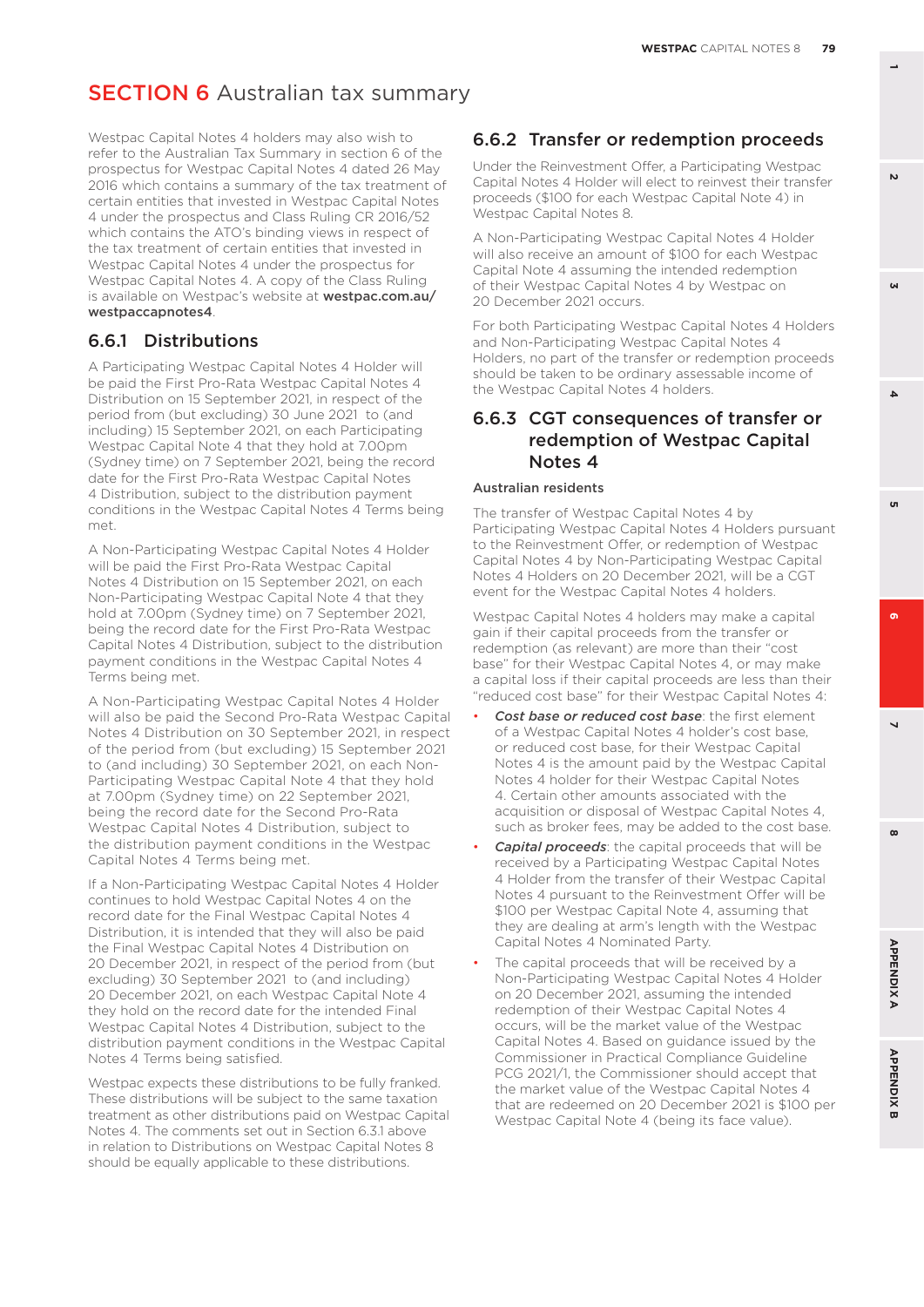# SECTION 6 Australian tax summary

Westpac Capital Notes 4 holders may also wish to refer to the Australian Tax Summary in section 6 of the prospectus for Westpac Capital Notes 4 dated 26 May 2016 which contains a summary of the tax treatment of certain entities that invested in Westpac Capital Notes 4 under the prospectus and Class Ruling CR 2016/52 which contains the ATO's binding views in respect of the tax treatment of certain entities that invested in Westpac Capital Notes 4 under the prospectus for Westpac Capital Notes 4. A copy of the Class Ruling is available on Westpac's website at **westpac.com.au/westpaccapnotes4**.

## 6.6.1 Distributions

A Participating Westpac Capital Notes 4 Holder will be paid the First Pro-Rata Westpac Capital Notes 4 Distribution on 15 September 2021, in respect of the period from (but excluding) 30 June 2021 to (and including) 15 September 2021, on each Participating Westpac Capital Note 4 that they hold at 7.00pm (Sydney time) on 7 September 2021, being the record date for the First Pro-Rata Westpac Capital Notes 4 Distribution, subject to the distribution payment conditions in the Westpac Capital Notes 4 Terms being met.

A Non-Participating Westpac Capital Notes 4 Holder will be paid the First Pro-Rata Westpac Capital Notes 4 Distribution on 15 September 2021, on each Non-Participating Westpac Capital Note 4 that they hold at 7.00pm (Sydney time) on 7 September 2021, being the record date for the First Pro-Rata Westpac Capital Notes 4 Distribution, subject to the distribution payment conditions in the Westpac Capital Notes 4 Terms being met.

A Non-Participating Westpac Capital Notes 4 Holder will also be paid the Second Pro-Rata Westpac Capital Notes 4 Distribution on 30 September 2021, in respect of the period from (but excluding) 15 September 2021 to (and including) 30 September 2021, on each Non-Participating Westpac Capital Note 4 that they hold at 7.00pm (Sydney time) on 22 September 2021, being the record date for the Second Pro-Rata Westpac Capital Notes 4 Distribution, subject to the distribution payment conditions in the Westpac Capital Notes 4 Terms being met.

If a Non-Participating Westpac Capital Notes 4 Holder continues to hold Westpac Capital Notes 4 on the record date for the Final Westpac Capital Notes 4 Distribution, it is intended that they will also be paid the Final Westpac Capital Notes 4 Distribution on 20 December 2021, in respect of the period from (but excluding) 30 September 2021 to (and including) 20 December 2021, on each Westpac Capital Note 4 they hold on the record date for the intended Final Westpac Capital Notes 4 Distribution, subject to the distribution payment conditions in the Westpac Capital Notes 4 Terms being satisfied.

Westpac expects these distributions to be fully franked. These distributions will be subject to the same taxation treatment as other distributions paid on Westpac Capital Notes 4. The comments set out in Section 6.3.1 above in relation to Distributions on Westpac Capital Notes 8 should be equally applicable to these distributions.

## 6.6.2 Transfer or redemption proceeds

Under the Reinvestment Offer, a Participating Westpac Capital Notes 4 Holder will elect to reinvest their transfer proceeds ($100 for each Westpac Capital Note 4) in Westpac Capital Notes 8.

A Non-Participating Westpac Capital Notes 4 Holder will also receive an amount of $100 for each Westpac Capital Note 4 assuming the intended redemption of their Westpac Capital Notes 4 by Westpac on 20 December 2021 occurs.

For both Participating Westpac Capital Notes 4 Holders and Non-Participating Westpac Capital Notes 4 Holders, no part of the transfer or redemption proceeds should be taken to be ordinary assessable income of the Westpac Capital Notes 4 holders.

## 6.6.3 CGT consequences of transfer or redemption of Westpac Capital Notes 4

### Australian residents

The transfer of Westpac Capital Notes 4 by Participating Westpac Capital Notes 4 Holders pursuant to the Reinvestment Offer, or redemption of Westpac Capital Notes 4 by Non-Participating Westpac Capital Notes 4 Holders on 20 December 2021, will be a CGT event for the Westpac Capital Notes 4 holders.

Westpac Capital Notes 4 holders may make a capital gain if their capital proceeds from the transfer or redemption (as relevant) are more than their "cost base" for their Westpac Capital Notes 4, or may make a capital loss if their capital proceeds are less than their "reduced cost base" for their Westpac Capital Notes 4:

- ***Cost base or reduced cost base***: the first element of a Westpac Capital Notes 4 holder's cost base, or reduced cost base, for their Westpac Capital Notes 4 is the amount paid by the Westpac Capital Notes 4 holder for their Westpac Capital Notes 4. Certain other amounts associated with the acquisition or disposal of Westpac Capital Notes 4, such as broker fees, may be added to the cost base.
- ***Capital proceeds***: the capital proceeds that will be received by a Participating Westpac Capital Notes 4 Holder from the transfer of their Westpac Capital Notes 4 pursuant to the Reinvestment Offer will be $100 per Westpac Capital Note 4, assuming that they are dealing at arm's length with the Westpac Capital Notes 4 Nominated Party.
- The capital proceeds that will be received by a Non-Participating Westpac Capital Notes 4 Holder on 20 December 2021, assuming the intended redemption of their Westpac Capital Notes 4 occurs, will be the market value of the Westpac Capital Notes 4. Based on guidance issued by the Commissioner in Practical Compliance Guideline PCG 2021/1, the Commissioner should accept that the market value of the Westpac Capital Notes 4 that are redeemed on 20 December 2021 is $100 per Westpac Capital Note 4 (being its face value).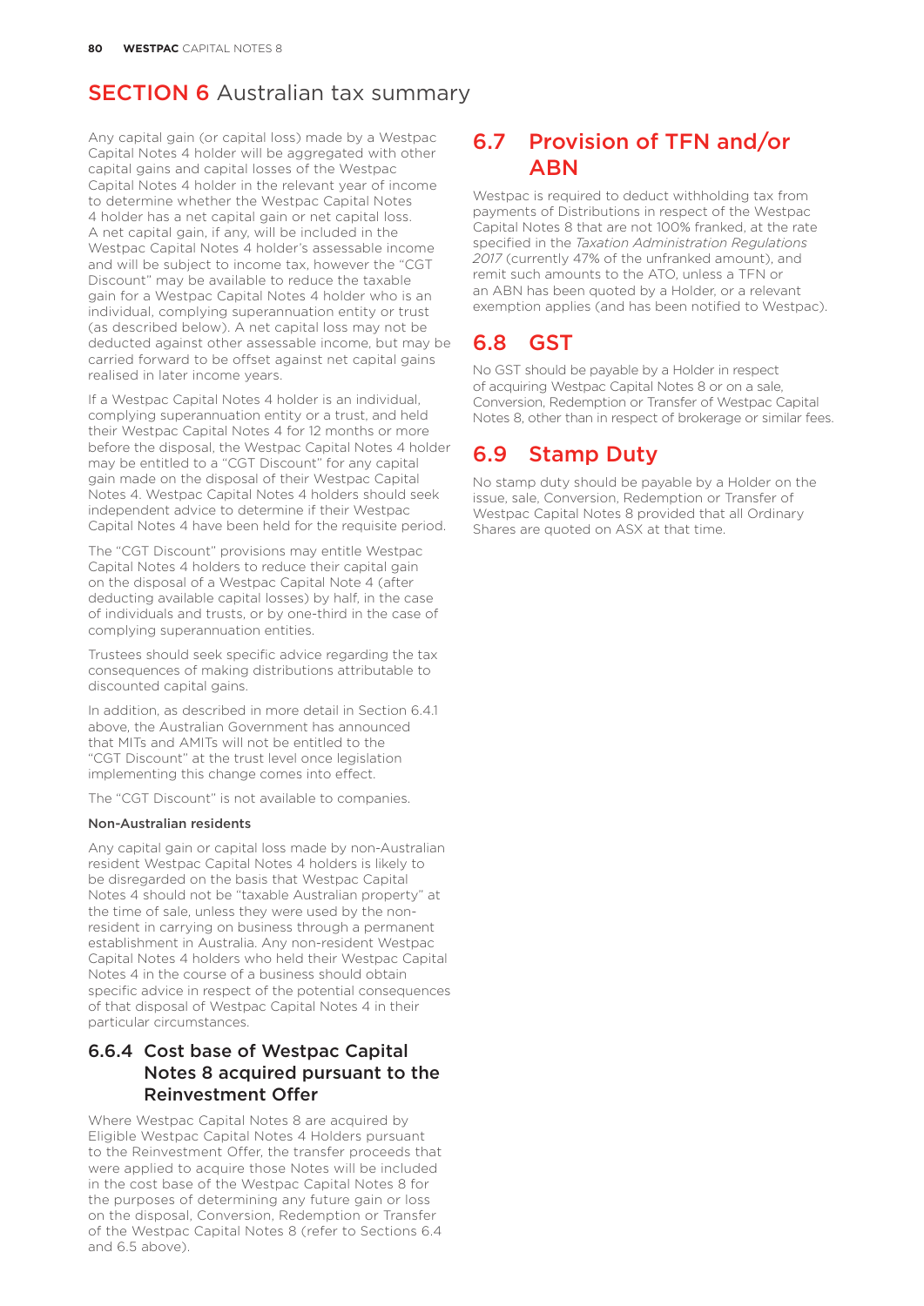# SECTION 6 Australian tax summary

Any capital gain (or capital loss) made by a Westpac Capital Notes 4 holder will be aggregated with other capital gains and capital losses of the Westpac Capital Notes 4 holder in the relevant year of income to determine whether the Westpac Capital Notes 4 holder has a net capital gain or net capital loss. A net capital gain, if any, will be included in the Westpac Capital Notes 4 holder's assessable income and will be subject to income tax, however the "CGT Discount" may be available to reduce the taxable gain for a Westpac Capital Notes 4 holder who is an individual, complying superannuation entity or trust (as described below). A net capital loss may not be deducted against other assessable income, but may be carried forward to be offset against net capital gains realised in later income years.

If a Westpac Capital Notes 4 holder is an individual, complying superannuation entity or a trust, and held their Westpac Capital Notes 4 for 12 months or more before the disposal, the Westpac Capital Notes 4 holder may be entitled to a "CGT Discount" for any capital gain made on the disposal of their Westpac Capital Notes 4. Westpac Capital Notes 4 holders should seek independent advice to determine if their Westpac Capital Notes 4 have been held for the requisite period.

The "CGT Discount" provisions may entitle Westpac Capital Notes 4 holders to reduce their capital gain on the disposal of a Westpac Capital Note 4 (after deducting available capital losses) by half, in the case of individuals and trusts, or by one-third in the case of complying superannuation entities.

Trustees should seek specific advice regarding the tax consequences of making distributions attributable to discounted capital gains.

In addition, as described in more detail in Section 6.4.1 above, the Australian Government has announced that MITs and AMITs will not be entitled to the "CGT Discount" at the trust level once legislation implementing this change comes into effect.

The "CGT Discount" is not available to companies.

**Non-Australian residents**

Any capital gain or capital loss made by non-Australian resident Westpac Capital Notes 4 holders is likely to be disregarded on the basis that Westpac Capital Notes 4 should not be "taxable Australian property" at the time of sale, unless they were used by the non-resident in carrying on business through a permanent establishment in Australia. Any non-resident Westpac Capital Notes 4 holders who held their Westpac Capital Notes 4 in the course of a business should obtain specific advice in respect of the potential consequences of that disposal of Westpac Capital Notes 4 in their particular circumstances.

### 6.6.4 Cost base of Westpac Capital Notes 8 acquired pursuant to the Reinvestment Offer

Where Westpac Capital Notes 8 are acquired by Eligible Westpac Capital Notes 4 Holders pursuant to the Reinvestment Offer, the transfer proceeds that were applied to acquire those Notes will be included in the cost base of the Westpac Capital Notes 8 for the purposes of determining any future gain or loss on the disposal, Conversion, Redemption or Transfer of the Westpac Capital Notes 8 (refer to Sections 6.4 and 6.5 above).

## 6.7 Provision of TFN and/or ABN

Westpac is required to deduct withholding tax from payments of Distributions in respect of the Westpac Capital Notes 8 that are not 100% franked, at the rate specified in the *Taxation Administration Regulations 2017* (currently 47% of the unfranked amount), and remit such amounts to the ATO, unless a TFN or an ABN has been quoted by a Holder, or a relevant exemption applies (and has been notified to Westpac).

## 6.8 GST

No GST should be payable by a Holder in respect of acquiring Westpac Capital Notes 8 or on a sale, Conversion, Redemption or Transfer of Westpac Capital Notes 8, other than in respect of brokerage or similar fees.

## 6.9 Stamp Duty

No stamp duty should be payable by a Holder on the issue, sale, Conversion, Redemption or Transfer of Westpac Capital Notes 8 provided that all Ordinary Shares are quoted on ASX at that time.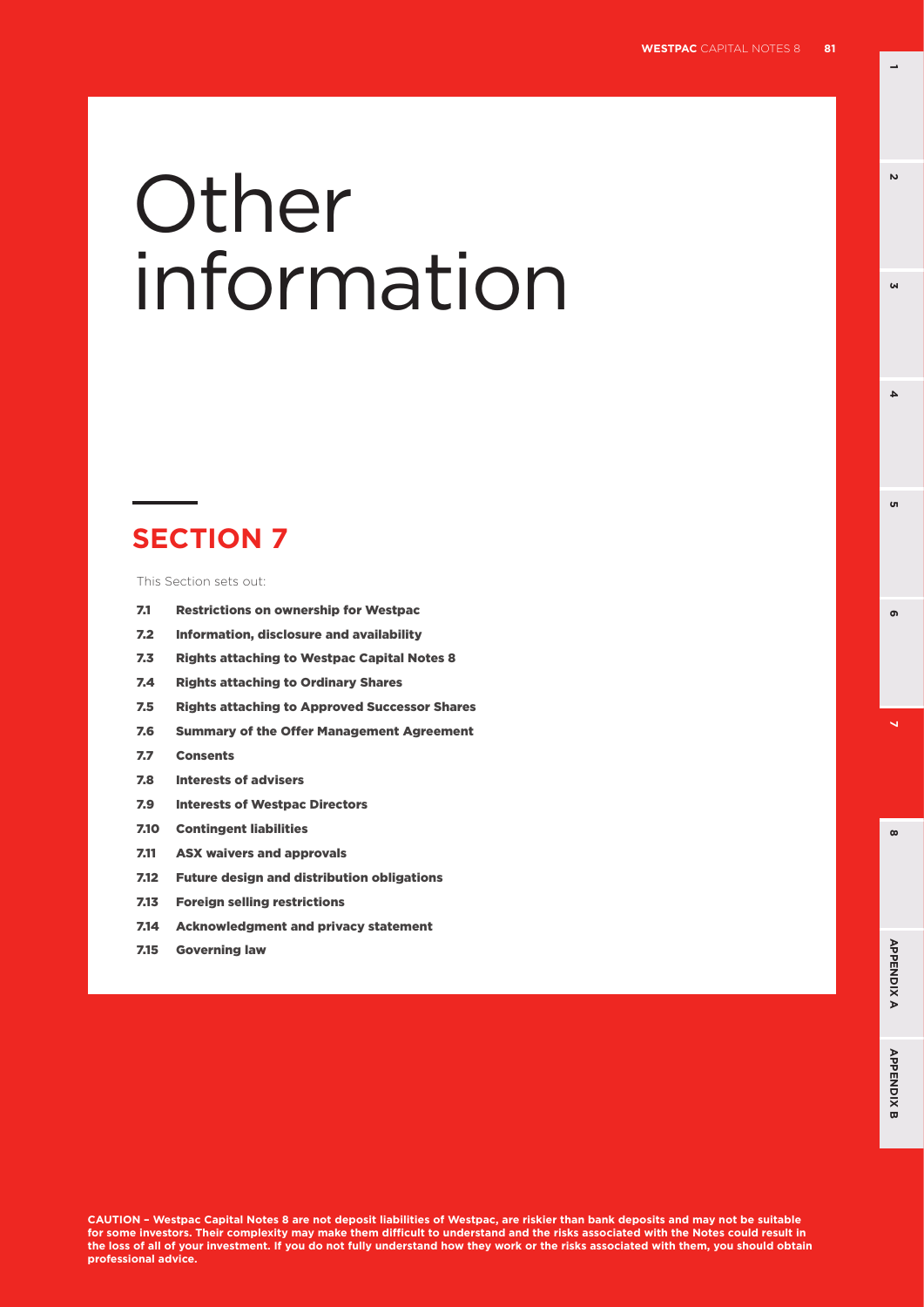# Other information

## SECTION 7

This Section sets out:

- **7.1 Restrictions on ownership for Westpac**
- **7.2 Information, disclosure and availability**
- **7.3 Rights attaching to Westpac Capital Notes 8**
- **7.4 Rights attaching to Ordinary Shares**
- **7.5 Rights attaching to Approved Successor Shares**
- **7.6 Summary of the Offer Management Agreement**
- **7.7 Consents**
- **7.8 Interests of advisers**
- **7.9 Interests of Westpac Directors**
- **7.10 Contingent liabilities**
- **7.11 ASX waivers and approvals**
- **7.12 Future design and distribution obligations**
- **7.13 Foreign selling restrictions**
- **7.14 Acknowledgment and privacy statement**
- **7.15 Governing law**

**CAUTION – Westpac Capital Notes 8 are not deposit liabilities of Westpac, are riskier than bank deposits and may not be suitable for some investors. Their complexity may make them difficult to understand and the risks associated with the Notes could result in the loss of all of your investment. If you do not fully understand how they work or the risks associated with them, you should obtain professional advice.**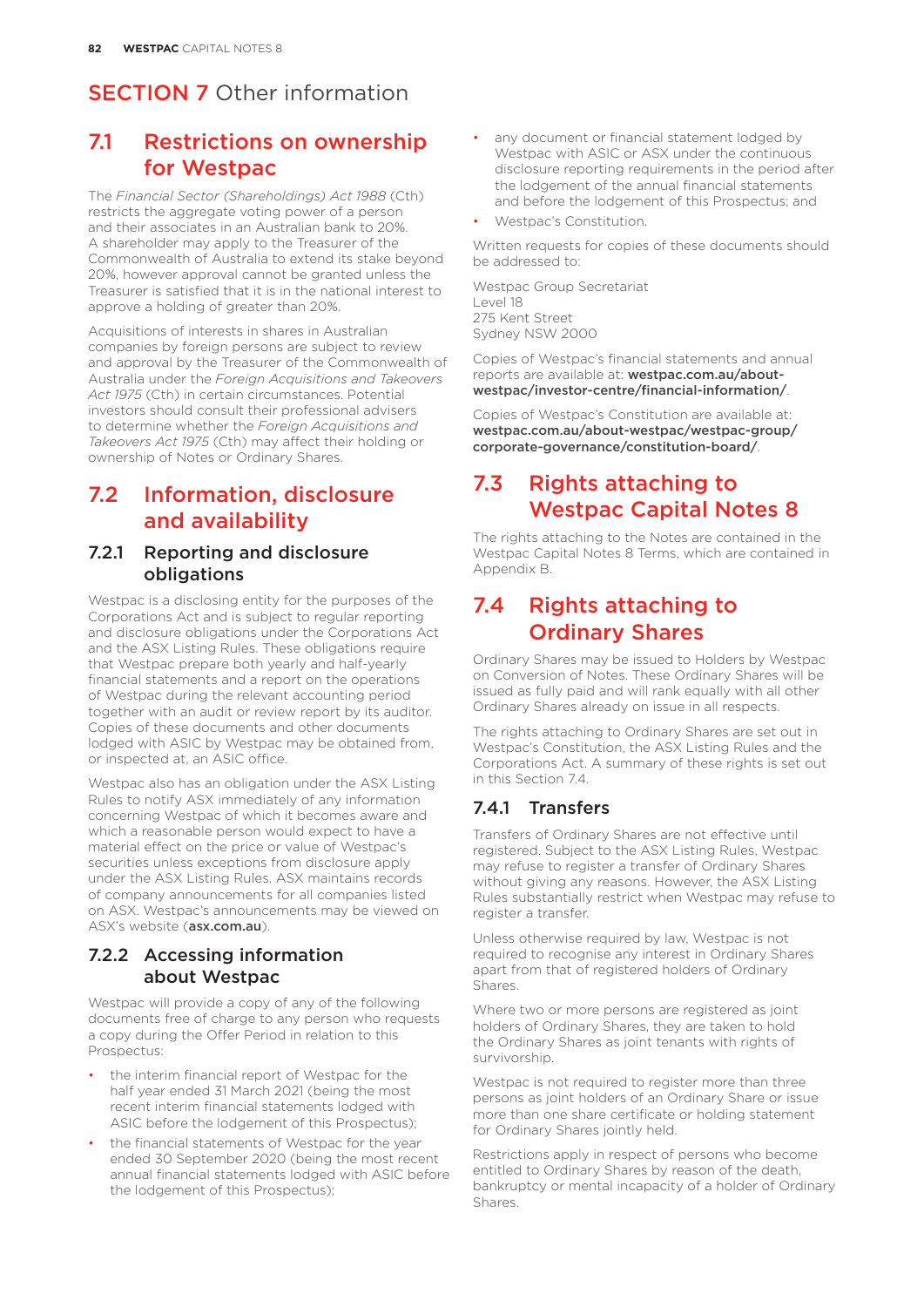# SECTION 7 Other information

## 7.1 Restrictions on ownership for Westpac

The *Financial Sector (Shareholdings) Act 1988* (Cth) restricts the aggregate voting power of a person and their associates in an Australian bank to 20%. A shareholder may apply to the Treasurer of the Commonwealth of Australia to extend its stake beyond 20%, however approval cannot be granted unless the Treasurer is satisfied that it is in the national interest to approve a holding of greater than 20%.

Acquisitions of interests in shares in Australian companies by foreign persons are subject to review and approval by the Treasurer of the Commonwealth of Australia under the *Foreign Acquisitions and Takeovers Act 1975* (Cth) in certain circumstances. Potential investors should consult their professional advisers to determine whether the *Foreign Acquisitions and Takeovers Act 1975* (Cth) may affect their holding or ownership of Notes or Ordinary Shares.

## 7.2 Information, disclosure and availability

### 7.2.1 Reporting and disclosure obligations

Westpac is a disclosing entity for the purposes of the Corporations Act and is subject to regular reporting and disclosure obligations under the Corporations Act and the ASX Listing Rules. These obligations require that Westpac prepare both yearly and half-yearly financial statements and a report on the operations of Westpac during the relevant accounting period together with an audit or review report by its auditor. Copies of these documents and other documents lodged with ASIC by Westpac may be obtained from, or inspected at, an ASIC office.

Westpac also has an obligation under the ASX Listing Rules to notify ASX immediately of any information concerning Westpac of which it becomes aware and which a reasonable person would expect to have a material effect on the price or value of Westpac's securities unless exceptions from disclosure apply under the ASX Listing Rules. ASX maintains records of company announcements for all companies listed on ASX. Westpac's announcements may be viewed on ASX's website (**asx.com.au**).

### 7.2.2 Accessing information about Westpac

Westpac will provide a copy of any of the following documents free of charge to any person who requests a copy during the Offer Period in relation to this Prospectus:

- the interim financial report of Westpac for the half year ended 31 March 2021 (being the most recent interim financial statements lodged with ASIC before the lodgement of this Prospectus);
- the financial statements of Westpac for the year ended 30 September 2020 (being the most recent annual financial statements lodged with ASIC before the lodgement of this Prospectus);
- any document or financial statement lodged by Westpac with ASIC or ASX under the continuous disclosure reporting requirements in the period after the lodgement of the annual financial statements and before the lodgement of this Prospectus; and
- Westpac's Constitution.

Written requests for copies of these documents should be addressed to:

Westpac Group Secretariat
Level 18
275 Kent Street
Sydney NSW 2000

Copies of Westpac's financial statements and annual reports are available at: **westpac.com.au/about-westpac/investor-centre/financial-information/**.

Copies of Westpac's Constitution are available at: **westpac.com.au/about-westpac/westpac-group/corporate-governance/constitution-board/**.

## 7.3 Rights attaching to Westpac Capital Notes 8

The rights attaching to the Notes are contained in the Westpac Capital Notes 8 Terms, which are contained in Appendix B.

## 7.4 Rights attaching to Ordinary Shares

Ordinary Shares may be issued to Holders by Westpac on Conversion of Notes. These Ordinary Shares will be issued as fully paid and will rank equally with all other Ordinary Shares already on issue in all respects.

The rights attaching to Ordinary Shares are set out in Westpac's Constitution, the ASX Listing Rules and the Corporations Act. A summary of these rights is set out in this Section 7.4.

### 7.4.1 Transfers

Transfers of Ordinary Shares are not effective until registered. Subject to the ASX Listing Rules, Westpac may refuse to register a transfer of Ordinary Shares without giving any reasons. However, the ASX Listing Rules substantially restrict when Westpac may refuse to register a transfer.

Unless otherwise required by law, Westpac is not required to recognise any interest in Ordinary Shares apart from that of registered holders of Ordinary Shares.

Where two or more persons are registered as joint holders of Ordinary Shares, they are taken to hold the Ordinary Shares as joint tenants with rights of survivorship.

Westpac is not required to register more than three persons as joint holders of an Ordinary Share or issue more than one share certificate or holding statement for Ordinary Shares jointly held.

Restrictions apply in respect of persons who become entitled to Ordinary Shares by reason of the death, bankruptcy or mental incapacity of a holder of Ordinary Shares.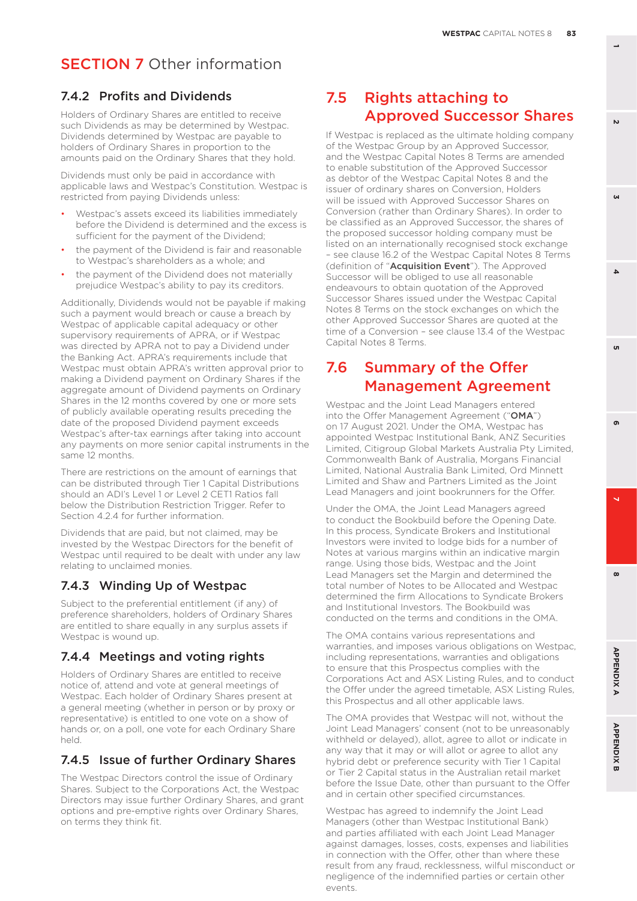# SECTION 7 Other information

### 7.4.2 Profits and Dividends

Holders of Ordinary Shares are entitled to receive such Dividends as may be determined by Westpac. Dividends determined by Westpac are payable to holders of Ordinary Shares in proportion to the amounts paid on the Ordinary Shares that they hold.

Dividends must only be paid in accordance with applicable laws and Westpac's Constitution. Westpac is restricted from paying Dividends unless:

- Westpac's assets exceed its liabilities immediately before the Dividend is determined and the excess is sufficient for the payment of the Dividend;
- the payment of the Dividend is fair and reasonable to Westpac's shareholders as a whole; and
- the payment of the Dividend does not materially prejudice Westpac's ability to pay its creditors.

Additionally, Dividends would not be payable if making such a payment would breach or cause a breach by Westpac of applicable capital adequacy or other supervisory requirements of APRA, or if Westpac was directed by APRA not to pay a Dividend under the Banking Act. APRA's requirements include that Westpac must obtain APRA's written approval prior to making a Dividend payment on Ordinary Shares if the aggregate amount of Dividend payments on Ordinary Shares in the 12 months covered by one or more sets of publicly available operating results preceding the date of the proposed Dividend payment exceeds Westpac's after-tax earnings after taking into account any payments on more senior capital instruments in the same 12 months.

There are restrictions on the amount of earnings that can be distributed through Tier 1 Capital Distributions should an ADI's Level 1 or Level 2 CET1 Ratios fall below the Distribution Restriction Trigger. Refer to Section 4.2.4 for further information.

Dividends that are paid, but not claimed, may be invested by the Westpac Directors for the benefit of Westpac until required to be dealt with under any law relating to unclaimed monies.

### 7.4.3 Winding Up of Westpac

Subject to the preferential entitlement (if any) of preference shareholders, holders of Ordinary Shares are entitled to share equally in any surplus assets if Westpac is wound up.

### 7.4.4 Meetings and voting rights

Holders of Ordinary Shares are entitled to receive notice of, attend and vote at general meetings of Westpac. Each holder of Ordinary Shares present at a general meeting (whether in person or by proxy or representative) is entitled to one vote on a show of hands or, on a poll, one vote for each Ordinary Share held.

### 7.4.5 Issue of further Ordinary Shares

The Westpac Directors control the issue of Ordinary Shares. Subject to the Corporations Act, the Westpac Directors may issue further Ordinary Shares, and grant options and pre-emptive rights over Ordinary Shares, on terms they think fit.

## 7.5 Rights attaching to Approved Successor Shares

If Westpac is replaced as the ultimate holding company of the Westpac Group by an Approved Successor, and the Westpac Capital Notes 8 Terms are amended to enable substitution of the Approved Successor as debtor of the Westpac Capital Notes 8 and the issuer of ordinary shares on Conversion, Holders will be issued with Approved Successor Shares on Conversion (rather than Ordinary Shares). In order to be classified as an Approved Successor, the shares of the proposed successor holding company must be listed on an internationally recognised stock exchange – see clause 16.2 of the Westpac Capital Notes 8 Terms (definition of "**Acquisition Event**"). The Approved Successor will be obliged to use all reasonable endeavours to obtain quotation of the Approved Successor Shares issued under the Westpac Capital Notes 8 Terms on the stock exchanges on which the other Approved Successor Shares are quoted at the time of a Conversion – see clause 13.4 of the Westpac Capital Notes 8 Terms.

## 7.6 Summary of the Offer Management Agreement

Westpac and the Joint Lead Managers entered into the Offer Management Agreement ("**OMA**") on 17 August 2021. Under the OMA, Westpac has appointed Westpac Institutional Bank, ANZ Securities Limited, Citigroup Global Markets Australia Pty Limited, Commonwealth Bank of Australia, Morgans Financial Limited, National Australia Bank Limited, Ord Minnett Limited and Shaw and Partners Limited as the Joint Lead Managers and joint bookrunners for the Offer.

Under the OMA, the Joint Lead Managers agreed to conduct the Bookbuild before the Opening Date. In this process, Syndicate Brokers and Institutional Investors were invited to lodge bids for a number of Notes at various margins within an indicative margin range. Using those bids, Westpac and the Joint Lead Managers set the Margin and determined the total number of Notes to be Allocated and Westpac determined the firm Allocations to Syndicate Brokers and Institutional Investors. The Bookbuild was conducted on the terms and conditions in the OMA.

The OMA contains various representations and warranties, and imposes various obligations on Westpac, including representations, warranties and obligations to ensure that this Prospectus complies with the Corporations Act and ASX Listing Rules, and to conduct the Offer under the agreed timetable, ASX Listing Rules, this Prospectus and all other applicable laws.

The OMA provides that Westpac will not, without the Joint Lead Managers' consent (not to be unreasonably withheld or delayed), allot, agree to allot or indicate in any way that it may or will allot or agree to allot any hybrid debt or preference security with Tier 1 Capital or Tier 2 Capital status in the Australian retail market before the Issue Date, other than pursuant to the Offer and in certain other specified circumstances.

Westpac has agreed to indemnify the Joint Lead Managers (other than Westpac Institutional Bank) and parties affiliated with each Joint Lead Manager against damages, losses, costs, expenses and liabilities in connection with the Offer, other than where these result from any fraud, recklessness, wilful misconduct or negligence of the indemnified parties or certain other events.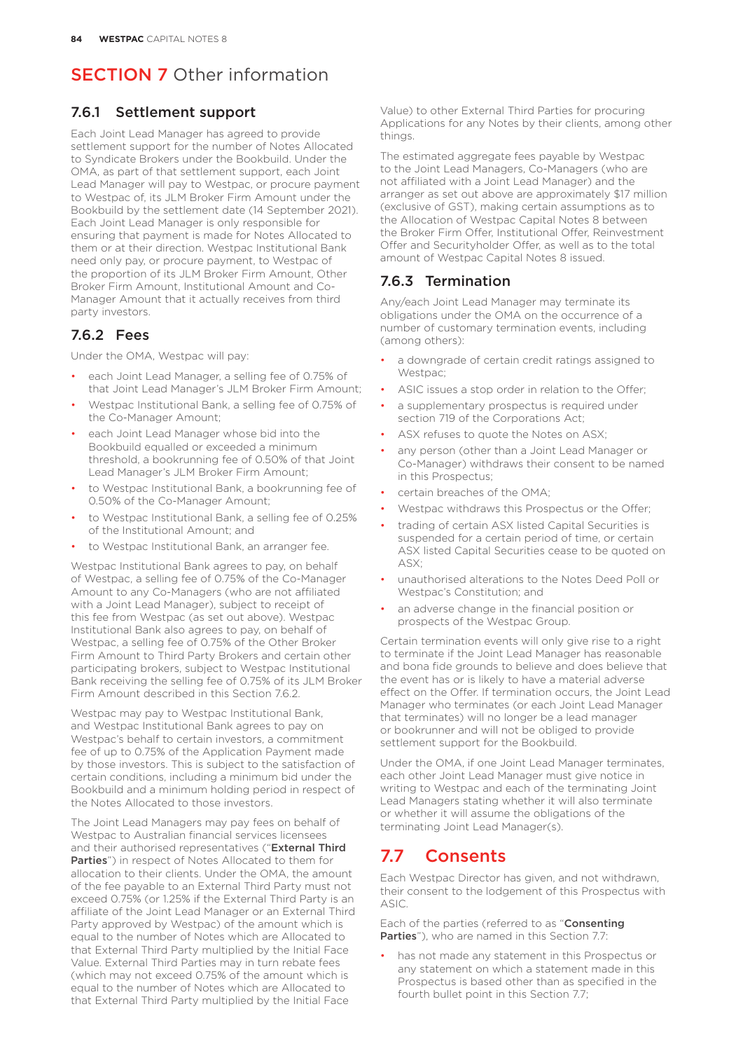# SECTION 7 Other information

### 7.6.1 Settlement support

Each Joint Lead Manager has agreed to provide settlement support for the number of Notes Allocated to Syndicate Brokers under the Bookbuild. Under the OMA, as part of that settlement support, each Joint Lead Manager will pay to Westpac, or procure payment to Westpac of, its JLM Broker Firm Amount under the Bookbuild by the settlement date (14 September 2021). Each Joint Lead Manager is only responsible for ensuring that payment is made for Notes Allocated to them or at their direction. Westpac Institutional Bank need only pay, or procure payment, to Westpac of the proportion of its JLM Broker Firm Amount, Other Broker Firm Amount, Institutional Amount and Co-Manager Amount that it actually receives from third party investors.

### 7.6.2 Fees

Under the OMA, Westpac will pay:

- each Joint Lead Manager, a selling fee of 0.75% of that Joint Lead Manager's JLM Broker Firm Amount;
- Westpac Institutional Bank, a selling fee of 0.75% of the Co-Manager Amount;
- each Joint Lead Manager whose bid into the Bookbuild equalled or exceeded a minimum threshold, a bookrunning fee of 0.50% of that Joint Lead Manager's JLM Broker Firm Amount;
- to Westpac Institutional Bank, a bookrunning fee of 0.50% of the Co-Manager Amount;
- to Westpac Institutional Bank, a selling fee of 0.25% of the Institutional Amount; and
- to Westpac Institutional Bank, an arranger fee.

Westpac Institutional Bank agrees to pay, on behalf of Westpac, a selling fee of 0.75% of the Co-Manager Amount to any Co-Managers (who are not affiliated with a Joint Lead Manager), subject to receipt of this fee from Westpac (as set out above). Westpac Institutional Bank also agrees to pay, on behalf of Westpac, a selling fee of 0.75% of the Other Broker Firm Amount to Third Party Brokers and certain other participating brokers, subject to Westpac Institutional Bank receiving the selling fee of 0.75% of its JLM Broker Firm Amount described in this Section 7.6.2.

Westpac may pay to Westpac Institutional Bank, and Westpac Institutional Bank agrees to pay on Westpac's behalf to certain investors, a commitment fee of up to 0.75% of the Application Payment made by those investors. This is subject to the satisfaction of certain conditions, including a minimum bid under the Bookbuild and a minimum holding period in respect of the Notes Allocated to those investors.

The Joint Lead Managers may pay fees on behalf of Westpac to Australian financial services licensees and their authorised representatives ("**External Third Parties**") in respect of Notes Allocated to them for allocation to their clients. Under the OMA, the amount of the fee payable to an External Third Party must not exceed 0.75% (or 1.25% if the External Third Party is an affiliate of the Joint Lead Manager or an External Third Party approved by Westpac) of the amount which is equal to the number of Notes which are Allocated to that External Third Party multiplied by the Initial Face Value. External Third Parties may in turn rebate fees (which may not exceed 0.75% of the amount which is equal to the number of Notes which are Allocated to that External Third Party multiplied by the Initial Face Value) to other External Third Parties for procuring Applications for any Notes by their clients, among other things.

The estimated aggregate fees payable by Westpac to the Joint Lead Managers, Co-Managers (who are not affiliated with a Joint Lead Manager) and the arranger as set out above are approximately $17 million (exclusive of GST), making certain assumptions as to the Allocation of Westpac Capital Notes 8 between the Broker Firm Offer, Institutional Offer, Reinvestment Offer and Securityholder Offer, as well as to the total amount of Westpac Capital Notes 8 issued.

### 7.6.3 Termination

Any/each Joint Lead Manager may terminate its obligations under the OMA on the occurrence of a number of customary termination events, including (among others):

- a downgrade of certain credit ratings assigned to Westpac;
- ASIC issues a stop order in relation to the Offer;
- a supplementary prospectus is required under section 719 of the Corporations Act;
- ASX refuses to quote the Notes on ASX;
- any person (other than a Joint Lead Manager or Co-Manager) withdraws their consent to be named in this Prospectus;
- certain breaches of the OMA;
- Westpac withdraws this Prospectus or the Offer;
- trading of certain ASX listed Capital Securities is suspended for a certain period of time, or certain ASX listed Capital Securities cease to be quoted on ASX;
- unauthorised alterations to the Notes Deed Poll or Westpac's Constitution; and
- an adverse change in the financial position or prospects of the Westpac Group.

Certain termination events will only give rise to a right to terminate if the Joint Lead Manager has reasonable and bona fide grounds to believe and does believe that the event has or is likely to have a material adverse effect on the Offer. If termination occurs, the Joint Lead Manager who terminates (or each Joint Lead Manager that terminates) will no longer be a lead manager or bookrunner and will not be obliged to provide settlement support for the Bookbuild.

Under the OMA, if one Joint Lead Manager terminates, each other Joint Lead Manager must give notice in writing to Westpac and each of the terminating Joint Lead Managers stating whether it will also terminate or whether it will assume the obligations of the terminating Joint Lead Manager(s).

## 7.7 Consents

Each Westpac Director has given, and not withdrawn, their consent to the lodgement of this Prospectus with ASIC.

Each of the parties (referred to as "**Consenting Parties**"), who are named in this Section 7.7:

- has not made any statement in this Prospectus or any statement on which a statement made in this Prospectus is based other than as specified in the fourth bullet point in this Section 7.7;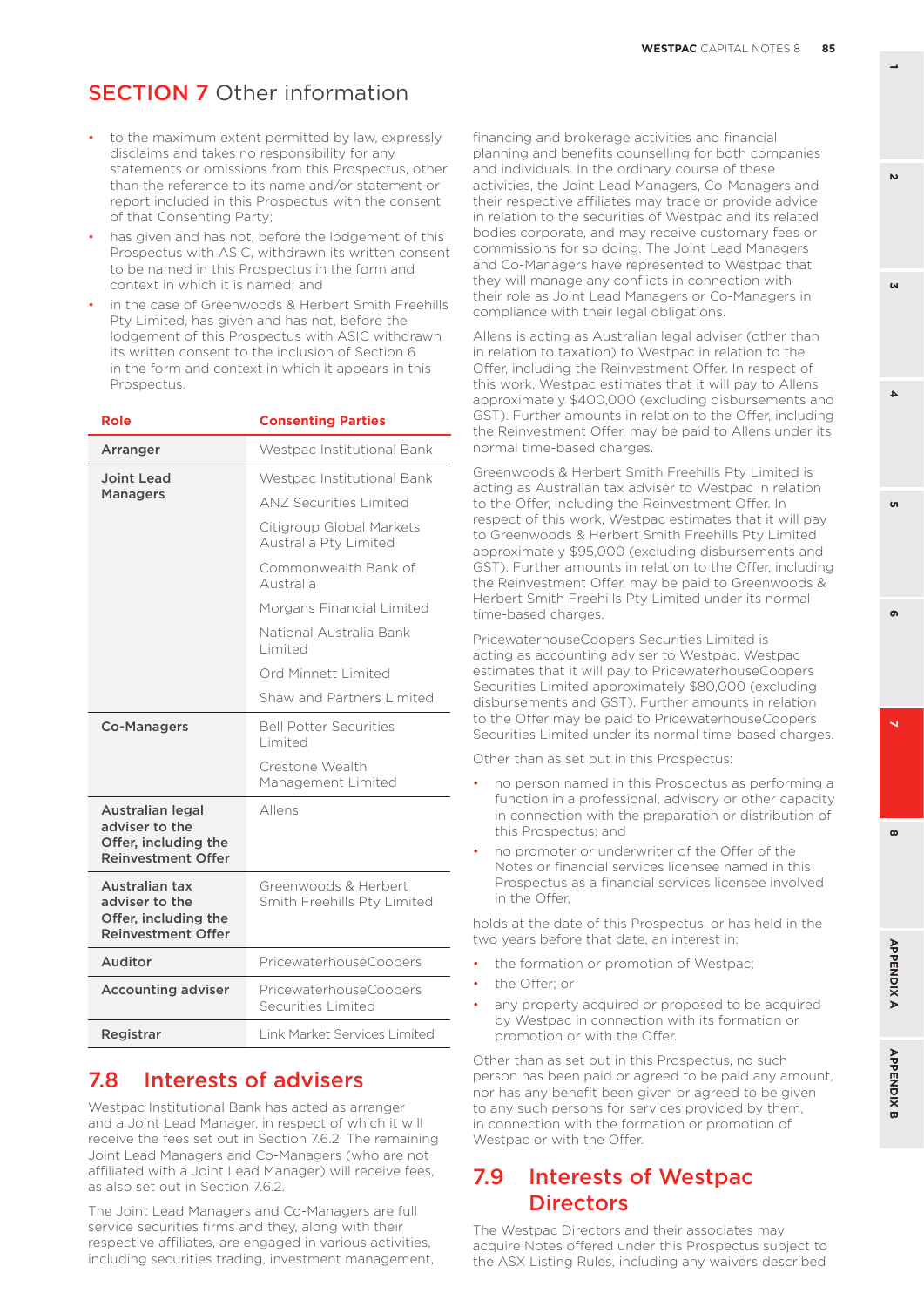# SECTION 7 Other information

- to the maximum extent permitted by law, expressly disclaims and takes no responsibility for any statements or omissions from this Prospectus, other than the reference to its name and/or statement or report included in this Prospectus with the consent of that Consenting Party;
- has given and has not, before the lodgement of this Prospectus with ASIC, withdrawn its written consent to be named in this Prospectus in the form and context in which it is named; and
- in the case of Greenwoods & Herbert Smith Freehills Pty Limited, has given and has not, before the lodgement of this Prospectus with ASIC withdrawn its written consent to the inclusion of Section 6 in the form and context in which it appears in this Prospectus.

| Role | Consenting Parties |
|---|---|
| **Arranger** | Westpac Institutional Bank |
| **Joint Lead Managers** | Westpac Institutional Bank |
| | ANZ Securities Limited |
| | Citigroup Global Markets Australia Pty Limited |
| | Commonwealth Bank of Australia |
| | Morgans Financial Limited |
| | National Australia Bank Limited |
| | Ord Minnett Limited |
| | Shaw and Partners Limited |
| **Co-Managers** | Bell Potter Securities Limited |
| | Crestone Wealth Management Limited |
| **Australian legal adviser to the Offer, including the Reinvestment Offer** | Allens |
| **Australian tax adviser to the Offer, including the Reinvestment Offer** | Greenwoods & Herbert Smith Freehills Pty Limited |
| **Auditor** | PricewaterhouseCoopers |
| **Accounting adviser** | PricewaterhouseCoopers Securities Limited |
| **Registrar** | Link Market Services Limited |

## 7.8 Interests of advisers

Westpac Institutional Bank has acted as arranger and a Joint Lead Manager, in respect of which it will receive the fees set out in Section 7.6.2. The remaining Joint Lead Managers and Co-Managers (who are not affiliated with a Joint Lead Manager) will receive fees, as also set out in Section 7.6.2.

The Joint Lead Managers and Co-Managers are full service securities firms and they, along with their respective affiliates, are engaged in various activities, including securities trading, investment management, financing and brokerage activities and financial planning and benefits counselling for both companies and individuals. In the ordinary course of these activities, the Joint Lead Managers, Co-Managers and their respective affiliates may trade or provide advice in relation to the securities of Westpac and its related bodies corporate, and may receive customary fees or commissions for so doing. The Joint Lead Managers and Co-Managers have represented to Westpac that they will manage any conflicts in connection with their role as Joint Lead Managers or Co-Managers in compliance with their legal obligations.

Allens is acting as Australian legal adviser (other than in relation to taxation) to Westpac in relation to the Offer, including the Reinvestment Offer. In respect of this work, Westpac estimates that it will pay to Allens approximately $400,000 (excluding disbursements and GST). Further amounts in relation to the Offer, including the Reinvestment Offer, may be paid to Allens under its normal time-based charges.

Greenwoods & Herbert Smith Freehills Pty Limited is acting as Australian tax adviser to Westpac in relation to the Offer, including the Reinvestment Offer. In respect of this work, Westpac estimates that it will pay to Greenwoods & Herbert Smith Freehills Pty Limited approximately $95,000 (excluding disbursements and GST). Further amounts in relation to the Offer, including the Reinvestment Offer, may be paid to Greenwoods & Herbert Smith Freehills Pty Limited under its normal time-based charges.

PricewaterhouseCoopers Securities Limited is acting as accounting adviser to Westpac. Westpac estimates that it will pay to PricewaterhouseCoopers Securities Limited approximately $80,000 (excluding disbursements and GST). Further amounts in relation to the Offer may be paid to PricewaterhouseCoopers Securities Limited under its normal time-based charges.

Other than as set out in this Prospectus:

- no person named in this Prospectus as performing a function in a professional, advisory or other capacity in connection with the preparation or distribution of this Prospectus; and
- no promoter or underwriter of the Offer of the Notes or financial services licensee named in this Prospectus as a financial services licensee involved in the Offer,

holds at the date of this Prospectus, or has held in the two years before that date, an interest in:

- the formation or promotion of Westpac;
- the Offer; or
- any property acquired or proposed to be acquired by Westpac in connection with its formation or promotion or with the Offer.

Other than as set out in this Prospectus, no such person has been paid or agreed to be paid any amount, nor has any benefit been given or agreed to be given to any such persons for services provided by them, in connection with the formation or promotion of Westpac or with the Offer.

## 7.9 Interests of Westpac Directors

The Westpac Directors and their associates may acquire Notes offered under this Prospectus subject to the ASX Listing Rules, including any waivers described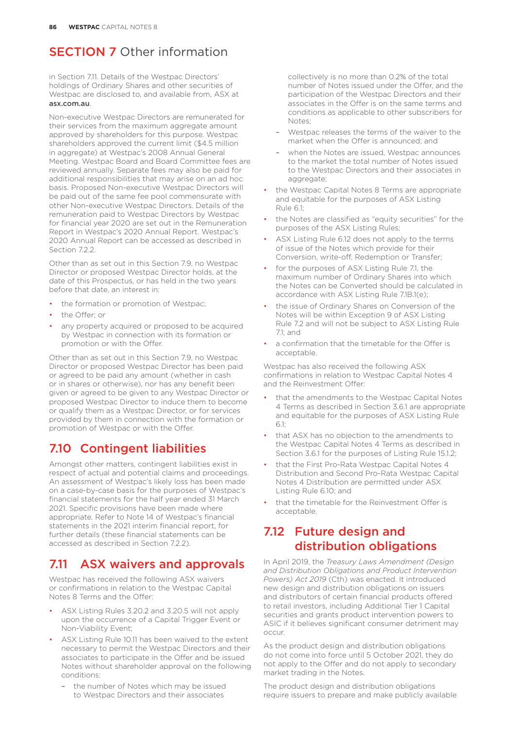# SECTION 7 Other information

in Section 7.11. Details of the Westpac Directors' holdings of Ordinary Shares and other securities of Westpac are disclosed to, and available from, ASX at **asx.com.au**.

Non-executive Westpac Directors are remunerated for their services from the maximum aggregate amount approved by shareholders for this purpose. Westpac shareholders approved the current limit ($4.5 million in aggregate) at Westpac's 2008 Annual General Meeting. Westpac Board and Board Committee fees are reviewed annually. Separate fees may also be paid for additional responsibilities that may arise on an ad hoc basis. Proposed Non-executive Westpac Directors will be paid out of the same fee pool commensurate with other Non-executive Westpac Directors. Details of the remuneration paid to Westpac Directors by Westpac for financial year 2020 are set out in the Remuneration Report in Westpac's 2020 Annual Report. Westpac's 2020 Annual Report can be accessed as described in Section 7.2.2.

Other than as set out in this Section 7.9, no Westpac Director or proposed Westpac Director holds, at the date of this Prospectus, or has held in the two years before that date, an interest in:

- the formation or promotion of Westpac;
- the Offer; or
- any property acquired or proposed to be acquired by Westpac in connection with its formation or promotion or with the Offer.

Other than as set out in this Section 7.9, no Westpac Director or proposed Westpac Director has been paid or agreed to be paid any amount (whether in cash or in shares or otherwise), nor has any benefit been given or agreed to be given to any Westpac Director or proposed Westpac Director to induce them to become or qualify them as a Westpac Director, or for services provided by them in connection with the formation or promotion of Westpac or with the Offer.

## 7.10 Contingent liabilities

Amongst other matters, contingent liabilities exist in respect of actual and potential claims and proceedings. An assessment of Westpac's likely loss has been made on a case-by-case basis for the purposes of Westpac's financial statements for the half year ended 31 March 2021. Specific provisions have been made where appropriate. Refer to Note 14 of Westpac's financial statements in the 2021 interim financial report, for further details (these financial statements can be accessed as described in Section 7.2.2).

## 7.11 ASX waivers and approvals

Westpac has received the following ASX waivers or confirmations in relation to the Westpac Capital Notes 8 Terms and the Offer:

- ASX Listing Rules 3.20.2 and 3.20.5 will not apply upon the occurrence of a Capital Trigger Event or Non-Viability Event;
- ASX Listing Rule 10.11 has been waived to the extent necessary to permit the Westpac Directors and their associates to participate in the Offer and be issued Notes without shareholder approval on the following conditions:
  - the number of Notes which may be issued to Westpac Directors and their associates collectively is no more than 0.2% of the total number of Notes issued under the Offer, and the participation of the Westpac Directors and their associates in the Offer is on the same terms and conditions as applicable to other subscribers for Notes;
  - Westpac releases the terms of the waiver to the market when the Offer is announced; and
  - when the Notes are issued, Westpac announces to the market the total number of Notes issued to the Westpac Directors and their associates in aggregate;
- the Westpac Capital Notes 8 Terms are appropriate and equitable for the purposes of ASX Listing Rule 6.1;
- the Notes are classified as "equity securities" for the purposes of the ASX Listing Rules;
- ASX Listing Rule 6.12 does not apply to the terms of issue of the Notes which provide for their Conversion, write-off, Redemption or Transfer;
- for the purposes of ASX Listing Rule 7.1, the maximum number of Ordinary Shares into which the Notes can be Converted should be calculated in accordance with ASX Listing Rule 7.1B.1(e);
- the issue of Ordinary Shares on Conversion of the Notes will be within Exception 9 of ASX Listing Rule 7.2 and will not be subject to ASX Listing Rule 7.1; and
- a confirmation that the timetable for the Offer is acceptable.

Westpac has also received the following ASX confirmations in relation to Westpac Capital Notes 4 and the Reinvestment Offer:

- that the amendments to the Westpac Capital Notes 4 Terms as described in Section 3.6.1 are appropriate and equitable for the purposes of ASX Listing Rule 6.1;
- that ASX has no objection to the amendments to the Westpac Capital Notes 4 Terms as described in Section 3.6.1 for the purposes of Listing Rule 15.1.2;
- that the First Pro-Rata Westpac Capital Notes 4 Distribution and Second Pro-Rata Westpac Capital Notes 4 Distribution are permitted under ASX Listing Rule 6.10; and
- that the timetable for the Reinvestment Offer is acceptable.

## 7.12 Future design and distribution obligations

In April 2019, the *Treasury Laws Amendment (Design and Distribution Obligations and Product Intervention Powers) Act 2019* (Cth) was enacted. It introduced new design and distribution obligations on issuers and distributors of certain financial products offered to retail investors, including Additional Tier 1 Capital securities and grants product intervention powers to ASIC if it believes significant consumer detriment may occur.

As the product design and distribution obligations do not come into force until 5 October 2021, they do not apply to the Offer and do not apply to secondary market trading in the Notes.

The product design and distribution obligations require issuers to prepare and make publicly available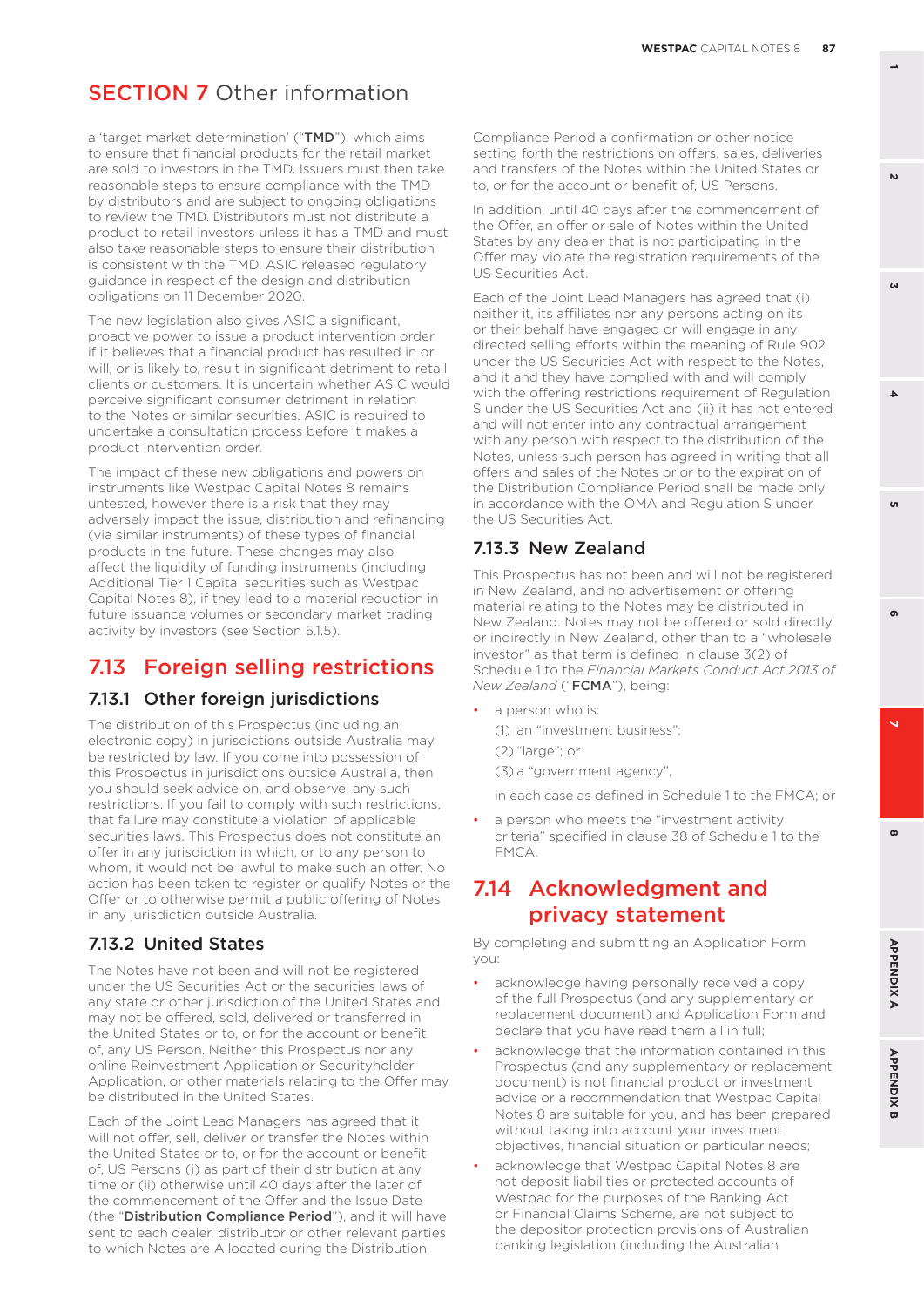# SECTION 7 Other information

a 'target market determination' ("**TMD**"), which aims to ensure that financial products for the retail market are sold to investors in the TMD. Issuers must then take reasonable steps to ensure compliance with the TMD by distributors and are subject to ongoing obligations to review the TMD. Distributors must not distribute a product to retail investors unless it has a TMD and must also take reasonable steps to ensure their distribution is consistent with the TMD. ASIC released regulatory guidance in respect of the design and distribution obligations on 11 December 2020.

The new legislation also gives ASIC a significant, proactive power to issue a product intervention order if it believes that a financial product has resulted in or will, or is likely to, result in significant detriment to retail clients or customers. It is uncertain whether ASIC would perceive significant consumer detriment in relation to the Notes or similar securities. ASIC is required to undertake a consultation process before it makes a product intervention order.

The impact of these new obligations and powers on instruments like Westpac Capital Notes 8 remains untested, however there is a risk that they may adversely impact the issue, distribution and refinancing (via similar instruments) of these types of financial products in the future. These changes may also affect the liquidity of funding instruments (including Additional Tier 1 Capital securities such as Westpac Capital Notes 8), if they lead to a material reduction in future issuance volumes or secondary market trading activity by investors (see Section 5.1.5).

## 7.13 Foreign selling restrictions

### 7.13.1 Other foreign jurisdictions

The distribution of this Prospectus (including an electronic copy) in jurisdictions outside Australia may be restricted by law. If you come into possession of this Prospectus in jurisdictions outside Australia, then you should seek advice on, and observe, any such restrictions. If you fail to comply with such restrictions, that failure may constitute a violation of applicable securities laws. This Prospectus does not constitute an offer in any jurisdiction in which, or to any person to whom, it would not be lawful to make such an offer. No action has been taken to register or qualify Notes or the Offer or to otherwise permit a public offering of Notes in any jurisdiction outside Australia.

### 7.13.2 United States

The Notes have not been and will not be registered under the US Securities Act or the securities laws of any state or other jurisdiction of the United States and may not be offered, sold, delivered or transferred in the United States or to, or for the account or benefit of, any US Person. Neither this Prospectus nor any online Reinvestment Application or Securityholder Application, or other materials relating to the Offer may be distributed in the United States.

Each of the Joint Lead Managers has agreed that it will not offer, sell, deliver or transfer the Notes within the United States or to, or for the account or benefit of, US Persons (i) as part of their distribution at any time or (ii) otherwise until 40 days after the later of the commencement of the Offer and the Issue Date (the "**Distribution Compliance Period**"), and it will have sent to each dealer, distributor or other relevant parties to which Notes are Allocated during the Distribution Compliance Period a confirmation or other notice setting forth the restrictions on offers, sales, deliveries and transfers of the Notes within the United States or to, or for the account or benefit of, US Persons.

In addition, until 40 days after the commencement of the Offer, an offer or sale of Notes within the United States by any dealer that is not participating in the Offer may violate the registration requirements of the US Securities Act.

Each of the Joint Lead Managers has agreed that (i) neither it, its affiliates nor any persons acting on its or their behalf have engaged or will engage in any directed selling efforts within the meaning of Rule 902 under the US Securities Act with respect to the Notes, and it and they have complied with and will comply with the offering restrictions requirement of Regulation S under the US Securities Act and (ii) it has not entered and will not enter into any contractual arrangement with any person with respect to the distribution of the Notes, unless such person has agreed in writing that all offers and sales of the Notes prior to the expiration of the Distribution Compliance Period shall be made only in accordance with the OMA and Regulation S under the US Securities Act.

### 7.13.3 New Zealand

This Prospectus has not been and will not be registered in New Zealand, and no advertisement or offering material relating to the Notes may be distributed in New Zealand. Notes may not be offered or sold directly or indirectly in New Zealand, other than to a "wholesale investor" as that term is defined in clause 3(2) of Schedule 1 to the *Financial Markets Conduct Act 2013 of New Zealand* ("**FCMA**"), being:

- a person who is:

  (1) an "investment business";

  (2) "large"; or

  (3) a "government agency",

  in each case as defined in Schedule 1 to the FMCA; or
- a person who meets the "investment activity criteria" specified in clause 38 of Schedule 1 to the FMCA.

## 7.14 Acknowledgment and privacy statement

By completing and submitting an Application Form you:

- acknowledge having personally received a copy of the full Prospectus (and any supplementary or replacement document) and Application Form and declare that you have read them all in full;
- acknowledge that the information contained in this Prospectus (and any supplementary or replacement document) is not financial product or investment advice or a recommendation that Westpac Capital Notes 8 are suitable for you, and has been prepared without taking into account your investment objectives, financial situation or particular needs;
- acknowledge that Westpac Capital Notes 8 are not deposit liabilities or protected accounts of Westpac for the purposes of the Banking Act or Financial Claims Scheme, are not subject to the depositor protection provisions of Australian banking legislation (including the Australian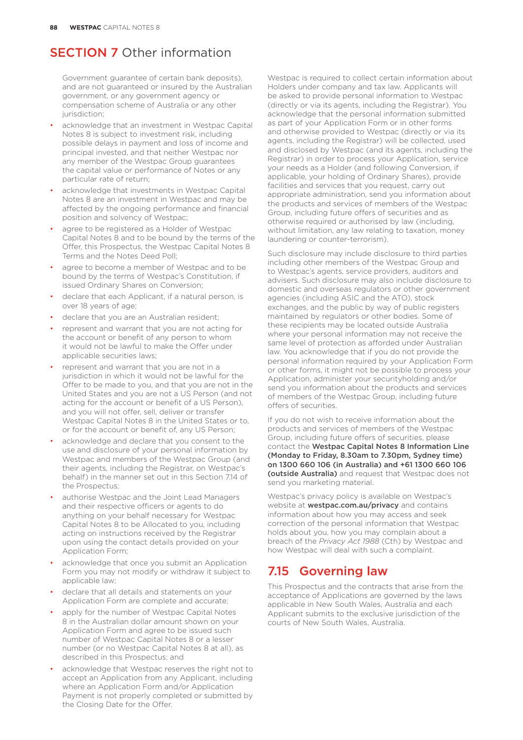# SECTION 7 Other information

Government guarantee of certain bank deposits), and are not guaranteed or insured by the Australian government, or any government agency or compensation scheme of Australia or any other jurisdiction;

- acknowledge that an investment in Westpac Capital Notes 8 is subject to investment risk, including possible delays in payment and loss of income and principal invested, and that neither Westpac nor any member of the Westpac Group guarantees the capital value or performance of Notes or any particular rate of return;
- acknowledge that investments in Westpac Capital Notes 8 are an investment in Westpac and may be affected by the ongoing performance and financial position and solvency of Westpac;
- agree to be registered as a Holder of Westpac Capital Notes 8 and to be bound by the terms of the Offer, this Prospectus, the Westpac Capital Notes 8 Terms and the Notes Deed Poll;
- agree to become a member of Westpac and to be bound by the terms of Westpac's Constitution, if issued Ordinary Shares on Conversion;
- declare that each Applicant, if a natural person, is over 18 years of age;
- declare that you are an Australian resident;
- represent and warrant that you are not acting for the account or benefit of any person to whom it would not be lawful to make the Offer under applicable securities laws;
- represent and warrant that you are not in a jurisdiction in which it would not be lawful for the Offer to be made to you, and that you are not in the United States and you are not a US Person (and not acting for the account or benefit of a US Person), and you will not offer, sell, deliver or transfer Westpac Capital Notes 8 in the United States or to, or for the account or benefit of, any US Person;
- acknowledge and declare that you consent to the use and disclosure of your personal information by Westpac and members of the Westpac Group (and their agents, including the Registrar, on Westpac's behalf) in the manner set out in this Section 7.14 of the Prospectus;
- authorise Westpac and the Joint Lead Managers and their respective officers or agents to do anything on your behalf necessary for Westpac Capital Notes 8 to be Allocated to you, including acting on instructions received by the Registrar upon using the contact details provided on your Application Form;
- acknowledge that once you submit an Application Form you may not modify or withdraw it subject to applicable law;
- declare that all details and statements on your Application Form are complete and accurate;
- apply for the number of Westpac Capital Notes 8 in the Australian dollar amount shown on your Application Form and agree to be issued such number of Westpac Capital Notes 8 or a lesser number (or no Westpac Capital Notes 8 at all), as described in this Prospectus; and
- acknowledge that Westpac reserves the right not to accept an Application from any Applicant, including where an Application Form and/or Application Payment is not properly completed or submitted by the Closing Date for the Offer.

Westpac is required to collect certain information about Holders under company and tax law. Applicants will be asked to provide personal information to Westpac (directly or via its agents, including the Registrar). You acknowledge that the personal information submitted as part of your Application Form or in other forms and otherwise provided to Westpac (directly or via its agents, including the Registrar) will be collected, used and disclosed by Westpac (and its agents, including the Registrar) in order to process your Application, service your needs as a Holder (and following Conversion, if applicable, your holding of Ordinary Shares), provide facilities and services that you request, carry out appropriate administration, send you information about the products and services of members of the Westpac Group, including future offers of securities and as otherwise required or authorised by law (including, without limitation, any law relating to taxation, money laundering or counter-terrorism).

Such disclosure may include disclosure to third parties including other members of the Westpac Group and to Westpac's agents, service providers, auditors and advisers. Such disclosure may also include disclosure to domestic and overseas regulators or other government agencies (including ASIC and the ATO), stock exchanges, and the public by way of public registers maintained by regulators or other bodies. Some of these recipients may be located outside Australia where your personal information may not receive the same level of protection as afforded under Australian law. You acknowledge that if you do not provide the personal information required by your Application Form or other forms, it might not be possible to process your Application, administer your securityholding and/or send you information about the products and services of members of the Westpac Group, including future offers of securities.

If you do not wish to receive information about the products and services of members of the Westpac Group, including future offers of securities, please contact the **Westpac Capital Notes 8 Information Line (Monday to Friday, 8.30am to 7.30pm, Sydney time) on 1300 660 106 (in Australia) and +61 1300 660 106 (outside Australia)** and request that Westpac does not send you marketing material.

Westpac's privacy policy is available on Westpac's website at **westpac.com.au/privacy** and contains information about how you may access and seek correction of the personal information that Westpac holds about you, how you may complain about a breach of the *Privacy Act 1988* (Cth) by Westpac and how Westpac will deal with such a complaint.

## 7.15 Governing law

This Prospectus and the contracts that arise from the acceptance of Applications are governed by the laws applicable in New South Wales, Australia and each Applicant submits to the exclusive jurisdiction of the courts of New South Wales, Australia.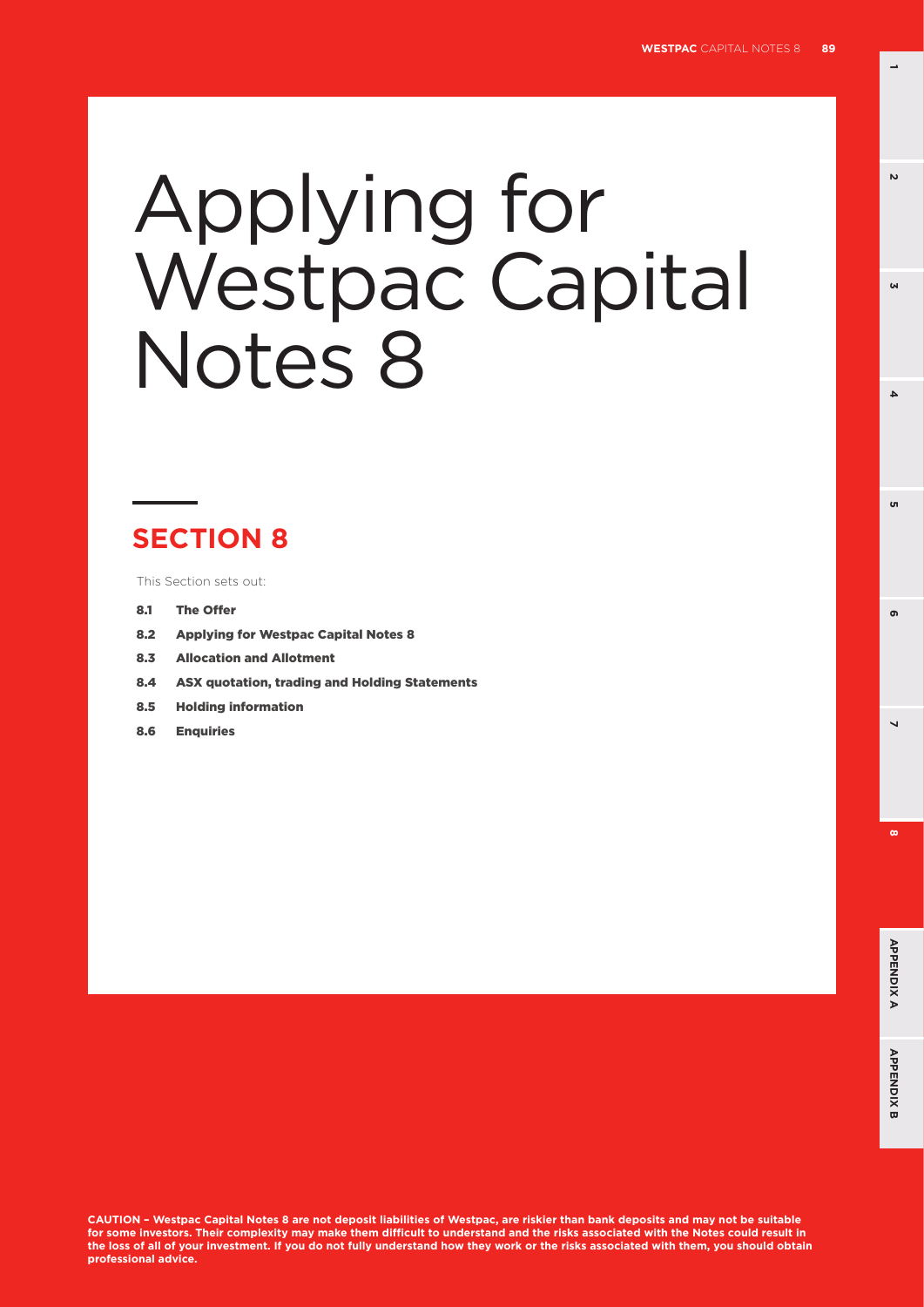# Applying for Westpac Capital Notes 8

## SECTION 8

This Section sets out:

- **8.1 The Offer**
- **8.2 Applying for Westpac Capital Notes 8**
- **8.3 Allocation and Allotment**
- **8.4 ASX quotation, trading and Holding Statements**
- **8.5 Holding information**
- **8.6 Enquiries**

**CAUTION – Westpac Capital Notes 8 are not deposit liabilities of Westpac, are riskier than bank deposits and may not be suitable for some investors. Their complexity may make them difficult to understand and the risks associated with the Notes could result in the loss of all of your investment. If you do not fully understand how they work or the risks associated with them, you should obtain professional advice.**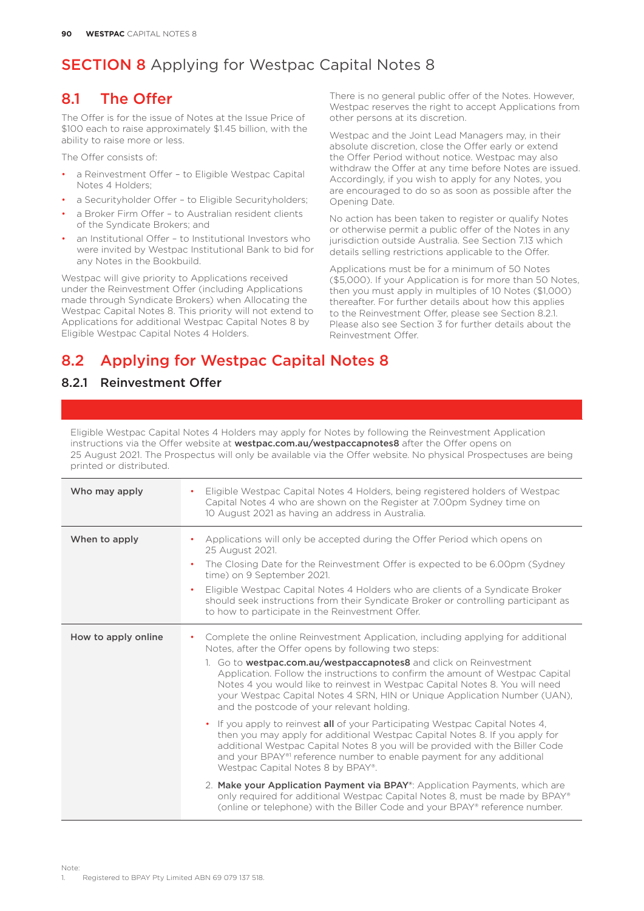# SECTION 8 Applying for Westpac Capital Notes 8

## 8.1 The Offer

The Offer is for the issue of Notes at the Issue Price of $100 each to raise approximately $1.45 billion, with the ability to raise more or less.

The Offer consists of:

- a Reinvestment Offer – to Eligible Westpac Capital Notes 4 Holders;
- a Securityholder Offer – to Eligible Securityholders;
- a Broker Firm Offer – to Australian resident clients of the Syndicate Brokers; and
- an Institutional Offer – to Institutional Investors who were invited by Westpac Institutional Bank to bid for any Notes in the Bookbuild.

Westpac will give priority to Applications received under the Reinvestment Offer (including Applications made through Syndicate Brokers) when Allocating the Westpac Capital Notes 8. This priority will not extend to Applications for additional Westpac Capital Notes 8 by Eligible Westpac Capital Notes 4 Holders.

There is no general public offer of the Notes. However, Westpac reserves the right to accept Applications from other persons at its discretion.

Westpac and the Joint Lead Managers may, in their absolute discretion, close the Offer early or extend the Offer Period without notice. Westpac may also withdraw the Offer at any time before Notes are issued. Accordingly, if you wish to apply for any Notes, you are encouraged to do so as soon as possible after the Opening Date.

No action has been taken to register or qualify Notes or otherwise permit a public offer of the Notes in any jurisdiction outside Australia. See Section 7.13 which details selling restrictions applicable to the Offer.

Applications must be for a minimum of 50 Notes ($5,000). If your Application is for more than 50 Notes, then you must apply in multiples of 10 Notes ($1,000) thereafter. For further details about how this applies to the Reinvestment Offer, please see Section 8.2.1. Please also see Section 3 for further details about the Reinvestment Offer.

## 8.2 Applying for Westpac Capital Notes 8

### 8.2.1 Reinvestment Offer

Eligible Westpac Capital Notes 4 Holders may apply for Notes by following the Reinvestment Application instructions via the Offer website at **westpac.com.au/westpaccapnotes8** after the Offer opens on 25 August 2021. The Prospectus will only be available via the Offer website. No physical Prospectuses are being printed or distributed.

| | |
|---|---|
| **Who may apply** | • Eligible Westpac Capital Notes 4 Holders, being registered holders of Westpac Capital Notes 4 who are shown on the Register at 7.00pm Sydney time on 10 August 2021 as having an address in Australia. |
| **When to apply** | • Applications will only be accepted during the Offer Period which opens on 25 August 2021.<br>• The Closing Date for the Reinvestment Offer is expected to be 6.00pm (Sydney time) on 9 September 2021.<br>• Eligible Westpac Capital Notes 4 Holders who are clients of a Syndicate Broker should seek instructions from their Syndicate Broker or controlling participant as to how to participate in the Reinvestment Offer. |
| **How to apply online** | • Complete the online Reinvestment Application, including applying for additional Notes, after the Offer opens by following two steps:<br>1. Go to **westpac.com.au/westpaccapnotes8** and click on Reinvestment Application. Follow the instructions to confirm the amount of Westpac Capital Notes 4 you would like to reinvest in Westpac Capital Notes 8. You will need your Westpac Capital Notes 4 SRN, HIN or Unique Application Number (UAN), and the postcode of your relevant holding.<br>• If you apply to reinvest **all** of your Participating Westpac Capital Notes 4, then you may apply for additional Westpac Capital Notes 8. If you apply for additional Westpac Capital Notes 8 you will be provided with the Biller Code and your BPAY®[1] reference number to enable payment for any additional Westpac Capital Notes 8 by BPAY®.<br>2. **Make your Application Payment via BPAY®**: Application Payments, which are only required for additional Westpac Capital Notes 8, must be made by BPAY® (online or telephone) with the Biller Code and your BPAY® reference number. |

Note:
1. Registered to BPAY Pty Limited ABN 69 079 137 518.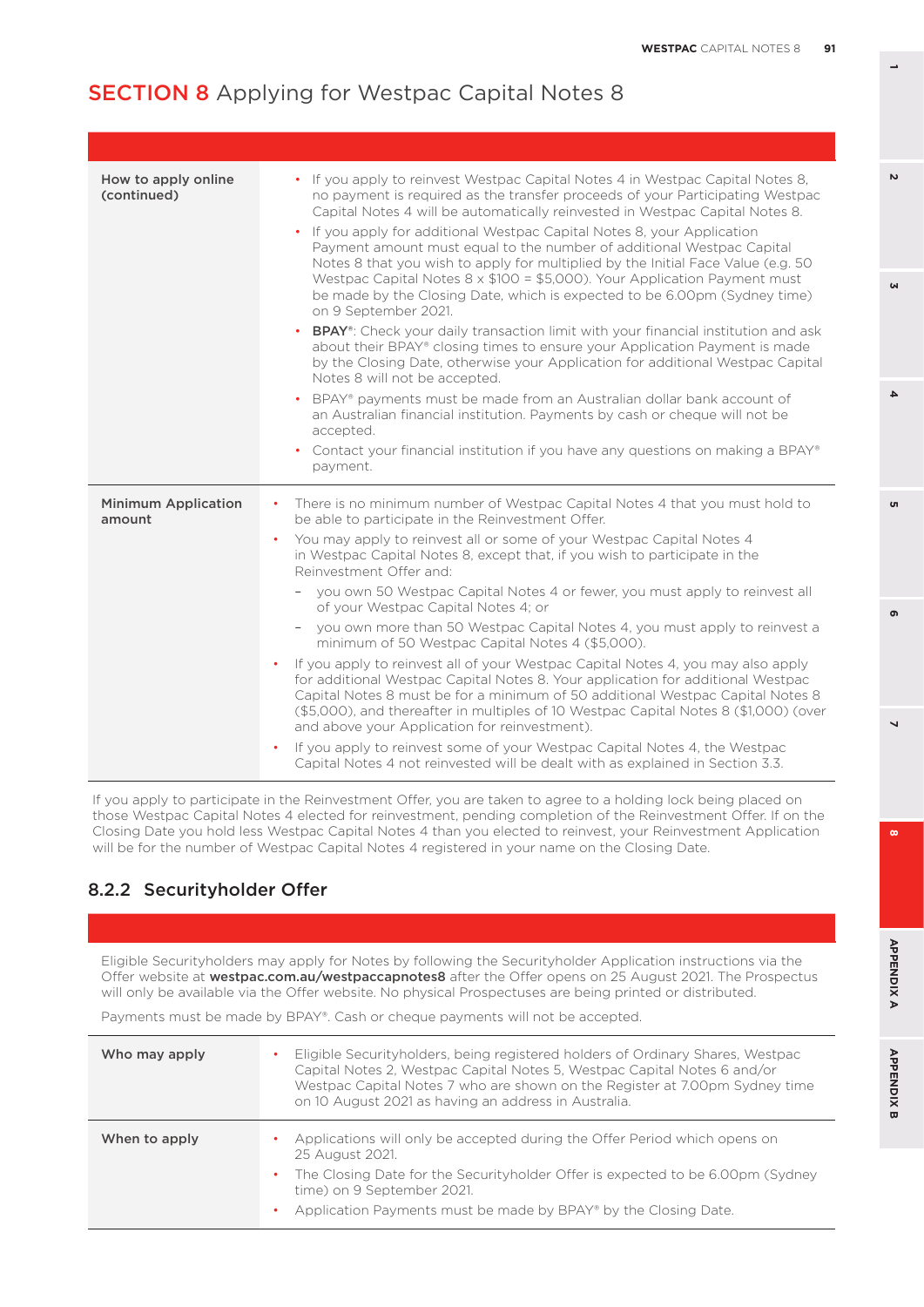# SECTION 8 Applying for Westpac Capital Notes 8

| | |
|---|---|
| **How to apply online (continued)** | • If you apply to reinvest Westpac Capital Notes 4 in Westpac Capital Notes 8, no payment is required as the transfer proceeds of your Participating Westpac Capital Notes 4 will be automatically reinvested in Westpac Capital Notes 8.<br>• If you apply for additional Westpac Capital Notes 8, your Application Payment amount must equal to the number of additional Westpac Capital Notes 8 that you wish to apply for multiplied by the Initial Face Value (e.g. 50 Westpac Capital Notes 8 x $100 = $5,000). Your Application Payment must be made by the Closing Date, which is expected to be 6.00pm (Sydney time) on 9 September 2021.<br>• **BPAY®**: Check your daily transaction limit with your financial institution and ask about their BPAY® closing times to ensure your Application Payment is made by the Closing Date, otherwise your Application for additional Westpac Capital Notes 8 will not be accepted.<br>• BPAY® payments must be made from an Australian dollar bank account of an Australian financial institution. Payments by cash or cheque will not be accepted.<br>• Contact your financial institution if you have any questions on making a BPAY® payment. |
| **Minimum Application amount** | • There is no minimum number of Westpac Capital Notes 4 that you must hold to be able to participate in the Reinvestment Offer.<br>• You may apply to reinvest all or some of your Westpac Capital Notes 4 in Westpac Capital Notes 8, except that, if you wish to participate in the Reinvestment Offer and:<br>– you own 50 Westpac Capital Notes 4 or fewer, you must apply to reinvest all of your Westpac Capital Notes 4; or<br>– you own more than 50 Westpac Capital Notes 4, you must apply to reinvest a minimum of 50 Westpac Capital Notes 4 ($5,000).<br>• If you apply to reinvest all of your Westpac Capital Notes 4, you may also apply for additional Westpac Capital Notes 8. Your application for additional Westpac Capital Notes 8 must be for a minimum of 50 additional Westpac Capital Notes 8 ($5,000), and thereafter in multiples of 10 Westpac Capital Notes 8 ($1,000) (over and above your Application for reinvestment).<br>• If you apply to reinvest some of your Westpac Capital Notes 4, the Westpac Capital Notes 4 not reinvested will be dealt with as explained in Section 3.3. |

If you apply to participate in the Reinvestment Offer, you are taken to agree to a holding lock being placed on those Westpac Capital Notes 4 elected for reinvestment, pending completion of the Reinvestment Offer. If on the Closing Date you hold less Westpac Capital Notes 4 than you elected to reinvest, your Reinvestment Application will be for the number of Westpac Capital Notes 4 registered in your name on the Closing Date.

## 8.2.2 Securityholder Offer

Eligible Securityholders may apply for Notes by following the Securityholder Application instructions via the Offer website at **westpac.com.au/westpaccapnotes8** after the Offer opens on 25 August 2021. The Prospectus will only be available via the Offer website. No physical Prospectuses are being printed or distributed.

Payments must be made by BPAY®. Cash or cheque payments will not be accepted.

| | |
|---|---|
| **Who may apply** | • Eligible Securityholders, being registered holders of Ordinary Shares, Westpac Capital Notes 2, Westpac Capital Notes 5, Westpac Capital Notes 6 and/or Westpac Capital Notes 7 who are shown on the Register at 7.00pm Sydney time on 10 August 2021 as having an address in Australia. |
| **When to apply** | • Applications will only be accepted during the Offer Period which opens on 25 August 2021.<br>• The Closing Date for the Securityholder Offer is expected to be 6.00pm (Sydney time) on 9 September 2021.<br>• Application Payments must be made by BPAY® by the Closing Date. |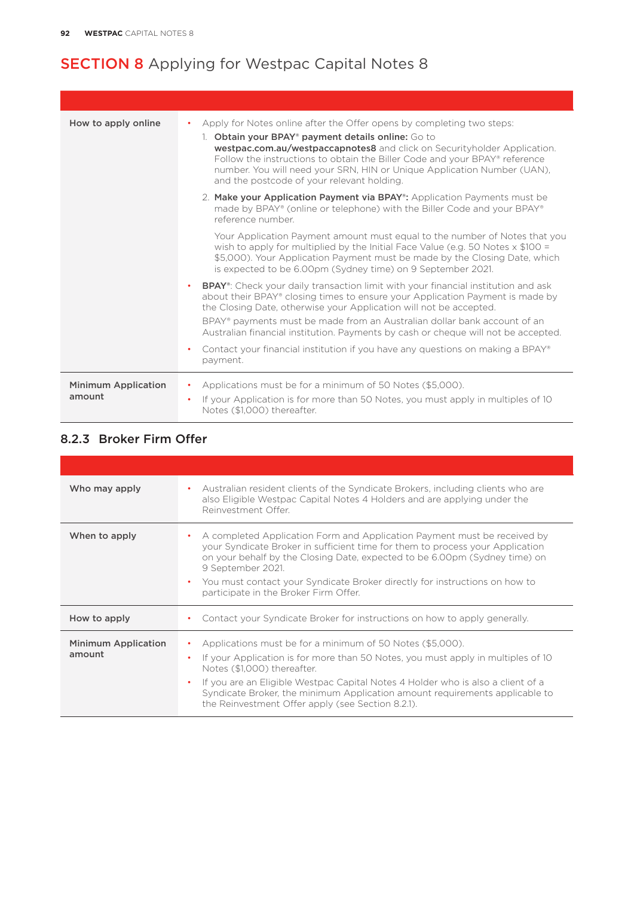# SECTION 8 Applying for Westpac Capital Notes 8

| | |
|---|---|
| **How to apply online** | • Apply for Notes online after the Offer opens by completing two steps:<br>1. **Obtain your BPAY® payment details online:** Go to **westpac.com.au/westpaccapnotes8** and click on Securityholder Application. Follow the instructions to obtain the Biller Code and your BPAY® reference number. You will need your SRN, HIN or Unique Application Number (UAN), and the postcode of your relevant holding.<br>2. **Make your Application Payment via BPAY®:** Application Payments must be made by BPAY® (online or telephone) with the Biller Code and your BPAY® reference number.<br>Your Application Payment amount must equal to the number of Notes that you wish to apply for multiplied by the Initial Face Value (e.g. 50 Notes x $100 = $5,000). Your Application Payment must be made by the Closing Date, which is expected to be 6.00pm (Sydney time) on 9 September 2021.<br>• **BPAY®**: Check your daily transaction limit with your financial institution and ask about their BPAY® closing times to ensure your Application Payment is made by the Closing Date, otherwise your Application will not be accepted.<br>BPAY® payments must be made from an Australian dollar bank account of an Australian financial institution. Payments by cash or cheque will not be accepted.<br>• Contact your financial institution if you have any questions on making a BPAY® payment. |
| **Minimum Application amount** | • Applications must be for a minimum of 50 Notes ($5,000).<br>• If your Application is for more than 50 Notes, you must apply in multiples of 10 Notes ($1,000) thereafter. |

### 8.2.3 Broker Firm Offer

| | |
|---|---|
| **Who may apply** | • Australian resident clients of the Syndicate Brokers, including clients who are also Eligible Westpac Capital Notes 4 Holders and are applying under the Reinvestment Offer. |
| **When to apply** | • A completed Application Form and Application Payment must be received by your Syndicate Broker in sufficient time for them to process your Application on your behalf by the Closing Date, expected to be 6.00pm (Sydney time) on 9 September 2021.<br>• You must contact your Syndicate Broker directly for instructions on how to participate in the Broker Firm Offer. |
| **How to apply** | • Contact your Syndicate Broker for instructions on how to apply generally. |
| **Minimum Application amount** | • Applications must be for a minimum of 50 Notes ($5,000).<br>• If your Application is for more than 50 Notes, you must apply in multiples of 10 Notes ($1,000) thereafter.<br>• If you are an Eligible Westpac Capital Notes 4 Holder who is also a client of a Syndicate Broker, the minimum Application amount requirements applicable to the Reinvestment Offer apply (see Section 8.2.1). |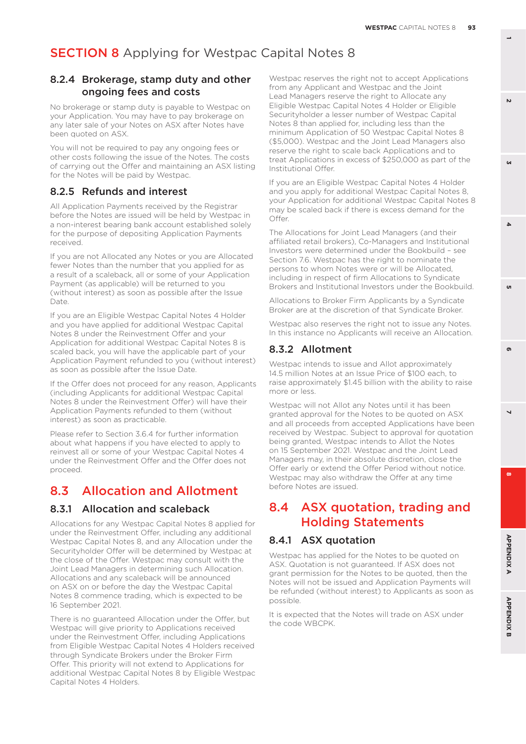# SECTION 8 Applying for Westpac Capital Notes 8

### 8.2.4 Brokerage, stamp duty and other ongoing fees and costs

No brokerage or stamp duty is payable to Westpac on your Application. You may have to pay brokerage on any later sale of your Notes on ASX after Notes have been quoted on ASX.

You will not be required to pay any ongoing fees or other costs following the issue of the Notes. The costs of carrying out the Offer and maintaining an ASX listing for the Notes will be paid by Westpac.

### 8.2.5 Refunds and interest

All Application Payments received by the Registrar before the Notes are issued will be held by Westpac in a non-interest bearing bank account established solely for the purpose of depositing Application Payments received.

If you are not Allocated any Notes or you are Allocated fewer Notes than the number that you applied for as a result of a scaleback, all or some of your Application Payment (as applicable) will be returned to you (without interest) as soon as possible after the Issue Date.

If you are an Eligible Westpac Capital Notes 4 Holder and you have applied for additional Westpac Capital Notes 8 under the Reinvestment Offer and your Application for additional Westpac Capital Notes 8 is scaled back, you will have the applicable part of your Application Payment refunded to you (without interest) as soon as possible after the Issue Date.

If the Offer does not proceed for any reason, Applicants (including Applicants for additional Westpac Capital Notes 8 under the Reinvestment Offer) will have their Application Payments refunded to them (without interest) as soon as practicable.

Please refer to Section 3.6.4 for further information about what happens if you have elected to apply to reinvest all or some of your Westpac Capital Notes 4 under the Reinvestment Offer and the Offer does not proceed.

## 8.3 Allocation and Allotment

### 8.3.1 Allocation and scaleback

Allocations for any Westpac Capital Notes 8 applied for under the Reinvestment Offer, including any additional Westpac Capital Notes 8, and any Allocation under the Securityholder Offer will be determined by Westpac at the close of the Offer. Westpac may consult with the Joint Lead Managers in determining such Allocation. Allocations and any scaleback will be announced on ASX on or before the day the Westpac Capital Notes 8 commence trading, which is expected to be 16 September 2021.

There is no guaranteed Allocation under the Offer, but Westpac will give priority to Applications received under the Reinvestment Offer, including Applications from Eligible Westpac Capital Notes 4 Holders received through Syndicate Brokers under the Broker Firm Offer. This priority will not extend to Applications for additional Westpac Capital Notes 8 by Eligible Westpac Capital Notes 4 Holders.

Westpac reserves the right not to accept Applications from any Applicant and Westpac and the Joint Lead Managers reserve the right to Allocate any Eligible Westpac Capital Notes 4 Holder or Eligible Securityholder a lesser number of Westpac Capital Notes 8 than applied for, including less than the minimum Application of 50 Westpac Capital Notes 8 ($5,000). Westpac and the Joint Lead Managers also reserve the right to scale back Applications and to treat Applications in excess of $250,000 as part of the Institutional Offer.

If you are an Eligible Westpac Capital Notes 4 Holder and you apply for additional Westpac Capital Notes 8, your Application for additional Westpac Capital Notes 8 may be scaled back if there is excess demand for the Offer.

The Allocations for Joint Lead Managers (and their affiliated retail brokers), Co-Managers and Institutional Investors were determined under the Bookbuild – see Section 7.6. Westpac has the right to nominate the persons to whom Notes were or will be Allocated, including in respect of firm Allocations to Syndicate Brokers and Institutional Investors under the Bookbuild.

Allocations to Broker Firm Applicants by a Syndicate Broker are at the discretion of that Syndicate Broker.

Westpac also reserves the right not to issue any Notes. In this instance no Applicants will receive an Allocation.

### 8.3.2 Allotment

Westpac intends to issue and Allot approximately 14.5 million Notes at an Issue Price of $100 each, to raise approximately $1.45 billion with the ability to raise more or less.

Westpac will not Allot any Notes until it has been granted approval for the Notes to be quoted on ASX and all proceeds from accepted Applications have been received by Westpac. Subject to approval for quotation being granted, Westpac intends to Allot the Notes on 15 September 2021. Westpac and the Joint Lead Managers may, in their absolute discretion, close the Offer early or extend the Offer Period without notice. Westpac may also withdraw the Offer at any time before Notes are issued.

## 8.4 ASX quotation, trading and Holding Statements

### 8.4.1 ASX quotation

Westpac has applied for the Notes to be quoted on ASX. Quotation is not guaranteed. If ASX does not grant permission for the Notes to be quoted, then the Notes will not be issued and Application Payments will be refunded (without interest) to Applicants as soon as possible.

It is expected that the Notes will trade on ASX under the code WBCPK.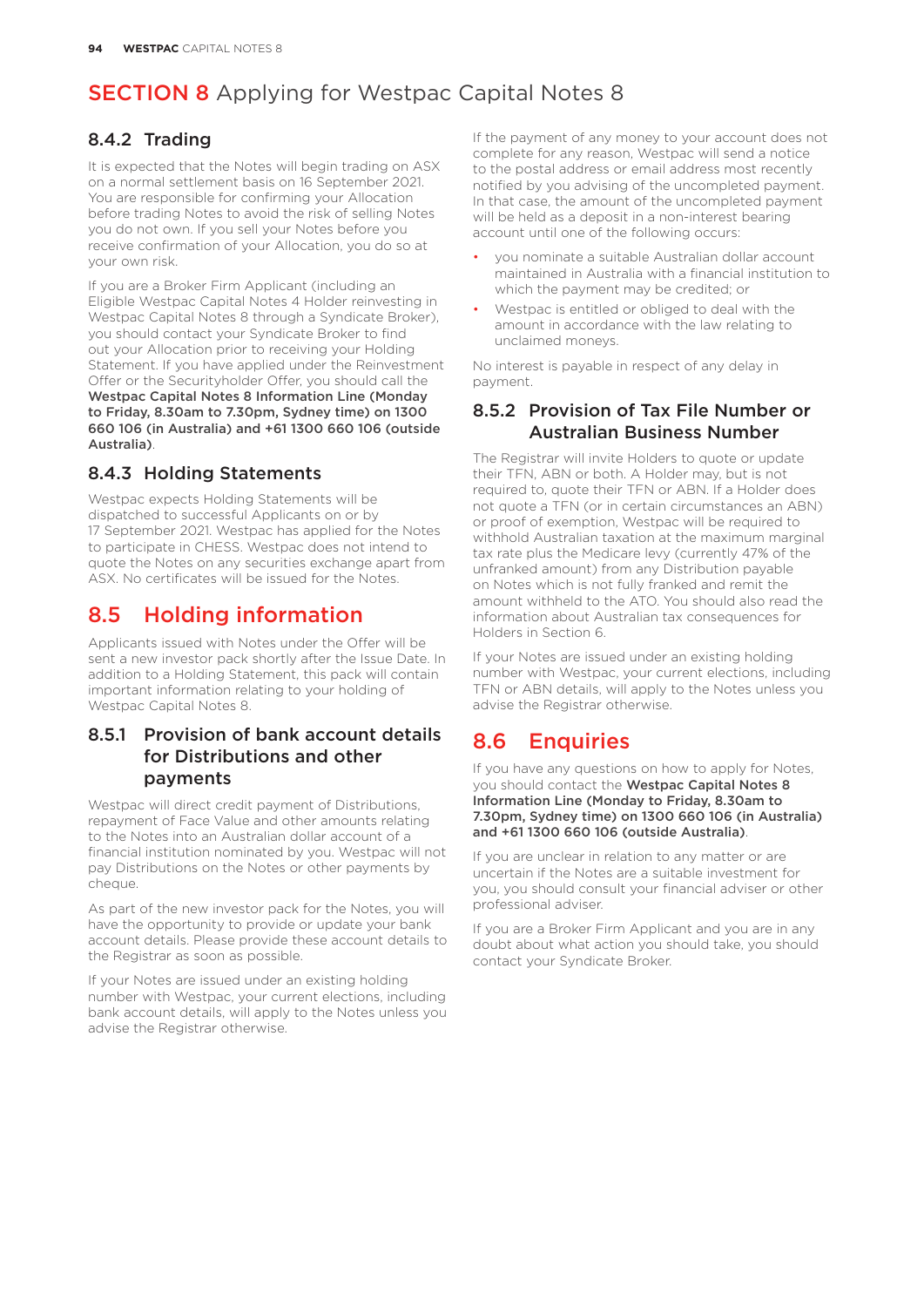# SECTION 8 Applying for Westpac Capital Notes 8

### 8.4.2 Trading

It is expected that the Notes will begin trading on ASX on a normal settlement basis on 16 September 2021. You are responsible for confirming your Allocation before trading Notes to avoid the risk of selling Notes you do not own. If you sell your Notes before you receive confirmation of your Allocation, you do so at your own risk.

If you are a Broker Firm Applicant (including an Eligible Westpac Capital Notes 4 Holder reinvesting in Westpac Capital Notes 8 through a Syndicate Broker), you should contact your Syndicate Broker to find out your Allocation prior to receiving your Holding Statement. If you have applied under the Reinvestment Offer or the Securityholder Offer, you should call the **Westpac Capital Notes 8 Information Line (Monday to Friday, 8.30am to 7.30pm, Sydney time) on 1300 660 106 (in Australia) and +61 1300 660 106 (outside Australia)**.

### 8.4.3 Holding Statements

Westpac expects Holding Statements will be dispatched to successful Applicants on or by 17 September 2021. Westpac has applied for the Notes to participate in CHESS. Westpac does not intend to quote the Notes on any securities exchange apart from ASX. No certificates will be issued for the Notes.

## 8.5 Holding information

Applicants issued with Notes under the Offer will be sent a new investor pack shortly after the Issue Date. In addition to a Holding Statement, this pack will contain important information relating to your holding of Westpac Capital Notes 8.

### 8.5.1 Provision of bank account details for Distributions and other payments

Westpac will direct credit payment of Distributions, repayment of Face Value and other amounts relating to the Notes into an Australian dollar account of a financial institution nominated by you. Westpac will not pay Distributions on the Notes or other payments by cheque.

As part of the new investor pack for the Notes, you will have the opportunity to provide or update your bank account details. Please provide these account details to the Registrar as soon as possible.

If your Notes are issued under an existing holding number with Westpac, your current elections, including bank account details, will apply to the Notes unless you advise the Registrar otherwise.

If the payment of any money to your account does not complete for any reason, Westpac will send a notice to the postal address or email address most recently notified by you advising of the uncompleted payment. In that case, the amount of the uncompleted payment will be held as a deposit in a non-interest bearing account until one of the following occurs:

- you nominate a suitable Australian dollar account maintained in Australia with a financial institution to which the payment may be credited; or
- Westpac is entitled or obliged to deal with the amount in accordance with the law relating to unclaimed moneys.

No interest is payable in respect of any delay in payment.

### 8.5.2 Provision of Tax File Number or Australian Business Number

The Registrar will invite Holders to quote or update their TFN, ABN or both. A Holder may, but is not required to, quote their TFN or ABN. If a Holder does not quote a TFN (or in certain circumstances an ABN) or proof of exemption, Westpac will be required to withhold Australian taxation at the maximum marginal tax rate plus the Medicare levy (currently 47% of the unfranked amount) from any Distribution payable on Notes which is not fully franked and remit the amount withheld to the ATO. You should also read the information about Australian tax consequences for Holders in Section 6.

If your Notes are issued under an existing holding number with Westpac, your current elections, including TFN or ABN details, will apply to the Notes unless you advise the Registrar otherwise.

## 8.6 Enquiries

If you have any questions on how to apply for Notes, you should contact the **Westpac Capital Notes 8 Information Line (Monday to Friday, 8.30am to 7.30pm, Sydney time) on 1300 660 106 (in Australia) and +61 1300 660 106 (outside Australia)**.

If you are unclear in relation to any matter or are uncertain if the Notes are a suitable investment for you, you should consult your financial adviser or other professional adviser.

If you are a Broker Firm Applicant and you are in any doubt about what action you should take, you should contact your Syndicate Broker.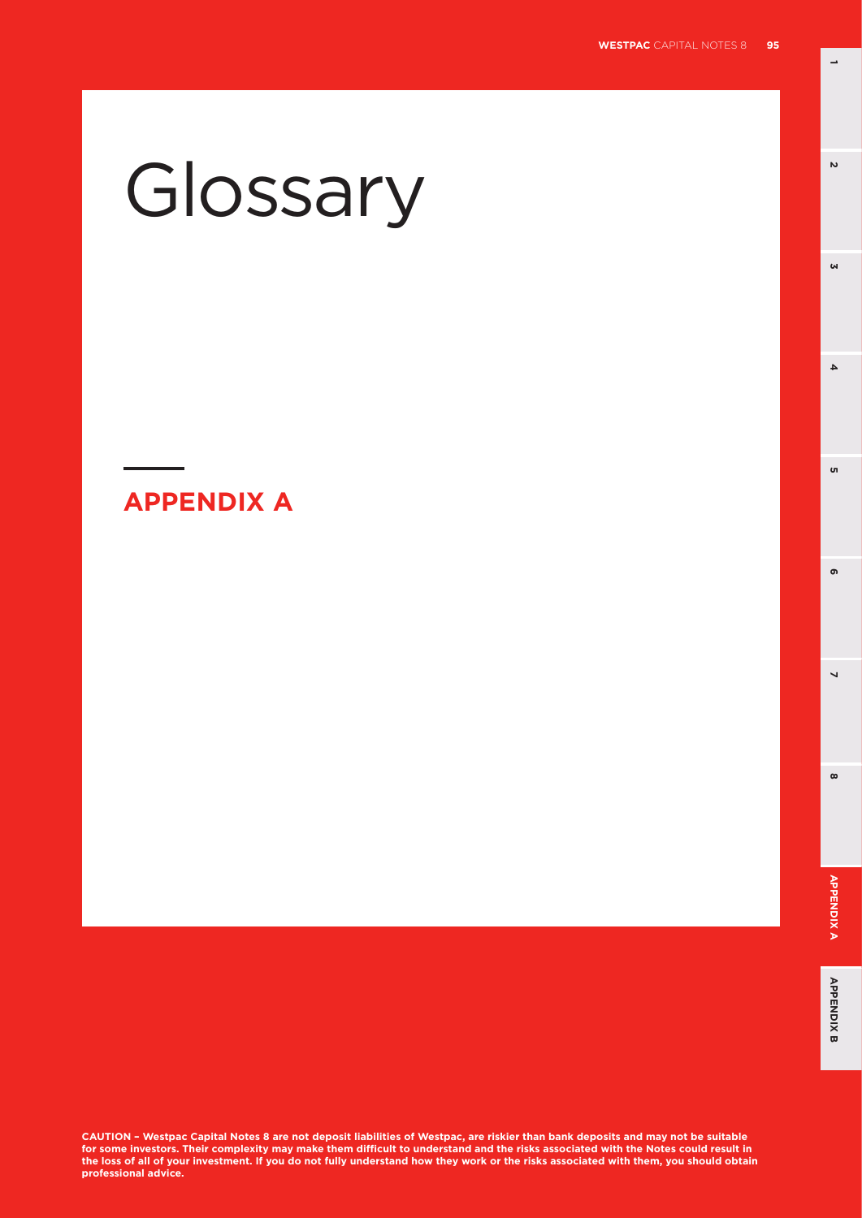# Glossary

## APPENDIX A

**CAUTION – Westpac Capital Notes 8 are not deposit liabilities of Westpac, are riskier than bank deposits and may not be suitable for some investors. Their complexity may make them difficult to understand and the risks associated with the Notes could result in the loss of all of your investment. If you do not fully understand how they work or the risks associated with them, you should obtain professional advice.**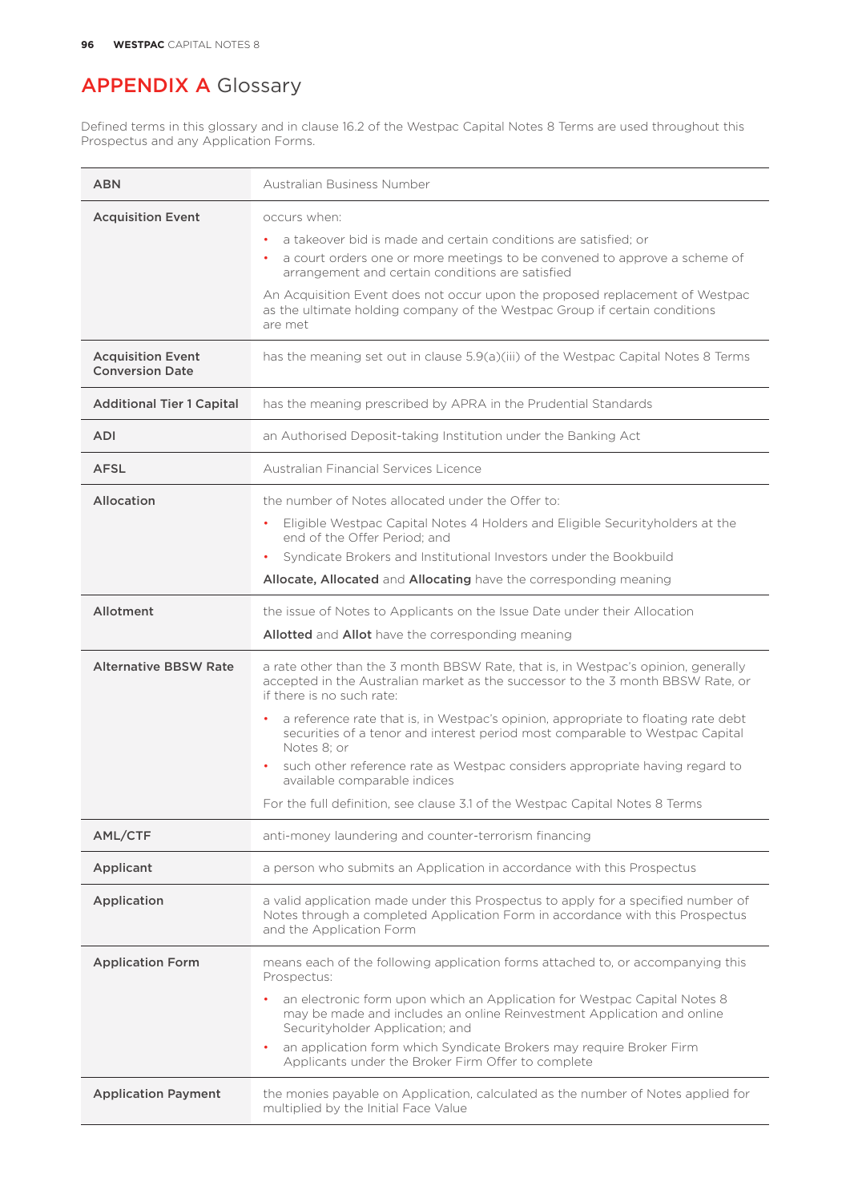# APPENDIX A Glossary

Defined terms in this glossary and in clause 16.2 of the Westpac Capital Notes 8 Terms are used throughout this Prospectus and any Application Forms.

| | |
|---|---|
| **ABN** | Australian Business Number |
| **Acquisition Event** | occurs when:<br>• a takeover bid is made and certain conditions are satisfied; or<br>• a court orders one or more meetings to be convened to approve a scheme of arrangement and certain conditions are satisfied<br>An Acquisition Event does not occur upon the proposed replacement of Westpac as the ultimate holding company of the Westpac Group if certain conditions are met |
| **Acquisition Event Conversion Date** | has the meaning set out in clause 5.9(a)(iii) of the Westpac Capital Notes 8 Terms |
| **Additional Tier 1 Capital** | has the meaning prescribed by APRA in the Prudential Standards |
| **ADI** | an Authorised Deposit-taking Institution under the Banking Act |
| **AFSL** | Australian Financial Services Licence |
| **Allocation** | the number of Notes allocated under the Offer to:<br>• Eligible Westpac Capital Notes 4 Holders and Eligible Securityholders at the end of the Offer Period; and<br>• Syndicate Brokers and Institutional Investors under the Bookbuild<br>**Allocate, Allocated** and **Allocating** have the corresponding meaning |
| **Allotment** | the issue of Notes to Applicants on the Issue Date under their Allocation<br>**Allotted** and **Allot** have the corresponding meaning |
| **Alternative BBSW Rate** | a rate other than the 3 month BBSW Rate, that is, in Westpac's opinion, generally accepted in the Australian market as the successor to the 3 month BBSW Rate, or if there is no such rate:<br>• a reference rate that is, in Westpac's opinion, appropriate to floating rate debt securities of a tenor and interest period most comparable to Westpac Capital Notes 8; or<br>• such other reference rate as Westpac considers appropriate having regard to available comparable indices<br>For the full definition, see clause 3.1 of the Westpac Capital Notes 8 Terms |
| **AML/CTF** | anti-money laundering and counter-terrorism financing |
| **Applicant** | a person who submits an Application in accordance with this Prospectus |
| **Application** | a valid application made under this Prospectus to apply for a specified number of Notes through a completed Application Form in accordance with this Prospectus and the Application Form |
| **Application Form** | means each of the following application forms attached to, or accompanying this Prospectus:<br>• an electronic form upon which an Application for Westpac Capital Notes 8 may be made and includes an online Reinvestment Application and online Securityholder Application; and<br>• an application form which Syndicate Brokers may require Broker Firm Applicants under the Broker Firm Offer to complete |
| **Application Payment** | the monies payable on Application, calculated as the number of Notes applied for multiplied by the Initial Face Value |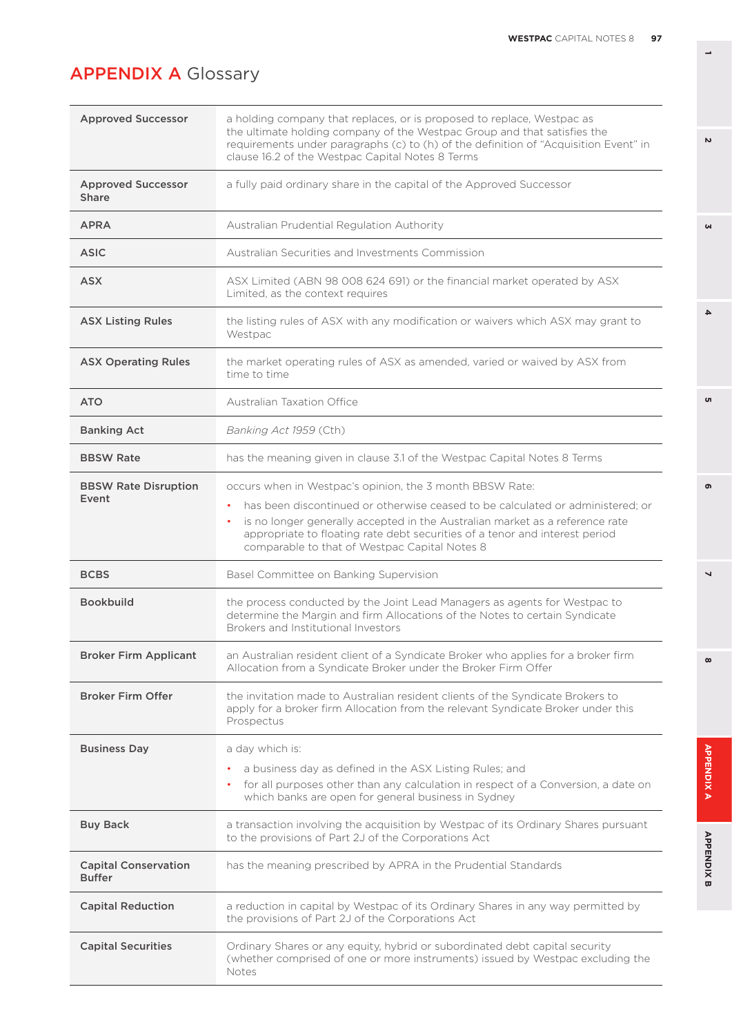# APPENDIX A Glossary

| Term | Definition |
|---|---|
| **Approved Successor** | a holding company that replaces, or is proposed to replace, Westpac as the ultimate holding company of the Westpac Group and that satisfies the requirements under paragraphs (c) to (h) of the definition of "Acquisition Event" in clause 16.2 of the Westpac Capital Notes 8 Terms |
| **Approved Successor Share** | a fully paid ordinary share in the capital of the Approved Successor |
| **APRA** | Australian Prudential Regulation Authority |
| **ASIC** | Australian Securities and Investments Commission |
| **ASX** | ASX Limited (ABN 98 008 624 691) or the financial market operated by ASX Limited, as the context requires |
| **ASX Listing Rules** | the listing rules of ASX with any modification or waivers which ASX may grant to Westpac |
| **ASX Operating Rules** | the market operating rules of ASX as amended, varied or waived by ASX from time to time |
| **ATO** | Australian Taxation Office |
| **Banking Act** | *Banking Act 1959* (Cth) |
| **BBSW Rate** | has the meaning given in clause 3.1 of the Westpac Capital Notes 8 Terms |
| **BBSW Rate Disruption Event** | occurs when in Westpac's opinion, the 3 month BBSW Rate: <br>• has been discontinued or otherwise ceased to be calculated or administered; or <br>• is no longer generally accepted in the Australian market as a reference rate appropriate to floating rate debt securities of a tenor and interest period comparable to that of Westpac Capital Notes 8 |
| **BCBS** | Basel Committee on Banking Supervision |
| **Bookbuild** | the process conducted by the Joint Lead Managers as agents for Westpac to determine the Margin and firm Allocations of the Notes to certain Syndicate Brokers and Institutional Investors |
| **Broker Firm Applicant** | an Australian resident client of a Syndicate Broker who applies for a broker firm Allocation from a Syndicate Broker under the Broker Firm Offer |
| **Broker Firm Offer** | the invitation made to Australian resident clients of the Syndicate Brokers to apply for a broker firm Allocation from the relevant Syndicate Broker under this Prospectus |
| **Business Day** | a day which is: <br>• a business day as defined in the ASX Listing Rules; and <br>• for all purposes other than any calculation in respect of a Conversion, a date on which banks are open for general business in Sydney |
| **Buy Back** | a transaction involving the acquisition by Westpac of its Ordinary Shares pursuant to the provisions of Part 2J of the Corporations Act |
| **Capital Conservation Buffer** | has the meaning prescribed by APRA in the Prudential Standards |
| **Capital Reduction** | a reduction in capital by Westpac of its Ordinary Shares in any way permitted by the provisions of Part 2J of the Corporations Act |
| **Capital Securities** | Ordinary Shares or any equity, hybrid or subordinated debt capital security (whether comprised of one or more instruments) issued by Westpac excluding the Notes |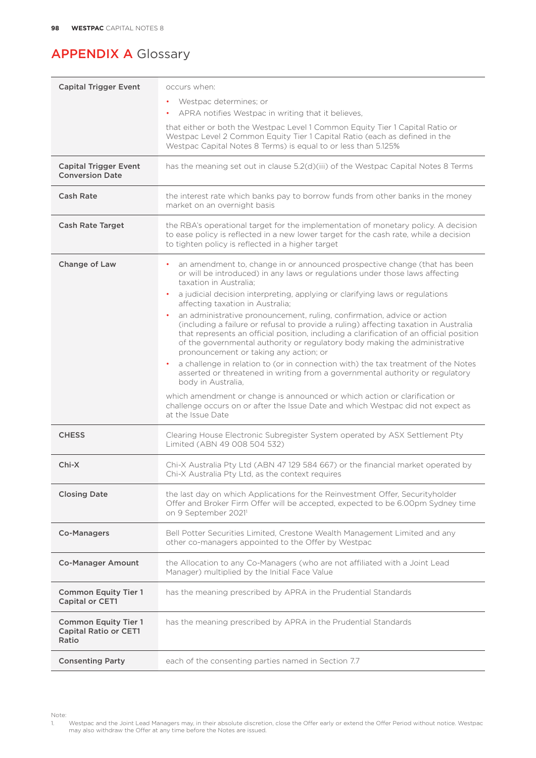# APPENDIX A Glossary

| | |
|---|---|
| **Capital Trigger Event** | occurs when:<br>• Westpac determines; or<br>• APRA notifies Westpac in writing that it believes,<br>that either or both the Westpac Level 1 Common Equity Tier 1 Capital Ratio or Westpac Level 2 Common Equity Tier 1 Capital Ratio (each as defined in the Westpac Capital Notes 8 Terms) is equal to or less than 5.125% |
| **Capital Trigger Event Conversion Date** | has the meaning set out in clause 5.2(d)(iii) of the Westpac Capital Notes 8 Terms |
| **Cash Rate** | the interest rate which banks pay to borrow funds from other banks in the money market on an overnight basis |
| **Cash Rate Target** | the RBA's operational target for the implementation of monetary policy. A decision to ease policy is reflected in a new lower target for the cash rate, while a decision to tighten policy is reflected in a higher target |
| **Change of Law** | • an amendment to, change in or announced prospective change (that has been or will be introduced) in any laws or regulations under those laws affecting taxation in Australia;<br>• a judicial decision interpreting, applying or clarifying laws or regulations affecting taxation in Australia;<br>• an administrative pronouncement, ruling, confirmation, advice or action (including a failure or refusal to provide a ruling) affecting taxation in Australia that represents an official position, including a clarification of an official position of the governmental authority or regulatory body making the administrative pronouncement or taking any action; or<br>• a challenge in relation to (or in connection with) the tax treatment of the Notes asserted or threatened in writing from a governmental authority or regulatory body in Australia,<br>which amendment or change is announced or which action or clarification or challenge occurs on or after the Issue Date and which Westpac did not expect as at the Issue Date |
| **CHESS** | Clearing House Electronic Subregister System operated by ASX Settlement Pty Limited (ABN 49 008 504 532) |
| **Chi-X** | Chi-X Australia Pty Ltd (ABN 47 129 584 667) or the financial market operated by Chi-X Australia Pty Ltd, as the context requires |
| **Closing Date** | the last day on which Applications for the Reinvestment Offer, Securityholder Offer and Broker Firm Offer will be accepted, expected to be 6.00pm Sydney time on 9 September 2021[1] |
| **Co-Managers** | Bell Potter Securities Limited, Crestone Wealth Management Limited and any other co-managers appointed to the Offer by Westpac |
| **Co-Manager Amount** | the Allocation to any Co-Managers (who are not affiliated with a Joint Lead Manager) multiplied by the Initial Face Value |
| **Common Equity Tier 1 Capital or CET1** | has the meaning prescribed by APRA in the Prudential Standards |
| **Common Equity Tier 1 Capital Ratio or CET1 Ratio** | has the meaning prescribed by APRA in the Prudential Standards |
| **Consenting Party** | each of the consenting parties named in Section 7.7 |

Note:
1. Westpac and the Joint Lead Managers may, in their absolute discretion, close the Offer early or extend the Offer Period without notice. Westpac may also withdraw the Offer at any time before the Notes are issued.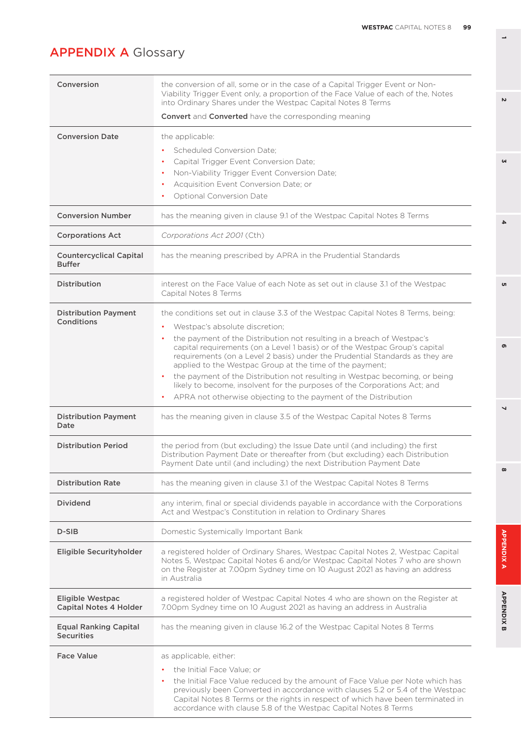# APPENDIX A Glossary

| | |
|---|---|
| **Conversion** | the conversion of all, some or in the case of a Capital Trigger Event or Non-Viability Trigger Event only, a proportion of the Face Value of each of the, Notes into Ordinary Shares under the Westpac Capital Notes 8 Terms<br><br>**Convert** and **Converted** have the corresponding meaning |
| **Conversion Date** | the applicable:<br>• Scheduled Conversion Date;<br>• Capital Trigger Event Conversion Date;<br>• Non-Viability Trigger Event Conversion Date;<br>• Acquisition Event Conversion Date; or<br>• Optional Conversion Date |
| **Conversion Number** | has the meaning given in clause 9.1 of the Westpac Capital Notes 8 Terms |
| **Corporations Act** | *Corporations Act 2001* (Cth) |
| **Countercyclical Capital Buffer** | has the meaning prescribed by APRA in the Prudential Standards |
| **Distribution** | interest on the Face Value of each Note as set out in clause 3.1 of the Westpac Capital Notes 8 Terms |
| **Distribution Payment Conditions** | the conditions set out in clause 3.3 of the Westpac Capital Notes 8 Terms, being:<br>• Westpac's absolute discretion;<br>• the payment of the Distribution not resulting in a breach of Westpac's capital requirements (on a Level 1 basis) or of the Westpac Group's capital requirements (on a Level 2 basis) under the Prudential Standards as they are applied to the Westpac Group at the time of the payment;<br>• the payment of the Distribution not resulting in Westpac becoming, or being likely to become, insolvent for the purposes of the Corporations Act; and<br>• APRA not otherwise objecting to the payment of the Distribution |
| **Distribution Payment Date** | has the meaning given in clause 3.5 of the Westpac Capital Notes 8 Terms |
| **Distribution Period** | the period from (but excluding) the Issue Date until (and including) the first Distribution Payment Date or thereafter from (but excluding) each Distribution Payment Date until (and including) the next Distribution Payment Date |
| **Distribution Rate** | has the meaning given in clause 3.1 of the Westpac Capital Notes 8 Terms |
| **Dividend** | any interim, final or special dividends payable in accordance with the Corporations Act and Westpac's Constitution in relation to Ordinary Shares |
| **D-SIB** | Domestic Systemically Important Bank |
| **Eligible Securityholder** | a registered holder of Ordinary Shares, Westpac Capital Notes 2, Westpac Capital Notes 5, Westpac Capital Notes 6 and/or Westpac Capital Notes 7 who are shown on the Register at 7.00pm Sydney time on 10 August 2021 as having an address in Australia |
| **Eligible Westpac Capital Notes 4 Holder** | a registered holder of Westpac Capital Notes 4 who are shown on the Register at 7.00pm Sydney time on 10 August 2021 as having an address in Australia |
| **Equal Ranking Capital Securities** | has the meaning given in clause 16.2 of the Westpac Capital Notes 8 Terms |
| **Face Value** | as applicable, either:<br>• the Initial Face Value; or<br>• the Initial Face Value reduced by the amount of Face Value per Note which has previously been Converted in accordance with clauses 5.2 or 5.4 of the Westpac Capital Notes 8 Terms or the rights in respect of which have been terminated in accordance with clause 5.8 of the Westpac Capital Notes 8 Terms |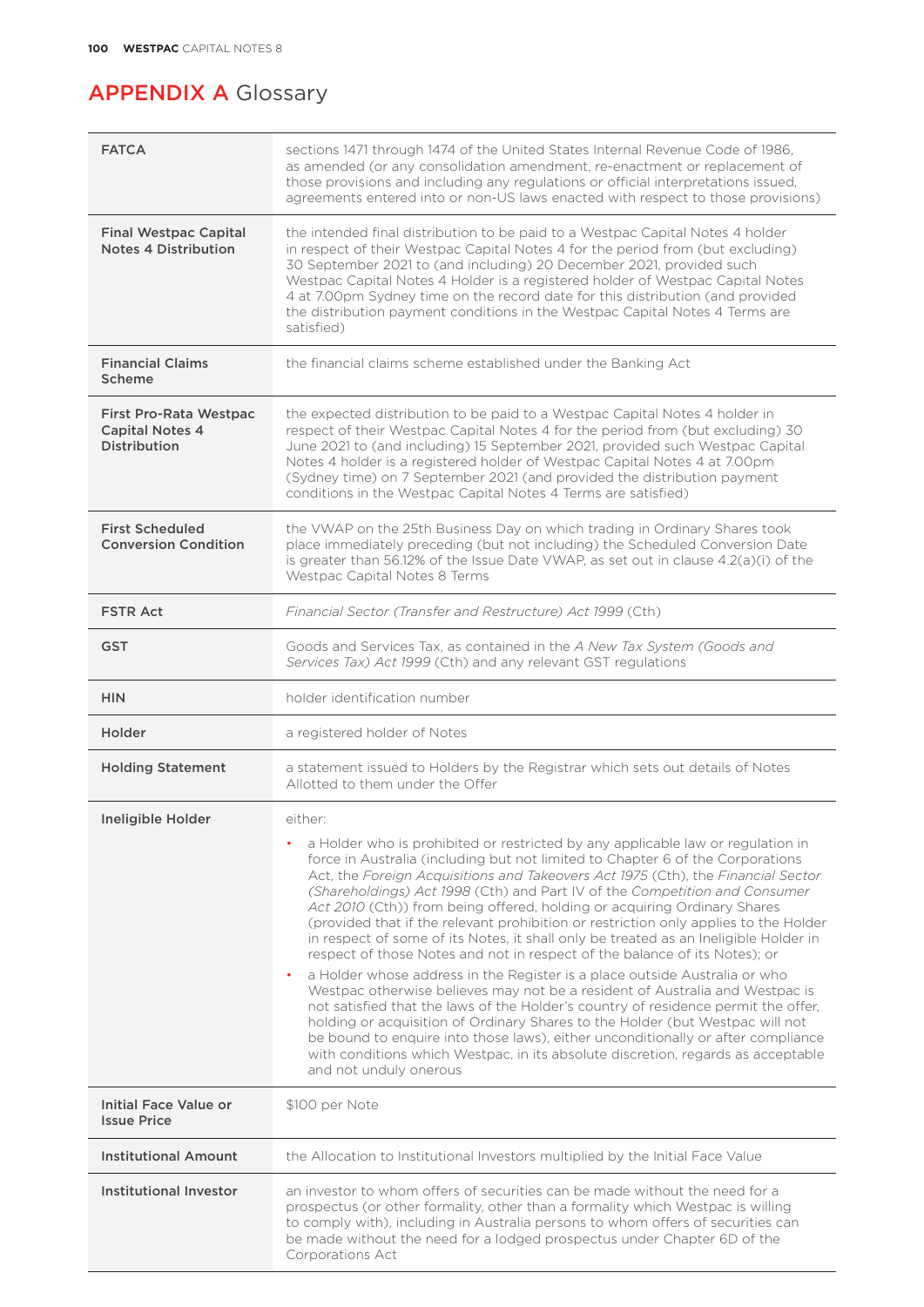# APPENDIX A Glossary

| | |
|---|---|
| **FATCA** | sections 1471 through 1474 of the United States Internal Revenue Code of 1986, as amended (or any consolidation amendment, re-enactment or replacement of those provisions and including any regulations or official interpretations issued, agreements entered into or non-US laws enacted with respect to those provisions) |
| **Final Westpac Capital Notes 4 Distribution** | the intended final distribution to be paid to a Westpac Capital Notes 4 holder in respect of their Westpac Capital Notes 4 for the period from (but excluding) 30 September 2021 to (and including) 20 December 2021, provided such Westpac Capital Notes 4 Holder is a registered holder of Westpac Capital Notes 4 at 7.00pm Sydney time on the record date for this distribution (and provided the distribution payment conditions in the Westpac Capital Notes 4 Terms are satisfied) |
| **Financial Claims Scheme** | the financial claims scheme established under the Banking Act |
| **First Pro-Rata Westpac Capital Notes 4 Distribution** | the expected distribution to be paid to a Westpac Capital Notes 4 holder in respect of their Westpac Capital Notes 4 for the period from (but excluding) 30 June 2021 to (and including) 15 September 2021, provided such Westpac Capital Notes 4 holder is a registered holder of Westpac Capital Notes 4 at 7.00pm (Sydney time) on 7 September 2021 (and provided the distribution payment conditions in the Westpac Capital Notes 4 Terms are satisfied) |
| **First Scheduled Conversion Condition** | the VWAP on the 25th Business Day on which trading in Ordinary Shares took place immediately preceding (but not including) the Scheduled Conversion Date is greater than 56.12% of the Issue Date VWAP, as set out in clause 4.2(a)(i) of the Westpac Capital Notes 8 Terms |
| **FSTR Act** | *Financial Sector (Transfer and Restructure) Act 1999* (Cth) |
| **GST** | Goods and Services Tax, as contained in the *A New Tax System (Goods and Services Tax) Act 1999* (Cth) and any relevant GST regulations |
| **HIN** | holder identification number |
| **Holder** | a registered holder of Notes |
| **Holding Statement** | a statement issued to Holders by the Registrar which sets out details of Notes Allotted to them under the Offer |
| **Ineligible Holder** | either:<br>• a Holder who is prohibited or restricted by any applicable law or regulation in force in Australia (including but not limited to Chapter 6 of the Corporations Act, the *Foreign Acquisitions and Takeovers Act 1975* (Cth), the *Financial Sector (Shareholdings) Act 1998* (Cth) and Part IV of the *Competition and Consumer Act 2010* (Cth)) from being offered, holding or acquiring Ordinary Shares (provided that if the relevant prohibition or restriction only applies to the Holder in respect of some of its Notes, it shall only be treated as an Ineligible Holder in respect of those Notes and not in respect of the balance of its Notes); or<br>• a Holder whose address in the Register is a place outside Australia or who Westpac otherwise believes may not be a resident of Australia and Westpac is not satisfied that the laws of the Holder's country of residence permit the offer, holding or acquisition of Ordinary Shares to the Holder (but Westpac will not be bound to enquire into those laws), either unconditionally or after compliance with conditions which Westpac, in its absolute discretion, regards as acceptable and not unduly onerous |
| **Initial Face Value or Issue Price** | $100 per Note |
| **Institutional Amount** | the Allocation to Institutional Investors multiplied by the Initial Face Value |
| **Institutional Investor** | an investor to whom offers of securities can be made without the need for a prospectus (or other formality, other than a formality which Westpac is willing to comply with), including in Australia persons to whom offers of securities can be made without the need for a lodged prospectus under Chapter 6D of the Corporations Act |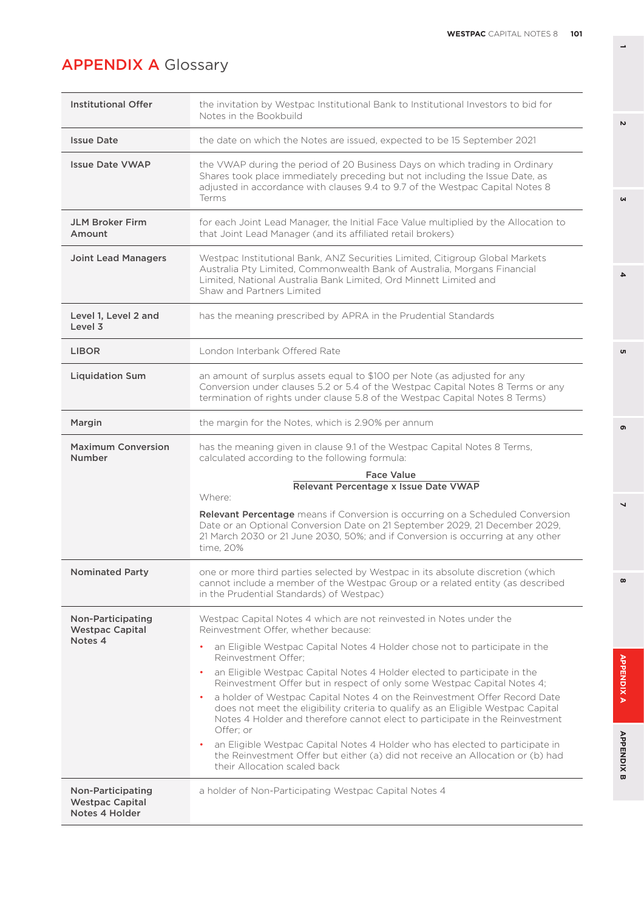# APPENDIX A Glossary

| | |
|---|---|
| **Institutional Offer** | the invitation by Westpac Institutional Bank to Institutional Investors to bid for Notes in the Bookbuild |
| **Issue Date** | the date on which the Notes are issued, expected to be 15 September 2021 |
| **Issue Date VWAP** | the VWAP during the period of 20 Business Days on which trading in Ordinary Shares took place immediately preceding but not including the Issue Date, as adjusted in accordance with clauses 9.4 to 9.7 of the Westpac Capital Notes 8 Terms |
| **JLM Broker Firm Amount** | for each Joint Lead Manager, the Initial Face Value multiplied by the Allocation to that Joint Lead Manager (and its affiliated retail brokers) |
| **Joint Lead Managers** | Westpac Institutional Bank, ANZ Securities Limited, Citigroup Global Markets Australia Pty Limited, Commonwealth Bank of Australia, Morgans Financial Limited, National Australia Bank Limited, Ord Minnett Limited and Shaw and Partners Limited |
| **Level 1, Level 2 and Level 3** | has the meaning prescribed by APRA in the Prudential Standards |
| **LIBOR** | London Interbank Offered Rate |
| **Liquidation Sum** | an amount of surplus assets equal to $100 per Note (as adjusted for any Conversion under clauses 5.2 or 5.4 of the Westpac Capital Notes 8 Terms or any termination of rights under clause 5.8 of the Westpac Capital Notes 8 Terms) |
| **Margin** | the margin for the Notes, which is 2.90% per annum |
| **Maximum Conversion Number** | has the meaning given in clause 9.1 of the Westpac Capital Notes 8 Terms, calculated according to the following formula: $$\frac{\text{Face Value}}{\text{Relevant Percentage} \times \text{Issue Date VWAP}}$$ Where: **Relevant Percentage** means if Conversion is occurring on a Scheduled Conversion Date or an Optional Conversion Date on 21 September 2029, 21 December 2029, 21 March 2030 or 21 June 2030, 50%; and if Conversion is occurring at any other time, 20% |
| **Nominated Party** | one or more third parties selected by Westpac in its absolute discretion (which cannot include a member of the Westpac Group or a related entity (as described in the Prudential Standards) of Westpac) |
| **Non-Participating Westpac Capital Notes 4** | Westpac Capital Notes 4 which are not reinvested in Notes under the Reinvestment Offer, whether because: • an Eligible Westpac Capital Notes 4 Holder chose not to participate in the Reinvestment Offer; • an Eligible Westpac Capital Notes 4 Holder elected to participate in the Reinvestment Offer but in respect of only some Westpac Capital Notes 4; • a holder of Westpac Capital Notes 4 on the Reinvestment Offer Record Date does not meet the eligibility criteria to qualify as an Eligible Westpac Capital Notes 4 Holder and therefore cannot elect to participate in the Reinvestment Offer; or • an Eligible Westpac Capital Notes 4 Holder who has elected to participate in the Reinvestment Offer but either (a) did not receive an Allocation or (b) had their Allocation scaled back |
| **Non-Participating Westpac Capital Notes 4 Holder** | a holder of Non-Participating Westpac Capital Notes 4 |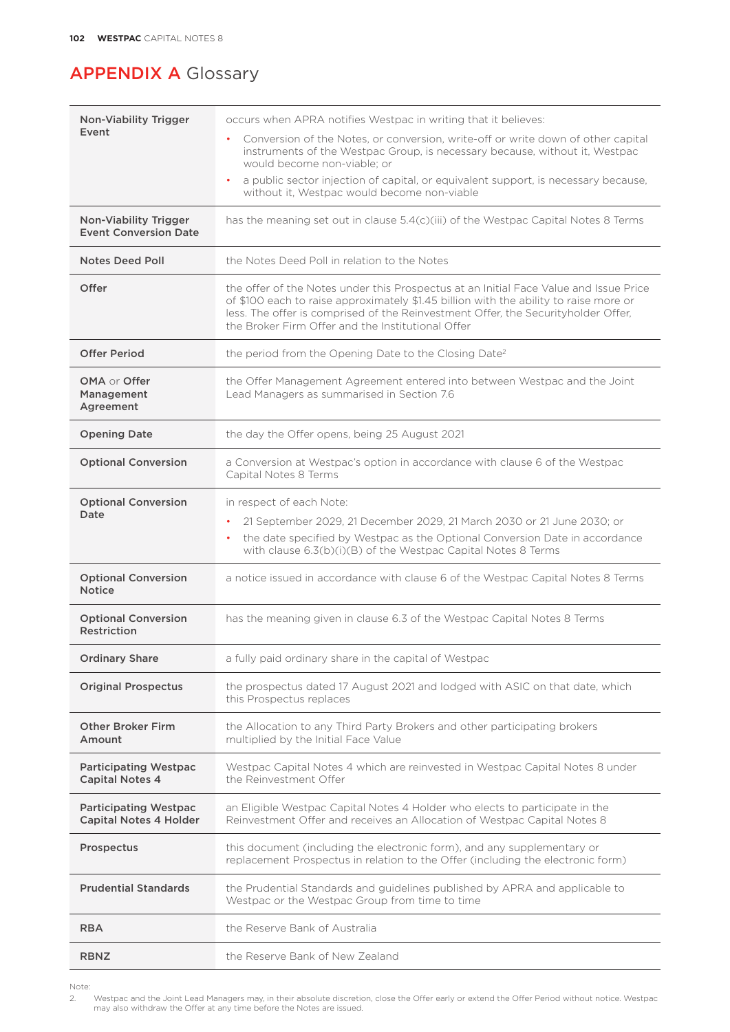# APPENDIX A Glossary

| | |
|---|---|
| **Non-Viability Trigger Event** | occurs when APRA notifies Westpac in writing that it believes:<br>• Conversion of the Notes, or conversion, write-off or write down of other capital instruments of the Westpac Group, is necessary because, without it, Westpac would become non-viable; or<br>• a public sector injection of capital, or equivalent support, is necessary because, without it, Westpac would become non-viable |
| **Non-Viability Trigger Event Conversion Date** | has the meaning set out in clause 5.4(c)(iii) of the Westpac Capital Notes 8 Terms |
| **Notes Deed Poll** | the Notes Deed Poll in relation to the Notes |
| **Offer** | the offer of the Notes under this Prospectus at an Initial Face Value and Issue Price of $100 each to raise approximately $1.45 billion with the ability to raise more or less. The offer is comprised of the Reinvestment Offer, the Securityholder Offer, the Broker Firm Offer and the Institutional Offer |
| **Offer Period** | the period from the Opening Date to the Closing Date[2] |
| **OMA** or **Offer Management Agreement** | the Offer Management Agreement entered into between Westpac and the Joint Lead Managers as summarised in Section 7.6 |
| **Opening Date** | the day the Offer opens, being 25 August 2021 |
| **Optional Conversion** | a Conversion at Westpac's option in accordance with clause 6 of the Westpac Capital Notes 8 Terms |
| **Optional Conversion Date** | in respect of each Note:<br>• 21 September 2029, 21 December 2029, 21 March 2030 or 21 June 2030; or<br>• the date specified by Westpac as the Optional Conversion Date in accordance with clause 6.3(b)(i)(B) of the Westpac Capital Notes 8 Terms |
| **Optional Conversion Notice** | a notice issued in accordance with clause 6 of the Westpac Capital Notes 8 Terms |
| **Optional Conversion Restriction** | has the meaning given in clause 6.3 of the Westpac Capital Notes 8 Terms |
| **Ordinary Share** | a fully paid ordinary share in the capital of Westpac |
| **Original Prospectus** | the prospectus dated 17 August 2021 and lodged with ASIC on that date, which this Prospectus replaces |
| **Other Broker Firm Amount** | the Allocation to any Third Party Brokers and other participating brokers multiplied by the Initial Face Value |
| **Participating Westpac Capital Notes 4** | Westpac Capital Notes 4 which are reinvested in Westpac Capital Notes 8 under the Reinvestment Offer |
| **Participating Westpac Capital Notes 4 Holder** | an Eligible Westpac Capital Notes 4 Holder who elects to participate in the Reinvestment Offer and receives an Allocation of Westpac Capital Notes 8 |
| **Prospectus** | this document (including the electronic form), and any supplementary or replacement Prospectus in relation to the Offer (including the electronic form) |
| **Prudential Standards** | the Prudential Standards and guidelines published by APRA and applicable to Westpac or the Westpac Group from time to time |
| **RBA** | the Reserve Bank of Australia |
| **RBNZ** | the Reserve Bank of New Zealand |

Note:
2. Westpac and the Joint Lead Managers may, in their absolute discretion, close the Offer early or extend the Offer Period without notice. Westpac may also withdraw the Offer at any time before the Notes are issued.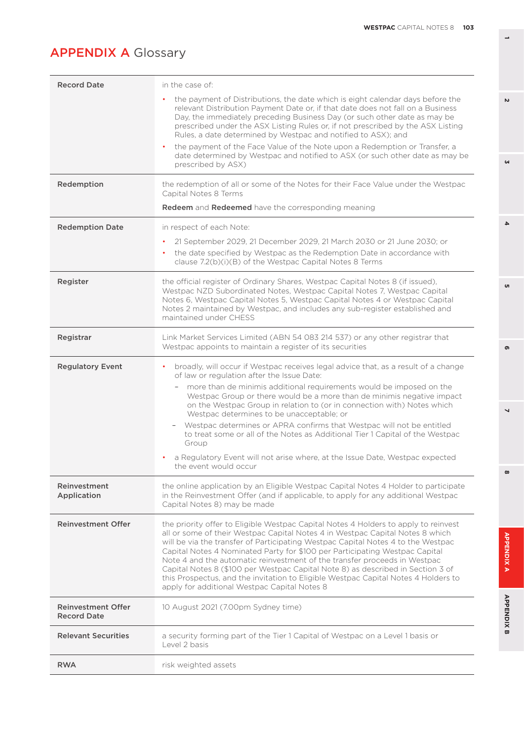# APPENDIX A Glossary

| | |
|---|---|
| **Record Date** | in the case of: <br>• the payment of Distributions, the date which is eight calendar days before the relevant Distribution Payment Date or, if that date does not fall on a Business Day, the immediately preceding Business Day (or such other date as may be prescribed under the ASX Listing Rules or, if not prescribed by the ASX Listing Rules, a date determined by Westpac and notified to ASX); and <br>• the payment of the Face Value of the Note upon a Redemption or Transfer, a date determined by Westpac and notified to ASX (or such other date as may be prescribed by ASX) |
| **Redemption** | the redemption of all or some of the Notes for their Face Value under the Westpac Capital Notes 8 Terms <br>**Redeem** and **Redeemed** have the corresponding meaning |
| **Redemption Date** | in respect of each Note: <br>• 21 September 2029, 21 December 2029, 21 March 2030 or 21 June 2030; or <br>• the date specified by Westpac as the Redemption Date in accordance with clause 7.2(b)(i)(B) of the Westpac Capital Notes 8 Terms |
| **Register** | the official register of Ordinary Shares, Westpac Capital Notes 8 (if issued), Westpac NZD Subordinated Notes, Westpac Capital Notes 7, Westpac Capital Notes 6, Westpac Capital Notes 5, Westpac Capital Notes 4 or Westpac Capital Notes 2 maintained by Westpac, and includes any sub-register established and maintained under CHESS |
| **Registrar** | Link Market Services Limited (ABN 54 083 214 537) or any other registrar that Westpac appoints to maintain a register of its securities |
| **Regulatory Event** | • broadly, will occur if Westpac receives legal advice that, as a result of a change of law or regulation after the Issue Date: <br>  – more than de minimis additional requirements would be imposed on the Westpac Group or there would be a more than de minimis negative impact on the Westpac Group in relation to (or in connection with) Notes which Westpac determines to be unacceptable; or <br>  – Westpac determines or APRA confirms that Westpac will not be entitled to treat some or all of the Notes as Additional Tier 1 Capital of the Westpac Group <br>• a Regulatory Event will not arise where, at the Issue Date, Westpac expected the event would occur |
| **Reinvestment Application** | the online application by an Eligible Westpac Capital Notes 4 Holder to participate in the Reinvestment Offer (and if applicable, to apply for any additional Westpac Capital Notes 8) may be made |
| **Reinvestment Offer** | the priority offer to Eligible Westpac Capital Notes 4 Holders to apply to reinvest all or some of their Westpac Capital Notes 4 in Westpac Capital Notes 8 which will be via the transfer of Participating Westpac Capital Notes 4 to the Westpac Capital Notes 4 Nominated Party for $100 per Participating Westpac Capital Note 4 and the automatic reinvestment of the transfer proceeds in Westpac Capital Notes 8 ($100 per Westpac Capital Note 8) as described in Section 3 of this Prospectus, and the invitation to Eligible Westpac Capital Notes 4 Holders to apply for additional Westpac Capital Notes 8 |
| **Reinvestment Offer Record Date** | 10 August 2021 (7.00pm Sydney time) |
| **Relevant Securities** | a security forming part of the Tier 1 Capital of Westpac on a Level 1 basis or Level 2 basis |
| **RWA** | risk weighted assets |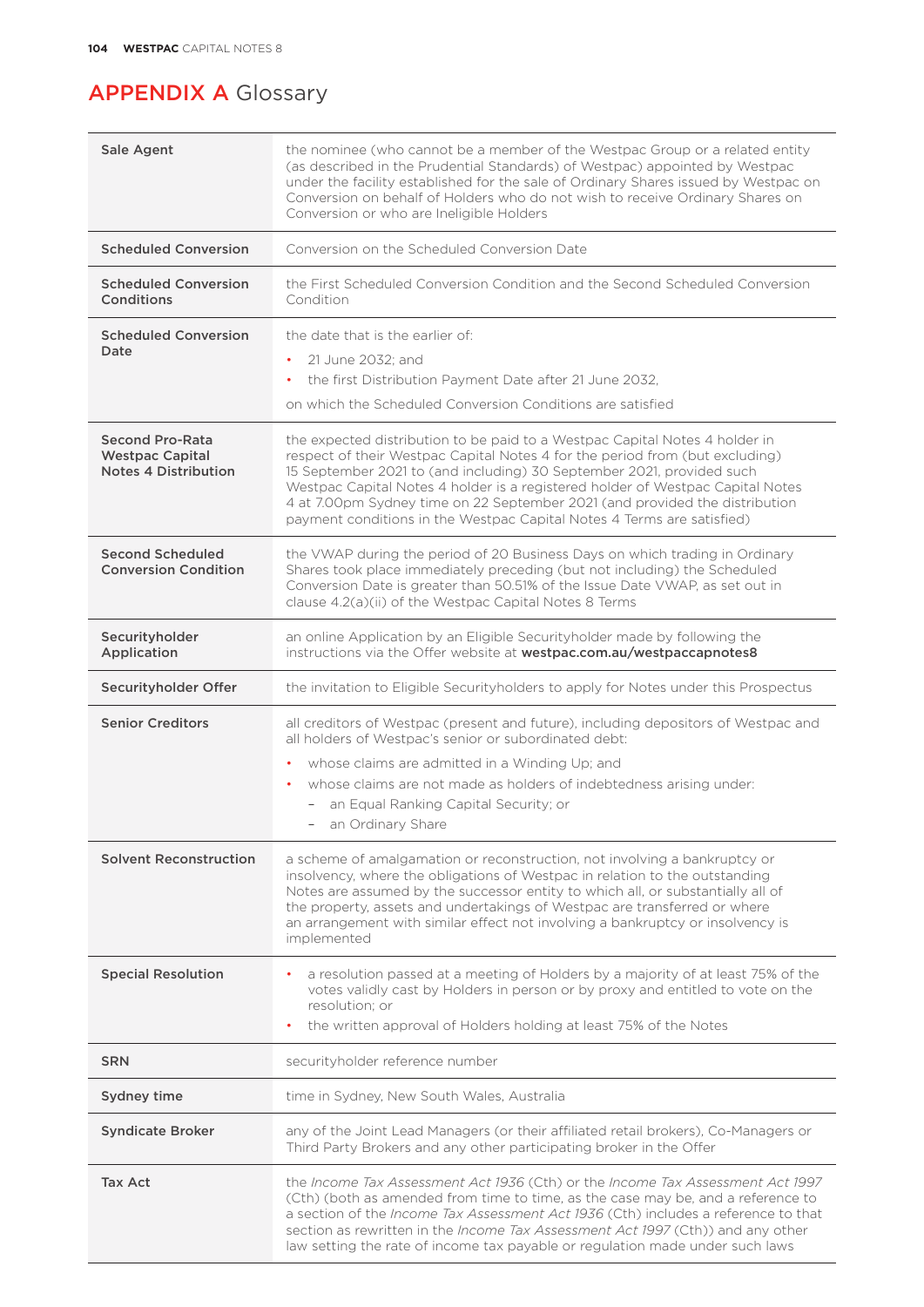# APPENDIX A Glossary

| | |
|---|---|
| **Sale Agent** | the nominee (who cannot be a member of the Westpac Group or a related entity (as described in the Prudential Standards) of Westpac) appointed by Westpac under the facility established for the sale of Ordinary Shares issued by Westpac on Conversion on behalf of Holders who do not wish to receive Ordinary Shares on Conversion or who are Ineligible Holders |
| **Scheduled Conversion** | Conversion on the Scheduled Conversion Date |
| **Scheduled Conversion Conditions** | the First Scheduled Conversion Condition and the Second Scheduled Conversion Condition |
| **Scheduled Conversion Date** | the date that is the earlier of:<br>• 21 June 2032; and<br>• the first Distribution Payment Date after 21 June 2032,<br>on which the Scheduled Conversion Conditions are satisfied |
| **Second Pro-Rata Westpac Capital Notes 4 Distribution** | the expected distribution to be paid to a Westpac Capital Notes 4 holder in respect of their Westpac Capital Notes 4 for the period from (but excluding) 15 September 2021 to (and including) 30 September 2021, provided such Westpac Capital Notes 4 holder is a registered holder of Westpac Capital Notes 4 at 7.00pm Sydney time on 22 September 2021 (and provided the distribution payment conditions in the Westpac Capital Notes 4 Terms are satisfied) |
| **Second Scheduled Conversion Condition** | the VWAP during the period of 20 Business Days on which trading in Ordinary Shares took place immediately preceding (but not including) the Scheduled Conversion Date is greater than 50.51% of the Issue Date VWAP, as set out in clause 4.2(a)(ii) of the Westpac Capital Notes 8 Terms |
| **Securityholder Application** | an online Application by an Eligible Securityholder made by following the instructions via the Offer website at **westpac.com.au/westpaccapnotes8** |
| **Securityholder Offer** | the invitation to Eligible Securityholders to apply for Notes under this Prospectus |
| **Senior Creditors** | all creditors of Westpac (present and future), including depositors of Westpac and all holders of Westpac's senior or subordinated debt:<br>• whose claims are admitted in a Winding Up; and<br>• whose claims are not made as holders of indebtedness arising under:<br>&nbsp;&nbsp;– an Equal Ranking Capital Security; or<br>&nbsp;&nbsp;– an Ordinary Share |
| **Solvent Reconstruction** | a scheme of amalgamation or reconstruction, not involving a bankruptcy or insolvency, where the obligations of Westpac in relation to the outstanding Notes are assumed by the successor entity to which all, or substantially all of the property, assets and undertakings of Westpac are transferred or where an arrangement with similar effect not involving a bankruptcy or insolvency is implemented |
| **Special Resolution** | • a resolution passed at a meeting of Holders by a majority of at least 75% of the votes validly cast by Holders in person or by proxy and entitled to vote on the resolution; or<br>• the written approval of Holders holding at least 75% of the Notes |
| **SRN** | securityholder reference number |
| **Sydney time** | time in Sydney, New South Wales, Australia |
| **Syndicate Broker** | any of the Joint Lead Managers (or their affiliated retail brokers), Co-Managers or Third Party Brokers and any other participating broker in the Offer |
| **Tax Act** | the *Income Tax Assessment Act 1936* (Cth) or the *Income Tax Assessment Act 1997* (Cth) (both as amended from time to time, as the case may be, and a reference to a section of the *Income Tax Assessment Act 1936* (Cth) includes a reference to that section as rewritten in the *Income Tax Assessment Act 1997* (Cth)) and any other law setting the rate of income tax payable or regulation made under such laws |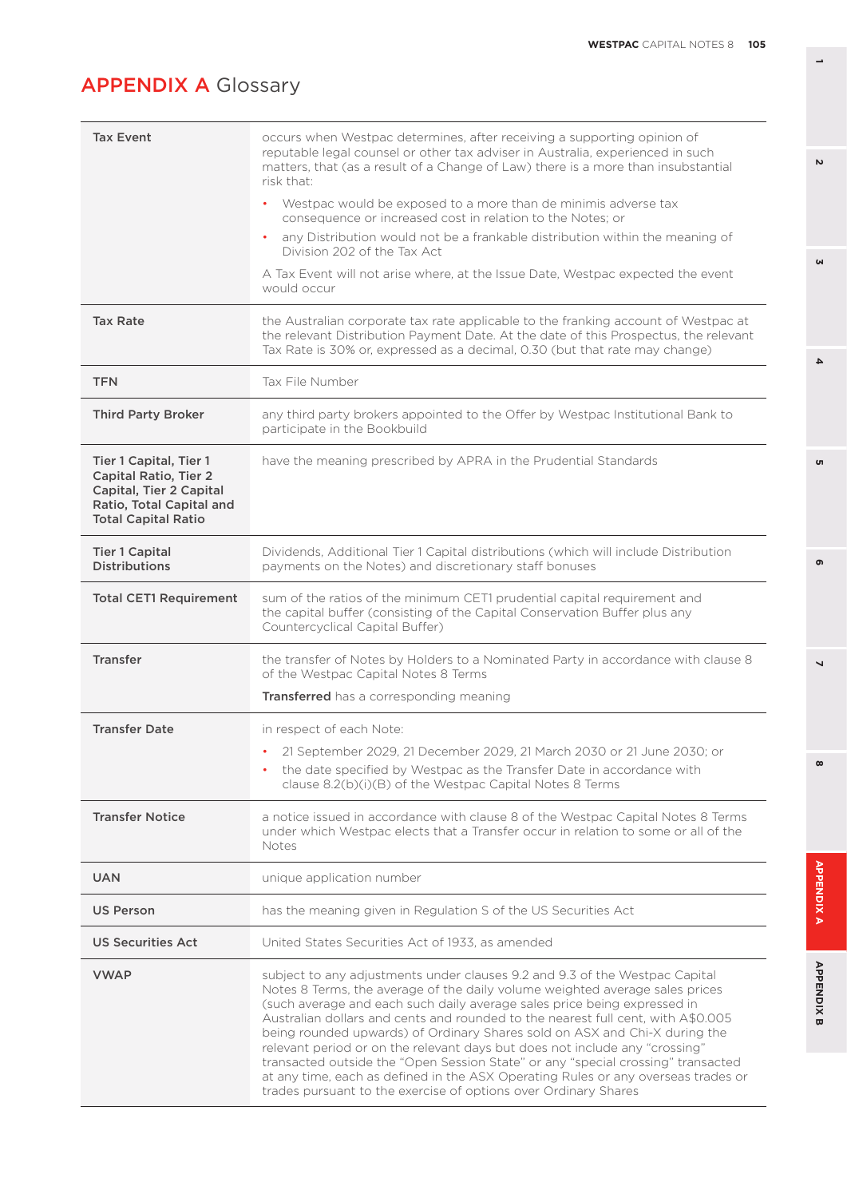# APPENDIX A Glossary

| | |
|---|---|
| **Tax Event** | occurs when Westpac determines, after receiving a supporting opinion of reputable legal counsel or other tax adviser in Australia, experienced in such matters, that (as a result of a Change of Law) there is a more than insubstantial risk that:<br>• Westpac would be exposed to a more than de minimis adverse tax consequence or increased cost in relation to the Notes; or<br>• any Distribution would not be a frankable distribution within the meaning of Division 202 of the Tax Act<br><br>A Tax Event will not arise where, at the Issue Date, Westpac expected the event would occur |
| **Tax Rate** | the Australian corporate tax rate applicable to the franking account of Westpac at the relevant Distribution Payment Date. At the date of this Prospectus, the relevant Tax Rate is 30% or, expressed as a decimal, 0.30 (but that rate may change) |
| **TFN** | Tax File Number |
| **Third Party Broker** | any third party brokers appointed to the Offer by Westpac Institutional Bank to participate in the Bookbuild |
| **Tier 1 Capital, Tier 1 Capital Ratio, Tier 2 Capital, Tier 2 Capital Ratio, Total Capital and Total Capital Ratio** | have the meaning prescribed by APRA in the Prudential Standards |
| **Tier 1 Capital Distributions** | Dividends, Additional Tier 1 Capital distributions (which will include Distribution payments on the Notes) and discretionary staff bonuses |
| **Total CET1 Requirement** | sum of the ratios of the minimum CET1 prudential capital requirement and the capital buffer (consisting of the Capital Conservation Buffer plus any Countercyclical Capital Buffer) |
| **Transfer** | the transfer of Notes by Holders to a Nominated Party in accordance with clause 8 of the Westpac Capital Notes 8 Terms<br><br>**Transferred** has a corresponding meaning |
| **Transfer Date** | in respect of each Note:<br>• 21 September 2029, 21 December 2029, 21 March 2030 or 21 June 2030; or<br>• the date specified by Westpac as the Transfer Date in accordance with clause 8.2(b)(i)(B) of the Westpac Capital Notes 8 Terms |
| **Transfer Notice** | a notice issued in accordance with clause 8 of the Westpac Capital Notes 8 Terms under which Westpac elects that a Transfer occur in relation to some or all of the Notes |
| **UAN** | unique application number |
| **US Person** | has the meaning given in Regulation S of the US Securities Act |
| **US Securities Act** | United States Securities Act of 1933, as amended |
| **VWAP** | subject to any adjustments under clauses 9.2 and 9.3 of the Westpac Capital Notes 8 Terms, the average of the daily volume weighted average sales prices (such average and each such daily average sales price being expressed in Australian dollars and cents and rounded to the nearest full cent, with A$0.005 being rounded upwards) of Ordinary Shares sold on ASX and Chi-X during the relevant period or on the relevant days but does not include any "crossing" transacted outside the "Open Session State" or any "special crossing" transacted at any time, each as defined in the ASX Operating Rules or any overseas trades or trades pursuant to the exercise of options over Ordinary Shares |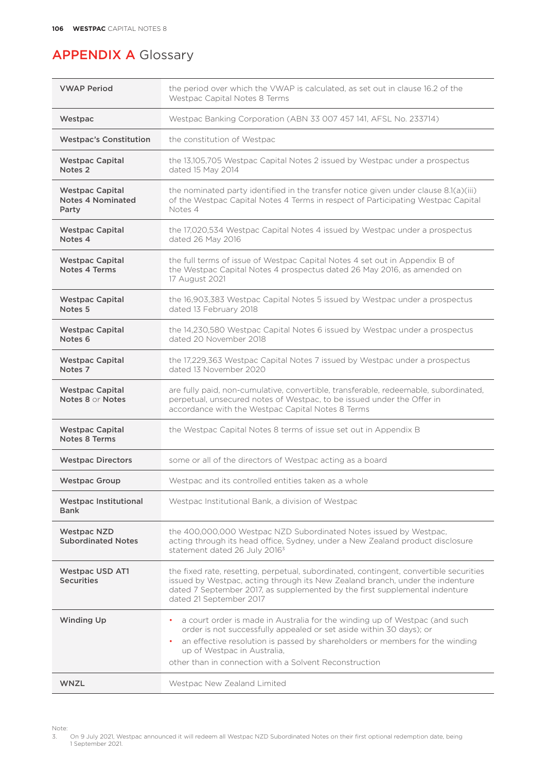# APPENDIX A Glossary

| Term | Definition |
|---|---|
| **VWAP Period** | the period over which the VWAP is calculated, as set out in clause 16.2 of the Westpac Capital Notes 8 Terms |
| **Westpac** | Westpac Banking Corporation (ABN 33 007 457 141, AFSL No. 233714) |
| **Westpac's Constitution** | the constitution of Westpac |
| **Westpac Capital Notes 2** | the 13,105,705 Westpac Capital Notes 2 issued by Westpac under a prospectus dated 15 May 2014 |
| **Westpac Capital Notes 4 Nominated Party** | the nominated party identified in the transfer notice given under clause 8.1(a)(iii) of the Westpac Capital Notes 4 Terms in respect of Participating Westpac Capital Notes 4 |
| **Westpac Capital Notes 4** | the 17,020,534 Westpac Capital Notes 4 issued by Westpac under a prospectus dated 26 May 2016 |
| **Westpac Capital Notes 4 Terms** | the full terms of issue of Westpac Capital Notes 4 set out in Appendix B of the Westpac Capital Notes 4 prospectus dated 26 May 2016, as amended on 17 August 2021 |
| **Westpac Capital Notes 5** | the 16,903,383 Westpac Capital Notes 5 issued by Westpac under a prospectus dated 13 February 2018 |
| **Westpac Capital Notes 6** | the 14,230,580 Westpac Capital Notes 6 issued by Westpac under a prospectus dated 20 November 2018 |
| **Westpac Capital Notes 7** | the 17,229,363 Westpac Capital Notes 7 issued by Westpac under a prospectus dated 13 November 2020 |
| **Westpac Capital Notes 8** or **Notes** | are fully paid, non-cumulative, convertible, transferable, redeemable, subordinated, perpetual, unsecured notes of Westpac, to be issued under the Offer in accordance with the Westpac Capital Notes 8 Terms |
| **Westpac Capital Notes 8 Terms** | the Westpac Capital Notes 8 terms of issue set out in Appendix B |
| **Westpac Directors** | some or all of the directors of Westpac acting as a board |
| **Westpac Group** | Westpac and its controlled entities taken as a whole |
| **Westpac Institutional Bank** | Westpac Institutional Bank, a division of Westpac |
| **Westpac NZD Subordinated Notes** | the 400,000,000 Westpac NZD Subordinated Notes issued by Westpac, acting through its head office, Sydney, under a New Zealand product disclosure statement dated 26 July 2016[3] |
| **Westpac USD AT1 Securities** | the fixed rate, resetting, perpetual, subordinated, contingent, convertible securities issued by Westpac, acting through its New Zealand branch, under the indenture dated 7 September 2017, as supplemented by the first supplemental indenture dated 21 September 2017 |
| **Winding Up** | • a court order is made in Australia for the winding up of Westpac (and such order is not successfully appealed or set aside within 30 days); or<br>• an effective resolution is passed by shareholders or members for the winding up of Westpac in Australia,<br>other than in connection with a Solvent Reconstruction |
| **WNZL** | Westpac New Zealand Limited |

Note:
3. On 9 July 2021, Westpac announced it will redeem all Westpac NZD Subordinated Notes on their first optional redemption date, being 1 September 2021.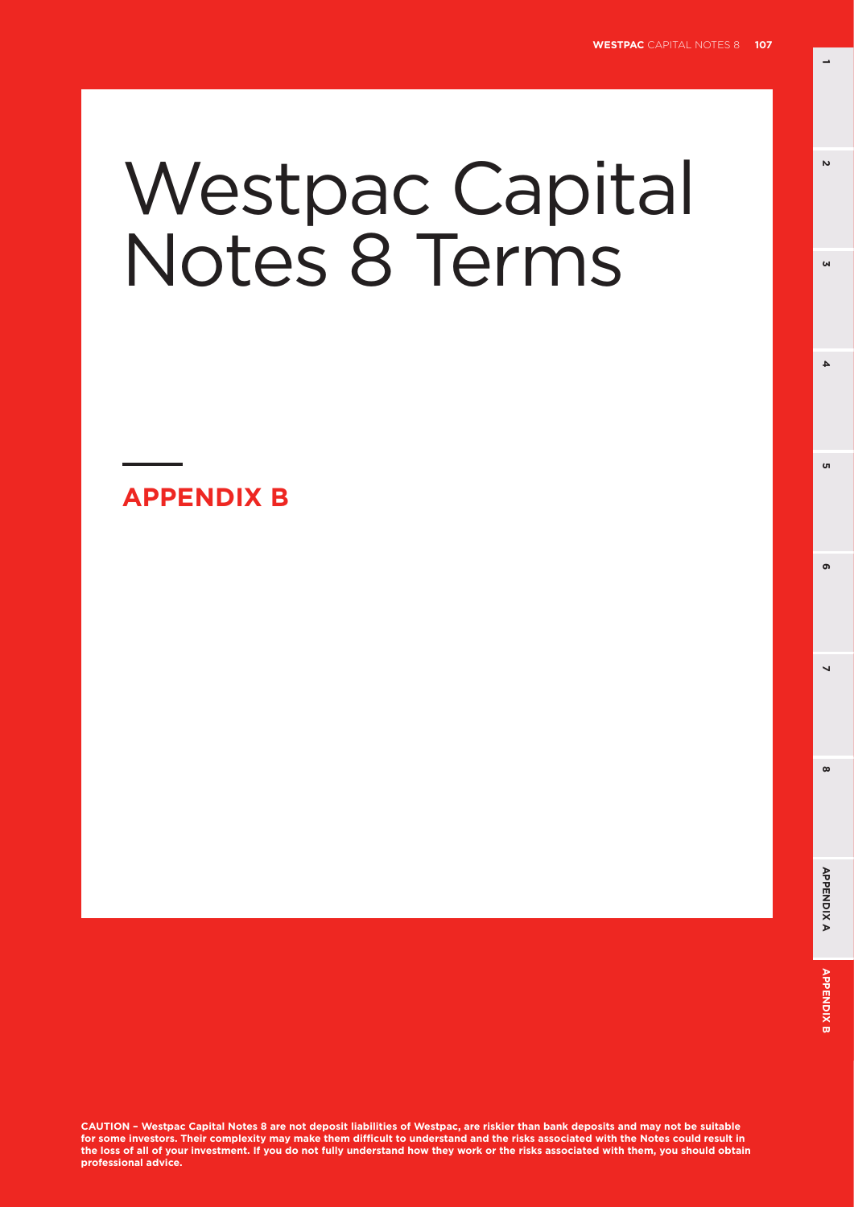# Westpac Capital Notes 8 Terms

## APPENDIX B

**CAUTION – Westpac Capital Notes 8 are not deposit liabilities of Westpac, are riskier than bank deposits and may not be suitable for some investors. Their complexity may make them difficult to understand and the risks associated with the Notes could result in the loss of all of your investment. If you do not fully understand how they work or the risks associated with them, you should obtain professional advice.**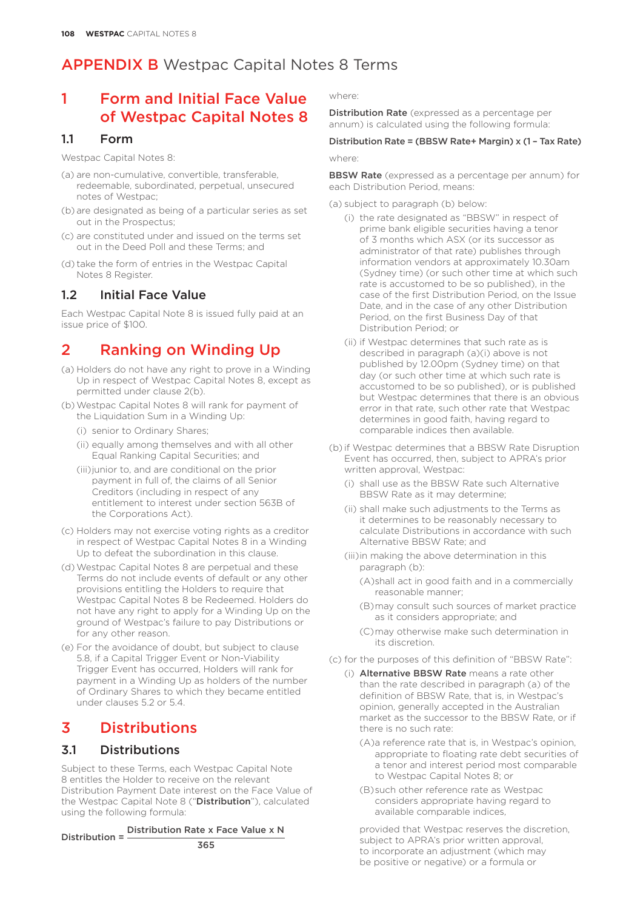# APPENDIX B Westpac Capital Notes 8 Terms

## 1 Form and Initial Face Value of Westpac Capital Notes 8

### 1.1 Form

Westpac Capital Notes 8:

(a) are non-cumulative, convertible, transferable, redeemable, subordinated, perpetual, unsecured notes of Westpac;

(b) are designated as being of a particular series as set out in the Prospectus;

(c) are constituted under and issued on the terms set out in the Deed Poll and these Terms; and

(d) take the form of entries in the Westpac Capital Notes 8 Register.

### 1.2 Initial Face Value

Each Westpac Capital Note 8 is issued fully paid at an issue price of $100.

## 2 Ranking on Winding Up

(a) Holders do not have any right to prove in a Winding Up in respect of Westpac Capital Notes 8, except as permitted under clause 2(b).

(b) Westpac Capital Notes 8 will rank for payment of the Liquidation Sum in a Winding Up:

(i) senior to Ordinary Shares;

(ii) equally among themselves and with all other Equal Ranking Capital Securities; and

(iii) junior to, and are conditional on the prior payment in full of, the claims of all Senior Creditors (including in respect of any entitlement to interest under section 563B of the Corporations Act).

(c) Holders may not exercise voting rights as a creditor in respect of Westpac Capital Notes 8 in a Winding Up to defeat the subordination in this clause.

(d) Westpac Capital Notes 8 are perpetual and these Terms do not include events of default or any other provisions entitling the Holders to require that Westpac Capital Notes 8 be Redeemed. Holders do not have any right to apply for a Winding Up on the ground of Westpac's failure to pay Distributions or for any other reason.

(e) For the avoidance of doubt, but subject to clause 5.8, if a Capital Trigger Event or Non-Viability Trigger Event has occurred, Holders will rank for payment in a Winding Up as holders of the number of Ordinary Shares to which they became entitled under clauses 5.2 or 5.4.

## 3 Distributions

### 3.1 Distributions

Subject to these Terms, each Westpac Capital Note 8 entitles the Holder to receive on the relevant Distribution Payment Date interest on the Face Value of the Westpac Capital Note 8 ("**Distribution**"), calculated using the following formula:

$$\text{Distribution} = \frac{\text{Distribution Rate} \times \text{Face Value} \times \text{N}}{365}$$

where:

**Distribution Rate** (expressed as a percentage per annum) is calculated using the following formula:

**Distribution Rate = (BBSW Rate+ Margin) x (1 – Tax Rate)**

where:

**BBSW Rate** (expressed as a percentage per annum) for each Distribution Period, means:

(a) subject to paragraph (b) below:

(i) the rate designated as "BBSW" in respect of prime bank eligible securities having a tenor of 3 months which ASX (or its successor as administrator of that rate) publishes through information vendors at approximately 10.30am (Sydney time) (or such other time at which such rate is accustomed to be so published), in the case of the first Distribution Period, on the Issue Date, and in the case of any other Distribution Period, on the first Business Day of that Distribution Period; or

(ii) if Westpac determines that such rate as is described in paragraph (a)(i) above is not published by 12.00pm (Sydney time) on that day (or such other time at which such rate is accustomed to be so published), or is published but Westpac determines that there is an obvious error in that rate, such other rate that Westpac determines in good faith, having regard to comparable indices then available.

(b) if Westpac determines that a BBSW Rate Disruption Event has occurred, then, subject to APRA's prior written approval, Westpac:

(i) shall use as the BBSW Rate such Alternative BBSW Rate as it may determine;

(ii) shall make such adjustments to the Terms as it determines to be reasonably necessary to calculate Distributions in accordance with such Alternative BBSW Rate; and

(iii) in making the above determination in this paragraph (b):

(A) shall act in good faith and in a commercially reasonable manner;

(B) may consult such sources of market practice as it considers appropriate; and

(C) may otherwise make such determination in its discretion.

(c) for the purposes of this definition of "BBSW Rate":

(i) **Alternative BBSW Rate** means a rate other than the rate described in paragraph (a) of the definition of BBSW Rate, that is, in Westpac's opinion, generally accepted in the Australian market as the successor to the BBSW Rate, or if there is no such rate:

(A) a reference rate that is, in Westpac's opinion, appropriate to floating rate debt securities of a tenor and interest period most comparable to Westpac Capital Notes 8; or

(B) such other reference rate as Westpac considers appropriate having regard to available comparable indices,

provided that Westpac reserves the discretion, subject to APRA's prior written approval, to incorporate an adjustment (which may be positive or negative) or a formula or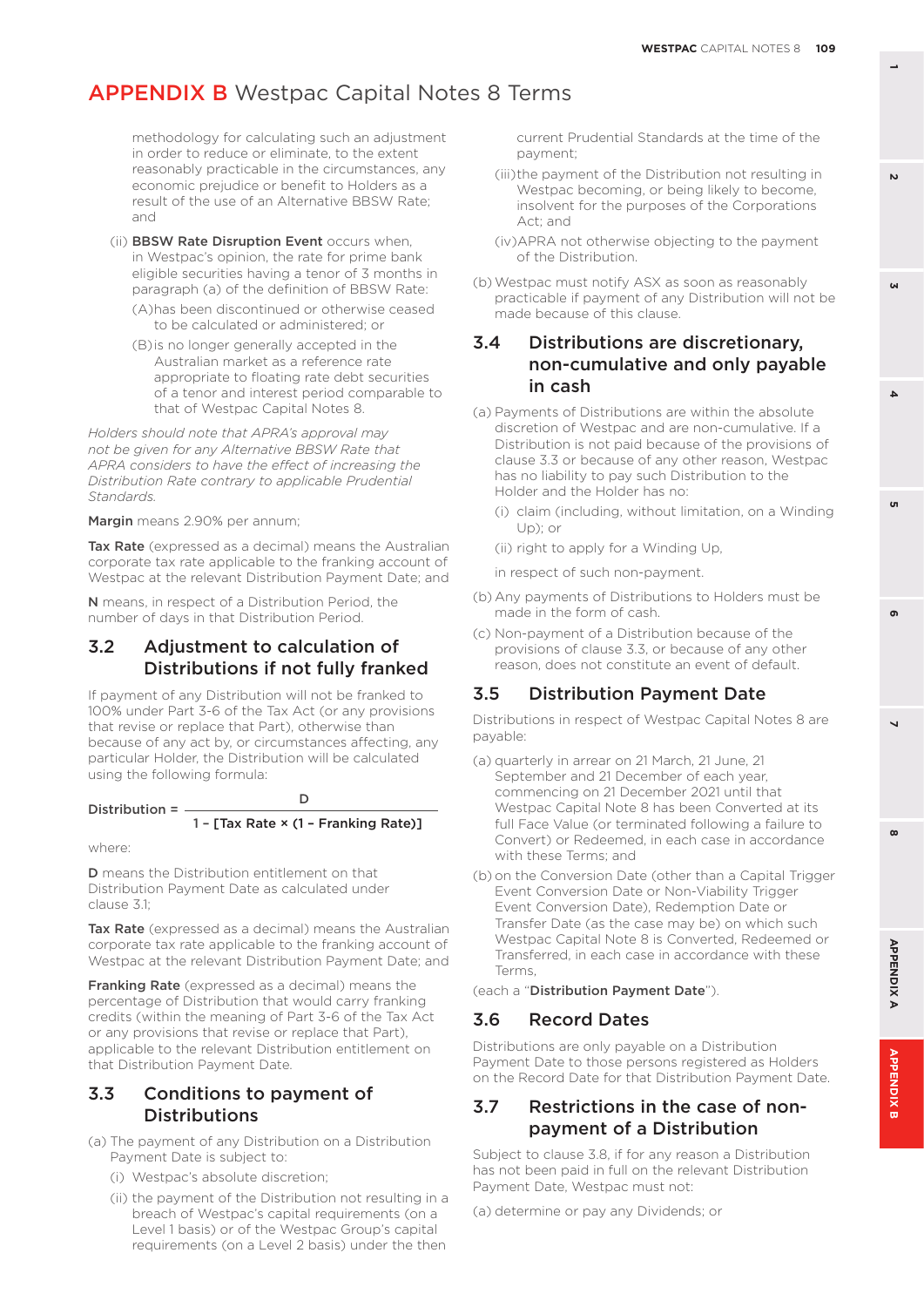# APPENDIX B Westpac Capital Notes 8 Terms

methodology for calculating such an adjustment in order to reduce or eliminate, to the extent reasonably practicable in the circumstances, any economic prejudice or benefit to Holders as a result of the use of an Alternative BBSW Rate; and

(ii) **BBSW Rate Disruption Event** occurs when, in Westpac's opinion, the rate for prime bank eligible securities having a tenor of 3 months in paragraph (a) of the definition of BBSW Rate:

(A) has been discontinued or otherwise ceased to be calculated or administered; or

(B) is no longer generally accepted in the Australian market as a reference rate appropriate to floating rate debt securities of a tenor and interest period comparable to that of Westpac Capital Notes 8.

*Holders should note that APRA's approval may not be given for any Alternative BBSW Rate that APRA considers to have the effect of increasing the Distribution Rate contrary to applicable Prudential Standards.*

**Margin** means 2.90% per annum;

**Tax Rate** (expressed as a decimal) means the Australian corporate tax rate applicable to the franking account of Westpac at the relevant Distribution Payment Date; and

**N** means, in respect of a Distribution Period, the number of days in that Distribution Period.

## 3.2 Adjustment to calculation of Distributions if not fully franked

If payment of any Distribution will not be franked to 100% under Part 3-6 of the Tax Act (or any provisions that revise or replace that Part), otherwise than because of any act by, or circumstances affecting, any particular Holder, the Distribution will be calculated using the following formula:

$$\text{Distribution} = \frac{D}{1 - [\text{Tax Rate} \times (1 - \text{Franking Rate})]}$$

where:

**D** means the Distribution entitlement on that Distribution Payment Date as calculated under clause 3.1;

**Tax Rate** (expressed as a decimal) means the Australian corporate tax rate applicable to the franking account of Westpac at the relevant Distribution Payment Date; and

**Franking Rate** (expressed as a decimal) means the percentage of Distribution that would carry franking credits (within the meaning of Part 3-6 of the Tax Act or any provisions that revise or replace that Part), applicable to the relevant Distribution entitlement on that Distribution Payment Date.

## 3.3 Conditions to payment of Distributions

(a) The payment of any Distribution on a Distribution Payment Date is subject to:

(i) Westpac's absolute discretion;

(ii) the payment of the Distribution not resulting in a breach of Westpac's capital requirements (on a Level 1 basis) or of the Westpac Group's capital requirements (on a Level 2 basis) under the then current Prudential Standards at the time of the payment;

(iii) the payment of the Distribution not resulting in Westpac becoming, or being likely to become, insolvent for the purposes of the Corporations Act; and

(iv) APRA not otherwise objecting to the payment of the Distribution.

(b) Westpac must notify ASX as soon as reasonably practicable if payment of any Distribution will not be made because of this clause.

## 3.4 Distributions are discretionary, non-cumulative and only payable in cash

(a) Payments of Distributions are within the absolute discretion of Westpac and are non-cumulative. If a Distribution is not paid because of the provisions of clause 3.3 or because of any other reason, Westpac has no liability to pay such Distribution to the Holder and the Holder has no:

(i) claim (including, without limitation, on a Winding Up); or

(ii) right to apply for a Winding Up,

in respect of such non-payment.

(b) Any payments of Distributions to Holders must be made in the form of cash.

(c) Non-payment of a Distribution because of the provisions of clause 3.3, or because of any other reason, does not constitute an event of default.

## 3.5 Distribution Payment Date

Distributions in respect of Westpac Capital Notes 8 are payable:

(a) quarterly in arrear on 21 March, 21 June, 21 September and 21 December of each year, commencing on 21 December 2021 until that Westpac Capital Note 8 has been Converted at its full Face Value (or terminated following a failure to Convert) or Redeemed, in each case in accordance with these Terms; and

(b) on the Conversion Date (other than a Capital Trigger Event Conversion Date or Non-Viability Trigger Event Conversion Date), Redemption Date or Transfer Date (as the case may be) on which such Westpac Capital Note 8 is Converted, Redeemed or Transferred, in each case in accordance with these Terms,

(each a "**Distribution Payment Date**").

## 3.6 Record Dates

Distributions are only payable on a Distribution Payment Date to those persons registered as Holders on the Record Date for that Distribution Payment Date.

## 3.7 Restrictions in the case of non-payment of a Distribution

Subject to clause 3.8, if for any reason a Distribution has not been paid in full on the relevant Distribution Payment Date, Westpac must not:

(a) determine or pay any Dividends; or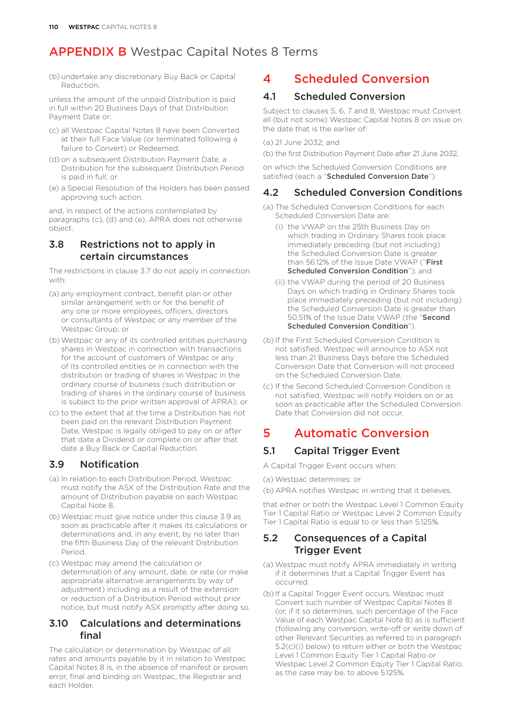# APPENDIX B Westpac Capital Notes 8 Terms

(b) undertake any discretionary Buy Back or Capital Reduction,

unless the amount of the unpaid Distribution is paid in full within 20 Business Days of that Distribution Payment Date or:

(c) all Westpac Capital Notes 8 have been Converted at their full Face Value (or terminated following a failure to Convert) or Redeemed;

(d) on a subsequent Distribution Payment Date, a Distribution for the subsequent Distribution Period is paid in full; or

(e) a Special Resolution of the Holders has been passed approving such action,

and, in respect of the actions contemplated by paragraphs (c), (d) and (e), APRA does not otherwise object.

### 3.8 Restrictions not to apply in certain circumstances

The restrictions in clause 3.7 do not apply in connection with:

(a) any employment contract, benefit plan or other similar arrangement with or for the benefit of any one or more employees, officers, directors or consultants of Westpac or any member of the Westpac Group; or

(b) Westpac or any of its controlled entities purchasing shares in Westpac in connection with transactions for the account of customers of Westpac or any of its controlled entities or in connection with the distribution or trading of shares in Westpac in the ordinary course of business (such distribution or trading of shares in the ordinary course of business is subject to the prior written approval of APRA); or

(c) to the extent that at the time a Distribution has not been paid on the relevant Distribution Payment Date, Westpac is legally obliged to pay on or after that date a Dividend or complete on or after that date a Buy Back or Capital Reduction.

### 3.9 Notification

(a) In relation to each Distribution Period, Westpac must notify the ASX of the Distribution Rate and the amount of Distribution payable on each Westpac Capital Note 8.

(b) Westpac must give notice under this clause 3.9 as soon as practicable after it makes its calculations or determinations and, in any event, by no later than the fifth Business Day of the relevant Distribution Period.

(c) Westpac may amend the calculation or determination of any amount, date, or rate (or make appropriate alternative arrangements by way of adjustment) including as a result of the extension or reduction of a Distribution Period without prior notice, but must notify ASX promptly after doing so.

### 3.10 Calculations and determinations final

The calculation or determination by Westpac of all rates and amounts payable by it in relation to Westpac Capital Notes 8 is, in the absence of manifest or proven error, final and binding on Westpac, the Registrar and each Holder.

## 4 Scheduled Conversion

### 4.1 Scheduled Conversion

Subject to clauses 5, 6, 7 and 8, Westpac must Convert all (but not some) Westpac Capital Notes 8 on issue on the date that is the earlier of:

(a) 21 June 2032; and

(b) the first Distribution Payment Date after 21 June 2032,

on which the Scheduled Conversion Conditions are satisfied (each a "**Scheduled Conversion Date**").

### 4.2 Scheduled Conversion Conditions

(a) The Scheduled Conversion Conditions for each Scheduled Conversion Date are:

  (i) the VWAP on the 25th Business Day on which trading in Ordinary Shares took place immediately preceding (but not including) the Scheduled Conversion Date is greater than 56.12% of the Issue Date VWAP ("**First Scheduled Conversion Condition**"); and

  (ii) the VWAP during the period of 20 Business Days on which trading in Ordinary Shares took place immediately preceding (but not including) the Scheduled Conversion Date is greater than 50.51% of the Issue Date VWAP (the "**Second Scheduled Conversion Condition**").

(b) If the First Scheduled Conversion Condition is not satisfied, Westpac will announce to ASX not less than 21 Business Days before the Scheduled Conversion Date that Conversion will not proceed on the Scheduled Conversion Date.

(c) If the Second Scheduled Conversion Condition is not satisfied, Westpac will notify Holders on or as soon as practicable after the Scheduled Conversion Date that Conversion did not occur.

## 5 Automatic Conversion

### 5.1 Capital Trigger Event

A Capital Trigger Event occurs when:

(a) Westpac determines; or

(b) APRA notifies Westpac in writing that it believes,

that either or both the Westpac Level 1 Common Equity Tier 1 Capital Ratio or Westpac Level 2 Common Equity Tier 1 Capital Ratio is equal to or less than 5.125%.

### 5.2 Consequences of a Capital Trigger Event

(a) Westpac must notify APRA immediately in writing if it determines that a Capital Trigger Event has occurred.

(b) If a Capital Trigger Event occurs, Westpac must Convert such number of Westpac Capital Notes 8 (or, if it so determines, such percentage of the Face Value of each Westpac Capital Note 8) as is sufficient (following any conversion, write-off or write down of other Relevant Securities as referred to in paragraph 5.2(c)(i) below) to return either or both the Westpac Level 1 Common Equity Tier 1 Capital Ratio or Westpac Level 2 Common Equity Tier 1 Capital Ratio, as the case may be, to above 5.125%.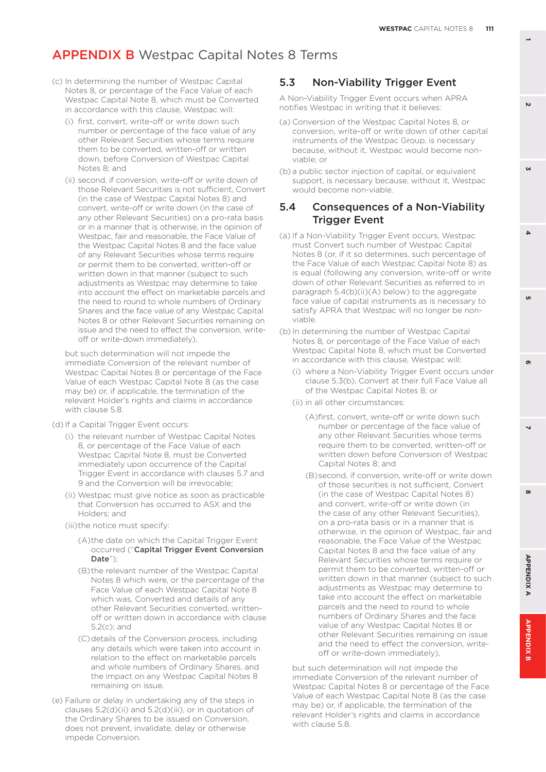# APPENDIX B Westpac Capital Notes 8 Terms

(c) In determining the number of Westpac Capital Notes 8, or percentage of the Face Value of each Westpac Capital Note 8, which must be Converted in accordance with this clause, Westpac will:

(i) first, convert, write-off or write down such number or percentage of the face value of any other Relevant Securities whose terms require them to be converted, written-off or written down, before Conversion of Westpac Capital Notes 8; and

(ii) second, if conversion, write-off or write down of those Relevant Securities is not sufficient, Convert (in the case of Westpac Capital Notes 8) and convert, write-off or write down (in the case of any other Relevant Securities) on a pro-rata basis or in a manner that is otherwise, in the opinion of Westpac, fair and reasonable, the Face Value of the Westpac Capital Notes 8 and the face value of any Relevant Securities whose terms require or permit them to be converted, written-off or written down in that manner (subject to such adjustments as Westpac may determine to take into account the effect on marketable parcels and the need to round to whole numbers of Ordinary Shares and the face value of any Westpac Capital Notes 8 or other Relevant Securities remaining on issue and the need to effect the conversion, write-off or write-down immediately),

but such determination will not impede the immediate Conversion of the relevant number of Westpac Capital Notes 8 or percentage of the Face Value of each Westpac Capital Note 8 (as the case may be) or, if applicable, the termination of the relevant Holder's rights and claims in accordance with clause 5.8.

(d) If a Capital Trigger Event occurs:

(i) the relevant number of Westpac Capital Notes 8, or percentage of the Face Value of each Westpac Capital Note 8, must be Converted immediately upon occurrence of the Capital Trigger Event in accordance with clauses 5.7 and 9 and the Conversion will be irrevocable;

(ii) Westpac must give notice as soon as practicable that Conversion has occurred to ASX and the Holders; and

(iii) the notice must specify:

(A) the date on which the Capital Trigger Event occurred ("**Capital Trigger Event Conversion Date**");

(B) the relevant number of the Westpac Capital Notes 8 which were, or the percentage of the Face Value of each Westpac Capital Note 8 which was, Converted and details of any other Relevant Securities converted, written-off or written down in accordance with clause 5.2(c); and

(C) details of the Conversion process, including any details which were taken into account in relation to the effect on marketable parcels and whole numbers of Ordinary Shares, and the impact on any Westpac Capital Notes 8 remaining on issue.

(e) Failure or delay in undertaking any of the steps in clauses 5.2(d)(ii) and 5.2(d)(iii), or in quotation of the Ordinary Shares to be issued on Conversion, does not prevent, invalidate, delay or otherwise impede Conversion.

## 5.3 Non-Viability Trigger Event

A Non-Viability Trigger Event occurs when APRA notifies Westpac in writing that it believes:

(a) Conversion of the Westpac Capital Notes 8, or conversion, write-off or write down of other capital instruments of the Westpac Group, is necessary because, without it, Westpac would become non-viable; or

(b) a public sector injection of capital, or equivalent support, is necessary because, without it, Westpac would become non-viable.

## 5.4 Consequences of a Non-Viability Trigger Event

(a) If a Non-Viability Trigger Event occurs, Westpac must Convert such number of Westpac Capital Notes 8 (or, if it so determines, such percentage of the Face Value of each Westpac Capital Note 8) as is equal (following any conversion, write-off or write down of other Relevant Securities as referred to in paragraph 5.4(b)(ii)(A) below) to the aggregate face value of capital instruments as is necessary to satisfy APRA that Westpac will no longer be non-viable.

(b) In determining the number of Westpac Capital Notes 8, or percentage of the Face Value of each Westpac Capital Note 8, which must be Converted in accordance with this clause, Westpac will:

(i) where a Non-Viability Trigger Event occurs under clause 5.3(b), Convert at their full Face Value all of the Westpac Capital Notes 8; or

(ii) in all other circumstances:

(A) first, convert, write-off or write down such number or percentage of the face value of any other Relevant Securities whose terms require them to be converted, written-off or written down before Conversion of Westpac Capital Notes 8; and

(B) second, if conversion, write-off or write down of those securities is not sufficient, Convert (in the case of Westpac Capital Notes 8) and convert, write-off or write down (in the case of any other Relevant Securities), on a pro-rata basis or in a manner that is otherwise, in the opinion of Westpac, fair and reasonable, the Face Value of the Westpac Capital Notes 8 and the face value of any Relevant Securities whose terms require or permit them to be converted, written-off or written down in that manner (subject to such adjustments as Westpac may determine to take into account the effect on marketable parcels and the need to round to whole numbers of Ordinary Shares and the face value of any Westpac Capital Notes 8 or other Relevant Securities remaining on issue and the need to effect the conversion, write-off or write-down immediately),

but such determination will not impede the immediate Conversion of the relevant number of Westpac Capital Notes 8 or percentage of the Face Value of each Westpac Capital Note 8 (as the case may be) or, if applicable, the termination of the relevant Holder's rights and claims in accordance with clause 5.8.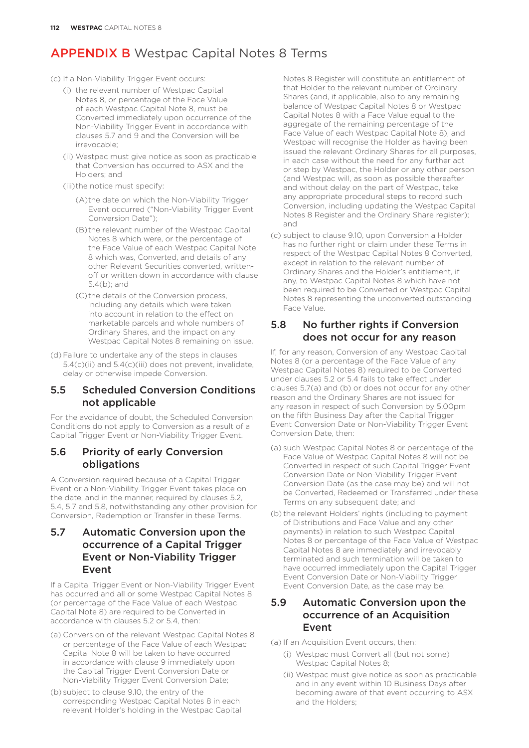# APPENDIX B Westpac Capital Notes 8 Terms

(c) If a Non-Viability Trigger Event occurs:

(i) the relevant number of Westpac Capital Notes 8, or percentage of the Face Value of each Westpac Capital Note 8, must be Converted immediately upon occurrence of the Non-Viability Trigger Event in accordance with clauses 5.7 and 9 and the Conversion will be irrevocable;

(ii) Westpac must give notice as soon as practicable that Conversion has occurred to ASX and the Holders; and

(iii) the notice must specify:

(A) the date on which the Non-Viability Trigger Event occurred ("Non-Viability Trigger Event Conversion Date");

(B) the relevant number of the Westpac Capital Notes 8 which were, or the percentage of the Face Value of each Westpac Capital Note 8 which was, Converted, and details of any other Relevant Securities converted, written-off or written down in accordance with clause 5.4(b); and

(C) the details of the Conversion process, including any details which were taken into account in relation to the effect on marketable parcels and whole numbers of Ordinary Shares, and the impact on any Westpac Capital Notes 8 remaining on issue.

(d) Failure to undertake any of the steps in clauses 5.4(c)(ii) and 5.4(c)(iii) does not prevent, invalidate, delay or otherwise impede Conversion.

## 5.5 Scheduled Conversion Conditions not applicable

For the avoidance of doubt, the Scheduled Conversion Conditions do not apply to Conversion as a result of a Capital Trigger Event or Non-Viability Trigger Event.

## 5.6 Priority of early Conversion obligations

A Conversion required because of a Capital Trigger Event or a Non-Viability Trigger Event takes place on the date, and in the manner, required by clauses 5.2, 5.4, 5.7 and 5.8, notwithstanding any other provision for Conversion, Redemption or Transfer in these Terms.

## 5.7 Automatic Conversion upon the occurrence of a Capital Trigger Event or Non-Viability Trigger Event

If a Capital Trigger Event or Non-Viability Trigger Event has occurred and all or some Westpac Capital Notes 8 (or percentage of the Face Value of each Westpac Capital Note 8) are required to be Converted in accordance with clauses 5.2 or 5.4, then:

(a) Conversion of the relevant Westpac Capital Notes 8 or percentage of the Face Value of each Westpac Capital Note 8 will be taken to have occurred in accordance with clause 9 immediately upon the Capital Trigger Event Conversion Date or Non-Viability Trigger Event Conversion Date;

(b) subject to clause 9.10, the entry of the corresponding Westpac Capital Notes 8 in each relevant Holder's holding in the Westpac Capital Notes 8 Register will constitute an entitlement of that Holder to the relevant number of Ordinary Shares (and, if applicable, also to any remaining balance of Westpac Capital Notes 8 or Westpac Capital Notes 8 with a Face Value equal to the aggregate of the remaining percentage of the Face Value of each Westpac Capital Note 8), and Westpac will recognise the Holder as having been issued the relevant Ordinary Shares for all purposes, in each case without the need for any further act or step by Westpac, the Holder or any other person (and Westpac will, as soon as possible thereafter and without delay on the part of Westpac, take any appropriate procedural steps to record such Conversion, including updating the Westpac Capital Notes 8 Register and the Ordinary Share register); and

(c) subject to clause 9.10, upon Conversion a Holder has no further right or claim under these Terms in respect of the Westpac Capital Notes 8 Converted, except in relation to the relevant number of Ordinary Shares and the Holder's entitlement, if any, to Westpac Capital Notes 8 which have not been required to be Converted or Westpac Capital Notes 8 representing the unconverted outstanding Face Value.

## 5.8 No further rights if Conversion does not occur for any reason

If, for any reason, Conversion of any Westpac Capital Notes 8 (or a percentage of the Face Value of any Westpac Capital Notes 8) required to be Converted under clauses 5.2 or 5.4 fails to take effect under clauses 5.7(a) and (b) or does not occur for any other reason and the Ordinary Shares are not issued for any reason in respect of such Conversion by 5.00pm on the fifth Business Day after the Capital Trigger Event Conversion Date or Non-Viability Trigger Event Conversion Date, then:

(a) such Westpac Capital Notes 8 or percentage of the Face Value of Westpac Capital Notes 8 will not be Converted in respect of such Capital Trigger Event Conversion Date or Non-Viability Trigger Event Conversion Date (as the case may be) and will not be Converted, Redeemed or Transferred under these Terms on any subsequent date; and

(b) the relevant Holders' rights (including to payment of Distributions and Face Value and any other payments) in relation to such Westpac Capital Notes 8 or percentage of the Face Value of Westpac Capital Notes 8 are immediately and irrevocably terminated and such termination will be taken to have occurred immediately upon the Capital Trigger Event Conversion Date or Non-Viability Trigger Event Conversion Date, as the case may be.

## 5.9 Automatic Conversion upon the occurrence of an Acquisition Event

(a) If an Acquisition Event occurs, then:

(i) Westpac must Convert all (but not some) Westpac Capital Notes 8;

(ii) Westpac must give notice as soon as practicable and in any event within 10 Business Days after becoming aware of that event occurring to ASX and the Holders;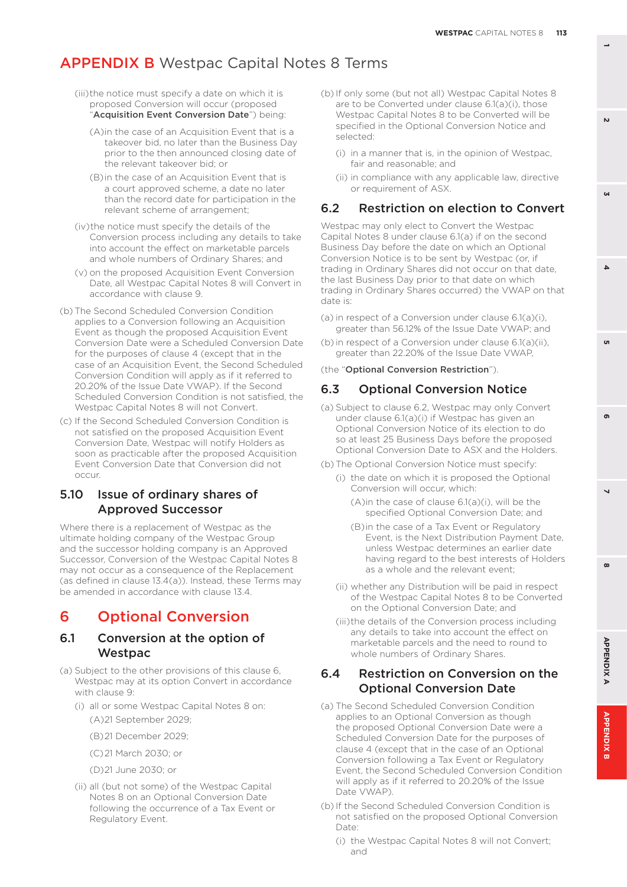# APPENDIX B Westpac Capital Notes 8 Terms

(iii) the notice must specify a date on which it is proposed Conversion will occur (proposed "**Acquisition Event Conversion Date**") being:

(A) in the case of an Acquisition Event that is a takeover bid, no later than the Business Day prior to the then announced closing date of the relevant takeover bid; or

(B) in the case of an Acquisition Event that is a court approved scheme, a date no later than the record date for participation in the relevant scheme of arrangement;

(iv) the notice must specify the details of the Conversion process including any details to take into account the effect on marketable parcels and whole numbers of Ordinary Shares; and

(v) on the proposed Acquisition Event Conversion Date, all Westpac Capital Notes 8 will Convert in accordance with clause 9.

(b) The Second Scheduled Conversion Condition applies to a Conversion following an Acquisition Event as though the proposed Acquisition Event Conversion Date were a Scheduled Conversion Date for the purposes of clause 4 (except that in the case of an Acquisition Event, the Second Scheduled Conversion Condition will apply as if it referred to 20.20% of the Issue Date VWAP). If the Second Scheduled Conversion Condition is not satisfied, the Westpac Capital Notes 8 will not Convert.

(c) If the Second Scheduled Conversion Condition is not satisfied on the proposed Acquisition Event Conversion Date, Westpac will notify Holders as soon as practicable after the proposed Acquisition Event Conversion Date that Conversion did not occur.

### 5.10 Issue of ordinary shares of Approved Successor

Where there is a replacement of Westpac as the ultimate holding company of the Westpac Group and the successor holding company is an Approved Successor, Conversion of the Westpac Capital Notes 8 may not occur as a consequence of the Replacement (as defined in clause 13.4(a)). Instead, these Terms may be amended in accordance with clause 13.4.

## 6 Optional Conversion

### 6.1 Conversion at the option of Westpac

(a) Subject to the other provisions of this clause 6, Westpac may at its option Convert in accordance with clause 9:

(i) all or some Westpac Capital Notes 8 on:

(A) 21 September 2029;

(B) 21 December 2029;

(C) 21 March 2030; or

(D) 21 June 2030; or

(ii) all (but not some) of the Westpac Capital Notes 8 on an Optional Conversion Date following the occurrence of a Tax Event or Regulatory Event.

(b) If only some (but not all) Westpac Capital Notes 8 are to be Converted under clause 6.1(a)(i), those Westpac Capital Notes 8 to be Converted will be specified in the Optional Conversion Notice and selected:

(i) in a manner that is, in the opinion of Westpac, fair and reasonable; and

(ii) in compliance with any applicable law, directive or requirement of ASX.

### 6.2 Restriction on election to Convert

Westpac may only elect to Convert the Westpac Capital Notes 8 under clause 6.1(a) if on the second Business Day before the date on which an Optional Conversion Notice is to be sent by Westpac (or, if trading in Ordinary Shares did not occur on that date, the last Business Day prior to that date on which trading in Ordinary Shares occurred) the VWAP on that date is:

(a) in respect of a Conversion under clause 6.1(a)(i), greater than 56.12% of the Issue Date VWAP; and

(b) in respect of a Conversion under clause 6.1(a)(ii), greater than 22.20% of the Issue Date VWAP,

(the "**Optional Conversion Restriction**").

### 6.3 Optional Conversion Notice

(a) Subject to clause 6.2, Westpac may only Convert under clause 6.1(a)(i) if Westpac has given an Optional Conversion Notice of its election to do so at least 25 Business Days before the proposed Optional Conversion Date to ASX and the Holders.

(b) The Optional Conversion Notice must specify:

(i) the date on which it is proposed the Optional Conversion will occur, which:

(A) in the case of clause 6.1(a)(i), will be the specified Optional Conversion Date; and

(B) in the case of a Tax Event or Regulatory Event, is the Next Distribution Payment Date, unless Westpac determines an earlier date having regard to the best interests of Holders as a whole and the relevant event;

(ii) whether any Distribution will be paid in respect of the Westpac Capital Notes 8 to be Converted on the Optional Conversion Date; and

(iii) the details of the Conversion process including any details to take into account the effect on marketable parcels and the need to round to whole numbers of Ordinary Shares.

### 6.4 Restriction on Conversion on the Optional Conversion Date

(a) The Second Scheduled Conversion Condition applies to an Optional Conversion as though the proposed Optional Conversion Date were a Scheduled Conversion Date for the purposes of clause 4 (except that in the case of an Optional Conversion following a Tax Event or Regulatory Event, the Second Scheduled Conversion Condition will apply as if it referred to 20.20% of the Issue Date VWAP).

(b) If the Second Scheduled Conversion Condition is not satisfied on the proposed Optional Conversion Date:

(i) the Westpac Capital Notes 8 will not Convert; and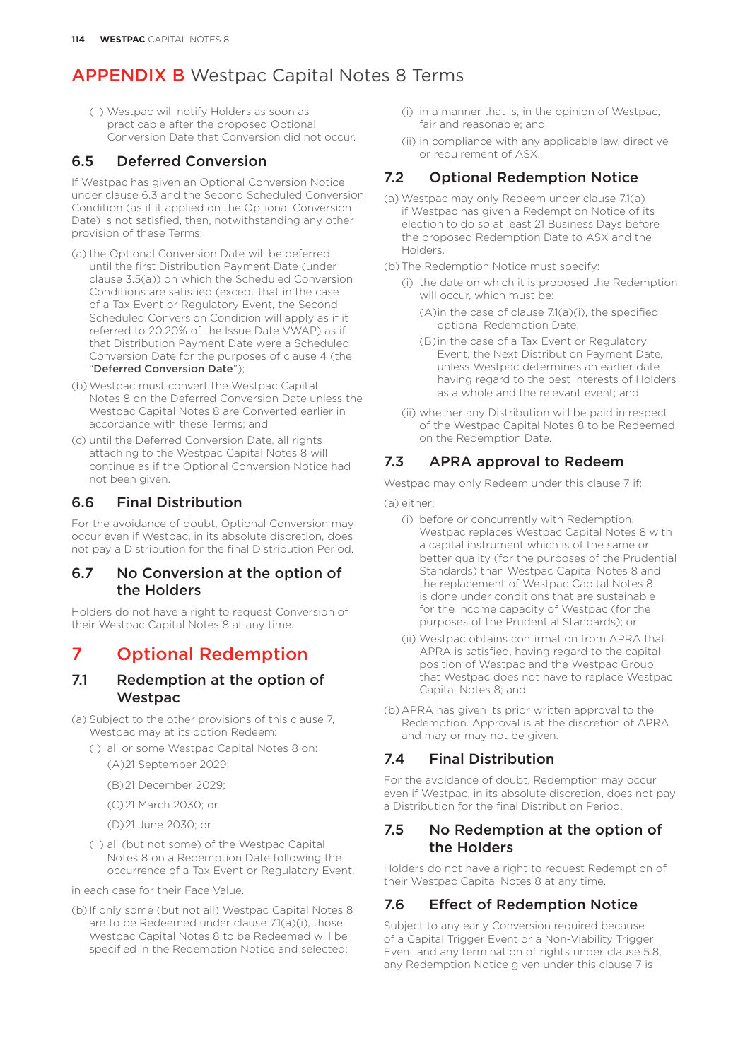# APPENDIX B Westpac Capital Notes 8 Terms

(ii) Westpac will notify Holders as soon as practicable after the proposed Optional Conversion Date that Conversion did not occur.

## 6.5 Deferred Conversion

If Westpac has given an Optional Conversion Notice under clause 6.3 and the Second Scheduled Conversion Condition (as if it applied on the Optional Conversion Date) is not satisfied, then, notwithstanding any other provision of these Terms:

(a) the Optional Conversion Date will be deferred until the first Distribution Payment Date (under clause 3.5(a)) on which the Scheduled Conversion Conditions are satisfied (except that in the case of a Tax Event or Regulatory Event, the Second Scheduled Conversion Condition will apply as if it referred to 20.20% of the Issue Date VWAP) as if that Distribution Payment Date were a Scheduled Conversion Date for the purposes of clause 4 (the "**Deferred Conversion Date**");

(b) Westpac must convert the Westpac Capital Notes 8 on the Deferred Conversion Date unless the Westpac Capital Notes 8 are Converted earlier in accordance with these Terms; and

(c) until the Deferred Conversion Date, all rights attaching to the Westpac Capital Notes 8 will continue as if the Optional Conversion Notice had not been given.

## 6.6 Final Distribution

For the avoidance of doubt, Optional Conversion may occur even if Westpac, in its absolute discretion, does not pay a Distribution for the final Distribution Period.

## 6.7 No Conversion at the option of the Holders

Holders do not have a right to request Conversion of their Westpac Capital Notes 8 at any time.

# 7 Optional Redemption

## 7.1 Redemption at the option of Westpac

(a) Subject to the other provisions of this clause 7, Westpac may at its option Redeem:

(i) all or some Westpac Capital Notes 8 on:

(A) 21 September 2029;

(B) 21 December 2029;

(C) 21 March 2030; or

(D) 21 June 2030; or

(ii) all (but not some) of the Westpac Capital Notes 8 on a Redemption Date following the occurrence of a Tax Event or Regulatory Event,

in each case for their Face Value.

(b) If only some (but not all) Westpac Capital Notes 8 are to be Redeemed under clause 7.1(a)(i), those Westpac Capital Notes 8 to be Redeemed will be specified in the Redemption Notice and selected:

(i) in a manner that is, in the opinion of Westpac, fair and reasonable; and

(ii) in compliance with any applicable law, directive or requirement of ASX.

## 7.2 Optional Redemption Notice

(a) Westpac may only Redeem under clause 7.1(a) if Westpac has given a Redemption Notice of its election to do so at least 21 Business Days before the proposed Redemption Date to ASX and the Holders.

(b) The Redemption Notice must specify:

(i) the date on which it is proposed the Redemption will occur, which must be:

(A) in the case of clause 7.1(a)(i), the specified optional Redemption Date;

(B) in the case of a Tax Event or Regulatory Event, the Next Distribution Payment Date, unless Westpac determines an earlier date having regard to the best interests of Holders as a whole and the relevant event; and

(ii) whether any Distribution will be paid in respect of the Westpac Capital Notes 8 to be Redeemed on the Redemption Date.

## 7.3 APRA approval to Redeem

Westpac may only Redeem under this clause 7 if:

(a) either:

(i) before or concurrently with Redemption, Westpac replaces Westpac Capital Notes 8 with a capital instrument which is of the same or better quality (for the purposes of the Prudential Standards) than Westpac Capital Notes 8 and the replacement of Westpac Capital Notes 8 is done under conditions that are sustainable for the income capacity of Westpac (for the purposes of the Prudential Standards); or

(ii) Westpac obtains confirmation from APRA that APRA is satisfied, having regard to the capital position of Westpac and the Westpac Group, that Westpac does not have to replace Westpac Capital Notes 8; and

(b) APRA has given its prior written approval to the Redemption. Approval is at the discretion of APRA and may or may not be given.

## 7.4 Final Distribution

For the avoidance of doubt, Redemption may occur even if Westpac, in its absolute discretion, does not pay a Distribution for the final Distribution Period.

## 7.5 No Redemption at the option of the Holders

Holders do not have a right to request Redemption of their Westpac Capital Notes 8 at any time.

## 7.6 Effect of Redemption Notice

Subject to any early Conversion required because of a Capital Trigger Event or a Non-Viability Trigger Event and any termination of rights under clause 5.8, any Redemption Notice given under this clause 7 is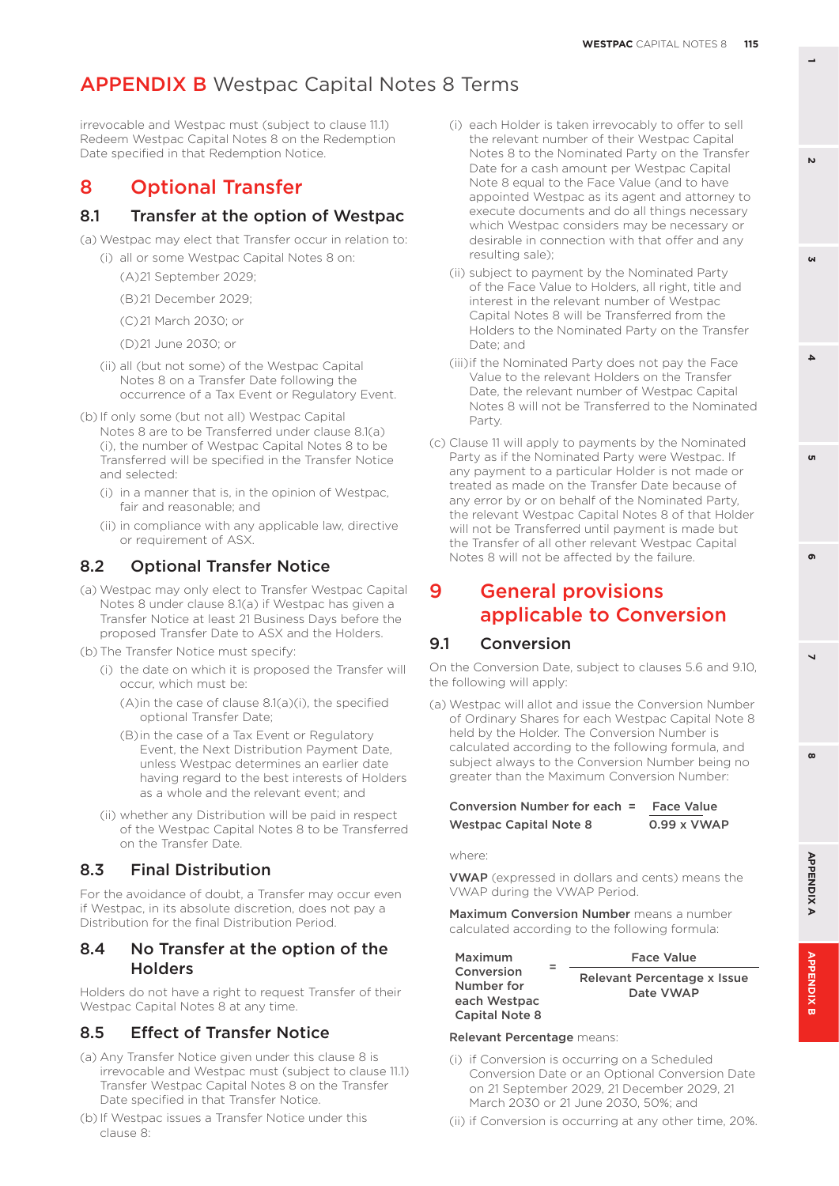# APPENDIX B Westpac Capital Notes 8 Terms

irrevocable and Westpac must (subject to clause 11.1) Redeem Westpac Capital Notes 8 on the Redemption Date specified in that Redemption Notice.

## 8 Optional Transfer

### 8.1 Transfer at the option of Westpac

(a) Westpac may elect that Transfer occur in relation to:

- (i) all or some Westpac Capital Notes 8 on:
  - (A) 21 September 2029;
  - (B) 21 December 2029;
  - (C) 21 March 2030; or
  - (D) 21 June 2030; or
- (ii) all (but not some) of the Westpac Capital Notes 8 on a Transfer Date following the occurrence of a Tax Event or Regulatory Event.

(b) If only some (but not all) Westpac Capital Notes 8 are to be Transferred under clause 8.1(a)(i), the number of Westpac Capital Notes 8 to be Transferred will be specified in the Transfer Notice and selected:

- (i) in a manner that is, in the opinion of Westpac, fair and reasonable; and
- (ii) in compliance with any applicable law, directive or requirement of ASX.

### 8.2 Optional Transfer Notice

(a) Westpac may only elect to Transfer Westpac Capital Notes 8 under clause 8.1(a) if Westpac has given a Transfer Notice at least 21 Business Days before the proposed Transfer Date to ASX and the Holders.

(b) The Transfer Notice must specify:

- (i) the date on which it is proposed the Transfer will occur, which must be:
  - (A) in the case of clause 8.1(a)(i), the specified optional Transfer Date;
  - (B) in the case of a Tax Event or Regulatory Event, the Next Distribution Payment Date, unless Westpac determines an earlier date having regard to the best interests of Holders as a whole and the relevant event; and
- (ii) whether any Distribution will be paid in respect of the Westpac Capital Notes 8 to be Transferred on the Transfer Date.

### 8.3 Final Distribution

For the avoidance of doubt, a Transfer may occur even if Westpac, in its absolute discretion, does not pay a Distribution for the final Distribution Period.

### 8.4 No Transfer at the option of the Holders

Holders do not have a right to request Transfer of their Westpac Capital Notes 8 at any time.

### 8.5 Effect of Transfer Notice

(a) Any Transfer Notice given under this clause 8 is irrevocable and Westpac must (subject to clause 11.1) Transfer Westpac Capital Notes 8 on the Transfer Date specified in that Transfer Notice.

(b) If Westpac issues a Transfer Notice under this clause 8:

- (i) each Holder is taken irrevocably to offer to sell the relevant number of their Westpac Capital Notes 8 to the Nominated Party on the Transfer Date for a cash amount per Westpac Capital Note 8 equal to the Face Value (and to have appointed Westpac as its agent and attorney to execute documents and do all things necessary which Westpac considers may be necessary or desirable in connection with that offer and any resulting sale);
- (ii) subject to payment by the Nominated Party of the Face Value to Holders, all right, title and interest in the relevant number of Westpac Capital Notes 8 will be Transferred from the Holders to the Nominated Party on the Transfer Date; and
- (iii) if the Nominated Party does not pay the Face Value to the relevant Holders on the Transfer Date, the relevant number of Westpac Capital Notes 8 will not be Transferred to the Nominated Party.

(c) Clause 11 will apply to payments by the Nominated Party as if the Nominated Party were Westpac. If any payment to a particular Holder is not made or treated as made on the Transfer Date because of any error by or on behalf of the Nominated Party, the relevant Westpac Capital Notes 8 of that Holder will not be Transferred until payment is made but the Transfer of all other relevant Westpac Capital Notes 8 will not be affected by the failure.

## 9 General provisions applicable to Conversion

### 9.1 Conversion

On the Conversion Date, subject to clauses 5.6 and 9.10, the following will apply:

(a) Westpac will allot and issue the Conversion Number of Ordinary Shares for each Westpac Capital Note 8 held by the Holder. The Conversion Number is calculated according to the following formula, and subject always to the Conversion Number being no greater than the Maximum Conversion Number:

$$\textbf{Conversion Number for each Westpac Capital Note 8} = \frac{\textbf{Face Value}}{\textbf{0.99} \times \textbf{VWAP}}$$

where:

**VWAP** (expressed in dollars and cents) means the VWAP during the VWAP Period.

**Maximum Conversion Number** means a number calculated according to the following formula:

$$\textbf{Maximum Conversion Number for each Westpac Capital Note 8} = \frac{\textbf{Face Value}}{\textbf{Relevant Percentage} \times \textbf{Issue Date VWAP}}$$

**Relevant Percentage** means:

- (i) if Conversion is occurring on a Scheduled Conversion Date or an Optional Conversion Date on 21 September 2029, 21 December 2029, 21 March 2030 or 21 June 2030, 50%; and
- (ii) if Conversion is occurring at any other time, 20%.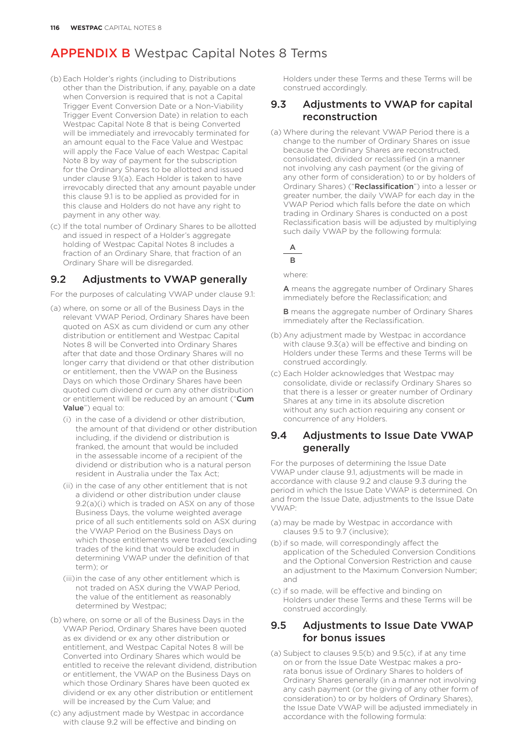# APPENDIX B Westpac Capital Notes 8 Terms

(b) Each Holder's rights (including to Distributions other than the Distribution, if any, payable on a date when Conversion is required that is not a Capital Trigger Event Conversion Date or a Non-Viability Trigger Event Conversion Date) in relation to each Westpac Capital Note 8 that is being Converted will be immediately and irrevocably terminated for an amount equal to the Face Value and Westpac will apply the Face Value of each Westpac Capital Note 8 by way of payment for the subscription for the Ordinary Shares to be allotted and issued under clause 9.1(a). Each Holder is taken to have irrevocably directed that any amount payable under this clause 9.1 is to be applied as provided for in this clause and Holders do not have any right to payment in any other way.

(c) If the total number of Ordinary Shares to be allotted and issued in respect of a Holder's aggregate holding of Westpac Capital Notes 8 includes a fraction of an Ordinary Share, that fraction of an Ordinary Share will be disregarded.

## 9.2 Adjustments to VWAP generally

For the purposes of calculating VWAP under clause 9.1:

(a) where, on some or all of the Business Days in the relevant VWAP Period, Ordinary Shares have been quoted on ASX as cum dividend or cum any other distribution or entitlement and Westpac Capital Notes 8 will be Converted into Ordinary Shares after that date and those Ordinary Shares will no longer carry that dividend or that other distribution or entitlement, then the VWAP on the Business Days on which those Ordinary Shares have been quoted cum dividend or cum any other distribution or entitlement will be reduced by an amount ("**Cum Value**") equal to:

(i) in the case of a dividend or other distribution, the amount of that dividend or other distribution including, if the dividend or distribution is franked, the amount that would be included in the assessable income of a recipient of the dividend or distribution who is a natural person resident in Australia under the Tax Act;

(ii) in the case of any other entitlement that is not a dividend or other distribution under clause 9.2(a)(i) which is traded on ASX on any of those Business Days, the volume weighted average price of all such entitlements sold on ASX during the VWAP Period on the Business Days on which those entitlements were traded (excluding trades of the kind that would be excluded in determining VWAP under the definition of that term); or

(iii) in the case of any other entitlement which is not traded on ASX during the VWAP Period, the value of the entitlement as reasonably determined by Westpac;

(b) where, on some or all of the Business Days in the VWAP Period, Ordinary Shares have been quoted as ex dividend or ex any other distribution or entitlement, and Westpac Capital Notes 8 will be Converted into Ordinary Shares which would be entitled to receive the relevant dividend, distribution or entitlement, the VWAP on the Business Days on which those Ordinary Shares have been quoted ex dividend or ex any other distribution or entitlement will be increased by the Cum Value; and

(c) any adjustment made by Westpac in accordance with clause 9.2 will be effective and binding on Holders under these Terms and these Terms will be construed accordingly.

## 9.3 Adjustments to VWAP for capital reconstruction

(a) Where during the relevant VWAP Period there is a change to the number of Ordinary Shares on issue because the Ordinary Shares are reconstructed, consolidated, divided or reclassified (in a manner not involving any cash payment (or the giving of any other form of consideration) to or by holders of Ordinary Shares) ("**Reclassification**") into a lesser or greater number, the daily VWAP for each day in the VWAP Period which falls before the date on which trading in Ordinary Shares is conducted on a post Reclassification basis will be adjusted by multiplying such daily VWAP by the following formula:

$$\frac{A}{B}$$

where:

**A** means the aggregate number of Ordinary Shares immediately before the Reclassification; and

**B** means the aggregate number of Ordinary Shares immediately after the Reclassification.

(b) Any adjustment made by Westpac in accordance with clause 9.3(a) will be effective and binding on Holders under these Terms and these Terms will be construed accordingly.

(c) Each Holder acknowledges that Westpac may consolidate, divide or reclassify Ordinary Shares so that there is a lesser or greater number of Ordinary Shares at any time in its absolute discretion without any such action requiring any consent or concurrence of any Holders.

## 9.4 Adjustments to Issue Date VWAP generally

For the purposes of determining the Issue Date VWAP under clause 9.1, adjustments will be made in accordance with clause 9.2 and clause 9.3 during the period in which the Issue Date VWAP is determined. On and from the Issue Date, adjustments to the Issue Date VWAP:

(a) may be made by Westpac in accordance with clauses 9.5 to 9.7 (inclusive);

(b) if so made, will correspondingly affect the application of the Scheduled Conversion Conditions and the Optional Conversion Restriction and cause an adjustment to the Maximum Conversion Number; and

(c) if so made, will be effective and binding on Holders under these Terms and these Terms will be construed accordingly.

## 9.5 Adjustments to Issue Date VWAP for bonus issues

(a) Subject to clauses 9.5(b) and 9.5(c), if at any time on or from the Issue Date Westpac makes a pro-rata bonus issue of Ordinary Shares to holders of Ordinary Shares generally (in a manner not involving any cash payment (or the giving of any other form of consideration) to or by holders of Ordinary Shares), the Issue Date VWAP will be adjusted immediately in accordance with the following formula: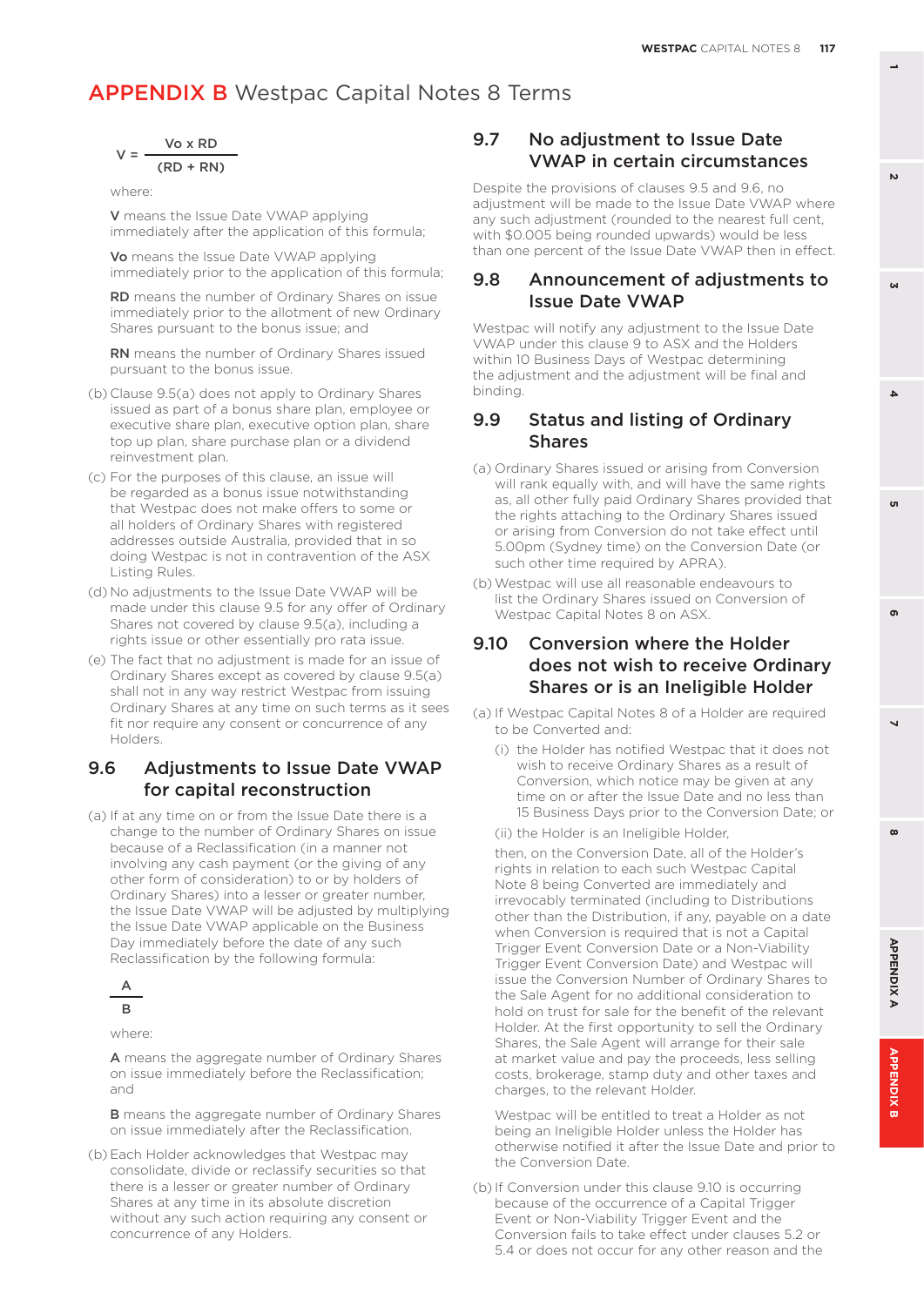# APPENDIX B Westpac Capital Notes 8 Terms

$$V = \frac{Vo \times RD}{(RD + RN)}$$

where:

**V** means the Issue Date VWAP applying immediately after the application of this formula;

**Vo** means the Issue Date VWAP applying immediately prior to the application of this formula;

**RD** means the number of Ordinary Shares on issue immediately prior to the allotment of new Ordinary Shares pursuant to the bonus issue; and

**RN** means the number of Ordinary Shares issued pursuant to the bonus issue.

(b) Clause 9.5(a) does not apply to Ordinary Shares issued as part of a bonus share plan, employee or executive share plan, executive option plan, share top up plan, share purchase plan or a dividend reinvestment plan.

(c) For the purposes of this clause, an issue will be regarded as a bonus issue notwithstanding that Westpac does not make offers to some or all holders of Ordinary Shares with registered addresses outside Australia, provided that in so doing Westpac is not in contravention of the ASX Listing Rules.

(d) No adjustments to the Issue Date VWAP will be made under this clause 9.5 for any offer of Ordinary Shares not covered by clause 9.5(a), including a rights issue or other essentially pro rata issue.

(e) The fact that no adjustment is made for an issue of Ordinary Shares except as covered by clause 9.5(a) shall not in any way restrict Westpac from issuing Ordinary Shares at any time on such terms as it sees fit nor require any consent or concurrence of any Holders.

## 9.6 Adjustments to Issue Date VWAP for capital reconstruction

(a) If at any time on or from the Issue Date there is a change to the number of Ordinary Shares on issue because of a Reclassification (in a manner not involving any cash payment (or the giving of any other form of consideration) to or by holders of Ordinary Shares) into a lesser or greater number, the Issue Date VWAP will be adjusted by multiplying the Issue Date VWAP applicable on the Business Day immediately before the date of any such Reclassification by the following formula:

$$\frac{A}{B}$$

where:

**A** means the aggregate number of Ordinary Shares on issue immediately before the Reclassification; and

**B** means the aggregate number of Ordinary Shares on issue immediately after the Reclassification.

(b) Each Holder acknowledges that Westpac may consolidate, divide or reclassify securities so that there is a lesser or greater number of Ordinary Shares at any time in its absolute discretion without any such action requiring any consent or concurrence of any Holders.

## 9.7 No adjustment to Issue Date VWAP in certain circumstances

Despite the provisions of clauses 9.5 and 9.6, no adjustment will be made to the Issue Date VWAP where any such adjustment (rounded to the nearest full cent, with $0.005 being rounded upwards) would be less than one percent of the Issue Date VWAP then in effect.

## 9.8 Announcement of adjustments to Issue Date VWAP

Westpac will notify any adjustment to the Issue Date VWAP under this clause 9 to ASX and the Holders within 10 Business Days of Westpac determining the adjustment and the adjustment will be final and binding.

## 9.9 Status and listing of Ordinary Shares

(a) Ordinary Shares issued or arising from Conversion will rank equally with, and will have the same rights as, all other fully paid Ordinary Shares provided that the rights attaching to the Ordinary Shares issued or arising from Conversion do not take effect until 5.00pm (Sydney time) on the Conversion Date (or such other time required by APRA).

(b) Westpac will use all reasonable endeavours to list the Ordinary Shares issued on Conversion of Westpac Capital Notes 8 on ASX.

## 9.10 Conversion where the Holder does not wish to receive Ordinary Shares or is an Ineligible Holder

(a) If Westpac Capital Notes 8 of a Holder are required to be Converted and:

(i) the Holder has notified Westpac that it does not wish to receive Ordinary Shares as a result of Conversion, which notice may be given at any time on or after the Issue Date and no less than 15 Business Days prior to the Conversion Date; or

(ii) the Holder is an Ineligible Holder,

then, on the Conversion Date, all of the Holder's rights in relation to each such Westpac Capital Note 8 being Converted are immediately and irrevocably terminated (including to Distributions other than the Distribution, if any, payable on a date when Conversion is required that is not a Capital Trigger Event Conversion Date or a Non-Viability Trigger Event Conversion Date) and Westpac will issue the Conversion Number of Ordinary Shares to the Sale Agent for no additional consideration to hold on trust for sale for the benefit of the relevant Holder. At the first opportunity to sell the Ordinary Shares, the Sale Agent will arrange for their sale at market value and pay the proceeds, less selling costs, brokerage, stamp duty and other taxes and charges, to the relevant Holder.

Westpac will be entitled to treat a Holder as not being an Ineligible Holder unless the Holder has otherwise notified it after the Issue Date and prior to the Conversion Date.

(b) If Conversion under this clause 9.10 is occurring because of the occurrence of a Capital Trigger Event or Non-Viability Trigger Event and the Conversion fails to take effect under clauses 5.2 or 5.4 or does not occur for any other reason and the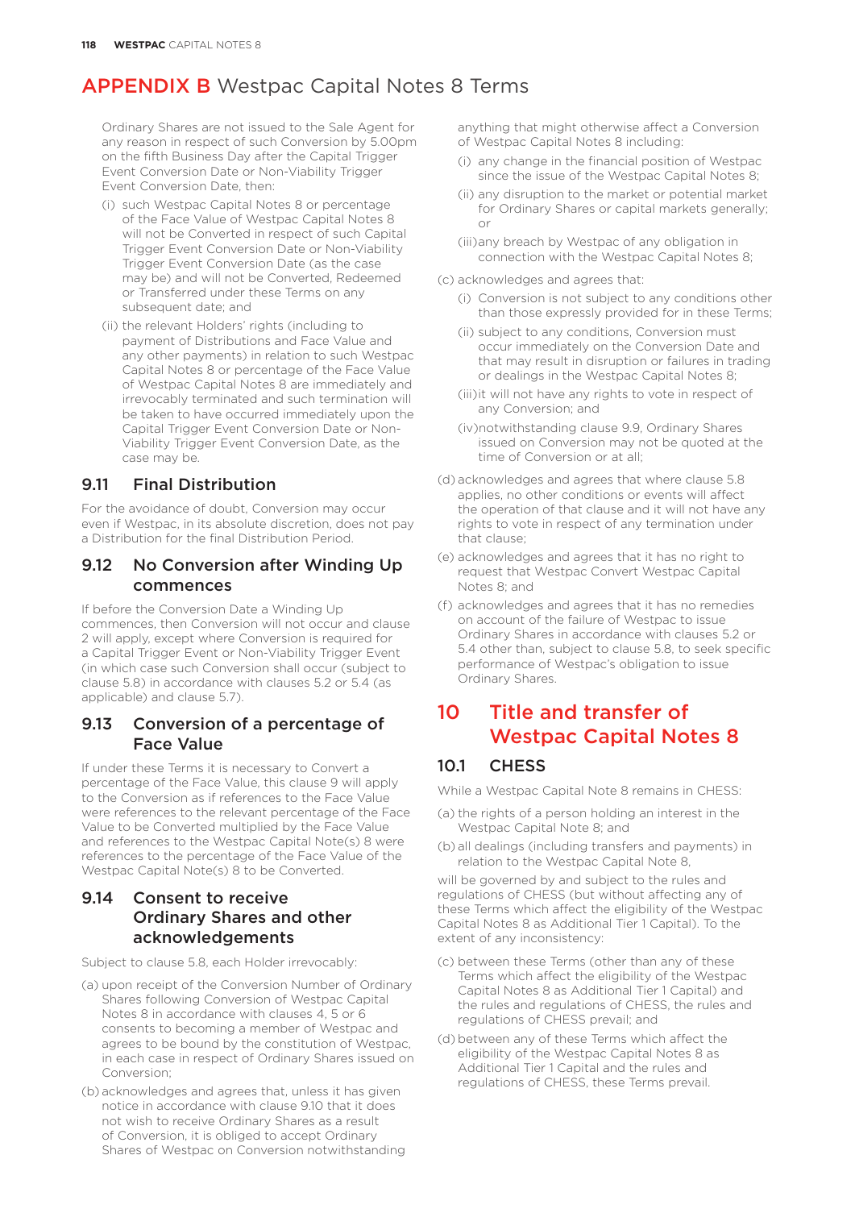# APPENDIX B Westpac Capital Notes 8 Terms

Ordinary Shares are not issued to the Sale Agent for any reason in respect of such Conversion by 5.00pm on the fifth Business Day after the Capital Trigger Event Conversion Date or Non-Viability Trigger Event Conversion Date, then:

(i) such Westpac Capital Notes 8 or percentage of the Face Value of Westpac Capital Notes 8 will not be Converted in respect of such Capital Trigger Event Conversion Date or Non-Viability Trigger Event Conversion Date (as the case may be) and will not be Converted, Redeemed or Transferred under these Terms on any subsequent date; and

(ii) the relevant Holders' rights (including to payment of Distributions and Face Value and any other payments) in relation to such Westpac Capital Notes 8 or percentage of the Face Value of Westpac Capital Notes 8 are immediately and irrevocably terminated and such termination will be taken to have occurred immediately upon the Capital Trigger Event Conversion Date or Non-Viability Trigger Event Conversion Date, as the case may be.

### 9.11 Final Distribution

For the avoidance of doubt, Conversion may occur even if Westpac, in its absolute discretion, does not pay a Distribution for the final Distribution Period.

### 9.12 No Conversion after Winding Up commences

If before the Conversion Date a Winding Up commences, then Conversion will not occur and clause 2 will apply, except where Conversion is required for a Capital Trigger Event or Non-Viability Trigger Event (in which case such Conversion shall occur (subject to clause 5.8) in accordance with clauses 5.2 or 5.4 (as applicable) and clause 5.7).

### 9.13 Conversion of a percentage of Face Value

If under these Terms it is necessary to Convert a percentage of the Face Value, this clause 9 will apply to the Conversion as if references to the Face Value were references to the relevant percentage of the Face Value to be Converted multiplied by the Face Value and references to the Westpac Capital Note(s) 8 were references to the percentage of the Face Value of the Westpac Capital Note(s) 8 to be Converted.

### 9.14 Consent to receive Ordinary Shares and other acknowledgements

Subject to clause 5.8, each Holder irrevocably:

(a) upon receipt of the Conversion Number of Ordinary Shares following Conversion of Westpac Capital Notes 8 in accordance with clauses 4, 5 or 6 consents to becoming a member of Westpac and agrees to be bound by the constitution of Westpac, in each case in respect of Ordinary Shares issued on Conversion;

(b) acknowledges and agrees that, unless it has given notice in accordance with clause 9.10 that it does not wish to receive Ordinary Shares as a result of Conversion, it is obliged to accept Ordinary Shares of Westpac on Conversion notwithstanding anything that might otherwise affect a Conversion of Westpac Capital Notes 8 including:

(i) any change in the financial position of Westpac since the issue of the Westpac Capital Notes 8;

(ii) any disruption to the market or potential market for Ordinary Shares or capital markets generally; or

(iii) any breach by Westpac of any obligation in connection with the Westpac Capital Notes 8;

(c) acknowledges and agrees that:

(i) Conversion is not subject to any conditions other than those expressly provided for in these Terms;

(ii) subject to any conditions, Conversion must occur immediately on the Conversion Date and that may result in disruption or failures in trading or dealings in the Westpac Capital Notes 8;

(iii) it will not have any rights to vote in respect of any Conversion; and

(iv) notwithstanding clause 9.9, Ordinary Shares issued on Conversion may not be quoted at the time of Conversion or at all;

(d) acknowledges and agrees that where clause 5.8 applies, no other conditions or events will affect the operation of that clause and it will not have any rights to vote in respect of any termination under that clause;

(e) acknowledges and agrees that it has no right to request that Westpac Convert Westpac Capital Notes 8; and

(f) acknowledges and agrees that it has no remedies on account of the failure of Westpac to issue Ordinary Shares in accordance with clauses 5.2 or 5.4 other than, subject to clause 5.8, to seek specific performance of Westpac's obligation to issue Ordinary Shares.

## 10 Title and transfer of Westpac Capital Notes 8

### 10.1 CHESS

While a Westpac Capital Note 8 remains in CHESS:

(a) the rights of a person holding an interest in the Westpac Capital Note 8; and

(b) all dealings (including transfers and payments) in relation to the Westpac Capital Note 8,

will be governed by and subject to the rules and regulations of CHESS (but without affecting any of these Terms which affect the eligibility of the Westpac Capital Notes 8 as Additional Tier 1 Capital). To the extent of any inconsistency:

(c) between these Terms (other than any of these Terms which affect the eligibility of the Westpac Capital Notes 8 as Additional Tier 1 Capital) and the rules and regulations of CHESS, the rules and regulations of CHESS prevail; and

(d) between any of these Terms which affect the eligibility of the Westpac Capital Notes 8 as Additional Tier 1 Capital and the rules and regulations of CHESS, these Terms prevail.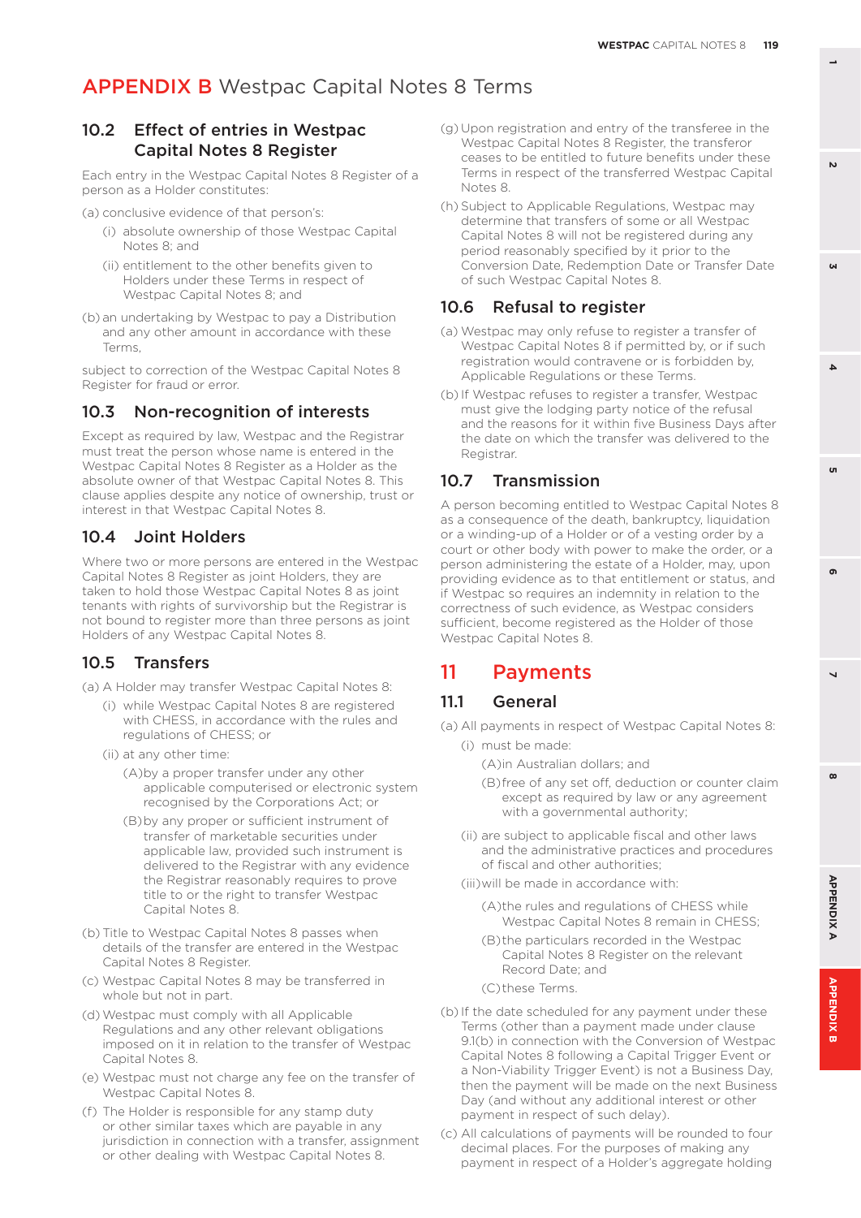# APPENDIX B Westpac Capital Notes 8 Terms

## 10.2 Effect of entries in Westpac Capital Notes 8 Register

Each entry in the Westpac Capital Notes 8 Register of a person as a Holder constitutes:

(a) conclusive evidence of that person's:

  (i) absolute ownership of those Westpac Capital Notes 8; and

  (ii) entitlement to the other benefits given to Holders under these Terms in respect of Westpac Capital Notes 8; and

(b) an undertaking by Westpac to pay a Distribution and any other amount in accordance with these Terms,

subject to correction of the Westpac Capital Notes 8 Register for fraud or error.

## 10.3 Non-recognition of interests

Except as required by law, Westpac and the Registrar must treat the person whose name is entered in the Westpac Capital Notes 8 Register as a Holder as the absolute owner of that Westpac Capital Notes 8. This clause applies despite any notice of ownership, trust or interest in that Westpac Capital Notes 8.

## 10.4 Joint Holders

Where two or more persons are entered in the Westpac Capital Notes 8 Register as joint Holders, they are taken to hold those Westpac Capital Notes 8 as joint tenants with rights of survivorship but the Registrar is not bound to register more than three persons as joint Holders of any Westpac Capital Notes 8.

## 10.5 Transfers

(a) A Holder may transfer Westpac Capital Notes 8:

  (i) while Westpac Capital Notes 8 are registered with CHESS, in accordance with the rules and regulations of CHESS; or

  (ii) at any other time:

    (A) by a proper transfer under any other applicable computerised or electronic system recognised by the Corporations Act; or

    (B) by any proper or sufficient instrument of transfer of marketable securities under applicable law, provided such instrument is delivered to the Registrar with any evidence the Registrar reasonably requires to prove title to or the right to transfer Westpac Capital Notes 8.

(b) Title to Westpac Capital Notes 8 passes when details of the transfer are entered in the Westpac Capital Notes 8 Register.

(c) Westpac Capital Notes 8 may be transferred in whole but not in part.

(d) Westpac must comply with all Applicable Regulations and any other relevant obligations imposed on it in relation to the transfer of Westpac Capital Notes 8.

(e) Westpac must not charge any fee on the transfer of Westpac Capital Notes 8.

(f) The Holder is responsible for any stamp duty or other similar taxes which are payable in any jurisdiction in connection with a transfer, assignment or other dealing with Westpac Capital Notes 8.

(g) Upon registration and entry of the transferee in the Westpac Capital Notes 8 Register, the transferor ceases to be entitled to future benefits under these Terms in respect of the transferred Westpac Capital Notes 8.

(h) Subject to Applicable Regulations, Westpac may determine that transfers of some or all Westpac Capital Notes 8 will not be registered during any period reasonably specified by it prior to the Conversion Date, Redemption Date or Transfer Date of such Westpac Capital Notes 8.

## 10.6 Refusal to register

(a) Westpac may only refuse to register a transfer of Westpac Capital Notes 8 if permitted by, or if such registration would contravene or is forbidden by, Applicable Regulations or these Terms.

(b) If Westpac refuses to register a transfer, Westpac must give the lodging party notice of the refusal and the reasons for it within five Business Days after the date on which the transfer was delivered to the Registrar.

## 10.7 Transmission

A person becoming entitled to Westpac Capital Notes 8 as a consequence of the death, bankruptcy, liquidation or a winding-up of a Holder or of a vesting order by a court or other body with power to make the order, or a person administering the estate of a Holder, may, upon providing evidence as to that entitlement or status, and if Westpac so requires an indemnity in relation to the correctness of such evidence, as Westpac considers sufficient, become registered as the Holder of those Westpac Capital Notes 8.

# 11 Payments

## 11.1 General

(a) All payments in respect of Westpac Capital Notes 8:

  (i) must be made:

    (A) in Australian dollars; and

    (B) free of any set off, deduction or counter claim except as required by law or any agreement with a governmental authority;

  (ii) are subject to applicable fiscal and other laws and the administrative practices and procedures of fiscal and other authorities;

  (iii) will be made in accordance with:

    (A) the rules and regulations of CHESS while Westpac Capital Notes 8 remain in CHESS;

    (B) the particulars recorded in the Westpac Capital Notes 8 Register on the relevant Record Date; and

    (C) these Terms.

(b) If the date scheduled for any payment under these Terms (other than a payment made under clause 9.1(b) in connection with the Conversion of Westpac Capital Notes 8 following a Capital Trigger Event or a Non-Viability Trigger Event) is not a Business Day, then the payment will be made on the next Business Day (and without any additional interest or other payment in respect of such delay).

(c) All calculations of payments will be rounded to four decimal places. For the purposes of making any payment in respect of a Holder's aggregate holding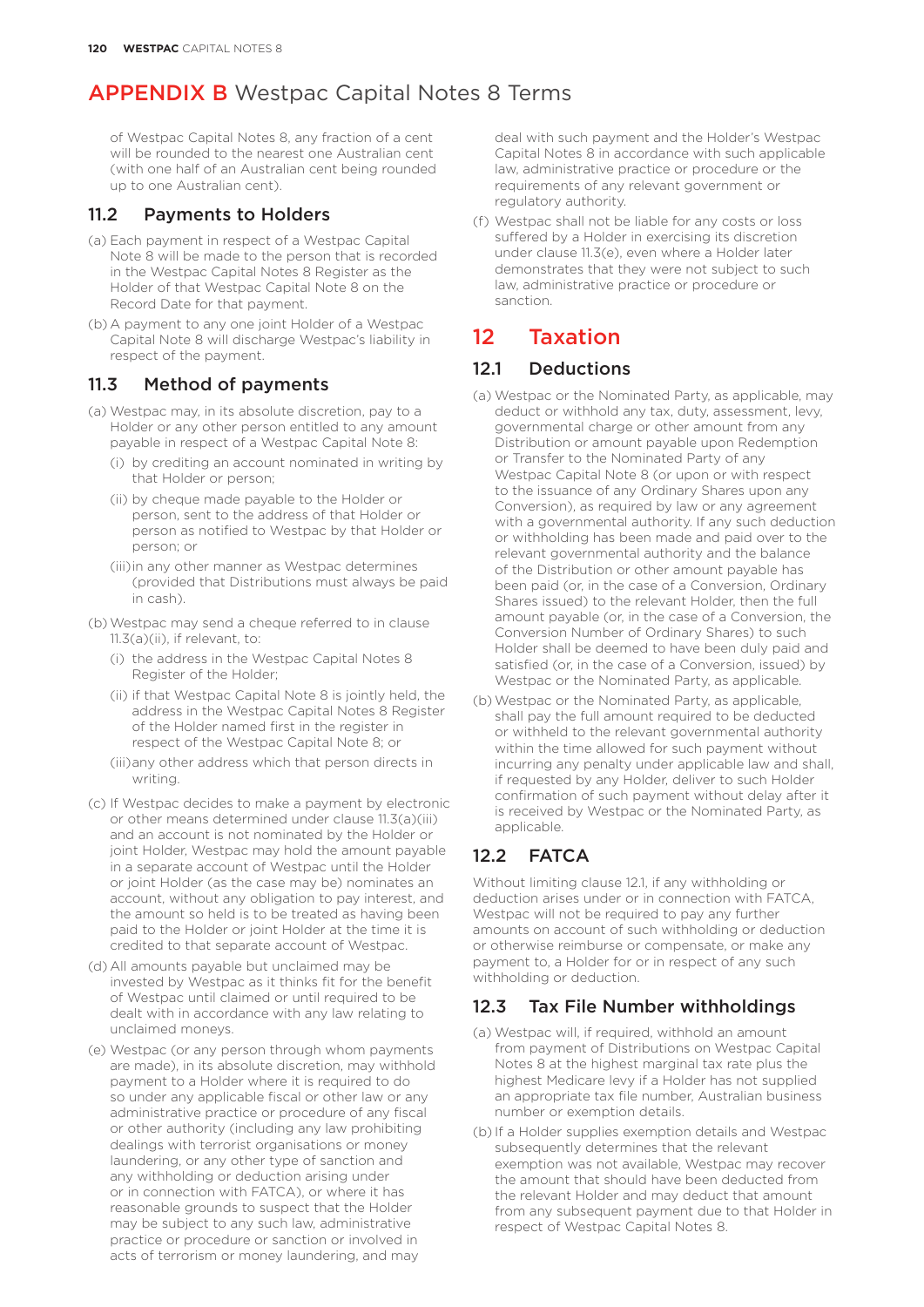# APPENDIX B Westpac Capital Notes 8 Terms

of Westpac Capital Notes 8, any fraction of a cent will be rounded to the nearest one Australian cent (with one half of an Australian cent being rounded up to one Australian cent).

## 11.2 Payments to Holders

(a) Each payment in respect of a Westpac Capital Note 8 will be made to the person that is recorded in the Westpac Capital Notes 8 Register as the Holder of that Westpac Capital Note 8 on the Record Date for that payment.

(b) A payment to any one joint Holder of a Westpac Capital Note 8 will discharge Westpac's liability in respect of the payment.

## 11.3 Method of payments

(a) Westpac may, in its absolute discretion, pay to a Holder or any other person entitled to any amount payable in respect of a Westpac Capital Note 8:

  (i) by crediting an account nominated in writing by that Holder or person;

  (ii) by cheque made payable to the Holder or person, sent to the address of that Holder or person as notified to Westpac by that Holder or person; or

  (iii) in any other manner as Westpac determines (provided that Distributions must always be paid in cash).

(b) Westpac may send a cheque referred to in clause 11.3(a)(ii), if relevant, to:

  (i) the address in the Westpac Capital Notes 8 Register of the Holder;

  (ii) if that Westpac Capital Note 8 is jointly held, the address in the Westpac Capital Notes 8 Register of the Holder named first in the register in respect of the Westpac Capital Note 8; or

  (iii) any other address which that person directs in writing.

(c) If Westpac decides to make a payment by electronic or other means determined under clause 11.3(a)(iii) and an account is not nominated by the Holder or joint Holder, Westpac may hold the amount payable in a separate account of Westpac until the Holder or joint Holder (as the case may be) nominates an account, without any obligation to pay interest, and the amount so held is to be treated as having been paid to the Holder or joint Holder at the time it is credited to that separate account of Westpac.

(d) All amounts payable but unclaimed may be invested by Westpac as it thinks fit for the benefit of Westpac until claimed or until required to be dealt with in accordance with any law relating to unclaimed moneys.

(e) Westpac (or any person through whom payments are made), in its absolute discretion, may withhold payment to a Holder where it is required to do so under any applicable fiscal or other law or any administrative practice or procedure of any fiscal or other authority (including any law prohibiting dealings with terrorist organisations or money laundering, or any other type of sanction and any withholding or deduction arising under or in connection with FATCA), or where it has reasonable grounds to suspect that the Holder may be subject to any such law, administrative practice or procedure or sanction or involved in acts of terrorism or money laundering, and may deal with such payment and the Holder's Westpac Capital Notes 8 in accordance with such applicable law, administrative practice or procedure or the requirements of any relevant government or regulatory authority.

(f) Westpac shall not be liable for any costs or loss suffered by a Holder in exercising its discretion under clause 11.3(e), even where a Holder later demonstrates that they were not subject to such law, administrative practice or procedure or sanction.

# 12 Taxation

## 12.1 Deductions

(a) Westpac or the Nominated Party, as applicable, may deduct or withhold any tax, duty, assessment, levy, governmental charge or other amount from any Distribution or amount payable upon Redemption or Transfer to the Nominated Party of any Westpac Capital Note 8 (or upon or with respect to the issuance of any Ordinary Shares upon any Conversion), as required by law or any agreement with a governmental authority. If any such deduction or withholding has been made and paid over to the relevant governmental authority and the balance of the Distribution or other amount payable has been paid (or, in the case of a Conversion, Ordinary Shares issued) to the relevant Holder, then the full amount payable (or, in the case of a Conversion, the Conversion Number of Ordinary Shares) to such Holder shall be deemed to have been duly paid and satisfied (or, in the case of a Conversion, issued) by Westpac or the Nominated Party, as applicable.

(b) Westpac or the Nominated Party, as applicable, shall pay the full amount required to be deducted or withheld to the relevant governmental authority within the time allowed for such payment without incurring any penalty under applicable law and shall, if requested by any Holder, deliver to such Holder confirmation of such payment without delay after it is received by Westpac or the Nominated Party, as applicable.

## 12.2 FATCA

Without limiting clause 12.1, if any withholding or deduction arises under or in connection with FATCA, Westpac will not be required to pay any further amounts on account of such withholding or deduction or otherwise reimburse or compensate, or make any payment to, a Holder for or in respect of any such withholding or deduction.

## 12.3 Tax File Number withholdings

(a) Westpac will, if required, withhold an amount from payment of Distributions on Westpac Capital Notes 8 at the highest marginal tax rate plus the highest Medicare levy if a Holder has not supplied an appropriate tax file number, Australian business number or exemption details.

(b) If a Holder supplies exemption details and Westpac subsequently determines that the relevant exemption was not available, Westpac may recover the amount that should have been deducted from the relevant Holder and may deduct that amount from any subsequent payment due to that Holder in respect of Westpac Capital Notes 8.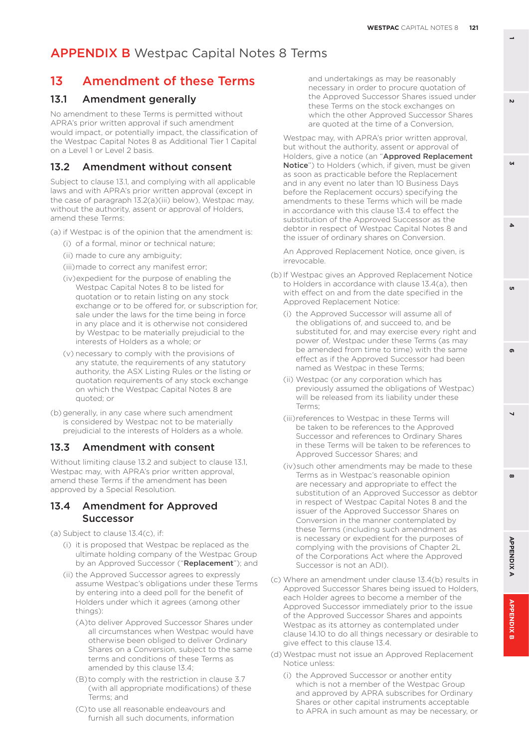# APPENDIX B Westpac Capital Notes 8 Terms

## 13 Amendment of these Terms

### 13.1 Amendment generally

No amendment to these Terms is permitted without APRA's prior written approval if such amendment would impact, or potentially impact, the classification of the Westpac Capital Notes 8 as Additional Tier 1 Capital on a Level 1 or Level 2 basis.

### 13.2 Amendment without consent

Subject to clause 13.1, and complying with all applicable laws and with APRA's prior written approval (except in the case of paragraph 13.2(a)(iii) below), Westpac may, without the authority, assent or approval of Holders, amend these Terms:

(a) if Westpac is of the opinion that the amendment is:

- (i) of a formal, minor or technical nature;
- (ii) made to cure any ambiguity;
- (iii) made to correct any manifest error;
- (iv) expedient for the purpose of enabling the Westpac Capital Notes 8 to be listed for quotation or to retain listing on any stock exchange or to be offered for, or subscription for, sale under the laws for the time being in force in any place and it is otherwise not considered by Westpac to be materially prejudicial to the interests of Holders as a whole; or
- (v) necessary to comply with the provisions of any statute, the requirements of any statutory authority, the ASX Listing Rules or the listing or quotation requirements of any stock exchange on which the Westpac Capital Notes 8 are quoted; or

(b) generally, in any case where such amendment is considered by Westpac not to be materially prejudicial to the interests of Holders as a whole.

### 13.3 Amendment with consent

Without limiting clause 13.2 and subject to clause 13.1, Westpac may, with APRA's prior written approval, amend these Terms if the amendment has been approved by a Special Resolution.

### 13.4 Amendment for Approved Successor

(a) Subject to clause 13.4(c), if:

- (i) it is proposed that Westpac be replaced as the ultimate holding company of the Westpac Group by an Approved Successor ("**Replacement**"); and
- (ii) the Approved Successor agrees to expressly assume Westpac's obligations under these Terms by entering into a deed poll for the benefit of Holders under which it agrees (among other things):
  - (A) to deliver Approved Successor Shares under all circumstances when Westpac would have otherwise been obliged to deliver Ordinary Shares on a Conversion, subject to the same terms and conditions of these Terms as amended by this clause 13.4;
  - (B) to comply with the restriction in clause 3.7 (with all appropriate modifications) of these Terms; and
  - (C) to use all reasonable endeavours and furnish all such documents, information and undertakings as may be reasonably necessary in order to procure quotation of the Approved Successor Shares issued under these Terms on the stock exchanges on which the other Approved Successor Shares are quoted at the time of a Conversion,

Westpac may, with APRA's prior written approval, but without the authority, assent or approval of Holders, give a notice (an "**Approved Replacement Notice**") to Holders (which, if given, must be given as soon as practicable before the Replacement and in any event no later than 10 Business Days before the Replacement occurs) specifying the amendments to these Terms which will be made in accordance with this clause 13.4 to effect the substitution of the Approved Successor as the debtor in respect of Westpac Capital Notes 8 and the issuer of ordinary shares on Conversion.

An Approved Replacement Notice, once given, is irrevocable.

(b) If Westpac gives an Approved Replacement Notice to Holders in accordance with clause 13.4(a), then with effect on and from the date specified in the Approved Replacement Notice:

- (i) the Approved Successor will assume all of the obligations of, and succeed to, and be substituted for, and may exercise every right and power of, Westpac under these Terms (as may be amended from time to time) with the same effect as if the Approved Successor had been named as Westpac in these Terms;
- (ii) Westpac (or any corporation which has previously assumed the obligations of Westpac) will be released from its liability under these Terms;
- (iii) references to Westpac in these Terms will be taken to be references to the Approved Successor and references to Ordinary Shares in these Terms will be taken to be references to Approved Successor Shares; and
- (iv) such other amendments may be made to these Terms as in Westpac's reasonable opinion are necessary and appropriate to effect the substitution of an Approved Successor as debtor in respect of Westpac Capital Notes 8 and the issuer of the Approved Successor Shares on Conversion in the manner contemplated by these Terms (including such amendment as is necessary or expedient for the purposes of complying with the provisions of Chapter 2L of the Corporations Act where the Approved Successor is not an ADI).

(c) Where an amendment under clause 13.4(b) results in Approved Successor Shares being issued to Holders, each Holder agrees to become a member of the Approved Successor immediately prior to the issue of the Approved Successor Shares and appoints Westpac as its attorney as contemplated under clause 14.10 to do all things necessary or desirable to give effect to this clause 13.4.

(d) Westpac must not issue an Approved Replacement Notice unless:

- (i) the Approved Successor or another entity which is not a member of the Westpac Group and approved by APRA subscribes for Ordinary Shares or other capital instruments acceptable to APRA in such amount as may be necessary, or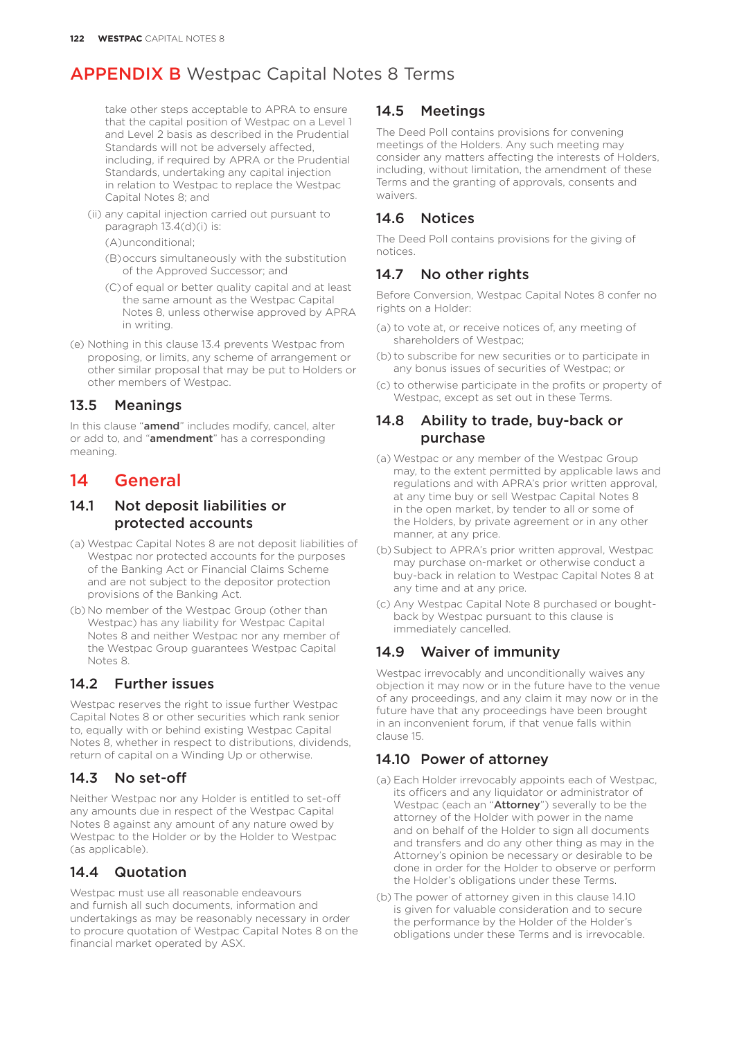# APPENDIX B Westpac Capital Notes 8 Terms

take other steps acceptable to APRA to ensure that the capital position of Westpac on a Level 1 and Level 2 basis as described in the Prudential Standards will not be adversely affected, including, if required by APRA or the Prudential Standards, undertaking any capital injection in relation to Westpac to replace the Westpac Capital Notes 8; and

(ii) any capital injection carried out pursuant to paragraph 13.4(d)(i) is:

(A) unconditional;

(B) occurs simultaneously with the substitution of the Approved Successor; and

(C) of equal or better quality capital and at least the same amount as the Westpac Capital Notes 8, unless otherwise approved by APRA in writing.

(e) Nothing in this clause 13.4 prevents Westpac from proposing, or limits, any scheme of arrangement or other similar proposal that may be put to Holders or other members of Westpac.

## 13.5 Meanings

In this clause "**amend**" includes modify, cancel, alter or add to, and "**amendment**" has a corresponding meaning.

# 14 General

## 14.1 Not deposit liabilities or protected accounts

(a) Westpac Capital Notes 8 are not deposit liabilities of Westpac nor protected accounts for the purposes of the Banking Act or Financial Claims Scheme and are not subject to the depositor protection provisions of the Banking Act.

(b) No member of the Westpac Group (other than Westpac) has any liability for Westpac Capital Notes 8 and neither Westpac nor any member of the Westpac Group guarantees Westpac Capital Notes 8.

## 14.2 Further issues

Westpac reserves the right to issue further Westpac Capital Notes 8 or other securities which rank senior to, equally with or behind existing Westpac Capital Notes 8, whether in respect to distributions, dividends, return of capital on a Winding Up or otherwise.

## 14.3 No set-off

Neither Westpac nor any Holder is entitled to set-off any amounts due in respect of the Westpac Capital Notes 8 against any amount of any nature owed by Westpac to the Holder or by the Holder to Westpac (as applicable).

## 14.4 Quotation

Westpac must use all reasonable endeavours and furnish all such documents, information and undertakings as may be reasonably necessary in order to procure quotation of Westpac Capital Notes 8 on the financial market operated by ASX.

## 14.5 Meetings

The Deed Poll contains provisions for convening meetings of the Holders. Any such meeting may consider any matters affecting the interests of Holders, including, without limitation, the amendment of these Terms and the granting of approvals, consents and waivers.

## 14.6 Notices

The Deed Poll contains provisions for the giving of notices.

## 14.7 No other rights

Before Conversion, Westpac Capital Notes 8 confer no rights on a Holder:

(a) to vote at, or receive notices of, any meeting of shareholders of Westpac;

(b) to subscribe for new securities or to participate in any bonus issues of securities of Westpac; or

(c) to otherwise participate in the profits or property of Westpac, except as set out in these Terms.

## 14.8 Ability to trade, buy-back or purchase

(a) Westpac or any member of the Westpac Group may, to the extent permitted by applicable laws and regulations and with APRA's prior written approval, at any time buy or sell Westpac Capital Notes 8 in the open market, by tender to all or some of the Holders, by private agreement or in any other manner, at any price.

(b) Subject to APRA's prior written approval, Westpac may purchase on-market or otherwise conduct a buy-back in relation to Westpac Capital Notes 8 at any time and at any price.

(c) Any Westpac Capital Note 8 purchased or bought-back by Westpac pursuant to this clause is immediately cancelled.

## 14.9 Waiver of immunity

Westpac irrevocably and unconditionally waives any objection it may now or in the future have to the venue of any proceedings, and any claim it may now or in the future have that any proceedings have been brought in an inconvenient forum, if that venue falls within clause 15.

## 14.10 Power of attorney

(a) Each Holder irrevocably appoints each of Westpac, its officers and any liquidator or administrator of Westpac (each an "**Attorney**") severally to be the attorney of the Holder with power in the name and on behalf of the Holder to sign all documents and transfers and do any other thing as may in the Attorney's opinion be necessary or desirable to be done in order for the Holder to observe or perform the Holder's obligations under these Terms.

(b) The power of attorney given in this clause 14.10 is given for valuable consideration and to secure the performance by the Holder of the Holder's obligations under these Terms and is irrevocable.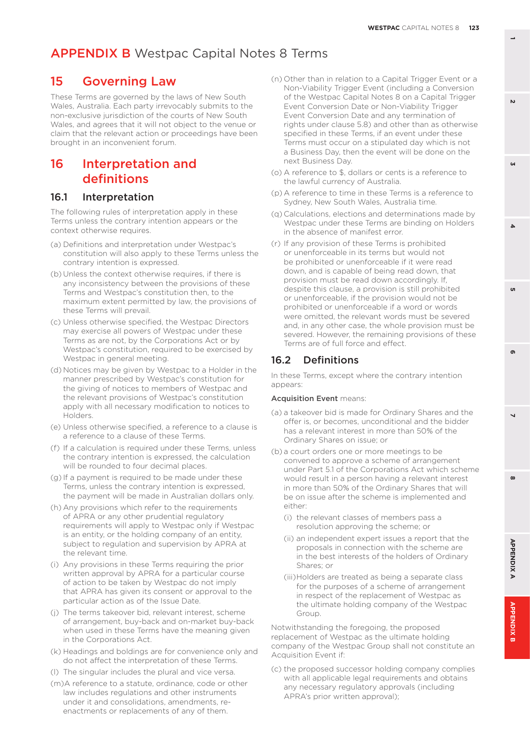# APPENDIX B Westpac Capital Notes 8 Terms

## 15 Governing Law

These Terms are governed by the laws of New South Wales, Australia. Each party irrevocably submits to the non-exclusive jurisdiction of the courts of New South Wales, and agrees that it will not object to the venue or claim that the relevant action or proceedings have been brought in an inconvenient forum.

## 16 Interpretation and definitions

### 16.1 Interpretation

The following rules of interpretation apply in these Terms unless the contrary intention appears or the context otherwise requires.

(a) Definitions and interpretation under Westpac's constitution will also apply to these Terms unless the contrary intention is expressed.

(b) Unless the context otherwise requires, if there is any inconsistency between the provisions of these Terms and Westpac's constitution then, to the maximum extent permitted by law, the provisions of these Terms will prevail.

(c) Unless otherwise specified, the Westpac Directors may exercise all powers of Westpac under these Terms as are not, by the Corporations Act or by Westpac's constitution, required to be exercised by Westpac in general meeting.

(d) Notices may be given by Westpac to a Holder in the manner prescribed by Westpac's constitution for the giving of notices to members of Westpac and the relevant provisions of Westpac's constitution apply with all necessary modification to notices to Holders.

(e) Unless otherwise specified, a reference to a clause is a reference to a clause of these Terms.

(f) If a calculation is required under these Terms, unless the contrary intention is expressed, the calculation will be rounded to four decimal places.

(g) If a payment is required to be made under these Terms, unless the contrary intention is expressed, the payment will be made in Australian dollars only.

(h) Any provisions which refer to the requirements of APRA or any other prudential regulatory requirements will apply to Westpac only if Westpac is an entity, or the holding company of an entity, subject to regulation and supervision by APRA at the relevant time.

(i) Any provisions in these Terms requiring the prior written approval by APRA for a particular course of action to be taken by Westpac do not imply that APRA has given its consent or approval to the particular action as of the Issue Date.

(j) The terms takeover bid, relevant interest, scheme of arrangement, buy-back and on-market buy-back when used in these Terms have the meaning given in the Corporations Act.

(k) Headings and boldings are for convenience only and do not affect the interpretation of these Terms.

(l) The singular includes the plural and vice versa.

(m) A reference to a statute, ordinance, code or other law includes regulations and other instruments under it and consolidations, amendments, re-enactments or replacements of any of them.

(n) Other than in relation to a Capital Trigger Event or a Non-Viability Trigger Event (including a Conversion of the Westpac Capital Notes 8 on a Capital Trigger Event Conversion Date or Non-Viability Trigger Event Conversion Date and any termination of rights under clause 5.8) and other than as otherwise specified in these Terms, if an event under these Terms must occur on a stipulated day which is not a Business Day, then the event will be done on the next Business Day.

(o) A reference to $, dollars or cents is a reference to the lawful currency of Australia.

(p) A reference to time in these Terms is a reference to Sydney, New South Wales, Australia time.

(q) Calculations, elections and determinations made by Westpac under these Terms are binding on Holders in the absence of manifest error.

(r) If any provision of these Terms is prohibited or unenforceable in its terms but would not be prohibited or unenforceable if it were read down, and is capable of being read down, that provision must be read down accordingly. If, despite this clause, a provision is still prohibited or unenforceable, if the provision would not be prohibited or unenforceable if a word or words were omitted, the relevant words must be severed and, in any other case, the whole provision must be severed. However, the remaining provisions of these Terms are of full force and effect.

### 16.2 Definitions

In these Terms, except where the contrary intention appears:

**Acquisition Event** means:

(a) a takeover bid is made for Ordinary Shares and the offer is, or becomes, unconditional and the bidder has a relevant interest in more than 50% of the Ordinary Shares on issue; or

(b) a court orders one or more meetings to be convened to approve a scheme of arrangement under Part 5.1 of the Corporations Act which scheme would result in a person having a relevant interest in more than 50% of the Ordinary Shares that will be on issue after the scheme is implemented and either:

(i) the relevant classes of members pass a resolution approving the scheme; or

(ii) an independent expert issues a report that the proposals in connection with the scheme are in the best interests of the holders of Ordinary Shares; or

(iii) Holders are treated as being a separate class for the purposes of a scheme of arrangement in respect of the replacement of Westpac as the ultimate holding company of the Westpac Group.

Notwithstanding the foregoing, the proposed replacement of Westpac as the ultimate holding company of the Westpac Group shall not constitute an Acquisition Event if:

(c) the proposed successor holding company complies with all applicable legal requirements and obtains any necessary regulatory approvals (including APRA's prior written approval);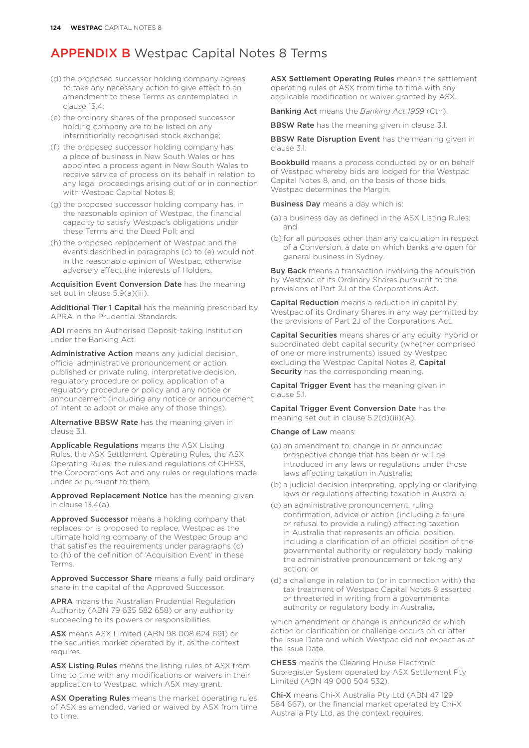# APPENDIX B Westpac Capital Notes 8 Terms

(d) the proposed successor holding company agrees to take any necessary action to give effect to an amendment to these Terms as contemplated in clause 13.4;

(e) the ordinary shares of the proposed successor holding company are to be listed on any internationally recognised stock exchange;

(f) the proposed successor holding company has a place of business in New South Wales or has appointed a process agent in New South Wales to receive service of process on its behalf in relation to any legal proceedings arising out of or in connection with Westpac Capital Notes 8;

(g) the proposed successor holding company has, in the reasonable opinion of Westpac, the financial capacity to satisfy Westpac's obligations under these Terms and the Deed Poll; and

(h) the proposed replacement of Westpac and the events described in paragraphs (c) to (e) would not, in the reasonable opinion of Westpac, otherwise adversely affect the interests of Holders.

**Acquisition Event Conversion Date** has the meaning set out in clause 5.9(a)(iii).

**Additional Tier 1 Capital** has the meaning prescribed by APRA in the Prudential Standards.

**ADI** means an Authorised Deposit-taking Institution under the Banking Act.

**Administrative Action** means any judicial decision, official administrative pronouncement or action, published or private ruling, interpretative decision, regulatory procedure or policy, application of a regulatory procedure or policy and any notice or announcement (including any notice or announcement of intent to adopt or make any of those things).

**Alternative BBSW Rate** has the meaning given in clause 3.1.

**Applicable Regulations** means the ASX Listing Rules, the ASX Settlement Operating Rules, the ASX Operating Rules, the rules and regulations of CHESS, the Corporations Act and any rules or regulations made under or pursuant to them.

**Approved Replacement Notice** has the meaning given in clause 13.4(a).

**Approved Successor** means a holding company that replaces, or is proposed to replace, Westpac as the ultimate holding company of the Westpac Group and that satisfies the requirements under paragraphs (c) to (h) of the definition of 'Acquisition Event' in these Terms.

**Approved Successor Share** means a fully paid ordinary share in the capital of the Approved Successor.

**APRA** means the Australian Prudential Regulation Authority (ABN 79 635 582 658) or any authority succeeding to its powers or responsibilities.

**ASX** means ASX Limited (ABN 98 008 624 691) or the securities market operated by it, as the context requires.

**ASX Listing Rules** means the listing rules of ASX from time to time with any modifications or waivers in their application to Westpac, which ASX may grant.

**ASX Operating Rules** means the market operating rules of ASX as amended, varied or waived by ASX from time to time.

**ASX Settlement Operating Rules** means the settlement operating rules of ASX from time to time with any applicable modification or waiver granted by ASX.

**Banking Act** means the *Banking Act 1959* (Cth).

**BBSW Rate** has the meaning given in clause 3.1.

**BBSW Rate Disruption Event** has the meaning given in clause 3.1.

**Bookbuild** means a process conducted by or on behalf of Westpac whereby bids are lodged for the Westpac Capital Notes 8, and, on the basis of those bids, Westpac determines the Margin.

**Business Day** means a day which is:

(a) a business day as defined in the ASX Listing Rules; and

(b) for all purposes other than any calculation in respect of a Conversion, a date on which banks are open for general business in Sydney.

**Buy Back** means a transaction involving the acquisition by Westpac of its Ordinary Shares pursuant to the provisions of Part 2J of the Corporations Act.

**Capital Reduction** means a reduction in capital by Westpac of its Ordinary Shares in any way permitted by the provisions of Part 2J of the Corporations Act.

**Capital Securities** means shares or any equity, hybrid or subordinated debt capital security (whether comprised of one or more instruments) issued by Westpac excluding the Westpac Capital Notes 8. **Capital Security** has the corresponding meaning.

**Capital Trigger Event** has the meaning given in clause 5.1.

**Capital Trigger Event Conversion Date** has the meaning set out in clause 5.2(d)(iii)(A).

**Change of Law** means:

(a) an amendment to, change in or announced prospective change that has been or will be introduced in any laws or regulations under those laws affecting taxation in Australia;

(b) a judicial decision interpreting, applying or clarifying laws or regulations affecting taxation in Australia;

(c) an administrative pronouncement, ruling, confirmation, advice or action (including a failure or refusal to provide a ruling) affecting taxation in Australia that represents an official position, including a clarification of an official position of the governmental authority or regulatory body making the administrative pronouncement or taking any action; or

(d) a challenge in relation to (or in connection with) the tax treatment of Westpac Capital Notes 8 asserted or threatened in writing from a governmental authority or regulatory body in Australia,

which amendment or change is announced or which action or clarification or challenge occurs on or after the Issue Date and which Westpac did not expect as at the Issue Date.

**CHESS** means the Clearing House Electronic Subregister System operated by ASX Settlement Pty Limited (ABN 49 008 504 532).

**Chi-X** means Chi-X Australia Pty Ltd (ABN 47 129 584 667), or the financial market operated by Chi-X Australia Pty Ltd, as the context requires.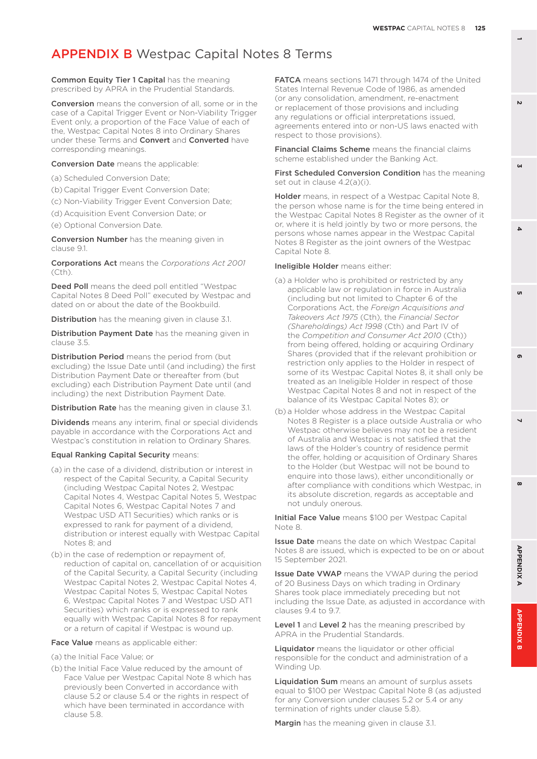# APPENDIX B Westpac Capital Notes 8 Terms

**Common Equity Tier 1 Capital** has the meaning prescribed by APRA in the Prudential Standards.

**Conversion** means the conversion of all, some or in the case of a Capital Trigger Event or Non-Viability Trigger Event only, a proportion of the Face Value of each of the, Westpac Capital Notes 8 into Ordinary Shares under these Terms and **Convert** and **Converted** have corresponding meanings.

**Conversion Date** means the applicable:

(a) Scheduled Conversion Date;

(b) Capital Trigger Event Conversion Date;

(c) Non-Viability Trigger Event Conversion Date;

(d) Acquisition Event Conversion Date; or

(e) Optional Conversion Date.

**Conversion Number** has the meaning given in clause 9.1.

**Corporations Act** means the *Corporations Act 2001* (Cth).

**Deed Poll** means the deed poll entitled "Westpac Capital Notes 8 Deed Poll" executed by Westpac and dated on or about the date of the Bookbuild.

**Distribution** has the meaning given in clause 3.1.

**Distribution Payment Date** has the meaning given in clause 3.5.

**Distribution Period** means the period from (but excluding) the Issue Date until (and including) the first Distribution Payment Date or thereafter from (but excluding) each Distribution Payment Date until (and including) the next Distribution Payment Date.

**Distribution Rate** has the meaning given in clause 3.1.

**Dividends** means any interim, final or special dividends payable in accordance with the Corporations Act and Westpac's constitution in relation to Ordinary Shares.

**Equal Ranking Capital Security** means:

(a) in the case of a dividend, distribution or interest in respect of the Capital Security, a Capital Security (including Westpac Capital Notes 2, Westpac Capital Notes 4, Westpac Capital Notes 5, Westpac Capital Notes 6, Westpac Capital Notes 7 and Westpac USD AT1 Securities) which ranks or is expressed to rank for payment of a dividend, distribution or interest equally with Westpac Capital Notes 8; and

(b) in the case of redemption or repayment of, reduction of capital on, cancellation of or acquisition of the Capital Security, a Capital Security (including Westpac Capital Notes 2, Westpac Capital Notes 4, Westpac Capital Notes 5, Westpac Capital Notes 6, Westpac Capital Notes 7 and Westpac USD AT1 Securities) which ranks or is expressed to rank equally with Westpac Capital Notes 8 for repayment or a return of capital if Westpac is wound up.

**Face Value** means as applicable either:

(a) the Initial Face Value; or

(b) the Initial Face Value reduced by the amount of Face Value per Westpac Capital Note 8 which has previously been Converted in accordance with clause 5.2 or clause 5.4 or the rights in respect of which have been terminated in accordance with clause 5.8.

**FATCA** means sections 1471 through 1474 of the United States Internal Revenue Code of 1986, as amended (or any consolidation, amendment, re-enactment or replacement of those provisions and including any regulations or official interpretations issued, agreements entered into or non-US laws enacted with respect to those provisions).

**Financial Claims Scheme** means the financial claims scheme established under the Banking Act.

**First Scheduled Conversion Condition** has the meaning set out in clause 4.2(a)(i).

**Holder** means, in respect of a Westpac Capital Note 8, the person whose name is for the time being entered in the Westpac Capital Notes 8 Register as the owner of it or, where it is held jointly by two or more persons, the persons whose names appear in the Westpac Capital Notes 8 Register as the joint owners of the Westpac Capital Note 8.

**Ineligible Holder** means either:

(a) a Holder who is prohibited or restricted by any applicable law or regulation in force in Australia (including but not limited to Chapter 6 of the Corporations Act, the *Foreign Acquisitions and Takeovers Act 1975* (Cth), the *Financial Sector (Shareholdings) Act 1998* (Cth) and Part IV of the *Competition and Consumer Act 2010* (Cth)) from being offered, holding or acquiring Ordinary Shares (provided that if the relevant prohibition or restriction only applies to the Holder in respect of some of its Westpac Capital Notes 8, it shall only be treated as an Ineligible Holder in respect of those Westpac Capital Notes 8 and not in respect of the balance of its Westpac Capital Notes 8); or

(b) a Holder whose address in the Westpac Capital Notes 8 Register is a place outside Australia or who Westpac otherwise believes may not be a resident of Australia and Westpac is not satisfied that the laws of the Holder's country of residence permit the offer, holding or acquisition of Ordinary Shares to the Holder (but Westpac will not be bound to enquire into those laws), either unconditionally or after compliance with conditions which Westpac, in its absolute discretion, regards as acceptable and not unduly onerous.

**Initial Face Value** means $100 per Westpac Capital Note 8.

**Issue Date** means the date on which Westpac Capital Notes 8 are issued, which is expected to be on or about 15 September 2021.

**Issue Date VWAP** means the VWAP during the period of 20 Business Days on which trading in Ordinary Shares took place immediately preceding but not including the Issue Date, as adjusted in accordance with clauses 9.4 to 9.7.

**Level 1** and **Level 2** has the meaning prescribed by APRA in the Prudential Standards.

**Liquidator** means the liquidator or other official responsible for the conduct and administration of a Winding Up.

**Liquidation Sum** means an amount of surplus assets equal to $100 per Westpac Capital Note 8 (as adjusted for any Conversion under clauses 5.2 or 5.4 or any termination of rights under clause 5.8).

**Margin** has the meaning given in clause 3.1.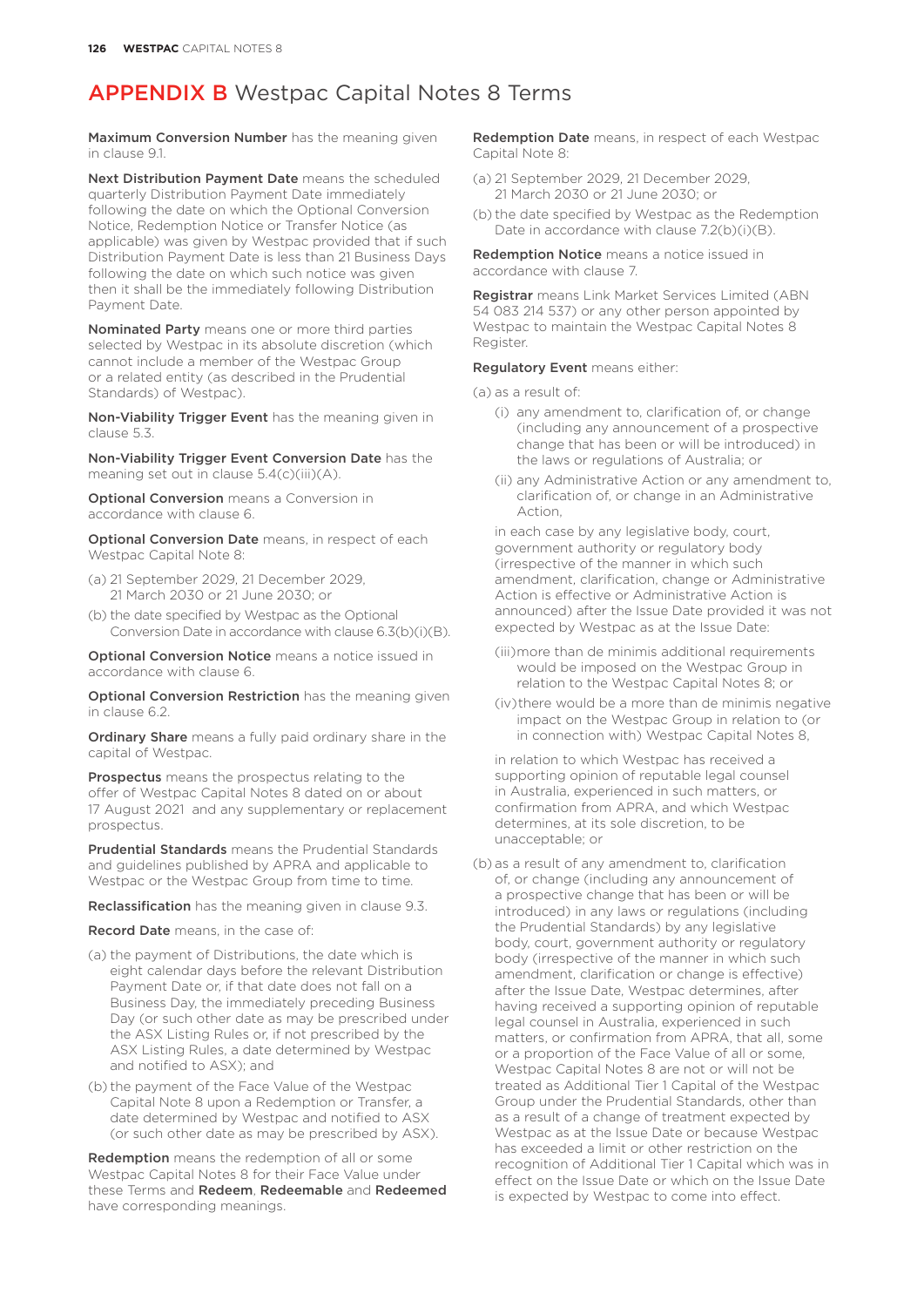# APPENDIX B Westpac Capital Notes 8 Terms

**Maximum Conversion Number** has the meaning given in clause 9.1.

**Next Distribution Payment Date** means the scheduled quarterly Distribution Payment Date immediately following the date on which the Optional Conversion Notice, Redemption Notice or Transfer Notice (as applicable) was given by Westpac provided that if such Distribution Payment Date is less than 21 Business Days following the date on which such notice was given then it shall be the immediately following Distribution Payment Date.

**Nominated Party** means one or more third parties selected by Westpac in its absolute discretion (which cannot include a member of the Westpac Group or a related entity (as described in the Prudential Standards) of Westpac).

**Non-Viability Trigger Event** has the meaning given in clause 5.3.

**Non-Viability Trigger Event Conversion Date** has the meaning set out in clause 5.4(c)(iii)(A).

**Optional Conversion** means a Conversion in accordance with clause 6.

**Optional Conversion Date** means, in respect of each Westpac Capital Note 8:

(a) 21 September 2029, 21 December 2029, 21 March 2030 or 21 June 2030; or

(b) the date specified by Westpac as the Optional Conversion Date in accordance with clause 6.3(b)(i)(B).

**Optional Conversion Notice** means a notice issued in accordance with clause 6.

**Optional Conversion Restriction** has the meaning given in clause 6.2.

**Ordinary Share** means a fully paid ordinary share in the capital of Westpac.

**Prospectus** means the prospectus relating to the offer of Westpac Capital Notes 8 dated on or about 17 August 2021 and any supplementary or replacement prospectus.

**Prudential Standards** means the Prudential Standards and guidelines published by APRA and applicable to Westpac or the Westpac Group from time to time.

**Reclassification** has the meaning given in clause 9.3.

**Record Date** means, in the case of:

(a) the payment of Distributions, the date which is eight calendar days before the relevant Distribution Payment Date or, if that date does not fall on a Business Day, the immediately preceding Business Day (or such other date as may be prescribed under the ASX Listing Rules or, if not prescribed by the ASX Listing Rules, a date determined by Westpac and notified to ASX); and

(b) the payment of the Face Value of the Westpac Capital Note 8 upon a Redemption or Transfer, a date determined by Westpac and notified to ASX (or such other date as may be prescribed by ASX).

**Redemption** means the redemption of all or some Westpac Capital Notes 8 for their Face Value under these Terms and **Redeem**, **Redeemable** and **Redeemed** have corresponding meanings.

**Redemption Date** means, in respect of each Westpac Capital Note 8:

(a) 21 September 2029, 21 December 2029, 21 March 2030 or 21 June 2030; or

(b) the date specified by Westpac as the Redemption Date in accordance with clause 7.2(b)(i)(B).

**Redemption Notice** means a notice issued in accordance with clause 7.

**Registrar** means Link Market Services Limited (ABN 54 083 214 537) or any other person appointed by Westpac to maintain the Westpac Capital Notes 8 Register.

**Regulatory Event** means either:

(a) as a result of:

   (i) any amendment to, clarification of, or change (including any announcement of a prospective change that has been or will be introduced) in the laws or regulations of Australia; or

   (ii) any Administrative Action or any amendment to, clarification of, or change in an Administrative Action,

   in each case by any legislative body, court, government authority or regulatory body (irrespective of the manner in which such amendment, clarification, change or Administrative Action is effective or Administrative Action is announced) after the Issue Date provided it was not expected by Westpac as at the Issue Date:

   (iii) more than de minimis additional requirements would be imposed on the Westpac Group in relation to the Westpac Capital Notes 8; or

   (iv) there would be a more than de minimis negative impact on the Westpac Group in relation to (or in connection with) Westpac Capital Notes 8,

   in relation to which Westpac has received a supporting opinion of reputable legal counsel in Australia, experienced in such matters, or confirmation from APRA, and which Westpac determines, at its sole discretion, to be unacceptable; or

(b) as a result of any amendment to, clarification of, or change (including any announcement of a prospective change that has been or will be introduced) in any laws or regulations (including the Prudential Standards) by any legislative body, court, government authority or regulatory body (irrespective of the manner in which such amendment, clarification or change is effective) after the Issue Date, Westpac determines, after having received a supporting opinion of reputable legal counsel in Australia, experienced in such matters, or confirmation from APRA, that all, some or a proportion of the Face Value of all or some, Westpac Capital Notes 8 are not or will not be treated as Additional Tier 1 Capital of the Westpac Group under the Prudential Standards, other than as a result of a change of treatment expected by Westpac as at the Issue Date or because Westpac has exceeded a limit or other restriction on the recognition of Additional Tier 1 Capital which was in effect on the Issue Date or which on the Issue Date is expected by Westpac to come into effect.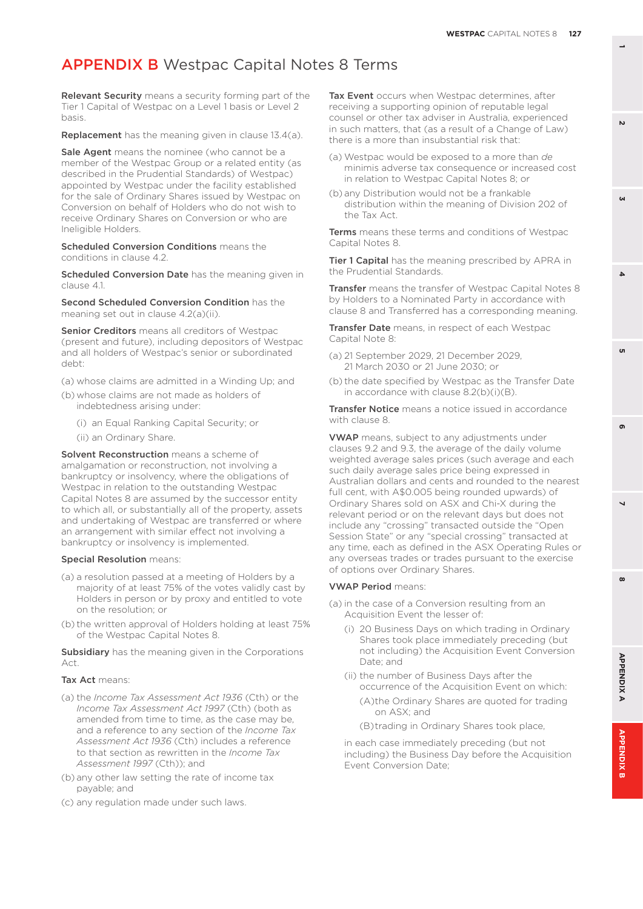# APPENDIX B Westpac Capital Notes 8 Terms

**Relevant Security** means a security forming part of the Tier 1 Capital of Westpac on a Level 1 basis or Level 2 basis.

**Replacement** has the meaning given in clause 13.4(a).

**Sale Agent** means the nominee (who cannot be a member of the Westpac Group or a related entity (as described in the Prudential Standards) of Westpac) appointed by Westpac under the facility established for the sale of Ordinary Shares issued by Westpac on Conversion on behalf of Holders who do not wish to receive Ordinary Shares on Conversion or who are Ineligible Holders.

**Scheduled Conversion Conditions** means the conditions in clause 4.2.

**Scheduled Conversion Date** has the meaning given in clause 4.1.

**Second Scheduled Conversion Condition** has the meaning set out in clause 4.2(a)(ii).

**Senior Creditors** means all creditors of Westpac (present and future), including depositors of Westpac and all holders of Westpac's senior or subordinated debt:

(a) whose claims are admitted in a Winding Up; and

(b) whose claims are not made as holders of indebtedness arising under:

- (i) an Equal Ranking Capital Security; or
- (ii) an Ordinary Share.

**Solvent Reconstruction** means a scheme of amalgamation or reconstruction, not involving a bankruptcy or insolvency, where the obligations of Westpac in relation to the outstanding Westpac Capital Notes 8 are assumed by the successor entity to which all, or substantially all of the property, assets and undertaking of Westpac are transferred or where an arrangement with similar effect not involving a bankruptcy or insolvency is implemented.

**Special Resolution** means:

(a) a resolution passed at a meeting of Holders by a majority of at least 75% of the votes validly cast by Holders in person or by proxy and entitled to vote on the resolution; or

(b) the written approval of Holders holding at least 75% of the Westpac Capital Notes 8.

**Subsidiary** has the meaning given in the Corporations Act.

**Tax Act** means:

(a) the *Income Tax Assessment Act 1936* (Cth) or the *Income Tax Assessment Act 1997* (Cth) (both as amended from time to time, as the case may be, and a reference to any section of the *Income Tax Assessment Act 1936* (Cth) includes a reference to that section as rewritten in the *Income Tax Assessment 1997* (Cth)); and

(b) any other law setting the rate of income tax payable; and

(c) any regulation made under such laws.

**Tax Event** occurs when Westpac determines, after receiving a supporting opinion of reputable legal counsel or other tax adviser in Australia, experienced in such matters, that (as a result of a Change of Law) there is a more than insubstantial risk that:

(a) Westpac would be exposed to a more than *de minimis* adverse tax consequence or increased cost in relation to Westpac Capital Notes 8; or

(b) any Distribution would not be a frankable distribution within the meaning of Division 202 of the Tax Act.

**Terms** means these terms and conditions of Westpac Capital Notes 8.

**Tier 1 Capital** has the meaning prescribed by APRA in the Prudential Standards.

**Transfer** means the transfer of Westpac Capital Notes 8 by Holders to a Nominated Party in accordance with clause 8 and Transferred has a corresponding meaning.

**Transfer Date** means, in respect of each Westpac Capital Note 8:

(a) 21 September 2029, 21 December 2029, 21 March 2030 or 21 June 2030; or

(b) the date specified by Westpac as the Transfer Date in accordance with clause 8.2(b)(i)(B).

**Transfer Notice** means a notice issued in accordance with clause 8.

**VWAP** means, subject to any adjustments under clauses 9.2 and 9.3, the average of the daily volume weighted average sales prices (such average and each such daily average sales price being expressed in Australian dollars and cents and rounded to the nearest full cent, with A$0.005 being rounded upwards) of Ordinary Shares sold on ASX and Chi-X during the relevant period or on the relevant days but does not include any "crossing" transacted outside the "Open Session State" or any "special crossing" transacted at any time, each as defined in the ASX Operating Rules or any overseas trades or trades pursuant to the exercise of options over Ordinary Shares.

**VWAP Period** means:

(a) in the case of a Conversion resulting from an Acquisition Event the lesser of:

- (i) 20 Business Days on which trading in Ordinary Shares took place immediately preceding (but not including) the Acquisition Event Conversion Date; and
- (ii) the number of Business Days after the occurrence of the Acquisition Event on which:
  - (A) the Ordinary Shares are quoted for trading on ASX; and
  - (B) trading in Ordinary Shares took place,

in each case immediately preceding (but not including) the Business Day before the Acquisition Event Conversion Date;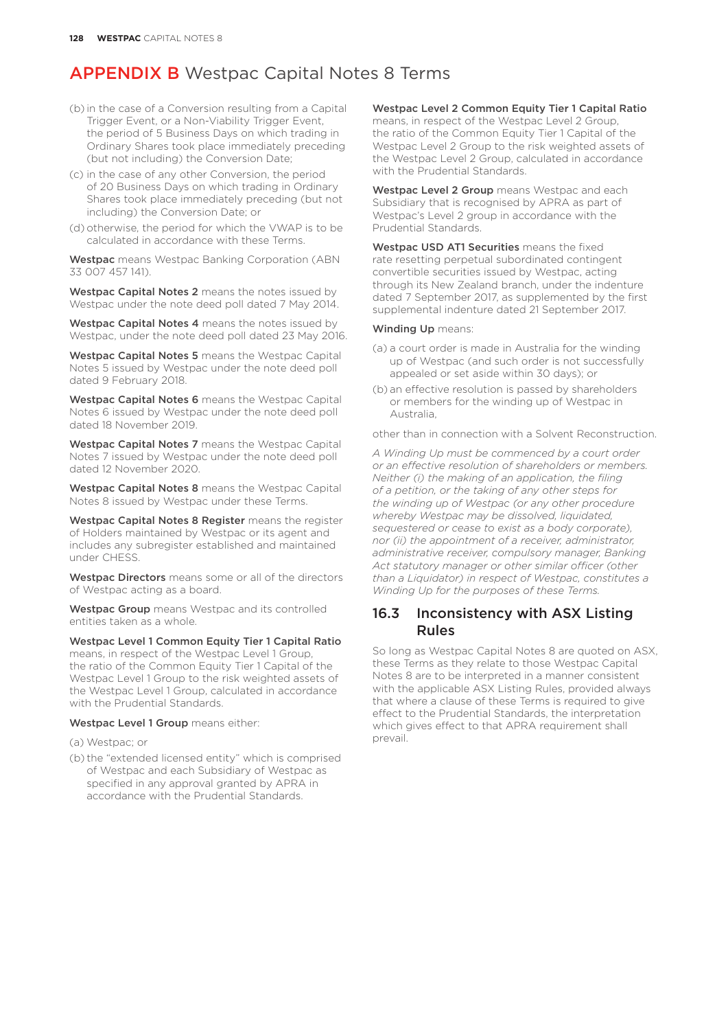# APPENDIX B Westpac Capital Notes 8 Terms

(b) in the case of a Conversion resulting from a Capital Trigger Event, or a Non-Viability Trigger Event, the period of 5 Business Days on which trading in Ordinary Shares took place immediately preceding (but not including) the Conversion Date;

(c) in the case of any other Conversion, the period of 20 Business Days on which trading in Ordinary Shares took place immediately preceding (but not including) the Conversion Date; or

(d) otherwise, the period for which the VWAP is to be calculated in accordance with these Terms.

**Westpac** means Westpac Banking Corporation (ABN 33 007 457 141).

**Westpac Capital Notes 2** means the notes issued by Westpac under the note deed poll dated 7 May 2014.

**Westpac Capital Notes 4** means the notes issued by Westpac, under the note deed poll dated 23 May 2016.

**Westpac Capital Notes 5** means the Westpac Capital Notes 5 issued by Westpac under the note deed poll dated 9 February 2018.

**Westpac Capital Notes 6** means the Westpac Capital Notes 6 issued by Westpac under the note deed poll dated 18 November 2019.

**Westpac Capital Notes 7** means the Westpac Capital Notes 7 issued by Westpac under the note deed poll dated 12 November 2020.

**Westpac Capital Notes 8** means the Westpac Capital Notes 8 issued by Westpac under these Terms.

**Westpac Capital Notes 8 Register** means the register of Holders maintained by Westpac or its agent and includes any subregister established and maintained under CHESS.

**Westpac Directors** means some or all of the directors of Westpac acting as a board.

**Westpac Group** means Westpac and its controlled entities taken as a whole.

**Westpac Level 1 Common Equity Tier 1 Capital Ratio** means, in respect of the Westpac Level 1 Group, the ratio of the Common Equity Tier 1 Capital of the Westpac Level 1 Group to the risk weighted assets of the Westpac Level 1 Group, calculated in accordance with the Prudential Standards.

**Westpac Level 1 Group** means either:

(a) Westpac; or

(b) the "extended licensed entity" which is comprised of Westpac and each Subsidiary of Westpac as specified in any approval granted by APRA in accordance with the Prudential Standards.

**Westpac Level 2 Common Equity Tier 1 Capital Ratio** means, in respect of the Westpac Level 2 Group, the ratio of the Common Equity Tier 1 Capital of the Westpac Level 2 Group to the risk weighted assets of the Westpac Level 2 Group, calculated in accordance with the Prudential Standards.

**Westpac Level 2 Group** means Westpac and each Subsidiary that is recognised by APRA as part of Westpac's Level 2 group in accordance with the Prudential Standards.

**Westpac USD AT1 Securities** means the fixed rate resetting perpetual subordinated contingent convertible securities issued by Westpac, acting through its New Zealand branch, under the indenture dated 7 September 2017, as supplemented by the first supplemental indenture dated 21 September 2017.

**Winding Up** means:

(a) a court order is made in Australia for the winding up of Westpac (and such order is not successfully appealed or set aside within 30 days); or

(b) an effective resolution is passed by shareholders or members for the winding up of Westpac in Australia,

other than in connection with a Solvent Reconstruction.

*A Winding Up must be commenced by a court order or an effective resolution of shareholders or members. Neither (i) the making of an application, the filing of a petition, or the taking of any other steps for the winding up of Westpac (or any other procedure whereby Westpac may be dissolved, liquidated, sequestered or cease to exist as a body corporate), nor (ii) the appointment of a receiver, administrator, administrative receiver, compulsory manager, Banking Act statutory manager or other similar officer (other than a Liquidator) in respect of Westpac, constitutes a Winding Up for the purposes of these Terms.*

## 16.3 Inconsistency with ASX Listing Rules

So long as Westpac Capital Notes 8 are quoted on ASX, these Terms as they relate to those Westpac Capital Notes 8 are to be interpreted in a manner consistent with the applicable ASX Listing Rules, provided always that where a clause of these Terms is required to give effect to the Prudential Standards, the interpretation which gives effect to that APRA requirement shall prevail.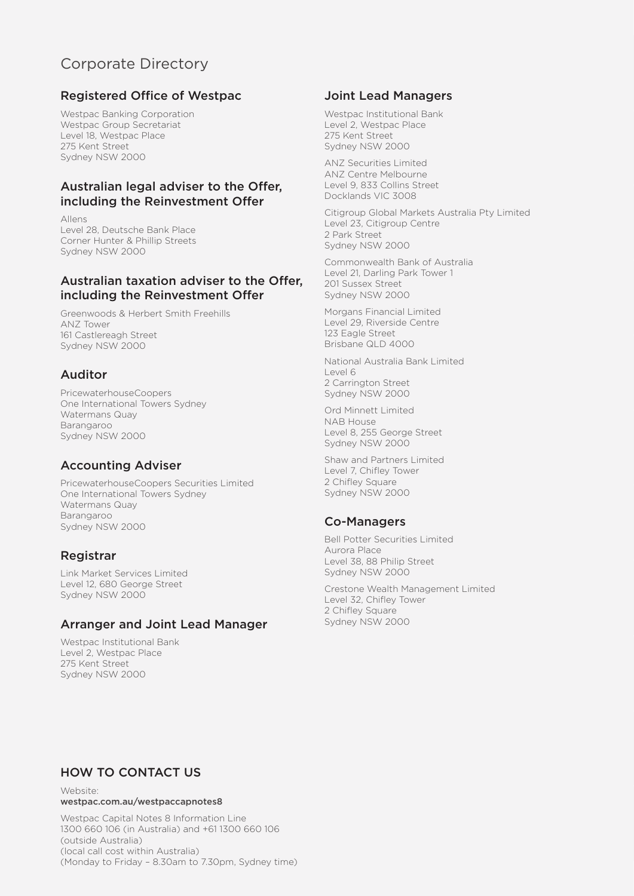# Corporate Directory

## Registered Office of Westpac

Westpac Banking Corporation
Westpac Group Secretariat
Level 18, Westpac Place
275 Kent Street
Sydney NSW 2000

## Australian legal adviser to the Offer, including the Reinvestment Offer

Allens
Level 28, Deutsche Bank Place
Corner Hunter & Phillip Streets
Sydney NSW 2000

## Australian taxation adviser to the Offer, including the Reinvestment Offer

Greenwoods & Herbert Smith Freehills
ANZ Tower
161 Castlereagh Street
Sydney NSW 2000

## Auditor

PricewaterhouseCoopers
One International Towers Sydney
Watermans Quay
Barangaroo
Sydney NSW 2000

## Accounting Adviser

PricewaterhouseCoopers Securities Limited
One International Towers Sydney
Watermans Quay
Barangaroo
Sydney NSW 2000

## Registrar

Link Market Services Limited
Level 12, 680 George Street
Sydney NSW 2000

## Arranger and Joint Lead Manager

Westpac Institutional Bank
Level 2, Westpac Place
275 Kent Street
Sydney NSW 2000

## Joint Lead Managers

Westpac Institutional Bank
Level 2, Westpac Place
275 Kent Street
Sydney NSW 2000

ANZ Securities Limited
ANZ Centre Melbourne
Level 9, 833 Collins Street
Docklands VIC 3008

Citigroup Global Markets Australia Pty Limited
Level 23, Citigroup Centre
2 Park Street
Sydney NSW 2000

Commonwealth Bank of Australia
Level 21, Darling Park Tower 1
201 Sussex Street
Sydney NSW 2000

Morgans Financial Limited
Level 29, Riverside Centre
123 Eagle Street
Brisbane QLD 4000

National Australia Bank Limited
Level 6
2 Carrington Street
Sydney NSW 2000

Ord Minnett Limited
NAB House
Level 8, 255 George Street
Sydney NSW 2000

Shaw and Partners Limited
Level 7, Chifley Tower
2 Chifley Square
Sydney NSW 2000

## Co-Managers

Bell Potter Securities Limited
Aurora Place
Level 38, 88 Philip Street
Sydney NSW 2000

Crestone Wealth Management Limited
Level 32, Chifley Tower
2 Chifley Square
Sydney NSW 2000

## HOW TO CONTACT US

Website:
**westpac.com.au/westpaccapnotes8**

Westpac Capital Notes 8 Information Line
1300 660 106 (in Australia) and +61 1300 660 106
(outside Australia)
(local call cost within Australia)
(Monday to Friday – 8.30am to 7.30pm, Sydney time)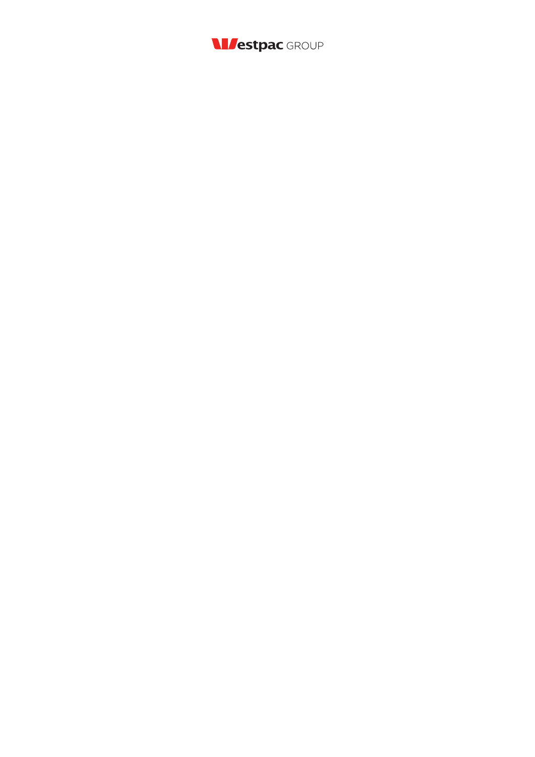Westpac GROUP